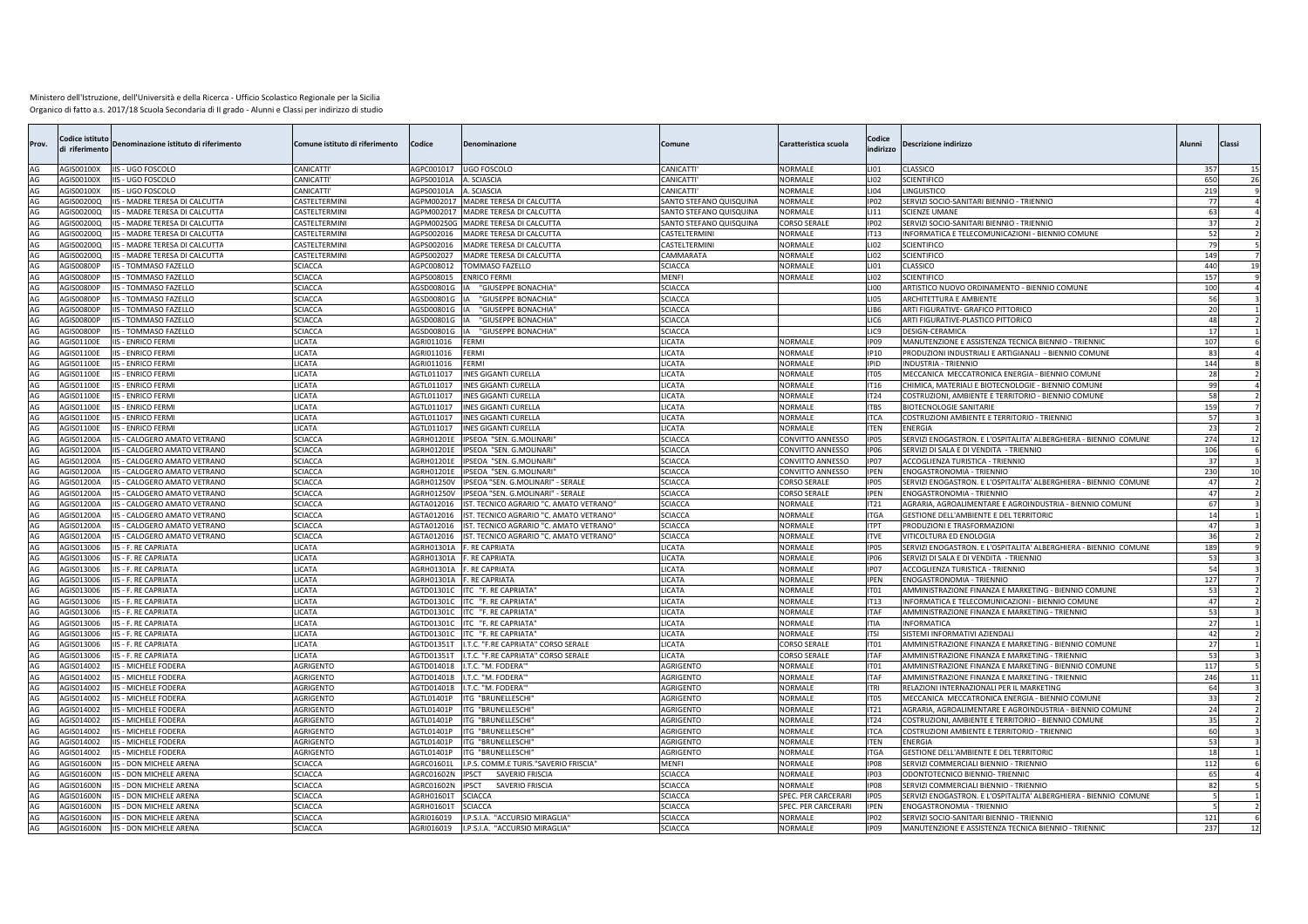Ministero dell'Istruzione, dell'Università e della Ricerca - Ufficio Scolastico Regionale per la Sicilia
Organico di fatto a.s. 2017/18 Scuola Secondaria di II grado - Alunni e Classi per indirizzo di studio

| Prov. | Codice istituto di riferimento | Denominazione istituto di riferimento | Comune istituto di riferimento | Codice | Denominazione | Comune | Caratteristica scuola | Codice indirizzo | Descrizione indirizzo | Alunni | Classi |
|---|---|---|---|---|---|---|---|---|---|---|---|
| AG | AGIS00100X | IIS - UGO FOSCOLO | CANICATTI' | AGPC001017 | UGO FOSCOLO | CANICATTI' | NORMALE | LI01 | CLASSICO | 357 | 15 |
| AG | AGIS00100X | IIS - UGO FOSCOLO | CANICATTI' | AGPS00101A | A. SCIASCIA | CANICATTI' | NORMALE | LI02 | SCIENTIFICO | 650 | 26 |
| AG | AGIS00100X | IIS - UGO FOSCOLO | CANICATTI' | AGPS00101A | A. SCIASCIA | CANICATTI' | NORMALE | LI04 | LINGUISTICO | 219 | 9 |
| AG | AGIS00200Q | IIS - MADRE TERESA DI CALCUTTA | CASTELTERMINI | AGPM002017 | MADRE TERESA DI CALCUTTA | SANTO STEFANO QUISQUINA | NORMALE | IP02 | SERVIZI SOCIO-SANITARI BIENNIO - TRIENNIO | 77 | 4 |
| AG | AGIS00200Q | IIS - MADRE TERESA DI CALCUTTA | CASTELTERMINI | AGPM002017 | MADRE TERESA DI CALCUTTA | SANTO STEFANO QUISQUINA | NORMALE | LI11 | SCIENZE UMANE | 63 | 4 |
| AG | AGIS00200Q | IIS - MADRE TERESA DI CALCUTTA | CASTELTERMINI | AGPM00250G | MADRE TERESA DI CALCUTTA | SANTO STEFANO QUISQUINA | CORSO SERALE | IP02 | SERVIZI SOCIO-SANITARI BIENNIO - TRIENNIO | 37 | 2 |
| AG | AGIS00200Q | IIS - MADRE TERESA DI CALCUTTA | CASTELTERMINI | AGPS002016 | MADRE TERESA DI CALCUTTA | CASTELTERMINI | NORMALE | IT13 | INFORMATICA E TELECOMUNICAZIONI - BIENNIO COMUNE | 52 | 2 |
| AG | AGIS00200Q | IIS - MADRE TERESA DI CALCUTTA | CASTELTERMINI | AGPS002016 | MADRE TERESA DI CALCUTTA | CASTELTERMINI | NORMALE | LI02 | SCIENTIFICO | 79 | 5 |
| AG | AGIS00200Q | IIS - MADRE TERESA DI CALCUTTA | CASTELTERMINI | AGPS002027 | MADRE TERESA DI CALCUTTA | CAMMARATA | NORMALE | LI02 | SCIENTIFICO | 149 | 7 |
| AG | AGIS00800P | IIS - TOMMASO FAZELLO | SCIACCA | AGPC008012 | TOMMASO FAZELLO | SCIACCA | NORMALE | LI01 | CLASSICO | 440 | 19 |
| AG | AGIS00800P | IIS - TOMMASO FAZELLO | SCIACCA | AGPS008015 | ENRICO FERMI | MENFI | NORMALE | LI02 | SCIENTIFICO | 157 | 9 |
| AG | AGIS00800P | IIS - TOMMASO FAZELLO | SCIACCA | AGSD00801G | IA "GIUSEPPE BONACHIA" | SCIACCA | | LI00 | ARTISTICO NUOVO ORDINAMENTO - BIENNIO COMUNE | 100 | 4 |
| AG | AGIS00800P | IIS - TOMMASO FAZELLO | SCIACCA | AGSD00801G | IA "GIUSEPPE BONACHIA" | SCIACCA | | LI05 | ARCHITETTURA E AMBIENTE | 56 | 3 |
| AG | AGIS00800P | IIS - TOMMASO FAZELLO | SCIACCA | AGSD00801G | IA "GIUSEPPE BONACHIA" | SCIACCA | | LIB6 | ARTI FIGURATIVE- GRAFICO PITTORICO | 20 | 1 |
| AG | AGIS00800P | IIS - TOMMASO FAZELLO | SCIACCA | AGSD00801G | IA "GIUSEPPE BONACHIA" | SCIACCA | | LIC6 | ARTI FIGURATIVE-PLASTICO PITTORICO | 48 | 2 |
| AG | AGIS00800P | IIS - TOMMASO FAZELLO | SCIACCA | AGSD00801G | IA "GIUSEPPE BONACHIA" | SCIACCA | | LIC9 | DESIGN-CERAMICA | 17 | 1 |
| AG | AGIS01100E | IIS - ENRICO FERMI | LICATA | AGRI011016 | FERMI | LICATA | NORMALE | IP09 | MANUTENZIONE E ASSISTENZA TECNICA BIENNIO - TRIENNIC | 107 | 6 |
| AG | AGIS01100E | IIS - ENRICO FERMI | LICATA | AGRI011016 | FERMI | LICATA | NORMALE | IP10 | PRODUZIONI INDUSTRIALI E ARTIGIANALI - BIENNIO COMUNE | 83 | 4 |
| AG | AGIS01100E | IIS - ENRICO FERMI | LICATA | AGRI011016 | FERMI | LICATA | NORMALE | IPID | INDUSTRIA - TRIENNIO | 144 | 8 |
| AG | AGIS01100E | IIS - ENRICO FERMI | LICATA | AGTL011017 | INES GIGANTI CURELLA | LICATA | NORMALE | IT05 | MECCANICA MECCATRONICA ENERGIA - BIENNIO COMUNE | 28 | 2 |
| AG | AGIS01100E | IIS - ENRICO FERMI | LICATA | AGTL011017 | INES GIGANTI CURELLA | LICATA | NORMALE | IT16 | CHIMICA, MATERIALI E BIOTECNOLOGIE - BIENNIO COMUNE | 99 | 4 |
| AG | AGIS01100E | IIS - ENRICO FERMI | LICATA | AGTL011017 | INES GIGANTI CURELLA | LICATA | NORMALE | IT24 | COSTRUZIONI, AMBIENTE E TERRITORIO - BIENNIO COMUNE | 58 | 2 |
| AG | AGIS01100E | IIS - ENRICO FERMI | LICATA | AGTL011017 | INES GIGANTI CURELLA | LICATA | NORMALE | ITBS | BIOTECNOLOGIE SANITARIE | 159 | 7 |
| AG | AGIS01100E | IIS - ENRICO FERMI | LICATA | AGTL011017 | INES GIGANTI CURELLA | LICATA | NORMALE | ITCA | COSTRUZIONI AMBIENTE E TERRITORIO - TRIENNIO | 57 | 3 |
| AG | AGIS01100E | IIS - ENRICO FERMI | LICATA | AGTL011017 | INES GIGANTI CURELLA | LICATA | NORMALE | ITEN | ENERGIA | 23 | 2 |
| AG | AGIS01200A | IIS - CALOGERO AMATO VETRANO | SCIACCA | AGRH01201E | IPSEOA "SEN. G.MOLINARI" | SCIACCA | CONVITTO ANNESSO | IP05 | SERVIZI ENOGASTRON. E L'OSPITALITA' ALBERGHIERA - BIENNIO COMUNE | 274 | 12 |
| AG | AGIS01200A | IIS - CALOGERO AMATO VETRANO | SCIACCA | AGRH01201E | IPSEOA "SEN. G.MOLINARI" | SCIACCA | CONVITTO ANNESSO | IP06 | SERVIZI DI SALA E DI VENDITA - TRIENNIO | 106 | 6 |
| AG | AGIS01200A | IIS - CALOGERO AMATO VETRANO | SCIACCA | AGRH01201E | IPSEOA "SEN. G.MOLINARI" | SCIACCA | CONVITTO ANNESSO | IP07 | ACCOGLIENZA TURISTICA - TRIENNIO | 37 | 3 |
| AG | AGIS01200A | IIS - CALOGERO AMATO VETRANO | SCIACCA | AGRH01201E | IPSEOA "SEN. G.MOLINARI" | SCIACCA | CONVITTO ANNESSO | IPEN | ENOGASTRONOMIA - TRIENNIO | 230 | 10 |
| AG | AGIS01200A | IIS - CALOGERO AMATO VETRANO | SCIACCA | AGRH01250V | IPSEOA "SEN. G.MOLINARI" - SERALE | SCIACCA | CORSO SERALE | IP05 | SERVIZI ENOGASTRON. E L'OSPITALITA' ALBERGHIERA - BIENNIO COMUNE | 47 | 2 |
| AG | AGIS01200A | IIS - CALOGERO AMATO VETRANO | SCIACCA | AGRH01250V | IPSEOA "SEN. G.MOLINARI" - SERALE | SCIACCA | CORSO SERALE | IPEN | ENOGASTRONOMIA - TRIENNIO | 47 | 2 |
| AG | AGIS01200A | IIS - CALOGERO AMATO VETRANO | SCIACCA | AGTA012016 | IST. TECNICO AGRARIO "C. AMATO VETRANO" | SCIACCA | NORMALE | IT21 | AGRARIA, AGROALIMENTARE E AGROINDUSTRIA - BIENNIO COMUNE | 67 | 3 |
| AG | AGIS01200A | IIS - CALOGERO AMATO VETRANO | SCIACCA | AGTA012016 | IST. TECNICO AGRARIO "C. AMATO VETRANO" | SCIACCA | NORMALE | ITGA | GESTIONE DELL'AMBIENTE E DEL TERRITORIC | 14 | 1 |
| AG | AGIS01200A | IIS - CALOGERO AMATO VETRANO | SCIACCA | AGTA012016 | IST. TECNICO AGRARIO "C. AMATO VETRANO" | SCIACCA | NORMALE | ITPT | PRODUZIONI E TRASFORMAZIONI | 47 | 3 |
| AG | AGIS01200A | IIS - CALOGERO AMATO VETRANO | SCIACCA | AGTA012016 | IST. TECNICO AGRARIO "C. AMATO VETRANO" | SCIACCA | NORMALE | ITVE | VITICOLTURA ED ENOLOGIA | 36 | 2 |
| AG | AGIS013006 | IIS - F. RE CAPRIATA | LICATA | AGRH01301A | F. RE CAPRIATA | LICATA | NORMALE | IP05 | SERVIZI ENOGASTRON. E L'OSPITALITA' ALBERGHIERA - BIENNIO COMUNE | 189 | 9 |
| AG | AGIS013006 | IIS - F. RE CAPRIATA | LICATA | AGRH01301A | F. RE CAPRIATA | LICATA | NORMALE | IP06 | SERVIZI DI SALA E DI VENDITA - TRIENNIO | 53 | 3 |
| AG | AGIS013006 | IIS - F. RE CAPRIATA | LICATA | AGRH01301A | F. RE CAPRIATA | LICATA | NORMALE | IP07 | ACCOGLIENZA TURISTICA - TRIENNIO | 54 | 3 |
| AG | AGIS013006 | IIS - F. RE CAPRIATA | LICATA | AGRH01301A | F. RE CAPRIATA | LICATA | NORMALE | IPEN | ENOGASTRONOMIA - TRIENNIO | 127 | 7 |
| AG | AGIS013006 | IIS - F. RE CAPRIATA | LICATA | AGTD01301C | ITC "F. RE CAPRIATA" | LICATA | NORMALE | IT01 | AMMINISTRAZIONE FINANZA E MARKETING - BIENNIO COMUNE | 53 | 2 |
| AG | AGIS013006 | IIS - F. RE CAPRIATA | LICATA | AGTD01301C | ITC "F. RE CAPRIATA" | LICATA | NORMALE | IT13 | INFORMATICA E TELECOMUNICAZIONI - BIENNIO COMUNE | 47 | 2 |
| AG | AGIS013006 | IIS - F. RE CAPRIATA | LICATA | AGTD01301C | ITC "F. RE CAPRIATA" | LICATA | NORMALE | ITAF | AMMINISTRAZIONE FINANZA E MARKETING - TRIENNIO | 53 | 3 |
| AG | AGIS013006 | IIS - F. RE CAPRIATA | LICATA | AGTD01301C | ITC "F. RE CAPRIATA" | LICATA | NORMALE | ITIA | INFORMATICA | 27 | 1 |
| AG | AGIS013006 | IIS - F. RE CAPRIATA | LICATA | AGTD01301C | ITC "F. RE CAPRIATA" | LICATA | NORMALE | ITSI | SISTEMI INFORMATIVI AZIENDALI | 42 | 2 |
| AG | AGIS013006 | IIS - F. RE CAPRIATA | LICATA | AGTD01351T | I.T.C. "F.RE CAPRIATA" CORSO SERALE | LICATA | CORSO SERALE | IT01 | AMMINISTRAZIONE FINANZA E MARKETING - BIENNIO COMUNE | 27 | 1 |
| AG | AGIS013006 | IIS - F. RE CAPRIATA | LICATA | AGTD01351T | I.T.C. "F.RE CAPRIATA" CORSO SERALE | LICATA | CORSO SERALE | ITAF | AMMINISTRAZIONE FINANZA E MARKETING - TRIENNIO | 53 | 3 |
| AG | AGIS014002 | IIS - MICHELE FODERA | AGRIGENTO | AGTD014018 | I.T.C. "M. FODERA'" | AGRIGENTO | NORMALE | IT01 | AMMINISTRAZIONE FINANZA E MARKETING - BIENNIO COMUNE | 117 | 5 |
| AG | AGIS014002 | IIS - MICHELE FODERA | AGRIGENTO | AGTD014018 | I.T.C. "M. FODERA'" | AGRIGENTO | NORMALE | ITAF | AMMINISTRAZIONE FINANZA E MARKETING - TRIENNIO | 246 | 11 |
| AG | AGIS014002 | IIS - MICHELE FODERA | AGRIGENTO | AGTD014018 | I.T.C. "M. FODERA'" | AGRIGENTO | NORMALE | ITRI | RELAZIONI INTERNAZIONALI PER IL MARKETING | 64 | 3 |
| AG | AGIS014002 | IIS - MICHELE FODERA | AGRIGENTO | AGTL01401P | ITG "BRUNELLESCHI" | AGRIGENTO | NORMALE | IT05 | MECCANICA MECCATRONICA ENERGIA - BIENNIO COMUNE | 33 | 2 |
| AG | AGIS014002 | IIS - MICHELE FODERA | AGRIGENTO | AGTL01401P | ITG "BRUNELLESCHI" | AGRIGENTO | NORMALE | IT21 | AGRARIA, AGROALIMENTARE E AGROINDUSTRIA - BIENNIO COMUNE | 24 | 2 |
| AG | AGIS014002 | IIS - MICHELE FODERA | AGRIGENTO | AGTL01401P | ITG "BRUNELLESCHI" | AGRIGENTO | NORMALE | IT24 | COSTRUZIONI, AMBIENTE E TERRITORIO - BIENNIO COMUNE | 35 | 2 |
| AG | AGIS014002 | IIS - MICHELE FODERA | AGRIGENTO | AGTL01401P | ITG "BRUNELLESCHI" | AGRIGENTO | NORMALE | ITCA | COSTRUZIONI AMBIENTE E TERRITORIO - TRIENNIO | 60 | 3 |
| AG | AGIS014002 | IIS - MICHELE FODERA | AGRIGENTO | AGTL01401P | ITG "BRUNELLESCHI" | AGRIGENTO | NORMALE | ITEN | ENERGIA | 53 | 3 |
| AG | AGIS014002 | IIS - MICHELE FODERA | AGRIGENTO | AGTL01401P | ITG "BRUNELLESCHI" | AGRIGENTO | NORMALE | ITGA | GESTIONE DELL'AMBIENTE E DEL TERRITORIC | 18 | 1 |
| AG | AGIS01600N | IIS - DON MICHELE ARENA | SCIACCA | AGRC01601L | I.P.S. COMM.E TURIS."SAVERIO FRISCIA" | MENFI | NORMALE | IP08 | SERVIZI COMMERCIALI BIENNIO - TRIENNIO | 112 | 6 |
| AG | AGIS01600N | IIS - DON MICHELE ARENA | SCIACCA | AGRC01602N | IPSCT SAVERIO FRISCIA | SCIACCA | NORMALE | IP03 | ODONTOTECNICO BIENNIO- TRIENNIC | 65 | 4 |
| AG | AGIS01600N | IIS - DON MICHELE ARENA | SCIACCA | AGRC01602N | IPSCT SAVERIO FRISCIA | SCIACCA | NORMALE | IP08 | SERVIZI COMMERCIALI BIENNIO - TRIENNIO | 82 | 5 |
| AG | AGIS01600N | IIS - DON MICHELE ARENA | SCIACCA | AGRH01601T | SCIACCA | SCIACCA | SPEC. PER CARCERARI | IP05 | SERVIZI ENOGASTRON. E L'OSPITALITA' ALBERGHIERA - BIENNIO COMUNE | 5 | 1 |
| AG | AGIS01600N | IIS - DON MICHELE ARENA | SCIACCA | AGRH01601T | SCIACCA | SCIACCA | SPEC. PER CARCERARI | IPEN | ENOGASTRONOMIA - TRIENNIO | 5 | 2 |
| AG | AGIS01600N | IIS - DON MICHELE ARENA | SCIACCA | AGRI016019 | I.P.S.I.A. "ACCURSIO MIRAGLIA" | SCIACCA | NORMALE | IP02 | SERVIZI SOCIO-SANITARI BIENNIO - TRIENNIO | 121 | 6 |
| AG | AGIS01600N | IIS - DON MICHELE ARENA | SCIACCA | AGRI016019 | I.P.S.I.A. "ACCURSIO MIRAGLIA" | SCIACCA | NORMALE | IP09 | MANUTENZIONE E ASSISTENZA TECNICA BIENNIO - TRIENNIC | 237 | 12 |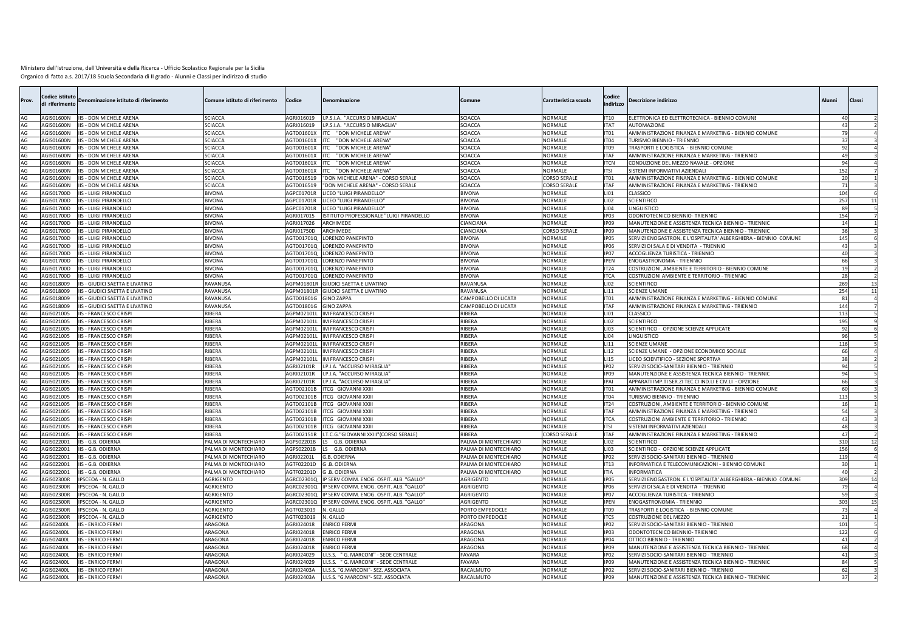Ministero dell'Istruzione, dell'Università e della Ricerca - Ufficio Scolastico Regionale per la Sicilia
Organico di fatto a.s. 2017/18 Scuola Secondaria di II grado - Alunni e Classi per indirizzo di studio

| Prov. | Codice istituto di riferimento | Denominazione istituto di riferimento | Comune istituto di riferimento | Codice | Denominazione | Comune | Caratteristica scuola | Codice indirizzo | Descrizione indirizzo | Alunni | Classi |
|---|---|---|---|---|---|---|---|---|---|---|---|
| AG | AGIS01600N | IIS - DON MICHELE ARENA | SCIACCA | AGRI016019 | I.P.S.I.A. "ACCURSIO MIRAGLIA" | SCIACCA | NORMALE | IT10 | ELETTRONICA ED ELETTROTECNICA - BIENNIO COMUNE | 40 | 2 |
| AG | AGIS01600N | IIS - DON MICHELE ARENA | SCIACCA | AGRI016019 | I.P.S.I.A. "ACCURSIO MIRAGLIA" | SCIACCA | NORMALE | ITAT | AUTOMAZIONE | 43 | 2 |
| AG | AGIS01600N | IIS - DON MICHELE ARENA | SCIACCA | AGTD01601X | ITC "DON MICHELE ARENA" | SCIACCA | NORMALE | IT01 | AMMINISTRAZIONE FINANZA E MARKETING - BIENNIO COMUNE | 79 | 4 |
| AG | AGIS01600N | IIS - DON MICHELE ARENA | SCIACCA | AGTD01601X | ITC "DON MICHELE ARENA" | SCIACCA | NORMALE | IT04 | TURISMO BIENNIO - TRIENNIO | 37 | 3 |
| AG | AGIS01600N | IIS - DON MICHELE ARENA | SCIACCA | AGTD01601X | ITC "DON MICHELE ARENA" | SCIACCA | NORMALE | IT09 | TRASPORTI E LOGISTICA - BIENNIO COMUNE | 92 | 4 |
| AG | AGIS01600N | IIS - DON MICHELE ARENA | SCIACCA | AGTD01601X | ITC "DON MICHELE ARENA" | SCIACCA | NORMALE | ITAF | AMMINISTRAZIONE FINANZA E MARKETING - TRIENNIO | 49 | 3 |
| AG | AGIS01600N | IIS - DON MICHELE ARENA | SCIACCA | AGTD01601X | ITC "DON MICHELE ARENA" | SCIACCA | NORMALE | ITCN | CONDUZIONE DEL MEZZO NAVALE - OPZIONE | 94 | 4 |
| AG | AGIS01600N | IIS - DON MICHELE ARENA | SCIACCA | AGTD01601X | ITC "DON MICHELE ARENA" | SCIACCA | NORMALE | ITSI | SISTEMI INFORMATIVI AZIENDALI | 152 | 7 |
| AG | AGIS01600N | IIS - DON MICHELE ARENA | SCIACCA | AGTD016519 | "DON MICHELE ARENA" - CORSO SERALE | SCIACCA | CORSO SERALE | IT01 | AMMINISTRAZIONE FINANZA E MARKETING - BIENNIO COMUNE | 20 | 1 |
| AG | AGIS01600N | IIS - DON MICHELE ARENA | SCIACCA | AGTD016519 | "DON MICHELE ARENA" - CORSO SERALE | SCIACCA | CORSO SERALE | ITAF | AMMINISTRAZIONE FINANZA E MARKETING - TRIENNIO | 71 | 3 |
| AG | AGIS01700D | IIS - LUIGI PIRANDELLO | BIVONA | AGPC01701R | LICEO "LUIGI PIRANDELLO" | BIVONA | NORMALE | LI01 | CLASSICO | 104 | 6 |
| AG | AGIS01700D | IIS - LUIGI PIRANDELLO | BIVONA | AGPC01701R | LICEO "LUIGI PIRANDELLO" | BIVONA | NORMALE | LI02 | SCIENTIFICO | 257 | 11 |
| AG | AGIS01700D | IIS - LUIGI PIRANDELLO | BIVONA | AGPC01701R | LICEO "LUIGI PIRANDELLO" | BIVONA | NORMALE | LI04 | LINGUISTICO | 89 | 5 |
| AG | AGIS01700D | IIS - LUIGI PIRANDELLO | BIVONA | AGRI017015 | ISTITUTO PROFESSIONALE "LUIGI PIRANDELLO | BIVONA | NORMALE | IP03 | ODONTOTECNICO BIENNIO- TRIENNIC | 154 | 7 |
| AG | AGIS01700D | IIS - LUIGI PIRANDELLO | BIVONA | AGRI017026 | ARCHIMEDE | CIANCIANA | NORMALE | IP09 | MANUTENZIONE E ASSISTENZA TECNICA BIENNIO - TRIENNIC | 14 | 1 |
| AG | AGIS01700D | IIS - LUIGI PIRANDELLO | BIVONA | AGRI01750D | ARCHIMEDE | CIANCIANA | CORSO SERALE | IP09 | MANUTENZIONE E ASSISTENZA TECNICA BIENNIO - TRIENNIC | 36 | 3 |
| AG | AGIS01700D | IIS - LUIGI PIRANDELLO | BIVONA | AGTD01701Q | LORENZO PANEPINTO | BIVONA | NORMALE | IP05 | SERVIZI ENOGASTRON. E L'OSPITALITA' ALBERGHIERA - BIENNIO COMUNE | 145 | 6 |
| AG | AGIS01700D | IIS - LUIGI PIRANDELLO | BIVONA | AGTD01701Q | LORENZO PANEPINTO | BIVONA | NORMALE | IP06 | SERVIZI DI SALA E DI VENDITA - TRIENNIO | 43 | 3 |
| AG | AGIS01700D | IIS - LUIGI PIRANDELLO | BIVONA | AGTD01701Q | LORENZO PANEPINTO | BIVONA | NORMALE | IP07 | ACCOGLIENZA TURISTICA - TRIENNIO | 40 | 3 |
| AG | AGIS01700D | IIS - LUIGI PIRANDELLO | BIVONA | AGTD01701Q | LORENZO PANEPINTO | BIVONA | NORMALE | IPEN | ENOGASTRONOMIA - TRIENNIO | 66 | 3 |
| AG | AGIS01700D | IIS - LUIGI PIRANDELLO | BIVONA | AGTD01701Q | LORENZO PANEPINTO | BIVONA | NORMALE | IT24 | COSTRUZIONI, AMBIENTE E TERRITORIO - BIENNIO COMUNE | 19 | 2 |
| AG | AGIS01700D | IIS - LUIGI PIRANDELLO | BIVONA | AGTD01701Q | LORENZO PANEPINTO | BIVONA | NORMALE | ITCA | COSTRUZIONI AMBIENTE E TERRITORIO - TRIENNIO | 28 | 2 |
| AG | AGIS018009 | IIS - GIUDICI SAETTA E LIVATINO | RAVANUSA | AGPM01801R | GIUDICI SAETTA E LIVATINO | RAVANUSA | NORMALE | LI02 | SCIENTIFICO | 269 | 13 |
| AG | AGIS018009 | IIS - GIUDICI SAETTA E LIVATINO | RAVANUSA | AGPM01801R | GIUDICI SAETTA E LIVATINO | RAVANUSA | NORMALE | LI11 | SCIENZE UMANE | 254 | 11 |
| AG | AGIS018009 | IIS - GIUDICI SAETTA E LIVATINO | RAVANUSA | AGTD01801G | GINO ZAPPA | CAMPOBELLO DI LICATA | NORMALE | IT01 | AMMINISTRAZIONE FINANZA E MARKETING - BIENNIO COMUNE | 81 | 4 |
| AG | AGIS018009 | IIS - GIUDICI SAETTA E LIVATINO | RAVANUSA | AGTD01801G | GINO ZAPPA | CAMPOBELLO DI LICATA | NORMALE | ITAF | AMMINISTRAZIONE FINANZA E MARKETING - TRIENNIO | 144 | 7 |
| AG | AGIS021005 | IIS - FRANCESCO CRISPI | RIBERA | AGPM02101L | IM FRANCESCO CRISPI | RIBERA | NORMALE | LI01 | CLASSICO | 113 | 5 |
| AG | AGIS021005 | IIS - FRANCESCO CRISPI | RIBERA | AGPM02101L | IM FRANCESCO CRISPI | RIBERA | NORMALE | LI02 | SCIENTIFICO | 195 | 9 |
| AG | AGIS021005 | IIS - FRANCESCO CRISPI | RIBERA | AGPM02101L | IM FRANCESCO CRISPI | RIBERA | NORMALE | LI03 | SCIENTIFICO - OPZIONE SCIENZE APPLICATE | 92 | 6 |
| AG | AGIS021005 | IIS - FRANCESCO CRISPI | RIBERA | AGPM02101L | IM FRANCESCO CRISPI | RIBERA | NORMALE | LI04 | LINGUISTICO | 96 | 5 |
| AG | AGIS021005 | IIS - FRANCESCO CRISPI | RIBERA | AGPM02101L | IM FRANCESCO CRISPI | RIBERA | NORMALE | LI11 | SCIENZE UMANE | 116 | 5 |
| AG | AGIS021005 | IIS - FRANCESCO CRISPI | RIBERA | AGPM02101L | IM FRANCESCO CRISPI | RIBERA | NORMALE | LI12 | SCIENZE UMANE - OPZIONE ECONOMICO SOCIALE | 66 | 4 |
| AG | AGIS021005 | IIS - FRANCESCO CRISPI | RIBERA | AGPM02101L | IM FRANCESCO CRISPI | RIBERA | NORMALE | LI15 | LICEO SCIENTIFICO - SEZIONE SPORTIVA | 38 | 2 |
| AG | AGIS021005 | IIS - FRANCESCO CRISPI | RIBERA | AGRI02101R | I.P.I.A. "ACCURSO MIRAGLIA" | RIBERA | NORMALE | IP02 | SERVIZI SOCIO-SANITARI BIENNIO - TRIENNIO | 94 | 5 |
| AG | AGIS021005 | IIS - FRANCESCO CRISPI | RIBERA | AGRI02101R | I.P.I.A. "ACCURSO MIRAGLIA" | RIBERA | NORMALE | IP09 | MANUTENZIONE E ASSISTENZA TECNICA BIENNIO - TRIENNIC | 94 | 5 |
| AG | AGIS021005 | IIS - FRANCESCO CRISPI | RIBERA | AGRI02101R | I.P.I.A. "ACCURSO MIRAGLIA" | RIBERA | NORMALE | IPAI | APPARATI IMP.TI SER.ZI TEC.CI IND.LI E CIV.LI - OPZIONE | 66 | 3 |
| AG | AGIS021005 | IIS - FRANCESCO CRISPI | RIBERA | AGTD02101B | ITCG GIOVANNI XXIII | RIBERA | NORMALE | IT01 | AMMINISTRAZIONE FINANZA E MARKETING - BIENNIO COMUNE | 60 | 3 |
| AG | AGIS021005 | IIS - FRANCESCO CRISPI | RIBERA | AGTD02101B | ITCG GIOVANNI XXIII | RIBERA | NORMALE | IT04 | TURISMO BIENNIO - TRIENNIO | 113 | 5 |
| AG | AGIS021005 | IIS - FRANCESCO CRISPI | RIBERA | AGTD02101B | ITCG GIOVANNI XXIII | RIBERA | NORMALE | IT24 | COSTRUZIONI, AMBIENTE E TERRITORIO - BIENNIO COMUNE | 16 | 1 |
| AG | AGIS021005 | IIS - FRANCESCO CRISPI | RIBERA | AGTD02101B | ITCG GIOVANNI XXIII | RIBERA | NORMALE | ITAF | AMMINISTRAZIONE FINANZA E MARKETING - TRIENNIO | 54 | 3 |
| AG | AGIS021005 | IIS - FRANCESCO CRISPI | RIBERA | AGTD02101B | ITCG GIOVANNI XXIII | RIBERA | NORMALE | ITCA | COSTRUZIONI AMBIENTE E TERRITORIO - TRIENNIO | 43 | 3 |
| AG | AGIS021005 | IIS - FRANCESCO CRISPI | RIBERA | AGTD02101B | ITCG GIOVANNI XXIII | RIBERA | NORMALE | ITSI | SISTEMI INFORMATIVI AZIENDALI | 48 | 3 |
| AG | AGIS021005 | IIS - FRANCESCO CRISPI | RIBERA | AGTD02151R | I.T.C.G."GIOVANNI XXIII"(CORSO SERALE) | RIBERA | CORSO SERALE | ITAF | AMMINISTRAZIONE FINANZA E MARKETING - TRIENNIO | 47 | 2 |
| AG | AGIS022001 | IIS - G.B. ODIERNA | PALMA DI MONTECHIARO | AGPS02201B | LS G.B. ODIERNA | PALMA DI MONTECHIARO | NORMALE | LI02 | SCIENTIFICO | 310 | 12 |
| AG | AGIS022001 | IIS - G.B. ODIERNA | PALMA DI MONTECHIARO | AGPS02201B | LS G.B. ODIERNA | PALMA DI MONTECHIARO | NORMALE | LI03 | SCIENTIFICO - OPZIONE SCIENZE APPLICATE | 156 | 6 |
| AG | AGIS022001 | IIS - G.B. ODIERNA | PALMA DI MONTECHIARO | AGRI02201L | G.B. ODIERNA | PALMA DI MONTECHIARO | NORMALE | IP02 | SERVIZI SOCIO-SANITARI BIENNIO - TRIENNIO | 119 | 4 |
| AG | AGIS022001 | IIS - G.B. ODIERNA | PALMA DI MONTECHIARO | AGTF02201D | G .B. ODIERNA | PALMA DI MONTECHIARO | NORMALE | IT13 | INFORMATICA E TELECOMUNICAZIONI - BIENNIO COMUNE | 30 | 1 |
| AG | AGIS022001 | IIS - G.B. ODIERNA | PALMA DI MONTECHIARO | AGTF02201D | G .B. ODIERNA | PALMA DI MONTECHIARO | NORMALE | ITIA | INFORMATICA | 40 | 2 |
| AG | AGIS02300R | IPSCEOA - N. GALLO | AGRIGENTO | AGRC02301Q | IP SERV COMM. ENOG. OSPIT. ALB. "GALLO" | AGRIGENTO | NORMALE | IP05 | SERVIZI ENOGASTRON. E L'OSPITALITA' ALBERGHIERA - BIENNIO COMUNE | 309 | 14 |
| AG | AGIS02300R | IPSCEOA - N. GALLO | AGRIGENTO | AGRC02301Q | IP SERV COMM. ENOG. OSPIT. ALB. "GALLO" | AGRIGENTO | NORMALE | IP06 | SERVIZI DI SALA E DI VENDITA - TRIENNIO | 79 | 4 |
| AG | AGIS02300R | IPSCEOA - N. GALLO | AGRIGENTO | AGRC02301Q | IP SERV COMM. ENOG. OSPIT. ALB. "GALLO" | AGRIGENTO | NORMALE | IP07 | ACCOGLIENZA TURISTICA - TRIENNIO | 59 | 3 |
| AG | AGIS02300R | IPSCEOA - N. GALLO | AGRIGENTO | AGRC02301Q | IP SERV COMM. ENOG. OSPIT. ALB. "GALLO" | AGRIGENTO | NORMALE | IPEN | ENOGASTRONOMIA - TRIENNIO | 303 | 15 |
| AG | AGIS02300R | IPSCEOA - N. GALLO | AGRIGENTO | AGTF023019 | N. GALLO | PORTO EMPEDOCLE | NORMALE | IT09 | TRASPORTI E LOGISTICA - BIENNIO COMUNE | 73 | 4 |
| AG | AGIS02300R | IPSCEOA - N. GALLO | AGRIGENTO | AGTF023019 | N. GALLO | PORTO EMPEDOCLE | NORMALE | ITCS | COSTRUZIONE DEL MEZZO | 21 | 1 |
| AG | AGIS02400L | IIS - ENRICO FERMI | ARAGONA | AGRI024018 | ENRICO FERMI | ARAGONA | NORMALE | IP02 | SERVIZI SOCIO-SANITARI BIENNIO - TRIENNIO | 101 | 5 |
| AG | AGIS02400L | IIS - ENRICO FERMI | ARAGONA | AGRI024018 | ENRICO FERMI | ARAGONA | NORMALE | IP03 | ODONTOTECNICO BIENNIO- TRIENNIC | 122 | 6 |
| AG | AGIS02400L | IIS - ENRICO FERMI | ARAGONA | AGRI024018 | ENRICO FERMI | ARAGONA | NORMALE | IP04 | OTTICO BIENNIO - TRIENNIO | 41 | 2 |
| AG | AGIS02400L | IIS - ENRICO FERMI | ARAGONA | AGRI024018 | ENRICO FERMI | ARAGONA | NORMALE | IP09 | MANUTENZIONE E ASSISTENZA TECNICA BIENNIO - TRIENNIC | 68 | 4 |
| AG | AGIS02400L | IIS - ENRICO FERMI | ARAGONA | AGRI024029 | I.I.S.S. " G. MARCONI" - SEDE CENTRALE | FAVARA | NORMALE | IP02 | SERVIZI SOCIO-SANITARI BIENNIO - TRIENNIO | 41 | 3 |
| AG | AGIS02400L | IIS - ENRICO FERMI | ARAGONA | AGRI024029 | I.I.S.S. " G. MARCONI" - SEDE CENTRALE | FAVARA | NORMALE | IP09 | MANUTENZIONE E ASSISTENZA TECNICA BIENNIO - TRIENNIC | 84 | 5 |
| AG | AGIS02400L | IIS - ENRICO FERMI | ARAGONA | AGRI02403A | I.I.S.S. "G.MARCONI"- SEZ. ASSOCIATA | RACALMUTO | NORMALE | IP02 | SERVIZI SOCIO-SANITARI BIENNIO - TRIENNIO | 62 | 3 |
| AG | AGIS02400L | IIS - ENRICO FERMI | ARAGONA | AGRI02403A | I.I.S.S. "G.MARCONI"- SEZ. ASSOCIATA | RACALMUTO | NORMALE | IP09 | MANUTENZIONE E ASSISTENZA TECNICA BIENNIO - TRIENNIC | 37 | 2 |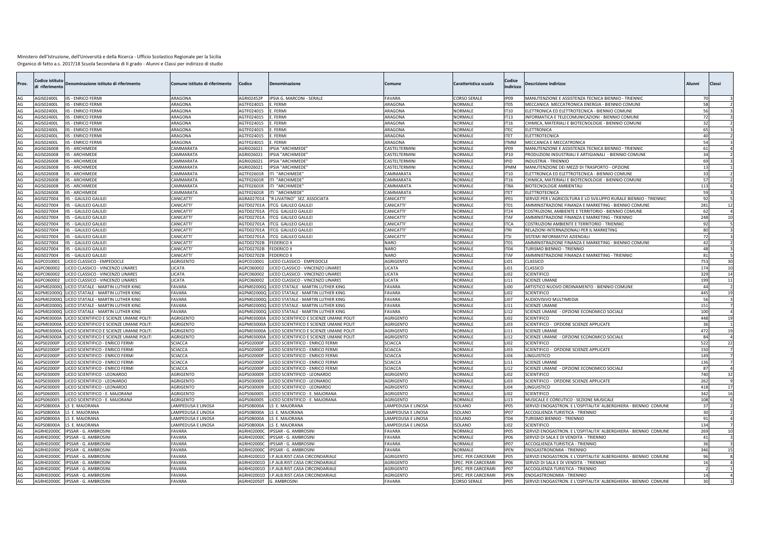Ministero dell'Istruzione, dell'Università e della Ricerca - Ufficio Scolastico Regionale per la Sicilia
Organico di fatto a.s. 2017/18 Scuola Secondaria di II grado - Alunni e Classi per indirizzo di studio

| Prov. | Codice istituto di riferimento | Denominazione istituto di riferimento | Comune istituto di riferimento | Codice | Denominazione | Comune | Caratteristica scuola | Codice indirizzo | Descrizione indirizzo | Alunni | Classi |
|---|---|---|---|---|---|---|---|---|---|---|---|
| AG | AGIS02400L | IIS - ENRICO FERMI | ARAGONA | AGRI02452P | IPSIA G. MARCONI - SERALE | FAVARA | CORSO SERALE | IP09 | MANUTENZIONE E ASSISTENZA TECNICA BIENNIO - TRIENNIO | 70 | 3 |
| AG | AGIS02400L | IIS - ENRICO FERMI | ARAGONA | AGTF024015 | E. FERMI | ARAGONA | NORMALE | IT05 | MECCANICA MECCATRONICA ENERGIA - BIENNIO COMUNE | 58 | 2 |
| AG | AGIS02400L | IIS - ENRICO FERMI | ARAGONA | AGTF024015 | E. FERMI | ARAGONA | NORMALE | IT10 | ELETTRONICA ED ELETTROTECNICA - BIENNIO COMUNE | 56 | 3 |
| AG | AGIS02400L | IIS - ENRICO FERMI | ARAGONA | AGTF024015 | E. FERMI | ARAGONA | NORMALE | IT13 | INFORMATICA E TELECOMUNICAZIONI - BIENNIO COMUNE | 72 | 3 |
| AG | AGIS02400L | IIS - ENRICO FERMI | ARAGONA | AGTF024015 | E. FERMI | ARAGONA | NORMALE | IT16 | CHIMICA, MATERIALI E BIOTECNOLOGIE - BIENNIO COMUNE | 32 | 2 |
| AG | AGIS02400L | IIS - ENRICO FERMI | ARAGONA | AGTF024015 | E. FERMI | ARAGONA | NORMALE | ITEC | ELETTRONICA | 65 | 3 |
| AG | AGIS02400L | IIS - ENRICO FERMI | ARAGONA | AGTF024015 | E. FERMI | ARAGONA | NORMALE | ITET | ELETTROTECNICA | 40 | 2 |
| AG | AGIS02400L | IIS - ENRICO FERMI | ARAGONA | AGTF024015 | E. FERMI | ARAGONA | NORMALE | ITMM | MECCANICA E MECCATRONICA | 54 | 3 |
| AG | AGIS026008 | IIS - ARCHIMEDE | CAMMARATA | AGRI026021 | IPSIA "ARCHIMEDE" | CASTELTERMINI | NORMALE | IP09 | MANUTENZIONE E ASSISTENZA TECNICA BIENNIO - TRIENNIO | 61 | 4 |
| AG | AGIS026008 | IIS - ARCHIMEDE | CAMMARATA | AGRI026021 | IPSIA "ARCHIMEDE" | CASTELTERMINI | NORMALE | IP10 | PRODUZIONI INDUSTRIALI E ARTIGIANALI - BIENNIO COMUNE | 34 | 2 |
| AG | AGIS026008 | IIS - ARCHIMEDE | CAMMARATA | AGRI026021 | IPSIA "ARCHIMEDE" | CASTELTERMINI | NORMALE | IPID | INDUSTRIA - TRIENNIO | 69 | 3 |
| AG | AGIS026008 | IIS - ARCHIMEDE | CAMMARATA | AGRI026021 | IPSIA "ARCHIMEDE" | CASTELTERMINI | NORMALE | IPMM | MANUTENZIONE DEI MEZZI DI TRASPORTO - OPZIONE | 13 | 1 |
| AG | AGIS026008 | IIS - ARCHIMEDE | CAMMARATA | AGTF02601R | ITI "ARCHIMEDE" | CAMMARATA | NORMALE | IT10 | ELETTRONICA ED ELETTROTECNICA - BIENNIO COMUNE | 33 | 2 |
| AG | AGIS026008 | IIS - ARCHIMEDE | CAMMARATA | AGTF02601R | ITI "ARCHIMEDE" | CAMMARATA | NORMALE | IT16 | CHIMICA, MATERIALI E BIOTECNOLOGIE - BIENNIO COMUNE | 57 | 2 |
| AG | AGIS026008 | IIS - ARCHIMEDE | CAMMARATA | AGTF02601R | ITI "ARCHIMEDE" | CAMMARATA | NORMALE | ITBA | BIOTECNOLOGIE AMBIENTALI | 113 | 6 |
| AG | AGIS026008 | IIS - ARCHIMEDE | CAMMARATA | AGTF02601R | ITI "ARCHIMEDE" | CAMMARATA | NORMALE | ITET | ELETTROTECNICA | 59 | 3 |
| AG | AGIS027004 | IIS - GALILEO GALILEI | CANICATTI' | AGRA027014 | "R.LIVATINO" SEZ. ASSOCIATA | CANICATTI' | NORMALE | IP01 | SERVIZI PER L'AGRICOLTURA E LO SVILUPPO RURALE BIENNIO - TRIENNIO | 92 | 5 |
| AG | AGIS027004 | IIS - GALILEO GALILEI | CANICATTI' | AGTD02701A | ITCG GALILEO GALILEI | CANICATTI' | NORMALE | IT01 | AMMINISTRAZIONE FINANZA E MARKETING - BIENNIO COMUNE | 281 | 12 |
| AG | AGIS027004 | IIS - GALILEO GALILEI | CANICATTI' | AGTD02701A | ITCG GALILEO GALILEI | CANICATTI' | NORMALE | IT24 | COSTRUZIONI, AMBIENTE E TERRITORIO - BIENNIO COMUNE | 62 | 4 |
| AG | AGIS027004 | IIS - GALILEO GALILEI | CANICATTI' | AGTD02701A | ITCG GALILEO GALILEI | CANICATTI' | NORMALE | ITAF | AMMINISTRAZIONE FINANZA E MARKETING - TRIENNIO | 248 | 10 |
| AG | AGIS027004 | IIS - GALILEO GALILEI | CANICATTI' | AGTD02701A | ITCG GALILEO GALILEI | CANICATTI' | NORMALE | ITCA | COSTRUZIONI AMBIENTE E TERRITORIO - TRIENNIO | 92 | 5 |
| AG | AGIS027004 | IIS - GALILEO GALILEI | CANICATTI' | AGTD02701A | ITCG GALILEO GALILEI | CANICATTI' | NORMALE | ITRI | RELAZIONI INTERNAZIONALI PER IL MARKETING | 80 | 3 |
| AG | AGIS027004 | IIS - GALILEO GALILEI | CANICATTI' | AGTD02701A | ITCG GALILEO GALILEI | CANICATTI' | NORMALE | ITSI | SISTEMI INFORMATIVI AZIENDALI | 72 | 3 |
| AG | AGIS027004 | IIS - GALILEO GALILEI | CANICATTI' | AGTD02702B | FEDERICO II | NARO | NORMALE | IT01 | AMMINISTRAZIONE FINANZA E MARKETING - BIENNIO COMUNE | 42 | 2 |
| AG | AGIS027004 | IIS - GALILEO GALILEI | CANICATTI' | AGTD02702B | FEDERICO II | NARO | NORMALE | IT04 | TURISMO BIENNIO - TRIENNIO | 48 | 3 |
| AG | AGIS027004 | IIS - GALILEO GALILEI | CANICATTI' | AGTD02702B | FEDERICO II | NARO | NORMALE | ITAF | AMMINISTRAZIONE FINANZA E MARKETING - TRIENNIO | 81 | 5 |
| AG | AGPC010001 | LICEO CLASSICO - EMPEDOCLE | AGRIGENTO | AGPC010001 | LICEO CLASSICO - EMPEDOCLE | AGRIGENTO | NORMALE | LI01 | CLASSICO | 753 | 30 |
| AG | AGPC060002 | LICEO CLASSICO - VINCENZO LINARES | LICATA | AGPC060002 | LICEO CLASSICO - VINCENZO LINARES | LICATA | NORMALE | LI01 | CLASSICO | 174 | 10 |
| AG | AGPC060002 | LICEO CLASSICO - VINCENZO LINARES | LICATA | AGPC060002 | LICEO CLASSICO - VINCENZO LINARES | LICATA | NORMALE | LI02 | SCIENTIFICO | 329 | 14 |
| AG | AGPC060002 | LICEO CLASSICO - VINCENZO LINARES | LICATA | AGPC060002 | LICEO CLASSICO - VINCENZO LINARES | LICATA | NORMALE | LI11 | SCIENZE UMANE | 199 | 11 |
| AG | AGPM02000Q | LICEO STATALE - MARTIN LUTHER KING | FAVARA | AGPM02000Q | LICEO STATALE - MARTIN LUTHER KING | FAVARA | NORMALE | LI00 | ARTISTICO NUOVO ORDINAMENTO - BIENNIO COMUNE | 44 | 2 |
| AG | AGPM02000Q | LICEO STATALE - MARTIN LUTHER KING | FAVARA | AGPM02000Q | LICEO STATALE - MARTIN LUTHER KING | FAVARA | NORMALE | LI02 | SCIENTIFICO | 445 | 19 |
| AG | AGPM02000Q | LICEO STATALE - MARTIN LUTHER KING | FAVARA | AGPM02000Q | LICEO STATALE - MARTIN LUTHER KING | FAVARA | NORMALE | LI07 | AUDIOVISIVO MULTIMEDIA | 56 | 3 |
| AG | AGPM02000Q | LICEO STATALE - MARTIN LUTHER KING | FAVARA | AGPM02000Q | LICEO STATALE - MARTIN LUTHER KING | FAVARA | NORMALE | LI11 | SCIENZE UMANE | 151 | 7 |
| AG | AGPM02000Q | LICEO STATALE - MARTIN LUTHER KING | FAVARA | AGPM02000Q | LICEO STATALE - MARTIN LUTHER KING | FAVARA | NORMALE | LI12 | SCIENZE UMANE - OPZIONE ECONOMICO SOCIALE | 100 | 4 |
| AG | AGPM03000A | LICEO SCIENTIFICO E SCIENZE UMANE POLIT | AGRIGENTO | AGPM03000A | LICEO SCIENTIFICO E SCIENZE UMANE POLIT | AGRIGENTO | NORMALE | LI02 | SCIENTIFICO | 448 | 19 |
| AG | AGPM03000A | LICEO SCIENTIFICO E SCIENZE UMANE POLIT | AGRIGENTO | AGPM03000A | LICEO SCIENTIFICO E SCIENZE UMANE POLIT | AGRIGENTO | NORMALE | LI03 | SCIENTIFICO - OPZIONE SCIENZE APPLICATE | 36 | 1 |
| AG | AGPM03000A | LICEO SCIENTIFICO E SCIENZE UMANE POLIT | AGRIGENTO | AGPM03000A | LICEO SCIENTIFICO E SCIENZE UMANE POLIT | AGRIGENTO | NORMALE | LI11 | SCIENZE UMANE | 472 | 19 |
| AG | AGPM03000A | LICEO SCIENTIFICO E SCIENZE UMANE POLIT | AGRIGENTO | AGPM03000A | LICEO SCIENTIFICO E SCIENZE UMANE POLIT | AGRIGENTO | NORMALE | LI12 | SCIENZE UMANE - OPZIONE ECONOMICO SOCIALE | 84 | 4 |
| AG | AGPS02000P | LICEO SCIENTIFICO - ENRICO FERMI | SCIACCA | AGPS02000P | LICEO SCIENTIFICO - ENRICO FERMI | SCIACCA | NORMALE | LI02 | SCIENTIFICO | 522 | 22 |
| AG | AGPS02000P | LICEO SCIENTIFICO - ENRICO FERMI | SCIACCA | AGPS02000P | LICEO SCIENTIFICO - ENRICO FERMI | SCIACCA | NORMALE | LI03 | SCIENTIFICO - OPZIONE SCIENZE APPLICATE | 150 | 7 |
| AG | AGPS02000P | LICEO SCIENTIFICO - ENRICO FERMI | SCIACCA | AGPS02000P | LICEO SCIENTIFICO - ENRICO FERMI | SCIACCA | NORMALE | LI04 | LINGUISTICO | 149 | 7 |
| AG | AGPS02000P | LICEO SCIENTIFICO - ENRICO FERMI | SCIACCA | AGPS02000P | LICEO SCIENTIFICO - ENRICO FERMI | SCIACCA | NORMALE | LI11 | SCIENZE UMANE | 136 | 7 |
| AG | AGPS02000P | LICEO SCIENTIFICO - ENRICO FERMI | SCIACCA | AGPS02000P | LICEO SCIENTIFICO - ENRICO FERMI | SCIACCA | NORMALE | LI12 | SCIENZE UMANE - OPZIONE ECONOMICO SOCIALE | 87 | 4 |
| AG | AGPS030009 | LICEO SCIENTIFICO - LEONARDO | AGRIGENTO | AGPS030009 | LICEO SCIENTIFICO - LEONARDO | AGRIGENTO | NORMALE | LI02 | SCIENTIFICO | 740 | 32 |
| AG | AGPS030009 | LICEO SCIENTIFICO - LEONARDO | AGRIGENTO | AGPS030009 | LICEO SCIENTIFICO - LEONARDO | AGRIGENTO | NORMALE | LI03 | SCIENTIFICO - OPZIONE SCIENZE APPLICATE | 262 | 9 |
| AG | AGPS030009 | LICEO SCIENTIFICO - LEONARDO | AGRIGENTO | AGPS030009 | LICEO SCIENTIFICO - LEONARDO | AGRIGENTO | NORMALE | LI04 | LINGUISTICO | 418 | 17 |
| AG | AGPS060005 | LICEO SCIENTIFICO - E. MAJORANA | AGRIGENTO | AGPS060005 | LICEO SCIENTIFICO - E. MAJORANA | AGRIGENTO | NORMALE | LI02 | SCIENTIFICO | 342 | 16 |
| AG | AGPS060005 | LICEO SCIENTIFICO - E. MAJORANA | AGRIGENTO | AGPS060005 | LICEO SCIENTIFICO - E. MAJORANA | AGRIGENTO | NORMALE | LI13 | MUSICALE E COREUTICO - SEZIONE MUSICALE | 108 | 6 |
| AG | AGPS08000A | LS E. MAJORANA | LAMPEDUSA E LINOSA | AGPS08000A | LS E. MAJORANA | LAMPEDUSA E LINOSA | ISOLANO | IP05 | SERVIZI ENOGASTRON. E L'OSPITALITA' ALBERGHIERA - BIENNIO COMUNE | 37 | 2 |
| AG | AGPS08000A | LS E. MAJORANA | LAMPEDUSA E LINOSA | AGPS08000A | LS E. MAJORANA | LAMPEDUSA E LINOSA | ISOLANO | IP07 | ACCOGLIENZA TURISTICA - TRIENNIO | 30 | 2 |
| AG | AGPS08000A | LS E. MAJORANA | LAMPEDUSA E LINOSA | AGPS08000A | LS E. MAJORANA | LAMPEDUSA E LINOSA | ISOLANO | IT04 | TURISMO BIENNIO - TRIENNIO | 91 | 4 |
| AG | AGPS08000A | LS E. MAJORANA | LAMPEDUSA E LINOSA | AGPS08000A | LS E. MAJORANA | LAMPEDUSA E LINOSA | ISOLANO | LI02 | SCIENTIFICO | 134 | 7 |
| AG | AGRH02000C | IPSSAR - G. AMBROSINI | FAVARA | AGRH02000C | IPSSAR - G. AMBROSINI | FAVARA | NORMALE | IP05 | SERVIZI ENOGASTRON. E L'OSPITALITA' ALBERGHIERA - BIENNIO COMUNE | 269 | 10 |
| AG | AGRH02000C | IPSSAR - G. AMBROSINI | FAVARA | AGRH02000C | IPSSAR - G. AMBROSINI | FAVARA | NORMALE | IP06 | SERVIZI DI SALA E DI VENDITA - TRIENNIO | 41 | 3 |
| AG | AGRH02000C | IPSSAR - G. AMBROSINI | FAVARA | AGRH02000C | IPSSAR - G. AMBROSINI | FAVARA | NORMALE | IP07 | ACCOGLIENZA TURISTICA - TRIENNIO | 36 | 3 |
| AG | AGRH02000C | IPSSAR - G. AMBROSINI | FAVARA | AGRH02000C | IPSSAR - G. AMBROSINI | FAVARA | NORMALE | IPEN | ENOGASTRONOMIA - TRIENNIO | 346 | 15 |
| AG | AGRH02000C | IPSSAR - G. AMBROSINI | FAVARA | AGRH02001D | I.P.ALB.RIST.CASA CIRCONDARIALE | AGRIGENTO | SPEC. PER CARCERARI | IP05 | SERVIZI ENOGASTRON. E L'OSPITALITA' ALBERGHIERA - BIENNIO COMUNE | 96 | 8 |
| AG | AGRH02000C | IPSSAR - G. AMBROSINI | FAVARA | AGRH02001D | I.P.ALB.RIST.CASA CIRCONDARIALE | AGRIGENTO | SPEC. PER CARCERARI | IP06 | SERVIZI DI SALA E DI VENDITA - TRIENNIO | 16 | 4 |
| AG | AGRH02000C | IPSSAR - G. AMBROSINI | FAVARA | AGRH02001D | I.P.ALB.RIST.CASA CIRCONDARIALE | AGRIGENTO | SPEC. PER CARCERARI | IP07 | ACCOGLIENZA TURISTICA - TRIENNIO | 2 | 1 |
| AG | AGRH02000C | IPSSAR - G. AMBROSINI | FAVARA | AGRH02001D | I.P.ALB.RIST.CASA CIRCONDARIALE | AGRIGENTO | SPEC. PER CARCERARI | IPEN | ENOGASTRONOMIA - TRIENNIO | 14 | 4 |
| AG | AGRH02000C | IPSSAR - G. AMBROSINI | FAVARA | AGRH02050T | G. AMBROSINI | FAVARA | CORSO SERALE | IP05 | SERVIZI ENOGASTRON. E L'OSPITALITA' ALBERGHIERA - BIENNIO COMUNE | 30 | 1 |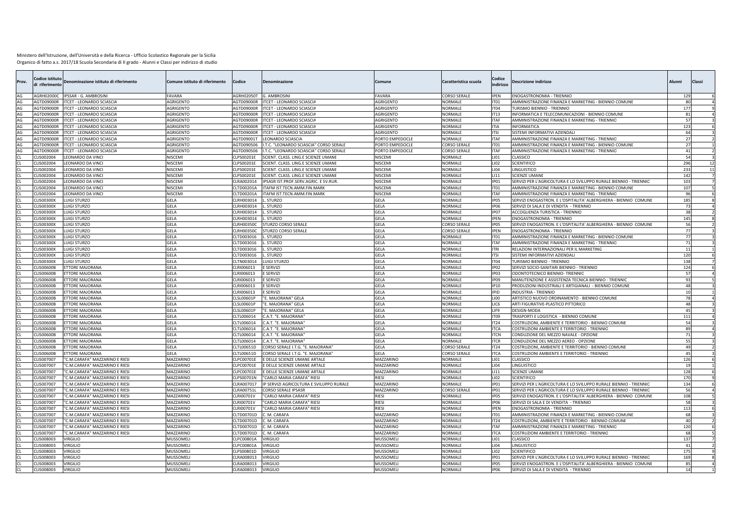Ministero dell'Istruzione, dell'Università e della Ricerca - Ufficio Scolastico Regionale per la Sicilia
Organico di fatto a.s. 2017/18 Scuola Secondaria di II grado - Alunni e Classi per indirizzo di studio

| Prov. | Codice istituto di riferimento | Denominazione istituto di riferimento | Comune istituto di riferimento | Codice | Denominazione | Comune | Caratteristica scuola | Codice indirizzo | Descrizione indirizzo | Alunni | Classi |
|---|---|---|---|---|---|---|---|---|---|---|---|
| AG | AGRH02000C | IPSSAR - G. AMBROSINI | FAVARA | AGRH02050T | G. AMBROSINI | FAVARA | CORSO SERALE | IPEN | ENOGASTRONOMIA - TRIENNIO | 129 | 6 |
| AG | AGTD09000R | ITCET - LEONARDO SCIASCIA | AGRIGENTO | AGTD09000R | ITCET - LEONARDO SCIASCIA | AGRIGENTO | NORMALE | IT01 | AMMINISTRAZIONE FINANZA E MARKETING - BIENNIO COMUNE | 80 | 4 |
| AG | AGTD09000R | ITCET - LEONARDO SCIASCIA | AGRIGENTO | AGTD09000R | ITCET - LEONARDO SCIASCIA | AGRIGENTO | NORMALE | IT04 | TURISMO BIENNIO - TRIENNIO | 177 | 9 |
| AG | AGTD09000R | ITCET - LEONARDO SCIASCIA | AGRIGENTO | AGTD09000R | ITCET - LEONARDO SCIASCIA | AGRIGENTO | NORMALE | IT13 | INFORMATICA E TELECOMUNICAZIONI - BIENNIO COMUNE | 81 | 4 |
| AG | AGTD09000R | ITCET - LEONARDO SCIASCIA | AGRIGENTO | AGTD09000R | ITCET - LEONARDO SCIASCIA | AGRIGENTO | NORMALE | ITAF | AMMINISTRAZIONE FINANZA E MARKETING - TRIENNIO | 57 | 3 |
| AG | AGTD09000R | ITCET - LEONARDO SCIASCIA | AGRIGENTO | AGTD09000R | ITCET - LEONARDO SCIASCIA | AGRIGENTO | NORMALE | ITIA | INFORMATICA | 123 | 6 |
| AG | AGTD09000R | ITCET - LEONARDO SCIASCIA | AGRIGENTO | AGTD09000R | ITCET - LEONARDO SCIASCIA | AGRIGENTO | NORMALE | ITSI | SISTEMI INFORMATIVI AZIENDALI | 64 | 3 |
| AG | AGTD09000R | ITCET - LEONARDO SCIASCIA | AGRIGENTO | AGTD09001T | LEONARDO SCIASCIA | PORTO EMPEDOCLE | NORMALE | ITAF | AMMINISTRAZIONE FINANZA E MARKETING - TRIENNIO | 27 | 2 |
| AG | AGTD09000R | ITCET - LEONARDO SCIASCIA | AGRIGENTO | AGTD090506 | I.T.C. "LEONARDO SCIASCIA" CORSO SERALE | PORTO EMPEDOCLE | CORSO SERALE | IT01 | AMMINISTRAZIONE FINANZA E MARKETING - BIENNIO COMUNE | 27 | 1 |
| AG | AGTD09000R | ITCET - LEONARDO SCIASCIA | AGRIGENTO | AGTD090506 | I.T.C. "LEONARDO SCIASCIA" CORSO SERALE | PORTO EMPEDOCLE | CORSO SERALE | ITAF | AMMINISTRAZIONE FINANZA E MARKETING - TRIENNIO | 41 | 2 |
| CL | CLIS002004 | LEONARDO DA VINCI | NISCEMI | CLPS00201E | SCIENT. CLASS. LING.E SCIENZE UMANE | NISCEMI | NORMALE | LI01 | CLASSICO | 54 | 3 |
| CL | CLIS002004 | LEONARDO DA VINCI | NISCEMI | CLPS00201E | SCIENT. CLASS. LING.E SCIENZE UMANE | NISCEMI | NORMALE | LI02 | SCIENTIFICO | 296 | 12 |
| CL | CLIS002004 | LEONARDO DA VINCI | NISCEMI | CLPS00201E | SCIENT. CLASS. LING.E SCIENZE UMANE | NISCEMI | NORMALE | LI04 | LINGUISTICO | 233 | 11 |
| CL | CLIS002004 | LEONARDO DA VINCI | NISCEMI | CLPS00201E | SCIENT. CLASS. LING.E SCIENZE UMANE | NISCEMI | NORMALE | LI11 | SCIENZE UMANE | 142 | 7 |
| CL | CLIS002004 | LEONARDO DA VINCI | NISCEMI | CLRA002014 | IPSASR IST.PROF.SERV.AGRIC. E SV.RUR. | NISCEMI | NORMALE | IP01 | SERVIZI PER L'AGRICOLTURA E LO SVILUPPO RURALE BIENNIO - TRIENNIC | 103 | 7 |
| CL | CLIS002004 | LEONARDO DA VINCI | NISCEMI | CLTD00201A | ITAFM IST.TECN.AMM.FIN.MARK | NISCEMI | NORMALE | IT01 | AMMINISTRAZIONE FINANZA E MARKETING - BIENNIO COMUNE | 107 | 5 |
| CL | CLIS002004 | LEONARDO DA VINCI | NISCEMI | CLTD00201A | ITAFM IST.TECN.AMM.FIN.MARK | NISCEMI | NORMALE | ITAF | AMMINISTRAZIONE FINANZA E MARKETING - TRIENNIO | 96 | 6 |
| CL | CLIS00300X | LUIGI STURZO | GELA | CLRH003014 | L. STURZO | GELA | NORMALE | IP05 | SERVIZI ENOGASTRON. E L'OSPITALITA' ALBERGHIERA - BIENNIO COMUNE | 185 | 8 |
| CL | CLIS00300X | LUIGI STURZO | GELA | CLRH003014 | L. STURZO | GELA | NORMALE | IP06 | SERVIZI DI SALA E DI VENDITA - TRIENNIO | 73 | 4 |
| CL | CLIS00300X | LUIGI STURZO | GELA | CLRH003014 | L. STURZO | GELA | NORMALE | IP07 | ACCOGLIENZA TURISTICA - TRIENNIO | 38 | 2 |
| CL | CLIS00300X | LUIGI STURZO | GELA | CLRH003014 | L. STURZO | GELA | NORMALE | IPEN | ENOGASTRONOMIA - TRIENNIO | 145 | 8 |
| CL | CLIS00300X | LUIGI STURZO | GELA | CLRH00350C | STURZO CORSO SERALE | GELA | CORSO SERALE | IP05 | SERVIZI ENOGASTRON. E L'OSPITALITA' ALBERGHIERA - BIENNIO COMUNE | 56 | 2 |
| CL | CLIS00300X | LUIGI STURZO | GELA | CLRH00350C | STURZO CORSO SERALE | GELA | CORSO SERALE | IPEN | ENOGASTRONOMIA - TRIENNIO | 77 | 3 |
| CL | CLIS00300X | LUIGI STURZO | GELA | CLTD003016 | L. STURZO | GELA | NORMALE | IT01 | AMMINISTRAZIONE FINANZA E MARKETING - BIENNIO COMUNE | 77 | 3 |
| CL | CLIS00300X | LUIGI STURZO | GELA | CLTD003016 | L. STURZO | GELA | NORMALE | ITAF | AMMINISTRAZIONE FINANZA E MARKETING - TRIENNIO | 71 | 3 |
| CL | CLIS00300X | LUIGI STURZO | GELA | CLTD003016 | L. STURZO | GELA | NORMALE | ITRI | RELAZIONI INTERNAZIONALI PER IL MARKETING | 11 | 1 |
| CL | CLIS00300X | LUIGI STURZO | GELA | CLTD003016 | L. STURZO | GELA | NORMALE | ITSI | SISTEMI INFORMATIVI AZIENDALI | 120 | 6 |
| CL | CLIS00300X | LUIGI STURZO | GELA | CLTN003014 | LUIGI STURZO | GELA | NORMALE | IT04 | TURISMO BIENNIO - TRIENNIO | 138 | 7 |
| CL | CLIS00600B | ETTORE MAJORANA | GELA | CLRI006013 | E SERVIZI | GELA | NORMALE | IP02 | SERVIZI SOCIO-SANITARI BIENNIO - TRIENNIO | 124 | 6 |
| CL | CLIS00600B | ETTORE MAJORANA | GELA | CLRI006013 | E SERVIZI | GELA | NORMALE | IP03 | ODONTOTECNICO BIENNIO- TRIENNIC | 57 | 4 |
| CL | CLIS00600B | ETTORE MAJORANA | GELA | CLRI006013 | E SERVIZI | GELA | NORMALE | IP09 | MANUTENZIONE E ASSISTENZA TECNICA BIENNIO - TRIENNIC | 93 | 5 |
| CL | CLIS00600B | ETTORE MAJORANA | GELA | CLRI006013 | E SERVIZI | GELA | NORMALE | IP10 | PRODUZIONI INDUSTRIALI E ARTIGIANALI - BIENNIO COMUNE | 48 | 3 |
| CL | CLIS00600B | ETTORE MAJORANA | GELA | CLRI006013 | E SERVIZI | GELA | NORMALE | IPID | INDUSTRIA - TRIENNIO | 10 | 1 |
| CL | CLIS00600B | ETTORE MAJORANA | GELA | CLSL00601P | "E. MAJORANA" GELA | GELA | NORMALE | LI00 | ARTISTICO NUOVO ORDINAMENTO - BIENNIO COMUNE | 78 | 4 |
| CL | CLIS00600B | ETTORE MAJORANA | GELA | CLSL00601P | "E. MAJORANA" GELA | GELA | NORMALE | LIC6 | ARTI FIGURATIVE-PLASTICO PITTORICO | 48 | 3 |
| CL | CLIS00600B | ETTORE MAJORANA | GELA | CLSL00601P | "E. MAJORANA" GELA | GELA | NORMALE | LIF9 | DESIGN-MODA | 45 | 3 |
| CL | CLIS00600B | ETTORE MAJORANA | GELA | CLTL006014 | C.A.T. "E. MAJORANA" | GELA | NORMALE | IT09 | TRASPORTI E LOGISTICA - BIENNIO COMUNE | 111 | 4 |
| CL | CLIS00600B | ETTORE MAJORANA | GELA | CLTL006014 | C.A.T. "E. MAJORANA" | GELA | NORMALE | IT24 | COSTRUZIONI, AMBIENTE E TERRITORIO - BIENNIO COMUNE | 54 | 3 |
| CL | CLIS00600B | ETTORE MAJORANA | GELA | CLTL006014 | C.A.T. "E. MAJORANA" | GELA | NORMALE | ITCA | COSTRUZIONI AMBIENTE E TERRITORIO - TRIENNIO | 89 | 4 |
| CL | CLIS00600B | ETTORE MAJORANA | GELA | CLTL006014 | C.A.T. "E. MAJORANA" | GELA | NORMALE | ITCN | CONDUZIONE DEL MEZZO NAVALE - OPZIONE | 71 | 3 |
| CL | CLIS00600B | ETTORE MAJORANA | GELA | CLTL006014 | C.A.T. "E. MAJORANA" | GELA | NORMALE | ITCR | CONDUZIONE DEL MEZZO AEREO - OPZIONE | 55 | 3 |
| CL | CLIS00600B | ETTORE MAJORANA | GELA | CLTL00651D | CORSO SERALE I.T.G. "E. MAJORANA" | GELA | CORSO SERALE | IT24 | COSTRUZIONI, AMBIENTE E TERRITORIO - BIENNIO COMUNE | 49 | 2 |
| CL | CLIS00600B | ETTORE MAJORANA | GELA | CLTL00651D | CORSO SERALE I.T.G. "E. MAJORANA" | GELA | CORSO SERALE | ITCA | COSTRUZIONI AMBIENTE E TERRITORIO - TRIENNIO | 45 | 3 |
| CL | CLIS007007 | "C.M.CARAFA" MAZZARINO E RIESI | MAZZARINO | CLPC00701E | E DELLE SCIENZE UMANE ARTALE | MAZZARINO | NORMALE | LI01 | CLASSICO | 126 | 6 |
| CL | CLIS007007 | "C.M.CARAFA" MAZZARINO E RIESI | MAZZARINO | CLPC00701E | E DELLE SCIENZE UMANE ARTALE | MAZZARINO | NORMALE | LI04 | LINGUISTICO | 19 | 1 |
| CL | CLIS007007 | "C.M.CARAFA" MAZZARINO E RIESI | MAZZARINO | CLPC00701E | E DELLE SCIENZE UMANE ARTALE | MAZZARINO | NORMALE | LI11 | SCIENZE UMANE | 128 | 6 |
| CL | CLIS007007 | "C.M.CARAFA" MAZZARINO E RIESI | MAZZARINO | CLPS00701N | "CARLO MARIA CARAFA" RIESI | RIESI | NORMALE | LI02 | SCIENTIFICO | 170 | 9 |
| CL | CLIS007007 | "C.M.CARAFA" MAZZARINO E RIESI | MAZZARINO | CLRA007017 | IP SERVIZI AGRICOLTURA E SVILUPPO RURALE | MAZZARINO | NORMALE | IP01 | SERVIZI PER L'AGRICOLTURA E LO SVILUPPO RURALE BIENNIO - TRIENNIC | 134 | 6 |
| CL | CLIS007007 | "C.M.CARAFA" MAZZARINO E RIESI | MAZZARINO | CLRA00751L | CORSO SERALE IPSASR | MAZZARINO | CORSO SERALE | IP01 | SERVIZI PER L'AGRICOLTURA E LO SVILUPPO RURALE BIENNIO - TRIENNIC | 56 | 4 |
| CL | CLIS007007 | "C.M.CARAFA" MAZZARINO E RIESI | MAZZARINO | CLRI00701V | "CARLO MARIA CARAFA" RIESI | RIESI | NORMALE | IP05 | SERVIZI ENOGASTRON. E L'OSPITALITA' ALBERGHIERA - BIENNIO COMUNE | 108 | 5 |
| CL | CLIS007007 | "C.M.CARAFA" MAZZARINO E RIESI | MAZZARINO | CLRI00701V | "CARLO MARIA CARAFA" RIESI | RIESI | NORMALE | IP06 | SERVIZI DI SALA E DI VENDITA - TRIENNIO | 58 | 3 |
| CL | CLIS007007 | "C.M.CARAFA" MAZZARINO E RIESI | MAZZARINO | CLRI00701V | "CARLO MARIA CARAFA" RIESI | RIESI | NORMALE | IPEN | ENOGASTRONOMIA - TRIENNIO | 113 | 6 |
| CL | CLIS007007 | "C.M.CARAFA" MAZZARINO E RIESI | MAZZARINO | CLTD00701D | C. M. CARAFA | MAZZARINO | NORMALE | IT01 | AMMINISTRAZIONE FINANZA E MARKETING - BIENNIO COMUNE | 68 | 3 |
| CL | CLIS007007 | "C.M.CARAFA" MAZZARINO E RIESI | MAZZARINO | CLTD00701D | C. M. CARAFA | MAZZARINO | NORMALE | IT24 | COSTRUZIONI, AMBIENTE E TERRITORIO - BIENNIO COMUNE | 40 | 2 |
| CL | CLIS007007 | "C.M.CARAFA" MAZZARINO E RIESI | MAZZARINO | CLTD00701D | C. M. CARAFA | MAZZARINO | NORMALE | ITAF | AMMINISTRAZIONE FINANZA E MARKETING - TRIENNIO | 120 | 6 |
| CL | CLIS007007 | "C.M.CARAFA" MAZZARINO E RIESI | MAZZARINO | CLTD00701D | C. M. CARAFA | MAZZARINO | NORMALE | ITCA | COSTRUZIONI AMBIENTE E TERRITORIO - TRIENNIO | 68 | 5 |
| CL | CLIS008003 | VIRGILIO | MUSSOMELI | CLPC00801A | VIRGILIO | MUSSOMELI | NORMALE | LI01 | CLASSICO | 137 | 7 |
| CL | CLIS008003 | VIRGILIO | MUSSOMELI | CLPC00801A | VIRGILIO | MUSSOMELI | NORMALE | LI04 | LINGUISTICO | 41 | 2 |
| CL | CLIS008003 | VIRGILIO | MUSSOMELI | CLPS00801D | VIRGILIO | MUSSOMELI | NORMALE | LI02 | SCIENTIFICO | 175 | 9 |
| CL | CLIS008003 | VIRGILIO | MUSSOMELI | CLRA008013 | VIRGILIO | MUSSOMELI | NORMALE | IP01 | SERVIZI PER L'AGRICOLTURA E LO SVILUPPO RURALE BIENNIO - TRIENNIC | 169 | 8 |
| CL | CLIS008003 | VIRGILIO | MUSSOMELI | CLRA008013 | VIRGILIO | MUSSOMELI | NORMALE | IP05 | SERVIZI ENOGASTRON. E L'OSPITALITA' ALBERGHIERA - BIENNIO COMUNE | 85 | 4 |
| CL | CLIS008003 | VIRGILIO | MUSSOMELI | CLRA008013 | VIRGILIO | MUSSOMELI | NORMALE | IP06 | SERVIZI DI SALA E DI VENDITA - TRIENNIO | 14 | 1 |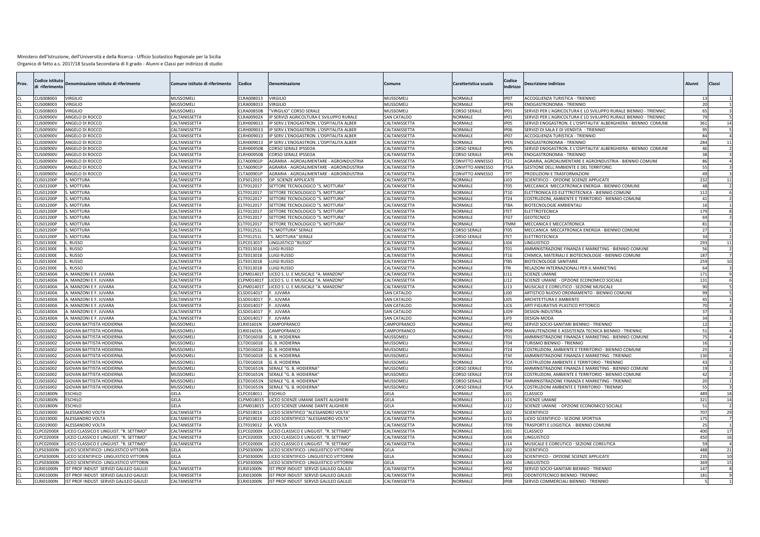Ministero dell'Istruzione, dell'Università e della Ricerca - Ufficio Scolastico Regionale per la Sicilia
Organico di fatto a.s. 2017/18 Scuola Secondaria di II grado - Alunni e Classi per indirizzo di studio

| Prov. | Codice istituto di riferimento | Denominazione istituto di riferimento | Comune istituto di riferimento | Codice | Denominazione | Comune | Caratteristica scuola | Codice indirizzo | Descrizione indirizzo | Alunni | Classi |
|---|---|---|---|---|---|---|---|---|---|---|---|
| CL | CLIS008003 | VIRGILIO | MUSSOMELI | CLRA008013 | VIRGILIO | MUSSOMELI | NORMALE | IP07 | ACCOGLIENZA TURISTICA - TRIENNIO | 13 | 1 |
| CL | CLIS008003 | VIRGILIO | MUSSOMELI | CLRA008013 | VIRGILIO | MUSSOMELI | NORMALE | IPEN | ENOGASTRONOMIA - TRIENNIO | 20 | 1 |
| CL | CLIS008003 | VIRGILIO | MUSSOMELI | CLRA00850B | "VIRGILIO" CORSO SERALE | MUSSOMELI | CORSO SERALE | IP01 | SERVIZI PER L'AGRICOLTURA E LO SVILUPPO RURALE BIENNIO - TRIENNIC | 65 | 3 |
| CL | CLIS00900V | ANGELO DI ROCCO | CALTANISSETTA | CLRA00902X | IP SERVIZI AGRICOLTURA E SVILUPPO RURALE | SAN CATALDO | NORMALE | IP01 | SERVIZI PER L'AGRICOLTURA E LO SVILUPPO RURALE BIENNIO - TRIENNIC | 79 | 5 |
| CL | CLIS00900V | ANGELO DI ROCCO | CALTANISSETTA | CLRH009013 | IP SERV.L'ENOGASTRON. L'OSPITALITA ALBER | CALTANISSETTA | NORMALE | IP05 | SERVIZI ENOGASTRON. E L'OSPITALITA' ALBERGHIERA - BIENNIO COMUNE | 361 | 14 |
| CL | CLIS00900V | ANGELO DI ROCCO | CALTANISSETTA | CLRH009013 | IP SERV.L'ENOGASTRON. L'OSPITALITA ALBER | CALTANISSETTA | NORMALE | IP06 | SERVIZI DI SALA E DI VENDITA - TRIENNIO | 95 | 5 |
| CL | CLIS00900V | ANGELO DI ROCCO | CALTANISSETTA | CLRH009013 | IP SERV.L'ENOGASTRON. L'OSPITALITA ALBER | CALTANISSETTA | NORMALE | IP07 | ACCOGLIENZA TURISTICA - TRIENNIO | 84 | 4 |
| CL | CLIS00900V | ANGELO DI ROCCO | CALTANISSETTA | CLRH009013 | IP SERV.L'ENOGASTRON. L'OSPITALITA ALBER | CALTANISSETTA | NORMALE | IPEN | ENOGASTRONOMIA - TRIENNIO | 284 | 11 |
| CL | CLIS00900V | ANGELO DI ROCCO | CALTANISSETTA | CLRH00950B | CORSO SERALE IPSSEOA | CALTANISSETTA | CORSO SERALE | IP05 | SERVIZI ENOGASTRON. E L'OSPITALITA' ALBERGHIERA - BIENNIO COMUNE | 46 | 2 |
| CL | CLIS00900V | ANGELO DI ROCCO | CALTANISSETTA | CLRH00950B | CORSO SERALE IPSSEOA | CALTANISSETTA | CORSO SERALE | IPEN | ENOGASTRONOMIA - TRIENNIO | 38 | 3 |
| CL | CLIS00900V | ANGELO DI ROCCO | CALTANISSETTA | CLTA00901P | AGRARIA - AGROALIMENTARE - AGROINDUSTRIA | CALTANISSETTA | CONVITTO ANNESSO | IT21 | AGRARIA, AGROALIMENTARE E AGROINDUSTRIA - BIENNIO COMUNE | 86 | 4 |
| CL | CLIS00900V | ANGELO DI ROCCO | CALTANISSETTA | CLTA00901P | AGRARIA - AGROALIMENTARE - AGROINDUSTRIA | CALTANISSETTA | CONVITTO ANNESSO | ITGA | GESTIONE DELL'AMBIENTE E DEL TERRITORIC | 55 | 3 |
| CL | CLIS00900V | ANGELO DI ROCCO | CALTANISSETTA | CLTA00901P | AGRARIA - AGROALIMENTARE - AGROINDUSTRIA | CALTANISSETTA | CONVITTO ANNESSO | ITPT | PRODUZIONI E TRASFORMAZIONI | 49 | 3 |
| CL | CLIS01200P | S. MOTTURA | CALTANISSETTA | CLPS012015 | OP. SCIENZE APPLICATE | CALTANISSETTA | NORMALE | LI03 | SCIENTIFICO - OPZIONE SCIENZE APPLICATE | 232 | 11 |
| CL | CLIS01200P | S. MOTTURA | CALTANISSETTA | CLTF012017 | SETTORE TECNOLOGICO "S. MOTTURA" | CALTANISSETTA | NORMALE | IT05 | MECCANICA MECCATRONICA ENERGIA - BIENNIO COMUNE | 48 | 2 |
| CL | CLIS01200P | S. MOTTURA | CALTANISSETTA | CLTF012017 | SETTORE TECNOLOGICO "S. MOTTURA" | CALTANISSETTA | NORMALE | IT10 | ELETTRONICA ED ELETTROTECNICA - BIENNIO COMUNE | 112 | 6 |
| CL | CLIS01200P | S. MOTTURA | CALTANISSETTA | CLTF012017 | SETTORE TECNOLOGICO "S. MOTTURA" | CALTANISSETTA | NORMALE | IT24 | COSTRUZIONI, AMBIENTE E TERRITORIO - BIENNIO COMUNE | 41 | 2 |
| CL | CLIS01200P | S. MOTTURA | CALTANISSETTA | CLTF012017 | SETTORE TECNOLOGICO "S. MOTTURA" | CALTANISSETTA | NORMALE | ITBA | BIOTECNOLOGIE AMBIENTALI | 16 | 1 |
| CL | CLIS01200P | S. MOTTURA | CALTANISSETTA | CLTF012017 | SETTORE TECNOLOGICO "S. MOTTURA" | CALTANISSETTA | NORMALE | ITET | ELETTROTECNICA | 179 | 8 |
| CL | CLIS01200P | S. MOTTURA | CALTANISSETTA | CLTF012017 | SETTORE TECNOLOGICO "S. MOTTURA" | CALTANISSETTA | NORMALE | ITGT | GEOTECNICO | 69 | 3 |
| CL | CLIS01200P | S. MOTTURA | CALTANISSETTA | CLTF012017 | SETTORE TECNOLOGICO "S. MOTTURA" | CALTANISSETTA | NORMALE | ITMM | MECCANICA E MECCATRONICA | 81 | 3 |
| CL | CLIS01200P | S. MOTTURA | CALTANISSETTA | CLTF01251L | "S. MOTTURA" SERALE | CALTANISSETTA | CORSO SERALE | IT05 | MECCANICA MECCATRONICA ENERGIA - BIENNIO COMUNE | 27 | 1 |
| CL | CLIS01200P | S. MOTTURA | CALTANISSETTA | CLTF01251L | "S. MOTTURA" SERALE | CALTANISSETTA | CORSO SERALE | ITET | ELETTROTECNICA | 34 | 2 |
| CL | CLIS01300E | L. RUSSO | CALTANISSETTA | CLPC01301T | LINGUISTICO "RUSSO" | CALTANISSETTA | NORMALE | LI04 | LINGUISTICO | 293 | 11 |
| CL | CLIS01300E | L. RUSSO | CALTANISSETTA | CLTE013018 | LUIGI RUSSO | CALTANISSETTA | NORMALE | IT01 | AMMINISTRAZIONE FINANZA E MARKETING - BIENNIO COMUNE | 56 | 2 |
| CL | CLIS01300E | L. RUSSO | CALTANISSETTA | CLTE013018 | LUIGI RUSSO | CALTANISSETTA | NORMALE | IT16 | CHIMICA, MATERIALI E BIOTECNOLOGIE - BIENNIO COMUNE | 187 | 7 |
| CL | CLIS01300E | L. RUSSO | CALTANISSETTA | CLTE013018 | LUIGI RUSSO | CALTANISSETTA | NORMALE | ITBS | BIOTECNOLOGIE SANITARIE | 259 | 10 |
| CL | CLIS01300E | L. RUSSO | CALTANISSETTA | CLTE013018 | LUIGI RUSSO | CALTANISSETTA | NORMALE | ITRI | RELAZIONI INTERNAZIONALI PER IL MARKETING | 64 | 3 |
| CL | CLIS01400A | A. MANZONI E F. JUVARA | CALTANISSETTA | CLPM01401T | LICEO S. U. E MUSICALE "A. MANZONI" | CALTANISSETTA | NORMALE | LI11 | SCIENZE UMANE | 171 | 9 |
| CL | CLIS01400A | A. MANZONI E F. JUVARA | CALTANISSETTA | CLPM01401T | LICEO S. U. E MUSICALE "A. MANZONI" | CALTANISSETTA | NORMALE | LI12 | SCIENZE UMANE - OPZIONE ECONOMICO SOCIALE | 131 | 6 |
| CL | CLIS01400A | A. MANZONI E F. JUVARA | CALTANISSETTA | CLPM01401T | LICEO S. U. E MUSICALE "A. MANZONI" | CALTANISSETTA | NORMALE | LI13 | MUSICALE E COREUTICO - SEZIONE MUSICALE | 90 | 5 |
| CL | CLIS01400A | A. MANZONI E F. JUVARA | CALTANISSETTA | CLSD014017 | F. JUVARA | SAN CATALDO | NORMALE | LI00 | ARTISTICO NUOVO ORDINAMENTO - BIENNIO COMUNE | 99 | 5 |
| CL | CLIS01400A | A. MANZONI E F. JUVARA | CALTANISSETTA | CLSD014017 | F. JUVARA | SAN CATALDO | NORMALE | LI05 | ARCHITETTURA E AMBIENTE | 45 | 3 |
| CL | CLIS01400A | A. MANZONI E F. JUVARA | CALTANISSETTA | CLSD014017 | F. JUVARA | SAN CATALDO | NORMALE | LIC6 | ARTI FIGURATIVE-PLASTICO PITTORICO | 70 | 4 |
| CL | CLIS01400A | A. MANZONI E F. JUVARA | CALTANISSETTA | CLSD014017 | F. JUVARA | SAN CATALDO | NORMALE | LID9 | DESIGN-INDUSTRIA | 37 | 3 |
| CL | CLIS01400A | A. MANZONI E F. JUVARA | CALTANISSETTA | CLSD014017 | F. JUVARA | SAN CATALDO | NORMALE | LIF9 | DESIGN-MODA | 34 | 3 |
| CL | CLIS016002 | GIOVAN BATTISTA HODIERNA | MUSSOMELI | CLRI01601N | CAMPOFRANCO | CAMPOFRANCO | NORMALE | IP02 | SERVIZI SOCIO-SANITARI BIENNIO - TRIENNIO | 12 | 1 |
| CL | CLIS016002 | GIOVAN BATTISTA HODIERNA | MUSSOMELI | CLRI01601N | CAMPOFRANCO | CAMPOFRANCO | NORMALE | IP09 | MANUTENZIONE E ASSISTENZA TECNICA BIENNIO - TRIENNIC | 51 | 4 |
| CL | CLIS016002 | GIOVAN BATTISTA HODIERNA | MUSSOMELI | CLTD016018 | G. B. HODIERNA | MUSSOMELI | NORMALE | IT01 | AMMINISTRAZIONE FINANZA E MARKETING - BIENNIO COMUNE | 75 | 4 |
| CL | CLIS016002 | GIOVAN BATTISTA HODIERNA | MUSSOMELI | CLTD016018 | G. B. HODIERNA | MUSSOMELI | NORMALE | IT04 | TURISMO BIENNIO - TRIENNIO | 16 | 1 |
| CL | CLIS016002 | GIOVAN BATTISTA HODIERNA | MUSSOMELI | CLTD016018 | G. B. HODIERNA | MUSSOMELI | NORMALE | IT24 | COSTRUZIONI, AMBIENTE E TERRITORIO - BIENNIO COMUNE | 25 | 2 |
| CL | CLIS016002 | GIOVAN BATTISTA HODIERNA | MUSSOMELI | CLTD016018 | G. B. HODIERNA | MUSSOMELI | NORMALE | ITAF | AMMINISTRAZIONE FINANZA E MARKETING - TRIENNIC | 130 | 6 |
| CL | CLIS016002 | GIOVAN BATTISTA HODIERNA | MUSSOMELI | CLTD016018 | G. B. HODIERNA | MUSSOMELI | NORMALE | ITCA | COSTRUZIONI AMBIENTE E TERRITORIO - TRIENNIC | 43 | 3 |
| CL | CLIS016002 | GIOVAN BATTISTA HODIERNA | MUSSOMELI | CLTD01651N | SERALE "G. B. HODIERNA" | MUSSOMELI | CORSO SERALE | IT01 | AMMINISTRAZIONE FINANZA E MARKETING - BIENNIO COMUNE | 19 | 1 |
| CL | CLIS016002 | GIOVAN BATTISTA HODIERNA | MUSSOMELI | CLTD01651N | SERALE "G. B. HODIERNA" | MUSSOMELI | CORSO SERALE | IT24 | COSTRUZIONI, AMBIENTE E TERRITORIO - BIENNIO COMUNE | 42 | 2 |
| CL | CLIS016002 | GIOVAN BATTISTA HODIERNA | MUSSOMELI | CLTD01651N | SERALE "G. B. HODIERNA" | MUSSOMELI | CORSO SERALE | ITAF | AMMINISTRAZIONE FINANZA E MARKETING - TRIENNIC | 20 | 1 |
| CL | CLIS016002 | GIOVAN BATTISTA HODIERNA | MUSSOMELI | CLTD01651N | SERALE "G. B. HODIERNA" | MUSSOMELI | CORSO SERALE | ITCA | COSTRUZIONI AMBIENTE E TERRITORIO - TRIENNIC | 55 | 3 |
| CL | CLIS01800N | ESCHILO | GELA | CLPC018011 | ESCHILO | GELA | NORMALE | LI01 | CLASSICO | 489 | 18 |
| CL | CLIS01800N | ESCHILO | GELA | CLPM018015 | LICEO SCIENZE UMANE DANTE ALIGHIERI | GELA | NORMALE | LI11 | SCIENZE UMANE | 321 | 14 |
| CL | CLIS01800N | ESCHILO | GELA | CLPM018015 | LICEO SCIENZE UMANE DANTE ALIGHIERI | GELA | NORMALE | LI12 | SCIENZE UMANE - OPZIONE ECONOMICO SOCIALE | 51 | 2 |
| CL | CLIS01900D | ALESSANDRO VOLTA | CALTANISSETTA | CLPS01901X | LICEO SCIENTIFICO "ALESSANDRO VOLTA" | CALTANISSETTA | NORMALE | LI02 | SCIENTIFICO | 707 | 29 |
| CL | CLIS01900D | ALESSANDRO VOLTA | CALTANISSETTA | CLPS01901X | LICEO SCIENTIFICO "ALESSANDRO VOLTA" | CALTANISSETTA | NORMALE | LI15 | LICEO SCIENTIFICO - SEZIONE SPORTIVA | 175 | 7 |
| CL | CLIS01900D | ALESSANDRO VOLTA | CALTANISSETTA | CLTF019012 | A. VOLTA | CALTANISSETTA | NORMALE | IT09 | TRASPORTI E LOGISTICA - BIENNIO COMUNE | 25 | 1 |
| CL | CLPC02000X | LICEO CLASSICO E LINGUIST. "R. SETTIMO" | CALTANISSETTA | CLPC02000X | LICEO CLASSICO E LINGUIST. "R. SETTIMO" | CALTANISSETTA | NORMALE | LI01 | CLASSICO | 400 | 17 |
| CL | CLPC02000X | LICEO CLASSICO E LINGUIST. "R. SETTIMO" | CALTANISSETTA | CLPC02000X | LICEO CLASSICO E LINGUIST. "R. SETTIMO" | CALTANISSETTA | NORMALE | LI04 | LINGUISTICO | 450 | 16 |
| CL | CLPC02000X | LICEO CLASSICO E LINGUIST. "R. SETTIMO" | CALTANISSETTA | CLPC02000X | LICEO CLASSICO E LINGUIST. "R. SETTIMO" | CALTANISSETTA | NORMALE | LI14 | MUSICALE E COREUTICO - SEZIONE COREUTICA | 59 | 4 |
| CL | CLPS03000N | LICEO SCIENTIFICO- LINGUISTICO VITTORIN | GELA | CLPS03000N | LICEO SCIENTIFICO- LINGUISTICO VITTORINI | GELA | NORMALE | LI02 | SCIENTIFICO | 488 | 21 |
| CL | CLPS03000N | LICEO SCIENTIFICO- LINGUISTICO VITTORIN | GELA | CLPS03000N | LICEO SCIENTIFICO- LINGUISTICO VITTORINI | GELA | NORMALE | LI03 | SCIENTIFICO - OPZIONE SCIENZE APPLICATE | 235 | 10 |
| CL | CLPS03000N | LICEO SCIENTIFICO- LINGUISTICO VITTORIN | GELA | CLPS03000N | LICEO SCIENTIFICO- LINGUISTICO VITTORINI | GELA | NORMALE | LI04 | LINGUISTICO | 369 | 15 |
| CL | CLRI01000N | IST PROF INDUST SERVIZI GALILEO GALILEI | CALTANISSETTA | CLRI01000N | IST PROF INDUST SERVIZI GALILEO GALILEI | CALTANISSETTA | NORMALE | IP02 | SERVIZI SOCIO-SANITARI BIENNIO - TRIENNIO | 147 | 8 |
| CL | CLRI01000N | IST PROF INDUST SERVIZI GALILEO GALILEI | CALTANISSETTA | CLRI01000N | IST PROF INDUST SERVIZI GALILEO GALILEI | CALTANISSETTA | NORMALE | IP03 | ODONTOTECNICO BIENNIO- TRIENNIC | 181 | 9 |
| CL | CLRI01000N | IST PROF INDUST SERVIZI GALILEO GALILEI | CALTANISSETTA | CLRI01000N | IST PROF INDUST SERVIZI GALILEO GALILEI | CALTANISSETTA | NORMALE | IP08 | SERVIZI COMMERCIALI BIENNIO - TRIENNIO | 5 | 1 |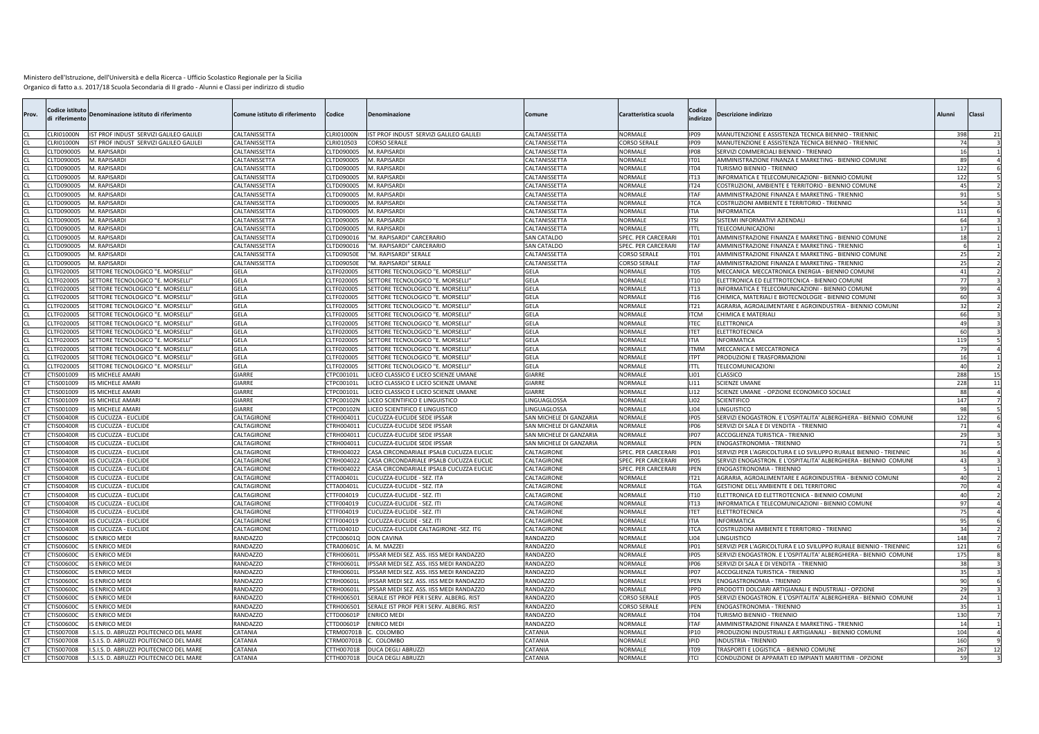Ministero dell'Istruzione, dell'Università e della Ricerca - Ufficio Scolastico Regionale per la Sicilia
Organico di fatto a.s. 2017/18 Scuola Secondaria di II grado - Alunni e Classi per indirizzo di studio

| Prov. | Codice istituto di riferimento | Denominazione istituto di riferimento | Comune istituto di riferimento | Codice | Denominazione | Comune | Caratteristica scuola | Codice indirizzo | Descrizione indirizzo | Alunni | Classi |
|---|---|---|---|---|---|---|---|---|---|---|---|
| CL | CLRI01000N | IST PROF INDUST SERVIZI GALILEO GALILEI | CALTANISSETTA | CLRI01000N | IST PROF INDUST SERVIZI GALILEO GALILEI | CALTANISSETTA | NORMALE | IP09 | MANUTENZIONE E ASSISTENZA TECNICA BIENNIO - TRIENNIC | 398 | 21 |
| CL | CLRI01000N | IST PROF INDUST SERVIZI GALILEO GALILEI | CALTANISSETTA | CLRI010503 | CORSO SERALE | CALTANISSETTA | CORSO SERALE | IP09 | MANUTENZIONE E ASSISTENZA TECNICA BIENNIO - TRIENNIC | 74 | 3 |
| CL | CLTD090005 | M. RAPISARDI | CALTANISSETTA | CLTD090005 | M. RAPISARDI | CALTANISSETTA | NORMALE | IP08 | SERVIZI COMMERCIALI BIENNIO - TRIENNIO | 16 | 1 |
| CL | CLTD090005 | M. RAPISARDI | CALTANISSETTA | CLTD090005 | M. RAPISARDI | CALTANISSETTA | NORMALE | IT01 | AMMINISTRAZIONE FINANZA E MARKETING - BIENNIO COMUNE | 89 | 4 |
| CL | CLTD090005 | M. RAPISARDI | CALTANISSETTA | CLTD090005 | M. RAPISARDI | CALTANISSETTA | NORMALE | IT04 | TURISMO BIENNIO - TRIENNIO | 122 | 6 |
| CL | CLTD090005 | M. RAPISARDI | CALTANISSETTA | CLTD090005 | M. RAPISARDI | CALTANISSETTA | NORMALE | IT13 | INFORMATICA E TELECOMUNICAZIONI - BIENNIO COMUNE | 122 | 5 |
| CL | CLTD090005 | M. RAPISARDI | CALTANISSETTA | CLTD090005 | M. RAPISARDI | CALTANISSETTA | NORMALE | IT24 | COSTRUZIONI, AMBIENTE E TERRITORIO - BIENNIO COMUNE | 45 | 2 |
| CL | CLTD090005 | M. RAPISARDI | CALTANISSETTA | CLTD090005 | M. RAPISARDI | CALTANISSETTA | NORMALE | ITAF | AMMINISTRAZIONE FINANZA E MARKETING - TRIENNIO | 91 | 5 |
| CL | CLTD090005 | M. RAPISARDI | CALTANISSETTA | CLTD090005 | M. RAPISARDI | CALTANISSETTA | NORMALE | ITCA | COSTRUZIONI AMBIENTE E TERRITORIO - TRIENNIO | 54 | 3 |
| CL | CLTD090005 | M. RAPISARDI | CALTANISSETTA | CLTD090005 | M. RAPISARDI | CALTANISSETTA | NORMALE | ITIA | INFORMATICA | 111 | 6 |
| CL | CLTD090005 | M. RAPISARDI | CALTANISSETTA | CLTD090005 | M. RAPISARDI | CALTANISSETTA | NORMALE | ITSI | SISTEMI INFORMATIVI AZIENDALI | 64 | 3 |
| CL | CLTD090005 | M. RAPISARDI | CALTANISSETTA | CLTD090005 | M. RAPISARDI | CALTANISSETTA | NORMALE | ITTL | TELECOMUNICAZIONI | 17 | 1 |
| CL | CLTD090005 | M. RAPISARDI | CALTANISSETTA | CLTD090016 | "M. RAPISARDI" CARCERARIO | SAN CATALDO | SPEC. PER CARCERARI | IT01 | AMMINISTRAZIONE FINANZA E MARKETING - BIENNIO COMUNE | 18 | 2 |
| CL | CLTD090005 | M. RAPISARDI | CALTANISSETTA | CLTD090016 | "M. RAPISARDI" CARCERARIO | SAN CATALDO | SPEC. PER CARCERARI | ITAF | AMMINISTRAZIONE FINANZA E MARKETING - TRIENNIO | 6 | 1 |
| CL | CLTD090005 | M. RAPISARDI | CALTANISSETTA | CLTD09050E | "M. RAPISARDI" SERALE | CALTANISSETTA | CORSO SERALE | IT01 | AMMINISTRAZIONE FINANZA E MARKETING - BIENNIO COMUNE | 25 | 2 |
| CL | CLTD090005 | M. RAPISARDI | CALTANISSETTA | CLTD09050E | "M. RAPISARDI" SERALE | CALTANISSETTA | CORSO SERALE | ITAF | AMMINISTRAZIONE FINANZA E MARKETING - TRIENNIO | 25 | 2 |
| CL | CLTF020005 | SETTORE TECNOLOGICO "E. MORSELLI" | GELA | CLTF020005 | SETTORE TECNOLOGICO "E. MORSELLI" | GELA | NORMALE | IT05 | MECCANICA MECCATRONICA ENERGIA - BIENNIO COMUNE | 41 | 2 |
| CL | CLTF020005 | SETTORE TECNOLOGICO "E. MORSELLI" | GELA | CLTF020005 | SETTORE TECNOLOGICO "E. MORSELLI" | GELA | NORMALE | IT10 | ELETTRONICA ED ELETTROTECNICA - BIENNIO COMUNE | 77 | 3 |
| CL | CLTF020005 | SETTORE TECNOLOGICO "E. MORSELLI" | GELA | CLTF020005 | SETTORE TECNOLOGICO "E. MORSELLI" | GELA | NORMALE | IT13 | INFORMATICA E TELECOMUNICAZIONI - BIENNIO COMUNE | 99 | 4 |
| CL | CLTF020005 | SETTORE TECNOLOGICO "E. MORSELLI" | GELA | CLTF020005 | SETTORE TECNOLOGICO "E. MORSELLI" | GELA | NORMALE | IT16 | CHIMICA, MATERIALI E BIOTECNOLOGIE - BIENNIO COMUNE | 60 | 3 |
| CL | CLTF020005 | SETTORE TECNOLOGICO "E. MORSELLI" | GELA | CLTF020005 | SETTORE TECNOLOGICO "E. MORSELLI" | GELA | NORMALE | IT21 | AGRARIA, AGROALIMENTARE E AGROINDUSTRIA - BIENNIO COMUNE | 32 | 2 |
| CL | CLTF020005 | SETTORE TECNOLOGICO "E. MORSELLI" | GELA | CLTF020005 | SETTORE TECNOLOGICO "E. MORSELLI" | GELA | NORMALE | ITCM | CHIMICA E MATERIALI | 66 | 3 |
| CL | CLTF020005 | SETTORE TECNOLOGICO "E. MORSELLI" | GELA | CLTF020005 | SETTORE TECNOLOGICO "E. MORSELLI" | GELA | NORMALE | ITEC | ELETTRONICA | 49 | 3 |
| CL | CLTF020005 | SETTORE TECNOLOGICO "E. MORSELLI" | GELA | CLTF020005 | SETTORE TECNOLOGICO "E. MORSELLI" | GELA | NORMALE | ITET | ELETTROTECNICA | 60 | 3 |
| CL | CLTF020005 | SETTORE TECNOLOGICO "E. MORSELLI" | GELA | CLTF020005 | SETTORE TECNOLOGICO "E. MORSELLI" | GELA | NORMALE | ITIA | INFORMATICA | 119 | 5 |
| CL | CLTF020005 | SETTORE TECNOLOGICO "E. MORSELLI" | GELA | CLTF020005 | SETTORE TECNOLOGICO "E. MORSELLI" | GELA | NORMALE | ITMM | MECCANICA E MECCATRONICA | 79 | 4 |
| CL | CLTF020005 | SETTORE TECNOLOGICO "E. MORSELLI" | GELA | CLTF020005 | SETTORE TECNOLOGICO "E. MORSELLI" | GELA | NORMALE | ITPT | PRODUZIONI E TRASFORMAZIONI | 16 | 1 |
| CL | CLTF020005 | SETTORE TECNOLOGICO "E. MORSELLI" | GELA | CLTF020005 | SETTORE TECNOLOGICO "E. MORSELLI" | GELA | NORMALE | ITTL | TELECOMUNICAZIONI | 40 | 2 |
| CT | CTIS001009 | IIS MICHELE AMARI | GIARRE | CTPC00101L | LICEO CLASSICO E LICEO SCIENZE UMANE | GIARRE | NORMALE | LI01 | CLASSICO | 288 | 15 |
| CT | CTIS001009 | IIS MICHELE AMARI | GIARRE | CTPC00101L | LICEO CLASSICO E LICEO SCIENZE UMANE | GIARRE | NORMALE | LI11 | SCIENZE UMANE | 228 | 11 |
| CT | CTIS001009 | IIS MICHELE AMARI | GIARRE | CTPC00101L | LICEO CLASSICO E LICEO SCIENZE UMANE | GIARRE | NORMALE | LI12 | SCIENZE UMANE - OPZIONE ECONOMICO SOCIALE | 88 | 4 |
| CT | CTIS001009 | IIS MICHELE AMARI | GIARRE | CTPC00102N | LICEO SCIENTIFICO E LINGUISTICO | LINGUAGLOSSA | NORMALE | LI02 | SCIENTIFICO | 147 | 7 |
| CT | CTIS001009 | IIS MICHELE AMARI | GIARRE | CTPC00102N | LICEO SCIENTIFICO E LINGUISTICO | LINGUAGLOSSA | NORMALE | LI04 | LINGUISTICO | 98 | 5 |
| CT | CTIS00400R | IIS CUCUZZA - EUCLIDE | CALTAGIRONE | CTRH004011 | CUCUZZA-EUCLIDE SEDE IPSSAR | SAN MICHELE DI GANZARIA | NORMALE | IP05 | SERVIZI ENOGASTRON. E L'OSPITALITA' ALBERGHIERA - BIENNIO COMUNE | 122 | 6 |
| CT | CTIS00400R | IIS CUCUZZA - EUCLIDE | CALTAGIRONE | CTRH004011 | CUCUZZA-EUCLIDE SEDE IPSSAR | SAN MICHELE DI GANZARIA | NORMALE | IP06 | SERVIZI DI SALA E DI VENDITA - TRIENNIO | 71 | 4 |
| CT | CTIS00400R | IIS CUCUZZA - EUCLIDE | CALTAGIRONE | CTRH004011 | CUCUZZA-EUCLIDE SEDE IPSSAR | SAN MICHELE DI GANZARIA | NORMALE | IP07 | ACCOGLIENZA TURISTICA - TRIENNIO | 29 | 3 |
| CT | CTIS00400R | IIS CUCUZZA - EUCLIDE | CALTAGIRONE | CTRH004011 | CUCUZZA-EUCLIDE SEDE IPSSAR | SAN MICHELE DI GANZARIA | NORMALE | IPEN | ENOGASTRONOMIA - TRIENNIO | 71 | 5 |
| CT | CTIS00400R | IIS CUCUZZA - EUCLIDE | CALTAGIRONE | CTRH004022 | CASA CIRCONDARIALE IPSALB CUCUZZA EUCLID | CALTAGIRONE | SPEC. PER CARCERARI | IP01 | SERVIZI PER L'AGRICOLTURA E LO SVILUPPO RURALE BIENNIO - TRIENNIC | 36 | 4 |
| CT | CTIS00400R | IIS CUCUZZA - EUCLIDE | CALTAGIRONE | CTRH004022 | CASA CIRCONDARIALE IPSALB CUCUZZA EUCLID | CALTAGIRONE | SPEC. PER CARCERARI | IP05 | SERVIZI ENOGASTRON. E L'OSPITALITA' ALBERGHIERA - BIENNIO COMUNE | 43 | 3 |
| CT | CTIS00400R | IIS CUCUZZA - EUCLIDE | CALTAGIRONE | CTRH004022 | CASA CIRCONDARIALE IPSALB CUCUZZA EUCLID | CALTAGIRONE | SPEC. PER CARCERARI | IPEN | ENOGASTRONOMIA - TRIENNIO | 5 | 1 |
| CT | CTIS00400R | IIS CUCUZZA - EUCLIDE | CALTAGIRONE | CTTA00401L | CUCUZZA-EUCLIDE - SEZ. ITA | CALTAGIRONE | NORMALE | IT21 | AGRARIA, AGROALIMENTARE E AGROINDUSTRIA - BIENNIO COMUNE | 40 | 2 |
| CT | CTIS00400R | IIS CUCUZZA - EUCLIDE | CALTAGIRONE | CTTA00401L | CUCUZZA-EUCLIDE - SEZ. ITA | CALTAGIRONE | NORMALE | ITGA | GESTIONE DELL'AMBIENTE E DEL TERRITORIO | 70 | 4 |
| CT | CTIS00400R | IIS CUCUZZA - EUCLIDE | CALTAGIRONE | CTTF004019 | CUCUZZA-EUCLIDE - SEZ. ITI | CALTAGIRONE | NORMALE | IT10 | ELETTRONICA ED ELETTROTECNICA - BIENNIO COMUNE | 40 | 2 |
| CT | CTIS00400R | IIS CUCUZZA - EUCLIDE | CALTAGIRONE | CTTF004019 | CUCUZZA-EUCLIDE - SEZ. ITI | CALTAGIRONE | NORMALE | IT13 | INFORMATICA E TELECOMUNICAZIONI - BIENNIO COMUNE | 97 | 4 |
| CT | CTIS00400R | IIS CUCUZZA - EUCLIDE | CALTAGIRONE | CTTF004019 | CUCUZZA-EUCLIDE - SEZ. ITI | CALTAGIRONE | NORMALE | ITET | ELETTROTECNICA | 75 | 4 |
| CT | CTIS00400R | IIS CUCUZZA - EUCLIDE | CALTAGIRONE | CTTF004019 | CUCUZZA-EUCLIDE - SEZ. ITI | CALTAGIRONE | NORMALE | ITIA | INFORMATICA | 95 | 6 |
| CT | CTIS00400R | IIS CUCUZZA - EUCLIDE | CALTAGIRONE | CTTL00401D | CUCUZZA-EUCLIDE CALTAGIRONE -SEZ. ITG | CALTAGIRONE | NORMALE | ITCA | COSTRUZIONI AMBIENTE E TERRITORIO - TRIENNIO | 34 | 2 |
| CT | CTIS00600C | IS ENRICO MEDI | RANDAZZO | CTPC00601Q | DON CAVINA | RANDAZZO | NORMALE | LI04 | LINGUISTICO | 148 | 7 |
| CT | CTIS00600C | IS ENRICO MEDI | RANDAZZO | CTRA00601C | A. M. MAZZEI | RANDAZZO | NORMALE | IP01 | SERVIZI PER L'AGRICOLTURA E LO SVILUPPO RURALE BIENNIO - TRIENNIC | 121 | 6 |
| CT | CTIS00600C | IS ENRICO MEDI | RANDAZZO | CTRH00601L | IPSSAR MEDI SEZ. ASS. IISS MEDI RANDAZZO | RANDAZZO | NORMALE | IP05 | SERVIZI ENOGASTRON. E L'OSPITALITA' ALBERGHIERA - BIENNIO COMUNE | 175 | 8 |
| CT | CTIS00600C | IS ENRICO MEDI | RANDAZZO | CTRH00601L | IPSSAR MEDI SEZ. ASS. IISS MEDI RANDAZZO | RANDAZZO | NORMALE | IP06 | SERVIZI DI SALA E DI VENDITA - TRIENNIO | 38 | 3 |
| CT | CTIS00600C | IS ENRICO MEDI | RANDAZZO | CTRH00601L | IPSSAR MEDI SEZ. ASS. IISS MEDI RANDAZZO | RANDAZZO | NORMALE | IP07 | ACCOGLIENZA TURISTICA - TRIENNIO | 35 | 3 |
| CT | CTIS00600C | IS ENRICO MEDI | RANDAZZO | CTRH00601L | IPSSAR MEDI SEZ. ASS. IISS MEDI RANDAZZO | RANDAZZO | NORMALE | IPEN | ENOGASTRONOMIA - TRIENNIO | 90 | 6 |
| CT | CTIS00600C | IS ENRICO MEDI | RANDAZZO | CTRH00601L | IPSSAR MEDI SEZ. ASS. IISS MEDI RANDAZZO | RANDAZZO | NORMALE | IPPD | PRODOTTI DOLCIARI ARTIGIANALI E INDUSTRIALI - OPZIONE | 29 | 3 |
| CT | CTIS00600C | IS ENRICO MEDI | RANDAZZO | CTRH006501 | SERALE IST PROF PER I SERV. ALBERG. RIST | RANDAZZO | CORSO SERALE | IP05 | SERVIZI ENOGASTRON. E L'OSPITALITA' ALBERGHIERA - BIENNIO COMUNE | 24 | 1 |
| CT | CTIS00600C | IS ENRICO MEDI | RANDAZZO | CTRH006501 | SERALE IST PROF PER I SERV. ALBERG. RIST | RANDAZZO | CORSO SERALE | IPEN | ENOGASTRONOMIA - TRIENNIO | 35 | 1 |
| CT | CTIS00600C | IS ENRICO MEDI | RANDAZZO | CTTD00601P | ENRICO MEDI | RANDAZZO | NORMALE | IT04 | TURISMO BIENNIO - TRIENNIO | 130 | 7 |
| CT | CTIS00600C | IS ENRICO MEDI | RANDAZZO | CTTD00601P | ENRICO MEDI | RANDAZZO | NORMALE | ITAF | AMMINISTRAZIONE FINANZA E MARKETING - TRIENNIO | 14 | 1 |
| CT | CTIS007008 | I.S.I.S. D. ABRUZZI POLITECNICO DEL MARE | CATANIA | CTRM00701B | C. COLOMBO | CATANIA | NORMALE | IP10 | PRODUZIONI INDUSTRIALI E ARTIGIANALI - BIENNIO COMUNE | 104 | 4 |
| CT | CTIS007008 | I.S.I.S. D. ABRUZZI POLITECNICO DEL MARE | CATANIA | CTRM00701B | C. COLOMBO | CATANIA | NORMALE | IPID | INDUSTRIA - TRIENNIO | 160 | 9 |
| CT | CTIS007008 | I.S.I.S. D. ABRUZZI POLITECNICO DEL MARE | CATANIA | CTTH007018 | DUCA DEGLI ABRUZZI | CATANIA | NORMALE | IT09 | TRASPORTI E LOGISTICA - BIENNIO COMUNE | 267 | 12 |
| CT | CTIS007008 | I.S.I.S. D. ABRUZZI POLITECNICO DEL MARE | CATANIA | CTTH007018 | DUCA DEGLI ABRUZZI | CATANIA | NORMALE | ITCI | CONDUZIONE DI APPARATI ED IMPIANTI MARITTIMI - OPZIONE | 59 | 3 |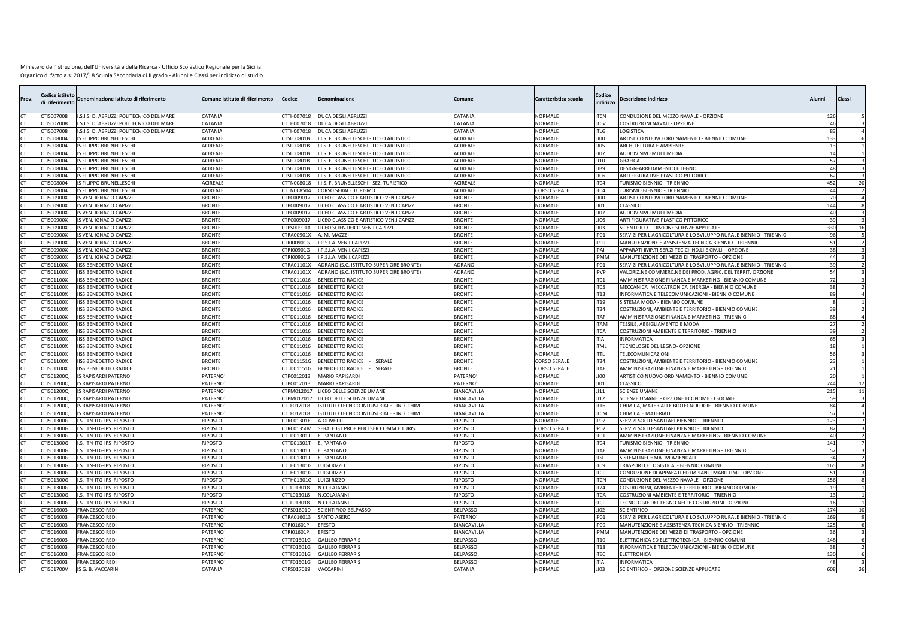Ministero dell'Istruzione, dell'Università e della Ricerca - Ufficio Scolastico Regionale per la Sicilia
Organico di fatto a.s. 2017/18 Scuola Secondaria di II grado - Alunni e Classi per indirizzo di studio

| Prov. | Codice istituto di riferimento | Denominazione istituto di riferimento | Comune istituto di riferimento | Codice | Denominazione | Comune | Caratteristica scuola | Codice indirizzo | Descrizione indirizzo | Alunni | Classi |
|---|---|---|---|---|---|---|---|---|---|---|---|
| CT | CTIS007008 | I.S.I.S. D. ABRUZZI POLITECNICO DEL MARE | CATANIA | CTTH007018 | DUCA DEGLI ABRUZZI | CATANIA | NORMALE | ITCN | CONDUZIONE DEL MEZZO NAVALE - OPZIONE | 126 | 5 |
| CT | CTIS007008 | I.S.I.S. D. ABRUZZI POLITECNICO DEL MARE | CATANIA | CTTH007018 | DUCA DEGLI ABRUZZI | CATANIA | NORMALE | ITCV | COSTRUZIONI NAVALI - OPZIONE | 46 | 3 |
| CT | CTIS007008 | I.S.I.S. D. ABRUZZI POLITECNICO DEL MARE | CATANIA | CTTH007018 | DUCA DEGLI ABRUZZI | CATANIA | NORMALE | ITLG | LOGISTICA | 83 | 4 |
| CT | CTIS008004 | IS FILIPPO BRUNELLESCHI | ACIREALE | CTSL00801B | I.I.S. F. BRUNELLESCHI - LICEO ARTISTICC | ACIREALE | NORMALE | LI00 | ARTISTICO NUOVO ORDINAMENTO - BIENNIO COMUNE | 133 | 6 |
| CT | CTIS008004 | IS FILIPPO BRUNELLESCHI | ACIREALE | CTSL00801B | I.I.S. F. BRUNELLESCHI - LICEO ARTISTICC | ACIREALE | NORMALE | LI05 | ARCHITETTURA E AMBIENTE | 13 | 1 |
| CT | CTIS008004 | IS FILIPPO BRUNELLESCHI | ACIREALE | CTSL00801B | I.I.S. F. BRUNELLESCHI - LICEO ARTISTICC | ACIREALE | NORMALE | LI07 | AUDIOVISIVO MULTIMEDIA | 14 | 1 |
| CT | CTIS008004 | IS FILIPPO BRUNELLESCHI | ACIREALE | CTSL00801B | I.I.S. F. BRUNELLESCHI - LICEO ARTISTICC | ACIREALE | NORMALE | LI10 | GRAFICA | 57 | 3 |
| CT | CTIS008004 | IS FILIPPO BRUNELLESCHI | ACIREALE | CTSL00801B | I.I.S. F. BRUNELLESCHI - LICEO ARTISTICC | ACIREALE | NORMALE | LIB9 | DESIGN-ARREDAMENTO E LEGNO | 48 | 3 |
| CT | CTIS008004 | IS FILIPPO BRUNELLESCHI | ACIREALE | CTSL00801B | I.I.S. F. BRUNELLESCHI - LICEO ARTISTICC | ACIREALE | NORMALE | LIC6 | ARTI FIGURATIVE-PLASTICO PITTORICO | 62 | 3 |
| CT | CTIS008004 | IS FILIPPO BRUNELLESCHI | ACIREALE | CTTN008018 | I.I.S. F. BRUNELLESCHI - SEZ. TURISTICO | ACIREALE | NORMALE | IT04 | TURISMO BIENNIO - TRIENNIO | 452 | 20 |
| CT | CTIS008004 | IS FILIPPO BRUNELLESCHI | ACIREALE | CTTN008504 | CORSO SERALE TURISMO | ACIREALE | CORSO SERALE | IT04 | TURISMO BIENNIO - TRIENNIO | 44 | 2 |
| CT | CTIS00900X | IS VEN. IGNAZIO CAPIZZI | BRONTE | CTPC009017 | LICEO CLASSICO E ARTISTICO VEN.I CAPIZZI | BRONTE | NORMALE | LI00 | ARTISTICO NUOVO ORDINAMENTO - BIENNIO COMUNE | 70 | 4 |
| CT | CTIS00900X | IS VEN. IGNAZIO CAPIZZI | BRONTE | CTPC009017 | LICEO CLASSICO E ARTISTICO VEN.I CAPIZZI | BRONTE | NORMALE | LI01 | CLASSICO | 144 | 8 |
| CT | CTIS00900X | IS VEN. IGNAZIO CAPIZZI | BRONTE | CTPC009017 | LICEO CLASSICO E ARTISTICO VEN.I CAPIZZI | BRONTE | NORMALE | LI07 | AUDIOVISIVO MULTIMEDIA | 40 | 3 |
| CT | CTIS00900X | IS VEN. IGNAZIO CAPIZZI | BRONTE | CTPC009017 | LICEO CLASSICO E ARTISTICO VEN.I CAPIZZI | BRONTE | NORMALE | LIC6 | ARTI FIGURATIVE-PLASTICO PITTORICO | 39 | 3 |
| CT | CTIS00900X | IS VEN. IGNAZIO CAPIZZI | BRONTE | CTPS00901A | LICEO SCIENTIFICO VEN.I.CAPIZZI | BRONTE | NORMALE | LI03 | SCIENTIFICO - OPZIONE SCIENZE APPLICATE | 330 | 16 |
| CT | CTIS00900X | IS VEN. IGNAZIO CAPIZZI | BRONTE | CTRA00901X | A. M. MAZZEI | BRONTE | NORMALE | IP01 | SERVIZI PER L'AGRICOLTURA E LO SVILUPPO RURALE BIENNIO - TRIENNIC | 96 | 5 |
| CT | CTIS00900X | IS VEN. IGNAZIO CAPIZZI | BRONTE | CTRI00901G | I.P.S.I.A. VEN.I.CAPIZZI | BRONTE | NORMALE | IP09 | MANUTENZIONE E ASSISTENZA TECNICA BIENNIO - TRIENNIC | 51 | 2 |
| CT | CTIS00900X | IS VEN. IGNAZIO CAPIZZI | BRONTE | CTRI00901G | I.P.S.I.A. VEN.I.CAPIZZI | BRONTE | NORMALE | IPAI | APPARATI IMP.TI SER.ZI TEC.CI IND.LI E CIV.LI - OPZIONE | 38 | 3 |
| CT | CTIS00900X | IS VEN. IGNAZIO CAPIZZI | BRONTE | CTRI00901G | I.P.S.I.A. VEN.I.CAPIZZI | BRONTE | NORMALE | IPMM | MANUTENZIONE DEI MEZZI DI TRASPORTO - OPZIONE | 44 | 3 |
| CT | CTIS01100X | IISS BENEDETTO RADICE | BRONTE | CTRA01101X | ADRANO (S.C. ISTITUTO SUPERIORE BRONTE) | ADRANO | NORMALE | IP01 | SERVIZI PER L'AGRICOLTURA E LO SVILUPPO RURALE BIENNIO - TRIENNIC | 39 | 2 |
| CT | CTIS01100X | IISS BENEDETTO RADICE | BRONTE | CTRA01101X | ADRANO (S.C. ISTITUTO SUPERIORE BRONTE) | ADRANO | NORMALE | IPVP | VALORIZ.NE COMMERC.NE DEI PROD. AGRIC. DEL TERRIT. OPZIONE | 54 | 3 |
| CT | CTIS01100X | IISS BENEDETTO RADICE | BRONTE | CTTD011016 | BENEDETTO RADICE | BRONTE | NORMALE | IT01 | AMMINISTRAZIONE FINANZA E MARKETING - BIENNIO COMUNE | 72 | 3 |
| CT | CTIS01100X | IISS BENEDETTO RADICE | BRONTE | CTTD011016 | BENEDETTO RADICE | BRONTE | NORMALE | IT05 | MECCANICA MECCATRONICA ENERGIA - BIENNIO COMUNE | 38 | 2 |
| CT | CTIS01100X | IISS BENEDETTO RADICE | BRONTE | CTTD011016 | BENEDETTO RADICE | BRONTE | NORMALE | IT13 | INFORMATICA E TELECOMUNICAZIONI - BIENNIO COMUNE | 89 | 4 |
| CT | CTIS01100X | IISS BENEDETTO RADICE | BRONTE | CTTD011016 | BENEDETTO RADICE | BRONTE | NORMALE | IT19 | SISTEMA MODA - BIENNIO COMUNE | 8 | 1 |
| CT | CTIS01100X | IISS BENEDETTO RADICE | BRONTE | CTTD011016 | BENEDETTO RADICE | BRONTE | NORMALE | IT24 | COSTRUZIONI, AMBIENTE E TERRITORIO - BIENNIO COMUNE | 39 | 2 |
| CT | CTIS01100X | IISS BENEDETTO RADICE | BRONTE | CTTD011016 | BENEDETTO RADICE | BRONTE | NORMALE | ITAF | AMMINISTRAZIONE FINANZA E MARKETING - TRIENNIO | 88 | 4 |
| CT | CTIS01100X | IISS BENEDETTO RADICE | BRONTE | CTTD011016 | BENEDETTO RADICE | BRONTE | NORMALE | ITAM | TESSILE, ABBIGLIAMENTO E MODA | 27 | 2 |
| CT | CTIS01100X | IISS BENEDETTO RADICE | BRONTE | CTTD011016 | BENEDETTO RADICE | BRONTE | NORMALE | ITCA | COSTRUZIONI AMBIENTE E TERRITORIO - TRIENNIO | 39 | 2 |
| CT | CTIS01100X | IISS BENEDETTO RADICE | BRONTE | CTTD011016 | BENEDETTO RADICE | BRONTE | NORMALE | ITIA | INFORMATICA | 65 | 3 |
| CT | CTIS01100X | IISS BENEDETTO RADICE | BRONTE | CTTD011016 | BENEDETTO RADICE | BRONTE | NORMALE | ITML | TECNOLOGIE DEL LEGNO- OPZIONE | 18 | 1 |
| CT | CTIS01100X | IISS BENEDETTO RADICE | BRONTE | CTTD011016 | BENEDETTO RADICE | BRONTE | NORMALE | ITTL | TELECOMUNICAZIONI | 56 | 3 |
| CT | CTIS01100X | IISS BENEDETTO RADICE | BRONTE | CTTD01151G | BENEDETTO RADICE - SERALE | BRONTE | CORSO SERALE | IT24 | COSTRUZIONI, AMBIENTE E TERRITORIO - BIENNIO COMUNE | 23 | 1 |
| CT | CTIS01100X | IISS BENEDETTO RADICE | BRONTE | CTTD01151G | BENEDETTO RADICE - SERALE | BRONTE | CORSO SERALE | ITAF | AMMINISTRAZIONE FINANZA E MARKETING - TRIENNIO | 21 | 1 |
| CT | CTIS01200Q | IS RAPISARDI PATERNO' | PATERNO' | CTPC012013 | MARIO RAPISARDI | PATERNO' | NORMALE | LI00 | ARTISTICO NUOVO ORDINAMENTO - BIENNIO COMUNE | 20 | 1 |
| CT | CTIS01200Q | IS RAPISARDI PATERNO' | PATERNO' | CTPC012013 | MARIO RAPISARDI | PATERNO' | NORMALE | LI01 | CLASSICO | 244 | 12 |
| CT | CTIS01200Q | IS RAPISARDI PATERNO' | PATERNO' | CTPM012017 | LICEO DELLE SCIENZE UMANE | BIANCAVILLA | NORMALE | LI11 | SCIENZE UMANE | 215 | 11 |
| CT | CTIS01200Q | IS RAPISARDI PATERNO' | PATERNO' | CTPM012017 | LICEO DELLE SCIENZE UMANE | BIANCAVILLA | NORMALE | LI12 | SCIENZE UMANE - OPZIONE ECONOMICO SOCIALE | 59 | 3 |
| CT | CTIS01200Q | IS RAPISARDI PATERNO' | PATERNO' | CTTF012018 | ISTITUTO TECNICO INDUSTRIALE - IND. CHIM | BIANCAVILLA | NORMALE | IT16 | CHIMICA, MATERIALI E BIOTECNOLOGIE - BIENNIO COMUNE | 84 | 4 |
| CT | CTIS01200Q | IS RAPISARDI PATERNO' | PATERNO' | CTTF012018 | ISTITUTO TECNICO INDUSTRIALE - IND. CHIM | BIANCAVILLA | NORMALE | ITCM | CHIMICA E MATERIALI | 57 | 3 |
| CT | CTIS01300G | I.S. ITN-ITG-IPS RIPOSTO | RIPOSTO | CTRC01301E | A.OLIVETTI | RIPOSTO | NORMALE | IP02 | SERVIZI SOCIO-SANITARI BIENNIO - TRIENNIO | 123 | 7 |
| CT | CTIS01300G | I.S. ITN-ITG-IPS RIPOSTO | RIPOSTO | CTRC01350V | SERALE IST PROF PER I SER COMM E TURIS | RIPOSTO | CORSO SERALE | IP02 | SERVIZI SOCIO-SANITARI BIENNIO - TRIENNIO | 82 | 3 |
| CT | CTIS01300G | I.S. ITN-ITG-IPS RIPOSTO | RIPOSTO | CTTD01301T | E. PANTANO | RIPOSTO | NORMALE | IT01 | AMMINISTRAZIONE FINANZA E MARKETING - BIENNIO COMUNE | 40 | 2 |
| CT | CTIS01300G | I.S. ITN-ITG-IPS RIPOSTO | RIPOSTO | CTTD01301T | E. PANTANO | RIPOSTO | NORMALE | IT04 | TURISMO BIENNIO - TRIENNIO | 141 | 7 |
| CT | CTIS01300G | I.S. ITN-ITG-IPS RIPOSTO | RIPOSTO | CTTD01301T | E. PANTANO | RIPOSTO | NORMALE | ITAF | AMMINISTRAZIONE FINANZA E MARKETING - TRIENNIO | 52 | 3 |
| CT | CTIS01300G | I.S. ITN-ITG-IPS RIPOSTO | RIPOSTO | CTTD01301T | E. PANTANO | RIPOSTO | NORMALE | ITSI | SISTEMI INFORMATIVI AZIENDALI | 34 | 2 |
| CT | CTIS01300G | I.S. ITN-ITG-IPS RIPOSTO | RIPOSTO | CTTH01301G | LUIGI RIZZO | RIPOSTO | NORMALE | IT09 | TRASPORTI E LOGISTICA - BIENNIO COMUNE | 165 | 8 |
| CT | CTIS01300G | I.S. ITN-ITG-IPS RIPOSTO | RIPOSTO | CTTH01301G | LUIGI RIZZO | RIPOSTO | NORMALE | ITCI | CONDUZIONE DI APPARATI ED IMPIANTI MARITTIMI - OPZIONE | 51 | 3 |
| CT | CTIS01300G | I.S. ITN-ITG-IPS RIPOSTO | RIPOSTO | CTTH01301G | LUIGI RIZZO | RIPOSTO | NORMALE | ITCN | CONDUZIONE DEL MEZZO NAVALE - OPZIONE | 156 | 8 |
| CT | CTIS01300G | I.S. ITN-ITG-IPS RIPOSTO | RIPOSTO | CTTL013018 | N.COLAJANNI | RIPOSTO | NORMALE | IT24 | COSTRUZIONI, AMBIENTE E TERRITORIO - BIENNIO COMUNE | 19 | 1 |
| CT | CTIS01300G | I.S. ITN-ITG-IPS RIPOSTO | RIPOSTO | CTTL013018 | N.COLAJANNI | RIPOSTO | NORMALE | ITCA | COSTRUZIONI AMBIENTE E TERRITORIO - TRIENNIO | 13 | 1 |
| CT | CTIS01300G | I.S. ITN-ITG-IPS RIPOSTO | RIPOSTO | CTTL013018 | N.COLAJANNI | RIPOSTO | NORMALE | ITCL | TECNOLOGIE DEL LEGNO NELLE COSTRUZIONI - OPZIONE | 16 | 1 |
| CT | CTIS016003 | FRANCESCO REDI | PATERNO' | CTPS01601D | SCIENTIFICO BELPASSO | BELPASSO | NORMALE | LI02 | SCIENTIFICO | 174 | 10 |
| CT | CTIS016003 | FRANCESCO REDI | PATERNO' | CTRA016013 | SANTO ASERO | PATERNO' | NORMALE | IP01 | SERVIZI PER L'AGRICOLTURA E LO SVILUPPO RURALE BIENNIO - TRIENNIC | 169 | 9 |
| CT | CTIS016003 | FRANCESCO REDI | PATERNO' | CTRI01601P | EFESTO | BIANCAVILLA | NORMALE | IP09 | MANUTENZIONE E ASSISTENZA TECNICA BIENNIO - TRIENNIC | 125 | 6 |
| CT | CTIS016003 | FRANCESCO REDI | PATERNO' | CTRI01601P | EFESTO | BIANCAVILLA | NORMALE | IPMM | MANUTENZIONE DEI MEZZI DI TRASPORTO - OPZIONE | 36 | 3 |
| CT | CTIS016003 | FRANCESCO REDI | PATERNO' | CTTF01601G | GALILEO FERRARIS | BELPASSO | NORMALE | IT10 | ELETTRONICA ED ELETTROTECNICA - BIENNIO COMUNE | 148 | 6 |
| CT | CTIS016003 | FRANCESCO REDI | PATERNO' | CTTF01601G | GALILEO FERRARIS | BELPASSO | NORMALE | IT13 | INFORMATICA E TELECOMUNICAZIONI - BIENNIO COMUNE | 38 | 2 |
| CT | CTIS016003 | FRANCESCO REDI | PATERNO' | CTTF01601G | GALILEO FERRARIS | BELPASSO | NORMALE | ITEC | ELETTRONICA | 130 | 6 |
| CT | CTIS016003 | FRANCESCO REDI | PATERNO' | CTTF01601G | GALILEO FERRARIS | BELPASSO | NORMALE | ITIA | INFORMATICA | 48 | 3 |
| CT | CTIS01700V | IS G. B. VACCARINI | CATANIA | CTPS017019 | VACCARINI | CATANIA | NORMALE | LI03 | SCIENTIFICO - OPZIONE SCIENZE APPLICATE | 608 | 26 |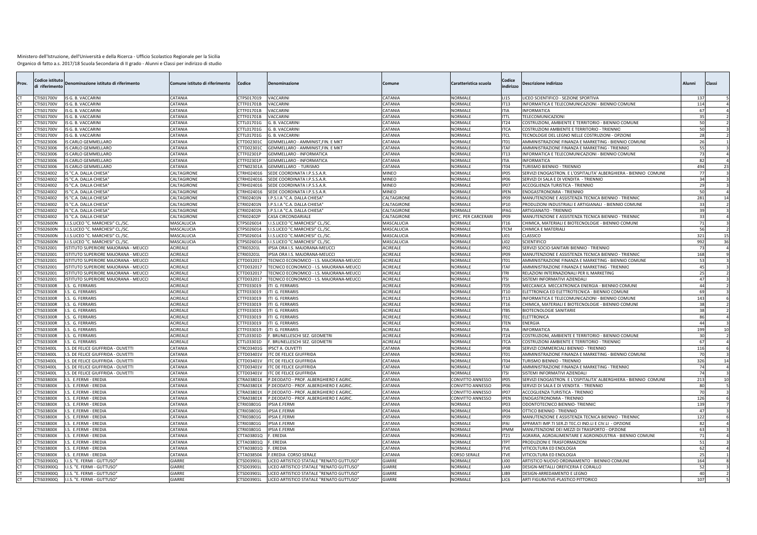Ministero dell'Istruzione, dell'Università e della Ricerca - Ufficio Scolastico Regionale per la Sicilia
Organico di fatto a.s. 2017/18 Scuola Secondaria di II grado - Alunni e Classi per indirizzo di studio

| Prov. | Codice istituto di riferimento | Denominazione istituto di riferimento | Comune istituto di riferimento | Codice | Denominazione | Comune | Caratteristica scuola | Codice indirizzo | Descrizione indirizzo | Alunni | Classi |
|---|---|---|---|---|---|---|---|---|---|---|---|
| CT | CTIS01700V | IS G. B. VACCARINI | CATANIA | CTPS017019 | VACCARINI | CATANIA | NORMALE | LI15 | LICEO SCIENTIFICO - SEZIONE SPORTIVA | 137 | 5 |
| CT | CTIS01700V | IS G. B. VACCARINI | CATANIA | CTTF01701B | VACCARINI | CATANIA | NORMALE | IT13 | INFORMATICA E TELECOMUNICAZIONI - BIENNIO COMUNE | 114 | 4 |
| CT | CTIS01700V | IS G. B. VACCARINI | CATANIA | CTTF01701B | VACCARINI | CATANIA | NORMALE | ITIA | INFORMATICA | 67 | 4 |
| CT | CTIS01700V | IS G. B. VACCARINI | CATANIA | CTTF01701B | VACCARINI | CATANIA | NORMALE | ITTL | TELECOMUNICAZIONI | 35 | 2 |
| CT | CTIS01700V | IS G. B. VACCARINI | CATANIA | CTTL01701G | G. B. VACCARINI | CATANIA | NORMALE | IT24 | COSTRUZIONI, AMBIENTE E TERRITORIO - BIENNIO COMUNE | 50 | 2 |
| CT | CTIS01700V | IS G. B. VACCARINI | CATANIA | CTTL01701G | G. B. VACCARINI | CATANIA | NORMALE | ITCA | COSTRUZIONI AMBIENTE E TERRITORIO - TRIENNIO | 50 | 3 |
| CT | CTIS01700V | IS G. B. VACCARINI | CATANIA | CTTL01701G | G. B. VACCARINI | CATANIA | NORMALE | ITCL | TECNOLOGIE DEL LEGNO NELLE COSTRUZIONI - OPZIONE | 28 | 2 |
| CT | CTIS023006 | IS CARLO GEMMELLARO | CATANIA | CTTD02301C | GEMMELLARO - AMMINIST,FIN. E MKT | CATANIA | NORMALE | IT01 | AMMINISTRAZIONE FINANZA E MARKETING - BIENNIO COMUNE | 26 | 1 |
| CT | CTIS023006 | IS CARLO GEMMELLARO | CATANIA | CTTD02301C | GEMMELLARO - AMMINIST,FIN. E MKT | CATANIA | NORMALE | ITAF | AMMINISTRAZIONE FINANZA E MARKETING - TRIENNIO | 55 | 3 |
| CT | CTIS023006 | IS CARLO GEMMELLARO | CATANIA | CTTF02301P | GEMMELLARO - INFORMATICA | CATANIA | NORMALE | IT13 | INFORMATICA E TELECOMUNICAZIONI - BIENNIO COMUNE | 73 | 4 |
| CT | CTIS023006 | IS CARLO GEMMELLARO | CATANIA | CTTF02301P | GEMMELLARO - INFORMATICA | CATANIA | NORMALE | ITIA | INFORMATICA | 82 | 4 |
| CT | CTIS023006 | IS CARLO GEMMELLARO | CATANIA | CTTN02301A | GEMMELLARO - TURISMO | CATANIA | NORMALE | IT04 | TURISMO BIENNIO - TRIENNIO | 494 | 23 |
| CT | CTIS024002 | IS "C.A. DALLA CHIESA" | CALTAGIRONE | CTRH024016 | SEDE COORDINATA I.P.S.S.A.R. | MINEO | NORMALE | IP05 | SERVIZI ENOGASTRON. E L'OSPITALITA' ALBERGHIERA - BIENNIO COMUNE | 77 | 3 |
| CT | CTIS024002 | IS "C.A. DALLA CHIESA" | CALTAGIRONE | CTRH024016 | SEDE COORDINATA I.P.S.S.A.R. | MINEO | NORMALE | IP06 | SERVIZI DI SALA E DI VENDITA - TRIENNIO | 34 | 3 |
| CT | CTIS024002 | IS "C.A. DALLA CHIESA" | CALTAGIRONE | CTRH024016 | SEDE COORDINATA I.P.S.S.A.R. | MINEO | NORMALE | IP07 | ACCOGLIENZA TURISTICA - TRIENNIO | 29 | 3 |
| CT | CTIS024002 | IS "C.A. DALLA CHIESA" | CALTAGIRONE | CTRH024016 | SEDE COORDINATA I.P.S.S.A.R. | MINEO | NORMALE | IPEN | ENOGASTRONOMIA - TRIENNIO | 50 | 4 |
| CT | CTIS024002 | IS "C.A. DALLA CHIESA" | CALTAGIRONE | CTRI02401N | I.P.S.I.A "C.A. DALLA CHIESA" | CALTAGIRONE | NORMALE | IP09 | MANUTENZIONE E ASSISTENZA TECNICA BIENNIO - TRIENNIC | 281 | 14 |
| CT | CTIS024002 | IS "C.A. DALLA CHIESA" | CALTAGIRONE | CTRI02401N | I.P.S.I.A "C.A. DALLA CHIESA" | CALTAGIRONE | NORMALE | IP10 | PRODUZIONI INDUSTRIALI E ARTIGIANALI - BIENNIO COMUNE | 33 | 2 |
| CT | CTIS024002 | IS "C.A. DALLA CHIESA" | CALTAGIRONE | CTRI02401N | I.P.S.I.A "C.A. DALLA CHIESA" | CALTAGIRONE | NORMALE | IPAG | ARTIGIANATO - TRIENNIO | 39 | 3 |
| CT | CTIS024002 | IS "C.A. DALLA CHIESA" | CALTAGIRONE | CTRI02402P | CASA CIRCONDARIALE | CALTAGIRONE | SPEC. PER CARCERARI | IP09 | MANUTENZIONE E ASSISTENZA TECNICA BIENNIO - TRIENNIC | 33 | 4 |
| CT | CTIS02600N | I.I.S.LICEO "C. MARCHESI" CL./SC. | MASCALUCIA | CTPS026014 | I.I.S.LICEO "C.MARCHESI" CL./SC. | MASCALUCIA | NORMALE | IT16 | CHIMICA, MATERIALI E BIOTECNOLOGIE - BIENNIO COMUNE | 71 | 3 |
| CT | CTIS02600N | I.I.S.LICEO "C. MARCHESI" CL./SC. | MASCALUCIA | CTPS026014 | I.I.S.LICEO "C.MARCHESI" CL./SC. | MASCALUCIA | NORMALE | ITCM | CHIMICA E MATERIALI | 56 | 2 |
| CT | CTIS02600N | I.I.S.LICEO "C. MARCHESI" CL./SC. | MASCALUCIA | CTPS026014 | I.I.S.LICEO "C.MARCHESI" CL./SC. | MASCALUCIA | NORMALE | LI01 | CLASSICO | 321 | 15 |
| CT | CTIS02600N | I.I.S.LICEO "C. MARCHESI" CL./SC. | MASCALUCIA | CTPS026014 | I.I.S.LICEO "C.MARCHESI" CL./SC. | MASCALUCIA | NORMALE | LI02 | SCIENTIFICO | 992 | 36 |
| CT | CTIS032001 | ISTITUTO SUPERIORE MAJORANA - MEUCCI | ACIREALE | CTRI03201L | IPSIA ORA I.S. MAJORANA-MEUCCI | ACIREALE | NORMALE | IP02 | SERVIZI SOCIO-SANITARI BIENNIO - TRIENNIO | 73 | 4 |
| CT | CTIS032001 | ISTITUTO SUPERIORE MAJORANA - MEUCCI | ACIREALE | CTRI03201L | IPSIA ORA I.S. MAJORANA-MEUCCI | ACIREALE | NORMALE | IP09 | MANUTENZIONE E ASSISTENZA TECNICA BIENNIO - TRIENNIC | 168 | 9 |
| CT | CTIS032001 | ISTITUTO SUPERIORE MAJORANA - MEUCCI | ACIREALE | CTTD032017 | TECNICO ECONOMICO - I.S. MAJORANA-MEUCCI | ACIREALE | NORMALE | IT01 | AMMINISTRAZIONE FINANZA E MARKETING - BIENNIO COMUNE | 53 | 3 |
| CT | CTIS032001 | ISTITUTO SUPERIORE MAJORANA - MEUCCI | ACIREALE | CTTD032017 | TECNICO ECONOMICO - I.S. MAJORANA-MEUCCI | ACIREALE | NORMALE | ITAF | AMMINISTRAZIONE FINANZA E MARKETING - TRIENNIO | 45 | 3 |
| CT | CTIS032001 | ISTITUTO SUPERIORE MAJORANA - MEUCCI | ACIREALE | CTTD032017 | TECNICO ECONOMICO - I.S. MAJORANA-MEUCCI | ACIREALE | NORMALE | ITRI | RELAZIONI INTERNAZIONALI PER IL MARKETING | 25 | 2 |
| CT | CTIS032001 | ISTITUTO SUPERIORE MAJORANA - MEUCCI | ACIREALE | CTTD032017 | TECNICO ECONOMICO - I.S. MAJORANA-MEUCCI | ACIREALE | NORMALE | ITSI | SISTEMI INFORMATIVI AZIENDALI | 47 | 3 |
| CT | CTIS03300R | I.S. G. FERRARIS | ACIREALE | CTTF033019 | ITI G. FERRARIS | ACIREALE | NORMALE | IT05 | MECCANICA MECCATRONICA ENERGIA - BIENNIO COMUNE | 44 | 2 |
| CT | CTIS03300R | I.S. G. FERRARIS | ACIREALE | CTTF033019 | ITI G. FERRARIS | ACIREALE | NORMALE | IT10 | ELETTRONICA ED ELETTROTECNICA - BIENNIO COMUNE | 69 | 3 |
| CT | CTIS03300R | I.S. G. FERRARIS | ACIREALE | CTTF033019 | ITI G. FERRARIS | ACIREALE | NORMALE | IT13 | INFORMATICA E TELECOMUNICAZIONI - BIENNIO COMUNE | 143 | 6 |
| CT | CTIS03300R | I.S. G. FERRARIS | ACIREALE | CTTF033019 | ITI G. FERRARIS | ACIREALE | NORMALE | IT16 | CHIMICA, MATERIALI E BIOTECNOLOGIE - BIENNIO COMUNE | 38 | 2 |
| CT | CTIS03300R | I.S. G. FERRARIS | ACIREALE | CTTF033019 | ITI G. FERRARIS | ACIREALE | NORMALE | ITBS | BIOTECNOLOGIE SANITARIE | 38 | 2 |
| CT | CTIS03300R | I.S. G. FERRARIS | ACIREALE | CTTF033019 | ITI G. FERRARIS | ACIREALE | NORMALE | ITEC | ELETTRONICA | 86 | 4 |
| CT | CTIS03300R | I.S. G. FERRARIS | ACIREALE | CTTF033019 | ITI G. FERRARIS | ACIREALE | NORMALE | ITEN | ENERGIA | 44 | 3 |
| CT | CTIS03300R | I.S. G. FERRARIS | ACIREALE | CTTF033019 | ITI G. FERRARIS | ACIREALE | NORMALE | ITIA | INFORMATICA | 199 | 10 |
| CT | CTIS03300R | I.S. G. FERRARIS | ACIREALE | CTTL03301D | F. BRUNELLESCHI SEZ. GEOMETRI | ACIREALE | NORMALE | IT24 | COSTRUZIONI, AMBIENTE E TERRITORIO - BIENNIO COMUNE | 30 | 2 |
| CT | CTIS03300R | I.S. G. FERRARIS | ACIREALE | CTTL03301D | F. BRUNELLESCHI SEZ. GEOMETRI | ACIREALE | NORMALE | ITCA | COSTRUZIONI AMBIENTE E TERRITORIO - TRIENNIO | 67 | 4 |
| CT | CTIS03400L | I.S. DE FELICE GIUFFRIDA - OLIVETTI | CATANIA | CTRC03401G | IPSCT A. OLIVETTI | CATANIA | NORMALE | IP08 | SERVIZI COMMERCIALI BIENNIO - TRIENNIO | 116 | 6 |
| CT | CTIS03400L | I.S. DE FELICE GIUFFRIDA - OLIVETTI | CATANIA | CTTD03401V | ITC DE FELICE GIUFFRIDA | CATANIA | NORMALE | IT01 | AMMINISTRAZIONE FINANZA E MARKETING - BIENNIO COMUNE | 70 | 3 |
| CT | CTIS03400L | I.S. DE FELICE GIUFFRIDA - OLIVETTI | CATANIA | CTTD03401V | ITC DE FELICE GIUFFRIDA | CATANIA | NORMALE | IT04 | TURISMO BIENNIO - TRIENNIO | 326 | 14 |
| CT | CTIS03400L | I.S. DE FELICE GIUFFRIDA - OLIVETTI | CATANIA | CTTD03401V | ITC DE FELICE GIUFFRIDA | CATANIA | NORMALE | ITAF | AMMINISTRAZIONE FINANZA E MARKETING - TRIENNIO | 74 | 4 |
| CT | CTIS03400L | I.S. DE FELICE GIUFFRIDA - OLIVETTI | CATANIA | CTTD03401V | ITC DE FELICE GIUFFRIDA | CATANIA | NORMALE | ITSI | SISTEMI INFORMATIVI AZIENDALI | 74 | 3 |
| CT | CTIS03800X | I.S. E.FERMI - EREDIA | CATANIA | CTRA03801X | P.DEODATO - PROF. ALBERGHIERO E AGRIC. | CATANIA | CONVITTO ANNESSO | IP05 | SERVIZI ENOGASTRON. E L'OSPITALITA' ALBERGHIERA - BIENNIO COMUNE | 213 | 10 |
| CT | CTIS03800X | I.S. E.FERMI - EREDIA | CATANIA | CTRA03801X | P.DEODATO - PROF. ALBERGHIERO E AGRIC. | CATANIA | CONVITTO ANNESSO | IP06 | SERVIZI DI SALA E DI VENDITA - TRIENNIO | 80 | 5 |
| CT | CTIS03800X | I.S. E.FERMI - EREDIA | CATANIA | CTRA03801X | P.DEODATO - PROF. ALBERGHIERO E AGRIC. | CATANIA | CONVITTO ANNESSO | IP07 | ACCOGLIENZA TURISTICA - TRIENNIO | 70 | 3 |
| CT | CTIS03800X | I.S. E.FERMI - EREDIA | CATANIA | CTRA03801X | P.DEODATO - PROF. ALBERGHIERO E AGRIC. | CATANIA | CONVITTO ANNESSO | IPEN | ENOGASTRONOMIA - TRIENNIO | 126 | 6 |
| CT | CTIS03800X | I.S. E.FERMI - EREDIA | CATANIA | CTRI03801G | IPSIA E.FERMI | CATANIA | NORMALE | IP03 | ODONTOTECNICO BIENNIO- TRIENNIC | 139 | 7 |
| CT | CTIS03800X | I.S. E.FERMI - EREDIA | CATANIA | CTRI03801G | IPSIA E.FERMI | CATANIA | NORMALE | IP04 | OTTICO BIENNIO - TRIENNIO | 47 | 3 |
| CT | CTIS03800X | I.S. E.FERMI - EREDIA | CATANIA | CTRI03801G | IPSIA E.FERMI | CATANIA | NORMALE | IP09 | MANUTENZIONE E ASSISTENZA TECNICA BIENNIO - TRIENNIC | 122 | 6 |
| CT | CTIS03800X | I.S. E.FERMI - EREDIA | CATANIA | CTRI03801G | IPSIA E.FERMI | CATANIA | NORMALE | IPAI | APPARATI IMP.TI SER.ZI TEC.CI IND.LI E CIV.LI - OPZIONE | 82 | 4 |
| CT | CTIS03800X | I.S. E.FERMI - EREDIA | CATANIA | CTRI03801G | IPSIA E.FERMI | CATANIA | NORMALE | IPMM | MANUTENZIONE DEI MEZZI DI TRASPORTO - OPZIONE | 63 | 3 |
| CT | CTIS03800X | I.S. E.FERMI - EREDIA | CATANIA | CTTA03801Q | F. EREDIA | CATANIA | NORMALE | IT21 | AGRARIA, AGROALIMENTARE E AGROINDUSTRIA - BIENNIO COMUNE | 71 | 4 |
| CT | CTIS03800X | I.S. E.FERMI - EREDIA | CATANIA | CTTA03801Q | F. EREDIA | CATANIA | NORMALE | ITPT | PRODUZIONI E TRASFORMAZIONI | 51 | 3 |
| CT | CTIS03800X | I.S. E.FERMI - EREDIA | CATANIA | CTTA03801Q | F. EREDIA | CATANIA | NORMALE | ITVE | VITICOLTURA ED ENOLOGIA | 62 | 4 |
| CT | CTIS03800X | I.S. E.FERMI - EREDIA | CATANIA | CTTA038504 | F.EREDIA CORSO SERALE | CATANIA | CORSO SERALE | ITVE | VITICOLTURA ED ENOLOGIA | 25 | 1 |
| CT | CTIS03900Q | I.I.S. "E. FERMI - GUTTUSO" | GIARRE | CTSD03901L | LICEO ARTISTICO STATALE "RENATO GUTTUSO" | GIARRE | NORMALE | LI00 | ARTISTICO NUOVO ORDINAMENTO - BIENNIO COMUNE | 164 | 8 |
| CT | CTIS03900Q | I.I.S. "E. FERMI - GUTTUSO" | GIARRE | CTSD03901L | LICEO ARTISTICO STATALE "RENATO GUTTUSO" | GIARRE | NORMALE | LIA9 | DESIGN-METALLI OREFICERIA E CORALLO | 52 | 3 |
| CT | CTIS03900Q | I.I.S. "E. FERMI - GUTTUSO" | GIARRE | CTSD03901L | LICEO ARTISTICO STATALE "RENATO GUTTUSO" | GIARRE | NORMALE | LIB9 | DESIGN-ARREDAMENTO E LEGNO | 40 | 2 |
| CT | CTIS03900Q | I.I.S. "E. FERMI - GUTTUSO" | GIARRE | CTSD03901L | LICEO ARTISTICO STATALE "RENATO GUTTUSO" | GIARRE | NORMALE | LIC6 | ARTI FIGURATIVE-PLASTICO PITTORICO | 107 | 5 |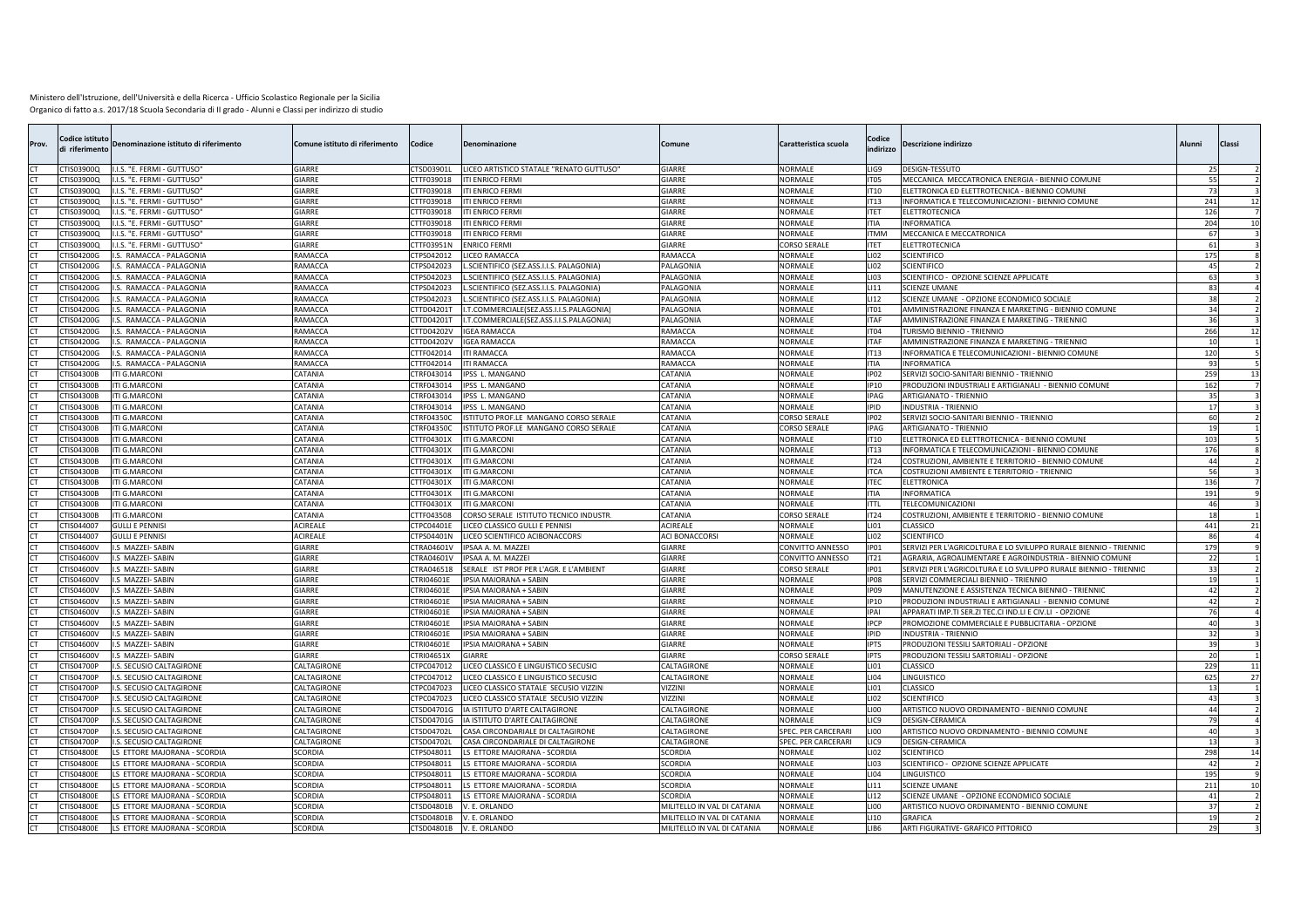Ministero dell'Istruzione, dell'Università e della Ricerca - Ufficio Scolastico Regionale per la Sicilia
Organico di fatto a.s. 2017/18 Scuola Secondaria di II grado - Alunni e Classi per indirizzo di studio

| Prov. | Codice istituto di riferimento | Denominazione istituto di riferimento | Comune istituto di riferimento | Codice | Denominazione | Comune | Caratteristica scuola | Codice indirizzo | Descrizione indirizzo | Alunni | Classi |
|---|---|---|---|---|---|---|---|---|---|---|---|
| CT | CTIS03900Q | I.I.S. "E. FERMI - GUTTUSO" | GIARRE | CTSD03901L | LICEO ARTISTICO STATALE "RENATO GUTTUSO" | GIARRE | NORMALE | LIG9 | DESIGN-TESSUTO | 25 | 2 |
| CT | CTIS03900Q | I.I.S. "E. FERMI - GUTTUSO" | GIARRE | CTTF039018 | ITI ENRICO FERMI | GIARRE | NORMALE | IT05 | MECCANICA MECCATRONICA ENERGIA - BIENNIO COMUNE | 55 | 2 |
| CT | CTIS03900Q | I.I.S. "E. FERMI - GUTTUSO" | GIARRE | CTTF039018 | ITI ENRICO FERMI | GIARRE | NORMALE | IT10 | ELETTRONICA ED ELETTROTECNICA - BIENNIO COMUNE | 73 | 3 |
| CT | CTIS03900Q | I.I.S. "E. FERMI - GUTTUSO" | GIARRE | CTTF039018 | ITI ENRICO FERMI | GIARRE | NORMALE | IT13 | INFORMATICA E TELECOMUNICAZIONI - BIENNIO COMUNE | 241 | 12 |
| CT | CTIS03900Q | I.I.S. "E. FERMI - GUTTUSO" | GIARRE | CTTF039018 | ITI ENRICO FERMI | GIARRE | NORMALE | ITET | ELETTROTECNICA | 126 | 7 |
| CT | CTIS03900Q | I.I.S. "E. FERMI - GUTTUSO" | GIARRE | CTTF039018 | ITI ENRICO FERMI | GIARRE | NORMALE | ITIA | INFORMATICA | 204 | 10 |
| CT | CTIS03900Q | I.I.S. "E. FERMI - GUTTUSO" | GIARRE | CTTF039018 | ITI ENRICO FERMI | GIARRE | NORMALE | ITMM | MECCANICA E MECCATRONICA | 67 | 3 |
| CT | CTIS03900Q | I.I.S. "E. FERMI - GUTTUSO" | GIARRE | CTTF03951N | ENRICO FERMI | GIARRE | CORSO SERALE | ITET | ELETTROTECNICA | 61 | 3 |
| CT | CTIS04200G | I.S. RAMACCA - PALAGONIA | RAMACCA | CTPS042012 | LICEO RAMACCA | RAMACCA | NORMALE | LI02 | SCIENTIFICO | 175 | 8 |
| CT | CTIS04200G | I.S. RAMACCA - PALAGONIA | RAMACCA | CTPS042023 | L.SCIENTIFICO (SEZ.ASS.I.I.S. PALAGONIA) | PALAGONIA | NORMALE | LI02 | SCIENTIFICO | 45 | 2 |
| CT | CTIS04200G | I.S. RAMACCA - PALAGONIA | RAMACCA | CTPS042023 | L.SCIENTIFICO (SEZ.ASS.I.I.S. PALAGONIA) | PALAGONIA | NORMALE | LI03 | SCIENTIFICO - OPZIONE SCIENZE APPLICATE | 63 | 3 |
| CT | CTIS04200G | I.S. RAMACCA - PALAGONIA | RAMACCA | CTPS042023 | L.SCIENTIFICO (SEZ.ASS.I.I.S. PALAGONIA) | PALAGONIA | NORMALE | LI11 | SCIENZE UMANE | 83 | 4 |
| CT | CTIS04200G | I.S. RAMACCA - PALAGONIA | RAMACCA | CTPS042023 | L.SCIENTIFICO (SEZ.ASS.I.I.S. PALAGONIA) | PALAGONIA | NORMALE | LI12 | SCIENZE UMANE - OPZIONE ECONOMICO SOCIALE | 38 | 2 |
| CT | CTIS04200G | I.S. RAMACCA - PALAGONIA | RAMACCA | CTTD04201T | I.T.COMMERCIALE(SEZ.ASS.I.I.S.PALAGONIA) | PALAGONIA | NORMALE | IT01 | AMMINISTRAZIONE FINANZA E MARKETING - BIENNIO COMUNE | 34 | 2 |
| CT | CTIS04200G | I.S. RAMACCA - PALAGONIA | RAMACCA | CTTD04201T | I.T.COMMERCIALE(SEZ.ASS.I.I.S.PALAGONIA) | PALAGONIA | NORMALE | ITAF | AMMINISTRAZIONE FINANZA E MARKETING - TRIENNIO | 36 | 3 |
| CT | CTIS04200G | I.S. RAMACCA - PALAGONIA | RAMACCA | CTTD04202V | IGEA RAMACCA | RAMACCA | NORMALE | IT04 | TURISMO BIENNIO - TRIENNIO | 266 | 12 |
| CT | CTIS04200G | I.S. RAMACCA - PALAGONIA | RAMACCA | CTTD04202V | IGEA RAMACCA | RAMACCA | NORMALE | ITAF | AMMINISTRAZIONE FINANZA E MARKETING - TRIENNIO | 10 | 1 |
| CT | CTIS04200G | I.S. RAMACCA - PALAGONIA | RAMACCA | CTTF042014 | ITI RAMACCA | RAMACCA | NORMALE | IT13 | INFORMATICA E TELECOMUNICAZIONI - BIENNIO COMUNE | 120 | 5 |
| CT | CTIS04200G | I.S. RAMACCA - PALAGONIA | RAMACCA | CTTF042014 | ITI RAMACCA | RAMACCA | NORMALE | ITIA | INFORMATICA | 93 | 5 |
| CT | CTIS04300B | ITI G.MARCONI | CATANIA | CTRF043014 | IPSS L. MANGANO | CATANIA | NORMALE | IP02 | SERVIZI SOCIO-SANITARI BIENNIO - TRIENNIO | 259 | 13 |
| CT | CTIS04300B | ITI G.MARCONI | CATANIA | CTRF043014 | IPSS L. MANGANO | CATANIA | NORMALE | IP10 | PRODUZIONI INDUSTRIALI E ARTIGIANALI - BIENNIO COMUNE | 162 | 7 |
| CT | CTIS04300B | ITI G.MARCONI | CATANIA | CTRF043014 | IPSS L. MANGANO | CATANIA | NORMALE | IPAG | ARTIGIANATO - TRIENNIO | 35 | 3 |
| CT | CTIS04300B | ITI G.MARCONI | CATANIA | CTRF043014 | IPSS L. MANGANO | CATANIA | NORMALE | IPID | INDUSTRIA - TRIENNIO | 17 | 3 |
| CT | CTIS04300B | ITI G.MARCONI | CATANIA | CTRF04350C | ISTITUTO PROF.LE MANGANO CORSO SERALE | CATANIA | CORSO SERALE | IP02 | SERVIZI SOCIO-SANITARI BIENNIO - TRIENNIO | 60 | 2 |
| CT | CTIS04300B | ITI G.MARCONI | CATANIA | CTRF04350C | ISTITUTO PROF.LE MANGANO CORSO SERALE | CATANIA | CORSO SERALE | IPAG | ARTIGIANATO - TRIENNIO | 19 | 1 |
| CT | CTIS04300B | ITI G.MARCONI | CATANIA | CTTF04301X | ITI G.MARCONI | CATANIA | NORMALE | IT10 | ELETTRONICA ED ELETTROTECNICA - BIENNIO COMUNE | 103 | 5 |
| CT | CTIS04300B | ITI G.MARCONI | CATANIA | CTTF04301X | ITI G.MARCONI | CATANIA | NORMALE | IT13 | INFORMATICA E TELECOMUNICAZIONI - BIENNIO COMUNE | 176 | 8 |
| CT | CTIS04300B | ITI G.MARCONI | CATANIA | CTTF04301X | ITI G.MARCONI | CATANIA | NORMALE | IT24 | COSTRUZIONI, AMBIENTE E TERRITORIO - BIENNIO COMUNE | 44 | 2 |
| CT | CTIS04300B | ITI G.MARCONI | CATANIA | CTTF04301X | ITI G.MARCONI | CATANIA | NORMALE | ITCA | COSTRUZIONI AMBIENTE E TERRITORIO - TRIENNIO | 56 | 3 |
| CT | CTIS04300B | ITI G.MARCONI | CATANIA | CTTF04301X | ITI G.MARCONI | CATANIA | NORMALE | ITEC | ELETTRONICA | 136 | 7 |
| CT | CTIS04300B | ITI G.MARCONI | CATANIA | CTTF04301X | ITI G.MARCONI | CATANIA | NORMALE | ITIA | INFORMATICA | 191 | 9 |
| CT | CTIS04300B | ITI G.MARCONI | CATANIA | CTTF04301X | ITI G.MARCONI | CATANIA | NORMALE | ITTL | TELECOMUNICAZIONI | 46 | 3 |
| CT | CTIS04300B | ITI G.MARCONI | CATANIA | CTTF043508 | CORSO SERALE ISTITUTO TECNICO INDUSTR. | CATANIA | CORSO SERALE | IT24 | COSTRUZIONI, AMBIENTE E TERRITORIO - BIENNIO COMUNE | 18 | 1 |
| CT | CTIS044007 | GULLI E PENNISI | ACIREALE | CTPC04401E | LICEO CLASSICO GULLI E PENNISI | ACIREALE | NORMALE | LI01 | CLASSICO | 441 | 21 |
| CT | CTIS044007 | GULLI E PENNISI | ACIREALE | CTPS04401N | LICEO SCIENTIFICO ACIBONACCORSI | ACI BONACCORSI | NORMALE | LI02 | SCIENTIFICO | 86 | 4 |
| CT | CTIS04600V | I.S MAZZEI- SABIN | GIARRE | CTRA04601V | IPSAA A. M. MAZZEI | GIARRE | CONVITTO ANNESSO | IP01 | SERVIZI PER L'AGRICOLTURA E LO SVILUPPO RURALE BIENNIO - TRIENNIO | 179 | 9 |
| CT | CTIS04600V | I.S MAZZEI- SABIN | GIARRE | CTRA04601V | IPSAA A. M. MAZZEI | GIARRE | CONVITTO ANNESSO | IT21 | AGRARIA, AGROALIMENTARE E AGROINDUSTRIA - BIENNIO COMUNE | 22 | 1 |
| CT | CTIS04600V | I.S MAZZEI- SABIN | GIARRE | CTRA046518 | SERALE IST PROF PER L'AGR. E L'AMBIENT | GIARRE | CORSO SERALE | IP01 | SERVIZI PER L'AGRICOLTURA E LO SVILUPPO RURALE BIENNIO - TRIENNIO | 33 | 2 |
| CT | CTIS04600V | I.S MAZZEI- SABIN | GIARRE | CTRI04601E | IPSIA MAIORANA + SABIN | GIARRE | NORMALE | IP08 | SERVIZI COMMERCIALI BIENNIO - TRIENNIO | 19 | 1 |
| CT | CTIS04600V | I.S MAZZEI- SABIN | GIARRE | CTRI04601E | IPSIA MAIORANA + SABIN | GIARRE | NORMALE | IP09 | MANUTENZIONE E ASSISTENZA TECNICA BIENNIO - TRIENNIO | 42 | 2 |
| CT | CTIS04600V | I.S MAZZEI- SABIN | GIARRE | CTRI04601E | IPSIA MAIORANA + SABIN | GIARRE | NORMALE | IP10 | PRODUZIONI INDUSTRIALI E ARTIGIANALI - BIENNIO COMUNE | 42 | 2 |
| CT | CTIS04600V | I.S MAZZEI- SABIN | GIARRE | CTRI04601E | IPSIA MAIORANA + SABIN | GIARRE | NORMALE | IPAI | APPARATI IMP.TI SER.ZI TEC.CI IND.LI E CIV.LI - OPZIONE | 76 | 4 |
| CT | CTIS04600V | I.S MAZZEI- SABIN | GIARRE | CTRI04601E | IPSIA MAIORANA + SABIN | GIARRE | NORMALE | IPCP | PROMOZIONE COMMERCIALE E PUBBLICITARIA - OPZIONE | 40 | 3 |
| CT | CTIS04600V | I.S MAZZEI- SABIN | GIARRE | CTRI04601E | IPSIA MAIORANA + SABIN | GIARRE | NORMALE | IPID | INDUSTRIA - TRIENNIO | 32 | 3 |
| CT | CTIS04600V | I.S MAZZEI- SABIN | GIARRE | CTRI04601E | IPSIA MAIORANA + SABIN | GIARRE | NORMALE | IPTS | PRODUZIONI TESSILI SARTORIALI - OPZIONE | 39 | 3 |
| CT | CTIS04600V | I.S MAZZEI- SABIN | GIARRE | CTRI04651X | GIARRE | GIARRE | CORSO SERALE | IPTS | PRODUZIONI TESSILI SARTORIALI - OPZIONE | 20 | 1 |
| CT | CTIS04700P | I.S. SECUSIO CALTAGIRONE | CALTAGIRONE | CTPC047012 | LICEO CLASSICO E LINGUISTICO SECUSIO | CALTAGIRONE | NORMALE | LI01 | CLASSICO | 229 | 11 |
| CT | CTIS04700P | I.S. SECUSIO CALTAGIRONE | CALTAGIRONE | CTPC047012 | LICEO CLASSICO E LINGUISTICO SECUSIO | CALTAGIRONE | NORMALE | LI04 | LINGUISTICO | 625 | 27 |
| CT | CTIS04700P | I.S. SECUSIO CALTAGIRONE | CALTAGIRONE | CTPC047023 | LICEO CLASSICO STATALE SECUSIO VIZZINI | VIZZINI | NORMALE | LI01 | CLASSICO | 13 | 1 |
| CT | CTIS04700P | I.S. SECUSIO CALTAGIRONE | CALTAGIRONE | CTPC047023 | LICEO CLASSICO STATALE SECUSIO VIZZINI | VIZZINI | NORMALE | LI02 | SCIENTIFICO | 43 | 3 |
| CT | CTIS04700P | I.S. SECUSIO CALTAGIRONE | CALTAGIRONE | CTSD04701G | IA ISTITUTO D'ARTE CALTAGIRONE | CALTAGIRONE | NORMALE | LI00 | ARTISTICO NUOVO ORDINAMENTO - BIENNIO COMUNE | 44 | 2 |
| CT | CTIS04700P | I.S. SECUSIO CALTAGIRONE | CALTAGIRONE | CTSD04701G | IA ISTITUTO D'ARTE CALTAGIRONE | CALTAGIRONE | NORMALE | LIC9 | DESIGN-CERAMICA | 79 | 4 |
| CT | CTIS04700P | I.S. SECUSIO CALTAGIRONE | CALTAGIRONE | CTSD04702L | CASA CIRCONDARIALE DI CALTAGIRONE | CALTAGIRONE | SPEC. PER CARCERARI | LI00 | ARTISTICO NUOVO ORDINAMENTO - BIENNIO COMUNE | 40 | 3 |
| CT | CTIS04700P | I.S. SECUSIO CALTAGIRONE | CALTAGIRONE | CTSD04702L | CASA CIRCONDARIALE DI CALTAGIRONE | CALTAGIRONE | SPEC. PER CARCERARI | LIC9 | DESIGN-CERAMICA | 13 | 3 |
| CT | CTIS04800E | LS ETTORE MAJORANA - SCORDIA | SCORDIA | CTPS048011 | LS ETTORE MAJORANA - SCORDIA | SCORDIA | NORMALE | LI02 | SCIENTIFICO | 298 | 14 |
| CT | CTIS04800E | LS ETTORE MAJORANA - SCORDIA | SCORDIA | CTPS048011 | LS ETTORE MAJORANA - SCORDIA | SCORDIA | NORMALE | LI03 | SCIENTIFICO - OPZIONE SCIENZE APPLICATE | 42 | 2 |
| CT | CTIS04800E | LS ETTORE MAJORANA - SCORDIA | SCORDIA | CTPS048011 | LS ETTORE MAJORANA - SCORDIA | SCORDIA | NORMALE | LI04 | LINGUISTICO | 195 | 9 |
| CT | CTIS04800E | LS ETTORE MAJORANA - SCORDIA | SCORDIA | CTPS048011 | LS ETTORE MAJORANA - SCORDIA | SCORDIA | NORMALE | LI11 | SCIENZE UMANE | 211 | 10 |
| CT | CTIS04800E | LS ETTORE MAJORANA - SCORDIA | SCORDIA | CTPS048011 | LS ETTORE MAJORANA - SCORDIA | SCORDIA | NORMALE | LI12 | SCIENZE UMANE - OPZIONE ECONOMICO SOCIALE | 41 | 2 |
| CT | CTIS04800E | LS ETTORE MAJORANA - SCORDIA | SCORDIA | CTSD04801B | V. E. ORLANDO | MILITELLO IN VAL DI CATANIA | NORMALE | LI00 | ARTISTICO NUOVO ORDINAMENTO - BIENNIO COMUNE | 37 | 2 |
| CT | CTIS04800E | LS ETTORE MAJORANA - SCORDIA | SCORDIA | CTSD04801B | V. E. ORLANDO | MILITELLO IN VAL DI CATANIA | NORMALE | LI10 | GRAFICA | 19 | 2 |
| CT | CTIS04800E | LS ETTORE MAJORANA - SCORDIA | SCORDIA | CTSD04801B | V. E. ORLANDO | MILITELLO IN VAL DI CATANIA | NORMALE | LIB6 | ARTI FIGURATIVE- GRAFICO PITTORICO | 29 | 3 |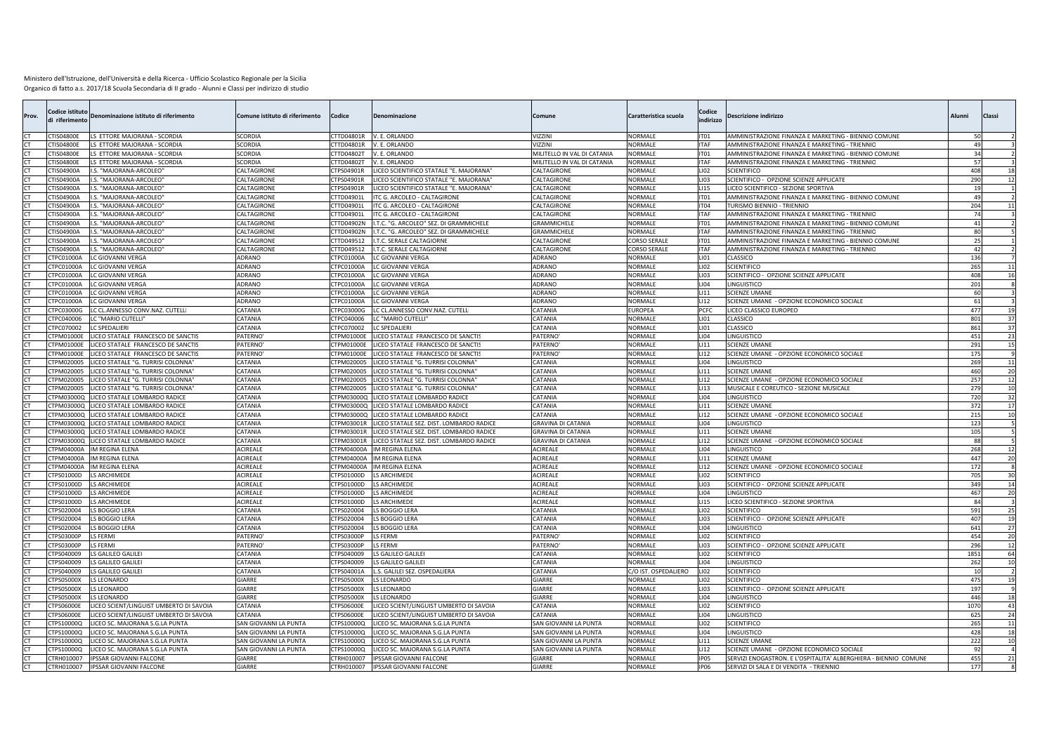Ministero dell'Istruzione, dell'Università e della Ricerca - Ufficio Scolastico Regionale per la Sicilia
Organico di fatto a.s. 2017/18 Scuola Secondaria di II grado - Alunni e Classi per indirizzo di studio

| Prov. | Codice istituto di riferimento | Denominazione istituto di riferimento | Comune istituto di riferimento | Codice | Denominazione | Comune | Caratteristica scuola | Codice indirizzo | Descrizione indirizzo | Alunni | Classi |
|---|---|---|---|---|---|---|---|---|---|---|---|
| CT | CTIS04800E | LS ETTORE MAJORANA - SCORDIA | SCORDIA | CTTD04801R | V. E. ORLANDO | VIZZINI | NORMALE | IT01 | AMMINISTRAZIONE FINANZA E MARKETING - BIENNIO COMUNE | 50 | 2 |
| CT | CTIS04800E | LS ETTORE MAJORANA - SCORDIA | SCORDIA | CTTD04801R | V. E. ORLANDO | VIZZINI | NORMALE | ITAF | AMMINISTRAZIONE FINANZA E MARKETING - TRIENNIO | 49 | 3 |
| CT | CTIS04800E | LS ETTORE MAJORANA - SCORDIA | SCORDIA | CTTD04802T | V. E. ORLANDO | MILITELLO IN VAL DI CATANIA | NORMALE | IT01 | AMMINISTRAZIONE FINANZA E MARKETING - BIENNIO COMUNE | 34 | 2 |
| CT | CTIS04800E | LS ETTORE MAJORANA - SCORDIA | SCORDIA | CTTD04802T | V. E. ORLANDO | MILITELLO IN VAL DI CATANIA | NORMALE | ITAF | AMMINISTRAZIONE FINANZA E MARKETING - TRIENNIO | 57 | 3 |
| CT | CTIS04900A | I.S. "MAJORANA-ARCOLEO" | CALTAGIRONE | CTPS04901R | LICEO SCIENTIFICO STATALE "E. MAJORANA" | CALTAGIRONE | NORMALE | LI02 | SCIENTIFICO | 408 | 18 |
| CT | CTIS04900A | I.S. "MAJORANA-ARCOLEO" | CALTAGIRONE | CTPS04901R | LICEO SCIENTIFICO STATALE "E. MAJORANA" | CALTAGIRONE | NORMALE | LI03 | SCIENTIFICO - OPZIONE SCIENZE APPLICATE | 290 | 12 |
| CT | CTIS04900A | I.S. "MAJORANA-ARCOLEO" | CALTAGIRONE | CTPS04901R | LICEO SCIENTIFICO STATALE "E. MAJORANA" | CALTAGIRONE | NORMALE | LI15 | LICEO SCIENTIFICO - SEZIONE SPORTIVA | 19 | 1 |
| CT | CTIS04900A | I.S. "MAJORANA-ARCOLEO" | CALTAGIRONE | CTTD04901L | ITC G. ARCOLEO - CALTAGIRONE | CALTAGIRONE | NORMALE | IT01 | AMMINISTRAZIONE FINANZA E MARKETING - BIENNIO COMUNE | 49 | 2 |
| CT | CTIS04900A | I.S. "MAJORANA-ARCOLEO" | CALTAGIRONE | CTTD04901L | ITC G. ARCOLEO - CALTAGIRONE | CALTAGIRONE | NORMALE | IT04 | TURISMO BIENNIO - TRIENNIO | 204 | 11 |
| CT | CTIS04900A | I.S. "MAJORANA-ARCOLEO" | CALTAGIRONE | CTTD04901L | ITC G. ARCOLEO - CALTAGIRONE | CALTAGIRONE | NORMALE | ITAF | AMMINISTRAZIONE FINANZA E MARKETING - TRIENNIO | 74 | 3 |
| CT | CTIS04900A | I.S. "MAJORANA-ARCOLEO" | CALTAGIRONE | CTTD04902N | I.T.C. "G. ARCOLEO" SEZ. DI GRAMMICHELE | GRAMMICHELE | NORMALE | IT01 | AMMINISTRAZIONE FINANZA E MARKETING - BIENNIO COMUNE | 41 | 2 |
| CT | CTIS04900A | I.S. "MAJORANA-ARCOLEO" | CALTAGIRONE | CTTD04902N | I.T.C. "G. ARCOLEO" SEZ. DI GRAMMICHELE | GRAMMICHELE | NORMALE | ITAF | AMMINISTRAZIONE FINANZA E MARKETING - TRIENNIO | 80 | 5 |
| CT | CTIS04900A | I.S. "MAJORANA-ARCOLEO" | CALTAGIRONE | CTTD049512 | I.T.C. SERALE CALTAGIRONE | CALTAGIRONE | CORSO SERALE | IT01 | AMMINISTRAZIONE FINANZA E MARKETING - BIENNIO COMUNE | 25 | 1 |
| CT | CTIS04900A | I.S. "MAJORANA-ARCOLEO" | CALTAGIRONE | CTTD049512 | I.T.C. SERALE CALTAGIRONE | CALTAGIRONE | CORSO SERALE | ITAF | AMMINISTRAZIONE FINANZA E MARKETING - TRIENNIO | 42 | 2 |
| CT | CTPC01000A | LC GIOVANNI VERGA | ADRANO | CTPC01000A | LC GIOVANNI VERGA | ADRANO | NORMALE | LI01 | CLASSICO | 136 | 7 |
| CT | CTPC01000A | LC GIOVANNI VERGA | ADRANO | CTPC01000A | LC GIOVANNI VERGA | ADRANO | NORMALE | LI02 | SCIENTIFICO | 265 | 11 |
| CT | CTPC01000A | LC GIOVANNI VERGA | ADRANO | CTPC01000A | LC GIOVANNI VERGA | ADRANO | NORMALE | LI03 | SCIENTIFICO - OPZIONE SCIENZE APPLICATE | 408 | 16 |
| CT | CTPC01000A | LC GIOVANNI VERGA | ADRANO | CTPC01000A | LC GIOVANNI VERGA | ADRANO | NORMALE | LI04 | LINGUISTICO | 201 | 8 |
| CT | CTPC01000A | LC GIOVANNI VERGA | ADRANO | CTPC01000A | LC GIOVANNI VERGA | ADRANO | NORMALE | LI11 | SCIENZE UMANE | 60 | 3 |
| CT | CTPC01000A | LC GIOVANNI VERGA | ADRANO | CTPC01000A | LC GIOVANNI VERGA | ADRANO | NORMALE | LI12 | SCIENZE UMANE - OPZIONE ECONOMICO SOCIALE | 61 | 3 |
| CT | CTPC03000G | LC CL.ANNESSO CONV.NAZ. CUTELLI | CATANIA | CTPC03000G | LC CL.ANNESSO CONV.NAZ. CUTELLI | CATANIA | EUROPEA | PCFC | LICEO CLASSICO EUROPEO | 477 | 19 |
| CT | CTPC040006 | LC "MARIO CUTELLI" | CATANIA | CTPC040006 | LC "MARIO CUTELLI" | CATANIA | NORMALE | LI01 | CLASSICO | 801 | 37 |
| CT | CTPC070002 | LC SPEDALIERI | CATANIA | CTPC070002 | LC SPEDALIERI | CATANIA | NORMALE | LI01 | CLASSICO | 861 | 37 |
| CT | CTPM01000E | LICEO STATALE FRANCESCO DE SANCTIS | PATERNO' | CTPM01000E | LICEO STATALE FRANCESCO DE SANCTIS | PATERNO' | NORMALE | LI04 | LINGUISTICO | 451 | 23 |
| CT | CTPM01000E | LICEO STATALE FRANCESCO DE SANCTIS | PATERNO' | CTPM01000E | LICEO STATALE FRANCESCO DE SANCTIS | PATERNO' | NORMALE | LI11 | SCIENZE UMANE | 291 | 15 |
| CT | CTPM01000E | LICEO STATALE FRANCESCO DE SANCTIS | PATERNO' | CTPM01000E | LICEO STATALE FRANCESCO DE SANCTIS | PATERNO' | NORMALE | LI12 | SCIENZE UMANE - OPZIONE ECONOMICO SOCIALE | 175 | 9 |
| CT | CTPM020005 | LICEO STATALE "G. TURRISI COLONNA" | CATANIA | CTPM020005 | LICEO STATALE "G. TURRISI COLONNA" | CATANIA | NORMALE | LI04 | LINGUISTICO | 269 | 11 |
| CT | CTPM020005 | LICEO STATALE "G. TURRISI COLONNA" | CATANIA | CTPM020005 | LICEO STATALE "G. TURRISI COLONNA" | CATANIA | NORMALE | LI11 | SCIENZE UMANE | 460 | 20 |
| CT | CTPM020005 | LICEO STATALE "G. TURRISI COLONNA" | CATANIA | CTPM020005 | LICEO STATALE "G. TURRISI COLONNA" | CATANIA | NORMALE | LI12 | SCIENZE UMANE - OPZIONE ECONOMICO SOCIALE | 257 | 12 |
| CT | CTPM020005 | LICEO STATALE "G. TURRISI COLONNA" | CATANIA | CTPM020005 | LICEO STATALE "G. TURRISI COLONNA" | CATANIA | NORMALE | LI13 | MUSICALE E COREUTICO - SEZIONE MUSICALE | 279 | 10 |
| CT | CTPM03000Q | LICEO STATALE LOMBARDO RADICE | CATANIA | CTPM03000Q | LICEO STATALE LOMBARDO RADICE | CATANIA | NORMALE | LI04 | LINGUISTICO | 720 | 32 |
| CT | CTPM03000Q | LICEO STATALE LOMBARDO RADICE | CATANIA | CTPM03000Q | LICEO STATALE LOMBARDO RADICE | CATANIA | NORMALE | LI11 | SCIENZE UMANE | 372 | 17 |
| CT | CTPM03000Q | LICEO STATALE LOMBARDO RADICE | CATANIA | CTPM03000Q | LICEO STATALE LOMBARDO RADICE | CATANIA | NORMALE | LI12 | SCIENZE UMANE - OPZIONE ECONOMICO SOCIALE | 215 | 10 |
| CT | CTPM03000Q | LICEO STATALE LOMBARDO RADICE | CATANIA | CTPM03001R | LICEO STATALE SEZ. DIST. LOMBARDO RADICE | GRAVINA DI CATANIA | NORMALE | LI04 | LINGUISTICO | 123 | 5 |
| CT | CTPM03000Q | LICEO STATALE LOMBARDO RADICE | CATANIA | CTPM03001R | LICEO STATALE SEZ. DIST. LOMBARDO RADICE | GRAVINA DI CATANIA | NORMALE | LI11 | SCIENZE UMANE | 105 | 5 |
| CT | CTPM03000Q | LICEO STATALE LOMBARDO RADICE | CATANIA | CTPM03001R | LICEO STATALE SEZ. DIST. LOMBARDO RADICE | GRAVINA DI CATANIA | NORMALE | LI12 | SCIENZE UMANE - OPZIONE ECONOMICO SOCIALE | 88 | 5 |
| CT | CTPM04000A | IM REGINA ELENA | ACIREALE | CTPM04000A | IM REGINA ELENA | ACIREALE | NORMALE | LI04 | LINGUISTICO | 268 | 12 |
| CT | CTPM04000A | IM REGINA ELENA | ACIREALE | CTPM04000A | IM REGINA ELENA | ACIREALE | NORMALE | LI11 | SCIENZE UMANE | 447 | 20 |
| CT | CTPM04000A | IM REGINA ELENA | ACIREALE | CTPM04000A | IM REGINA ELENA | ACIREALE | NORMALE | LI12 | SCIENZE UMANE - OPZIONE ECONOMICO SOCIALE | 172 | 8 |
| CT | CTPS01000D | LS ARCHIMEDE | ACIREALE | CTPS01000D | LS ARCHIMEDE | ACIREALE | NORMALE | LI02 | SCIENTIFICO | 705 | 30 |
| CT | CTPS01000D | LS ARCHIMEDE | ACIREALE | CTPS01000D | LS ARCHIMEDE | ACIREALE | NORMALE | LI03 | SCIENTIFICO - OPZIONE SCIENZE APPLICATE | 349 | 14 |
| CT | CTPS01000D | LS ARCHIMEDE | ACIREALE | CTPS01000D | LS ARCHIMEDE | ACIREALE | NORMALE | LI04 | LINGUISTICO | 467 | 20 |
| CT | CTPS01000D | LS ARCHIMEDE | ACIREALE | CTPS01000D | LS ARCHIMEDE | ACIREALE | NORMALE | LI15 | LICEO SCIENTIFICO - SEZIONE SPORTIVA | 84 | 3 |
| CT | CTPS020004 | LS BOGGIO LERA | CATANIA | CTPS020004 | LS BOGGIO LERA | CATANIA | NORMALE | LI02 | SCIENTIFICO | 591 | 25 |
| CT | CTPS020004 | LS BOGGIO LERA | CATANIA | CTPS020004 | LS BOGGIO LERA | CATANIA | NORMALE | LI03 | SCIENTIFICO - OPZIONE SCIENZE APPLICATE | 407 | 19 |
| CT | CTPS020004 | LS BOGGIO LERA | CATANIA | CTPS020004 | LS BOGGIO LERA | CATANIA | NORMALE | LI04 | LINGUISTICO | 641 | 27 |
| CT | CTPS03000P | LS FERMI | PATERNO' | CTPS03000P | LS FERMI | PATERNO' | NORMALE | LI02 | SCIENTIFICO | 454 | 20 |
| CT | CTPS03000P | LS FERMI | PATERNO' | CTPS03000P | LS FERMI | PATERNO' | NORMALE | LI03 | SCIENTIFICO - OPZIONE SCIENZE APPLICATE | 296 | 12 |
| CT | CTPS040009 | LS GALILEO GALILEI | CATANIA | CTPS040009 | LS GALILEO GALILEI | CATANIA | NORMALE | LI02 | SCIENTIFICO | 1851 | 64 |
| CT | CTPS040009 | LS GALILEO GALILEI | CATANIA | CTPS040009 | LS GALILEO GALILEI | CATANIA | NORMALE | LI04 | LINGUISTICO | 262 | 10 |
| CT | CTPS040009 | LS GALILEO GALILEI | CATANIA | CTPS04001A | L.S. GALILEI SEZ. OSPEDALIERA | CATANIA | C/O IST. OSPEDALIERO | LI02 | SCIENTIFICO | 10 | 2 |
| CT | CTPS05000X | LS LEONARDO | GIARRE | CTPS05000X | LS LEONARDO | GIARRE | NORMALE | LI02 | SCIENTIFICO | 475 | 19 |
| CT | CTPS05000X | LS LEONARDO | GIARRE | CTPS05000X | LS LEONARDO | GIARRE | NORMALE | LI03 | SCIENTIFICO - OPZIONE SCIENZE APPLICATE | 197 | 9 |
| CT | CTPS05000X | LS LEONARDO | GIARRE | CTPS05000X | LS LEONARDO | GIARRE | NORMALE | LI04 | LINGUISTICO | 446 | 18 |
| CT | CTPS06000E | LICEO SCIENT/LINGUIST UMBERTO DI SAVOIA | CATANIA | CTPS06000E | LICEO SCIENT/LINGUIST UMBERTO DI SAVOIA | CATANIA | NORMALE | LI02 | SCIENTIFICO | 1070 | 43 |
| CT | CTPS06000E | LICEO SCIENT/LINGUIST UMBERTO DI SAVOIA | CATANIA | CTPS06000E | LICEO SCIENT/LINGUIST UMBERTO DI SAVOIA | CATANIA | NORMALE | LI04 | LINGUISTICO | 625 | 24 |
| CT | CTPS10000Q | LICEO SC. MAJORANA S.G.LA PUNTA | SAN GIOVANNI LA PUNTA | CTPS10000Q | LICEO SC. MAJORANA S.G.LA PUNTA | SAN GIOVANNI LA PUNTA | NORMALE | LI02 | SCIENTIFICO | 265 | 11 |
| CT | CTPS10000Q | LICEO SC. MAJORANA S.G.LA PUNTA | SAN GIOVANNI LA PUNTA | CTPS10000Q | LICEO SC. MAJORANA S.G.LA PUNTA | SAN GIOVANNI LA PUNTA | NORMALE | LI04 | LINGUISTICO | 428 | 18 |
| CT | CTPS10000Q | LICEO SC. MAJORANA S.G.LA PUNTA | SAN GIOVANNI LA PUNTA | CTPS10000Q | LICEO SC. MAJORANA S.G.LA PUNTA | SAN GIOVANNI LA PUNTA | NORMALE | LI11 | SCIENZE UMANE | 222 | 10 |
| CT | CTPS10000Q | LICEO SC. MAJORANA S.G.LA PUNTA | SAN GIOVANNI LA PUNTA | CTPS10000Q | LICEO SC. MAJORANA S.G.LA PUNTA | SAN GIOVANNI LA PUNTA | NORMALE | LI12 | SCIENZE UMANE - OPZIONE ECONOMICO SOCIALE | 92 | 4 |
| CT | CTRH010007 | IPSSAR GIOVANNI FALCONE | GIARRE | CTRH010007 | IPSSAR GIOVANNI FALCONE | GIARRE | NORMALE | IP05 | SERVIZI ENOGASTRON. E L'OSPITALITA' ALBERGHIERA - BIENNIO COMUNE | 455 | 21 |
| CT | CTRH010007 | IPSSAR GIOVANNI FALCONE | GIARRE | CTRH010007 | IPSSAR GIOVANNI FALCONE | GIARRE | NORMALE | IP06 | SERVIZI DI SALA E DI VENDITA - TRIENNIO | 177 | 8 |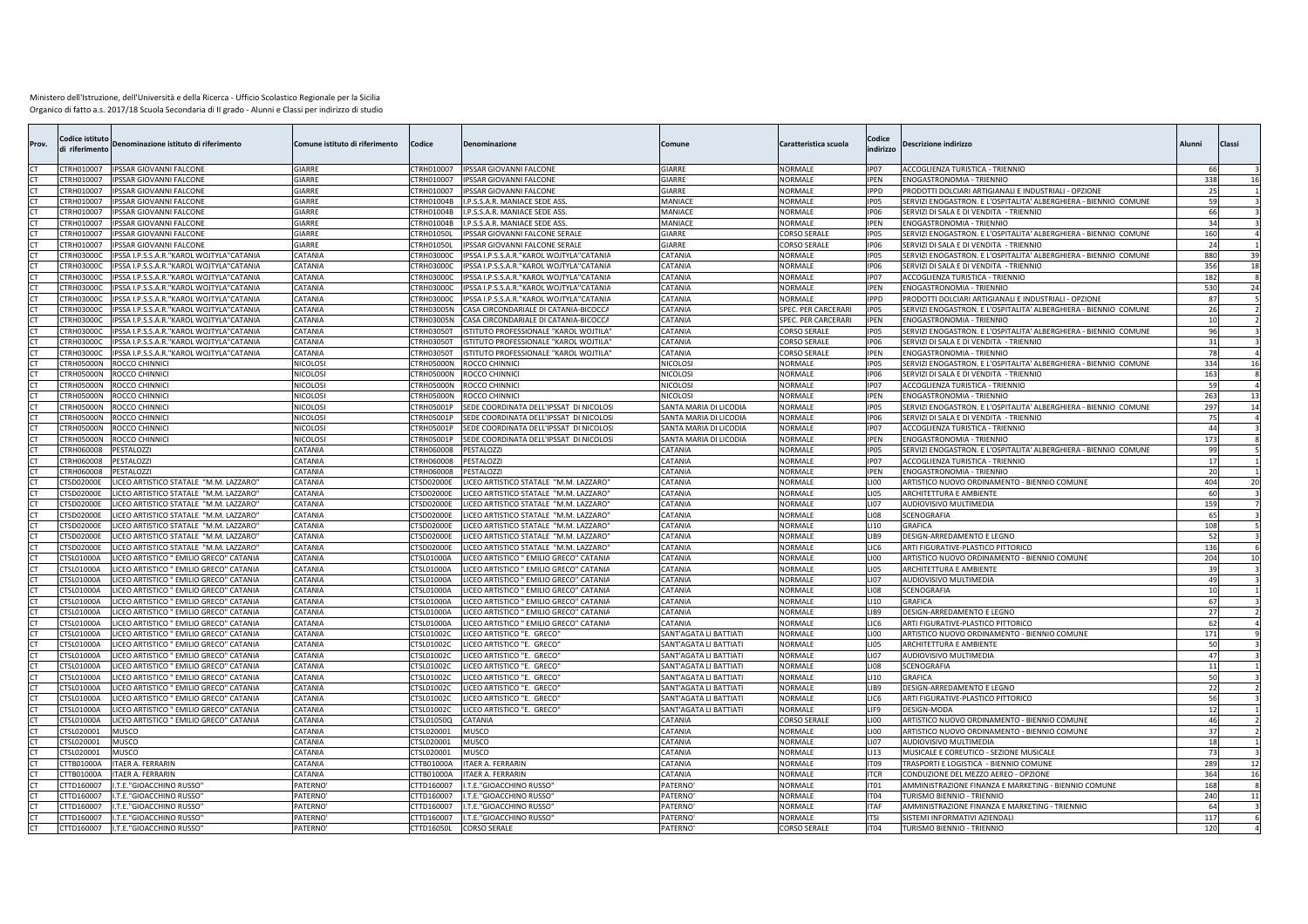Ministero dell'Istruzione, dell'Università e della Ricerca - Ufficio Scolastico Regionale per la Sicilia
Organico di fatto a.s. 2017/18 Scuola Secondaria di II grado - Alunni e Classi per indirizzo di studio

| Prov. | Codice istituto di riferimento | Denominazione istituto di riferimento | Comune istituto di riferimento | Codice | Denominazione | Comune | Caratteristica scuola | Codice indirizzo | Descrizione indirizzo | Alunni | Classi |
|---|---|---|---|---|---|---|---|---|---|---|---|
| CT | CTRH010007 | IPSSAR GIOVANNI FALCONE | GIARRE | CTRH010007 | IPSSAR GIOVANNI FALCONE | GIARRE | NORMALE | IP07 | ACCOGLIENZA TURISTICA - TRIENNIO | 66 | 3 |
| CT | CTRH010007 | IPSSAR GIOVANNI FALCONE | GIARRE | CTRH010007 | IPSSAR GIOVANNI FALCONE | GIARRE | NORMALE | IPEN | ENOGASTRONOMIA - TRIENNIO | 338 | 16 |
| CT | CTRH010007 | IPSSAR GIOVANNI FALCONE | GIARRE | CTRH010007 | IPSSAR GIOVANNI FALCONE | GIARRE | NORMALE | IPPD | PRODOTTI DOLCIARI ARTIGIANALI E INDUSTRIALI - OPZIONE | 25 | 1 |
| CT | CTRH010007 | IPSSAR GIOVANNI FALCONE | GIARRE | CTRH01004B | I.P.S.S.A.R. MANIACE SEDE ASS. | MANIACE | NORMALE | IP05 | SERVIZI ENOGASTRON. E L'OSPITALITA' ALBERGHIERA - BIENNIO COMUNE | 59 | 3 |
| CT | CTRH010007 | IPSSAR GIOVANNI FALCONE | GIARRE | CTRH01004B | I.P.S.S.A.R. MANIACE SEDE ASS. | MANIACE | NORMALE | IP06 | SERVIZI DI SALA E DI VENDITA - TRIENNIO | 66 | 3 |
| CT | CTRH010007 | IPSSAR GIOVANNI FALCONE | GIARRE | CTRH01004B | I.P.S.S.A.R. MANIACE SEDE ASS. | MANIACE | NORMALE | IPEN | ENOGASTRONOMIA - TRIENNIO | 34 | 3 |
| CT | CTRH010007 | IPSSAR GIOVANNI FALCONE | GIARRE | CTRH01050L | IPSSAR GIOVANNI FALCONE SERALE | GIARRE | CORSO SERALE | IP05 | SERVIZI ENOGASTRON. E L'OSPITALITA' ALBERGHIERA - BIENNIO COMUNE | 160 | 4 |
| CT | CTRH010007 | IPSSAR GIOVANNI FALCONE | GIARRE | CTRH01050L | IPSSAR GIOVANNI FALCONE SERALE | GIARRE | CORSO SERALE | IP06 | SERVIZI DI SALA E DI VENDITA - TRIENNIO | 24 | 1 |
| CT | CTRH03000C | IPSSA I.P.S.S.A.R."KAROL WOJTYLA"CATANIA | CATANIA | CTRH03000C | IPSSA I.P.S.S.A.R."KAROL WOJTYLA"CATANIA | CATANIA | NORMALE | IP05 | SERVIZI ENOGASTRON. E L'OSPITALITA' ALBERGHIERA - BIENNIO COMUNE | 880 | 39 |
| CT | CTRH03000C | IPSSA I.P.S.S.A.R."KAROL WOJTYLA"CATANIA | CATANIA | CTRH03000C | IPSSA I.P.S.S.A.R."KAROL WOJTYLA"CATANIA | CATANIA | NORMALE | IP06 | SERVIZI DI SALA E DI VENDITA - TRIENNIO | 356 | 18 |
| CT | CTRH03000C | IPSSA I.P.S.S.A.R."KAROL WOJTYLA"CATANIA | CATANIA | CTRH03000C | IPSSA I.P.S.S.A.R."KAROL WOJTYLA"CATANIA | CATANIA | NORMALE | IP07 | ACCOGLIENZA TURISTICA - TRIENNIO | 182 | 8 |
| CT | CTRH03000C | IPSSA I.P.S.S.A.R."KAROL WOJTYLA"CATANIA | CATANIA | CTRH03000C | IPSSA I.P.S.S.A.R."KAROL WOJTYLA"CATANIA | CATANIA | NORMALE | IPEN | ENOGASTRONOMIA - TRIENNIO | 530 | 24 |
| CT | CTRH03000C | IPSSA I.P.S.S.A.R."KAROL WOJTYLA"CATANIA | CATANIA | CTRH03000C | IPSSA I.P.S.S.A.R."KAROL WOJTYLA"CATANIA | CATANIA | NORMALE | IPPD | PRODOTTI DOLCIARI ARTIGIANALI E INDUSTRIALI - OPZIONE | 87 | 5 |
| CT | CTRH03000C | IPSSA I.P.S.S.A.R."KAROL WOJTYLA"CATANIA | CATANIA | CTRH03005N | CASA CIRCONDARIALE DI CATANIA-BICOCCA | CATANIA | SPEC. PER CARCERARI | IP05 | SERVIZI ENOGASTRON. E L'OSPITALITA' ALBERGHIERA - BIENNIO COMUNE | 26 | 2 |
| CT | CTRH03000C | IPSSA I.P.S.S.A.R."KAROL WOJTYLA"CATANIA | CATANIA | CTRH03005N | CASA CIRCONDARIALE DI CATANIA-BICOCCA | CATANIA | SPEC. PER CARCERARI | IPEN | ENOGASTRONOMIA - TRIENNIO | 10 | 2 |
| CT | CTRH03000C | IPSSA I.P.S.S.A.R."KAROL WOJTYLA"CATANIA | CATANIA | CTRH03050T | ISTITUTO PROFESSIONALE "KAROL WOJTILA" | CATANIA | CORSO SERALE | IP05 | SERVIZI ENOGASTRON. E L'OSPITALITA' ALBERGHIERA - BIENNIO COMUNE | 96 | 3 |
| CT | CTRH03000C | IPSSA I.P.S.S.A.R."KAROL WOJTYLA"CATANIA | CATANIA | CTRH03050T | ISTITUTO PROFESSIONALE "KAROL WOJTILA" | CATANIA | CORSO SERALE | IP06 | SERVIZI DI SALA E DI VENDITA - TRIENNIO | 31 | 3 |
| CT | CTRH03000C | IPSSA I.P.S.S.A.R."KAROL WOJTYLA"CATANIA | CATANIA | CTRH03050T | ISTITUTO PROFESSIONALE "KAROL WOJTILA" | CATANIA | CORSO SERALE | IPEN | ENOGASTRONOMIA - TRIENNIO | 78 | 4 |
| CT | CTRH05000N | ROCCO CHINNICI | NICOLOSI | CTRH05000N | ROCCO CHINNICI | NICOLOSI | NORMALE | IP05 | SERVIZI ENOGASTRON. E L'OSPITALITA' ALBERGHIERA - BIENNIO COMUNE | 334 | 16 |
| CT | CTRH05000N | ROCCO CHINNICI | NICOLOSI | CTRH05000N | ROCCO CHINNICI | NICOLOSI | NORMALE | IP06 | SERVIZI DI SALA E DI VENDITA - TRIENNIO | 163 | 8 |
| CT | CTRH05000N | ROCCO CHINNICI | NICOLOSI | CTRH05000N | ROCCO CHINNICI | NICOLOSI | NORMALE | IP07 | ACCOGLIENZA TURISTICA - TRIENNIO | 59 | 4 |
| CT | CTRH05000N | ROCCO CHINNICI | NICOLOSI | CTRH05000N | ROCCO CHINNICI | NICOLOSI | NORMALE | IPEN | ENOGASTRONOMIA - TRIENNIO | 263 | 13 |
| CT | CTRH05000N | ROCCO CHINNICI | NICOLOSI | CTRH05001P | SEDE COORDINATA DELL'IPSSAT DI NICOLOSI | SANTA MARIA DI LICODIA | NORMALE | IP05 | SERVIZI ENOGASTRON. E L'OSPITALITA' ALBERGHIERA - BIENNIO COMUNE | 297 | 14 |
| CT | CTRH05000N | ROCCO CHINNICI | NICOLOSI | CTRH05001P | SEDE COORDINATA DELL'IPSSAT DI NICOLOSI | SANTA MARIA DI LICODIA | NORMALE | IP06 | SERVIZI DI SALA E DI VENDITA - TRIENNIO | 75 | 4 |
| CT | CTRH05000N | ROCCO CHINNICI | NICOLOSI | CTRH05001P | SEDE COORDINATA DELL'IPSSAT DI NICOLOSI | SANTA MARIA DI LICODIA | NORMALE | IP07 | ACCOGLIENZA TURISTICA - TRIENNIO | 44 | 3 |
| CT | CTRH05000N | ROCCO CHINNICI | NICOLOSI | CTRH05001P | SEDE COORDINATA DELL'IPSSAT DI NICOLOSI | SANTA MARIA DI LICODIA | NORMALE | IPEN | ENOGASTRONOMIA - TRIENNIO | 173 | 8 |
| CT | CTRH060008 | PESTALOZZI | CATANIA | CTRH060008 | PESTALOZZI | CATANIA | NORMALE | IP05 | SERVIZI ENOGASTRON. E L'OSPITALITA' ALBERGHIERA - BIENNIO COMUNE | 99 | 5 |
| CT | CTRH060008 | PESTALOZZI | CATANIA | CTRH060008 | PESTALOZZI | CATANIA | NORMALE | IP07 | ACCOGLIENZA TURISTICA - TRIENNIO | 17 | 1 |
| CT | CTRH060008 | PESTALOZZI | CATANIA | CTRH060008 | PESTALOZZI | CATANIA | NORMALE | IPEN | ENOGASTRONOMIA - TRIENNIO | 20 | 1 |
| CT | CTSD02000E | LICEO ARTISTICO STATALE "M.M. LAZZARO" | CATANIA | CTSD02000E | LICEO ARTISTICO STATALE "M.M. LAZZARO" | CATANIA | NORMALE | LI00 | ARTISTICO NUOVO ORDINAMENTO - BIENNIO COMUNE | 404 | 20 |
| CT | CTSD02000E | LICEO ARTISTICO STATALE "M.M. LAZZARO" | CATANIA | CTSD02000E | LICEO ARTISTICO STATALE "M.M. LAZZARO" | CATANIA | NORMALE | LI05 | ARCHITETTURA E AMBIENTE | 60 | 3 |
| CT | CTSD02000E | LICEO ARTISTICO STATALE "M.M. LAZZARO" | CATANIA | CTSD02000E | LICEO ARTISTICO STATALE "M.M. LAZZARO" | CATANIA | NORMALE | LI07 | AUDIOVISIVO MULTIMEDIA | 159 | 7 |
| CT | CTSD02000E | LICEO ARTISTICO STATALE "M.M. LAZZARO" | CATANIA | CTSD02000E | LICEO ARTISTICO STATALE "M.M. LAZZARO" | CATANIA | NORMALE | LI08 | SCENOGRAFIA | 65 | 3 |
| CT | CTSD02000E | LICEO ARTISTICO STATALE "M.M. LAZZARO" | CATANIA | CTSD02000E | LICEO ARTISTICO STATALE "M.M. LAZZARO" | CATANIA | NORMALE | LI10 | GRAFICA | 108 | 5 |
| CT | CTSD02000E | LICEO ARTISTICO STATALE "M.M. LAZZARO" | CATANIA | CTSD02000E | LICEO ARTISTICO STATALE "M.M. LAZZARO" | CATANIA | NORMALE | LIB9 | DESIGN-ARREDAMENTO E LEGNO | 52 | 3 |
| CT | CTSD02000E | LICEO ARTISTICO STATALE "M.M. LAZZARO" | CATANIA | CTSD02000E | LICEO ARTISTICO STATALE "M.M. LAZZARO" | CATANIA | NORMALE | LIC6 | ARTI FIGURATIVE-PLASTICO PITTORICO | 136 | 6 |
| CT | CTSL01000A | LICEO ARTISTICO " EMILIO GRECO" CATANIA | CATANIA | CTSL01000A | LICEO ARTISTICO " EMILIO GRECO" CATANIA | CATANIA | NORMALE | LI00 | ARTISTICO NUOVO ORDINAMENTO - BIENNIO COMUNE | 204 | 10 |
| CT | CTSL01000A | LICEO ARTISTICO " EMILIO GRECO" CATANIA | CATANIA | CTSL01000A | LICEO ARTISTICO " EMILIO GRECO" CATANIA | CATANIA | NORMALE | LI05 | ARCHITETTURA E AMBIENTE | 39 | 3 |
| CT | CTSL01000A | LICEO ARTISTICO " EMILIO GRECO" CATANIA | CATANIA | CTSL01000A | LICEO ARTISTICO " EMILIO GRECO" CATANIA | CATANIA | NORMALE | LI07 | AUDIOVISIVO MULTIMEDIA | 49 | 3 |
| CT | CTSL01000A | LICEO ARTISTICO " EMILIO GRECO" CATANIA | CATANIA | CTSL01000A | LICEO ARTISTICO " EMILIO GRECO" CATANIA | CATANIA | NORMALE | LI08 | SCENOGRAFIA | 10 | 1 |
| CT | CTSL01000A | LICEO ARTISTICO " EMILIO GRECO" CATANIA | CATANIA | CTSL01000A | LICEO ARTISTICO " EMILIO GRECO" CATANIA | CATANIA | NORMALE | LI10 | GRAFICA | 67 | 3 |
| CT | CTSL01000A | LICEO ARTISTICO " EMILIO GRECO" CATANIA | CATANIA | CTSL01000A | LICEO ARTISTICO " EMILIO GRECO" CATANIA | CATANIA | NORMALE | LIB9 | DESIGN-ARREDAMENTO E LEGNO | 27 | 2 |
| CT | CTSL01000A | LICEO ARTISTICO " EMILIO GRECO" CATANIA | CATANIA | CTSL01000A | LICEO ARTISTICO " EMILIO GRECO" CATANIA | CATANIA | NORMALE | LIC6 | ARTI FIGURATIVE-PLASTICO PITTORICO | 62 | 4 |
| CT | CTSL01000A | LICEO ARTISTICO " EMILIO GRECO" CATANIA | CATANIA | CTSL01002C | LICEO ARTISTICO "E. GRECO" | SANT'AGATA LI BATTIATI | NORMALE | LI00 | ARTISTICO NUOVO ORDINAMENTO - BIENNIO COMUNE | 171 | 9 |
| CT | CTSL01000A | LICEO ARTISTICO " EMILIO GRECO" CATANIA | CATANIA | CTSL01002C | LICEO ARTISTICO "E. GRECO" | SANT'AGATA LI BATTIATI | NORMALE | LI05 | ARCHITETTURA E AMBIENTE | 50 | 3 |
| CT | CTSL01000A | LICEO ARTISTICO " EMILIO GRECO" CATANIA | CATANIA | CTSL01002C | LICEO ARTISTICO "E. GRECO" | SANT'AGATA LI BATTIATI | NORMALE | LI07 | AUDIOVISIVO MULTIMEDIA | 47 | 3 |
| CT | CTSL01000A | LICEO ARTISTICO " EMILIO GRECO" CATANIA | CATANIA | CTSL01002C | LICEO ARTISTICO "E. GRECO" | SANT'AGATA LI BATTIATI | NORMALE | LI08 | SCENOGRAFIA | 11 | 1 |
| CT | CTSL01000A | LICEO ARTISTICO " EMILIO GRECO" CATANIA | CATANIA | CTSL01002C | LICEO ARTISTICO "E. GRECO" | SANT'AGATA LI BATTIATI | NORMALE | LI10 | GRAFICA | 50 | 3 |
| CT | CTSL01000A | LICEO ARTISTICO " EMILIO GRECO" CATANIA | CATANIA | CTSL01002C | LICEO ARTISTICO "E. GRECO" | SANT'AGATA LI BATTIATI | NORMALE | LIB9 | DESIGN-ARREDAMENTO E LEGNO | 22 | 2 |
| CT | CTSL01000A | LICEO ARTISTICO " EMILIO GRECO" CATANIA | CATANIA | CTSL01002C | LICEO ARTISTICO "E. GRECO" | SANT'AGATA LI BATTIATI | NORMALE | LIC6 | ARTI FIGURATIVE-PLASTICO PITTORICO | 56 | 3 |
| CT | CTSL01000A | LICEO ARTISTICO " EMILIO GRECO" CATANIA | CATANIA | CTSL01002C | LICEO ARTISTICO "E. GRECO" | SANT'AGATA LI BATTIATI | NORMALE | LIF9 | DESIGN-MODA | 12 | 1 |
| CT | CTSL01000A | LICEO ARTISTICO " EMILIO GRECO" CATANIA | CATANIA | CTSL01050Q | CATANIA | CATANIA | CORSO SERALE | LI00 | ARTISTICO NUOVO ORDINAMENTO - BIENNIO COMUNE | 46 | 2 |
| CT | CTSL020001 | MUSCO | CATANIA | CTSL020001 | MUSCO | CATANIA | NORMALE | LI00 | ARTISTICO NUOVO ORDINAMENTO - BIENNIO COMUNE | 37 | 2 |
| CT | CTSL020001 | MUSCO | CATANIA | CTSL020001 | MUSCO | CATANIA | NORMALE | LI07 | AUDIOVISIVO MULTIMEDIA | 18 | 1 |
| CT | CTSL020001 | MUSCO | CATANIA | CTSL020001 | MUSCO | CATANIA | NORMALE | LI13 | MUSICALE E COREUTICO - SEZIONE MUSICALE | 73 | 3 |
| CT | CTTB01000A | ITAER A. FERRARIN | CATANIA | CTTB01000A | ITAER A. FERRARIN | CATANIA | NORMALE | IT09 | TRASPORTI E LOGISTICA - BIENNIO COMUNE | 289 | 12 |
| CT | CTTB01000A | ITAER A. FERRARIN | CATANIA | CTTB01000A | ITAER A. FERRARIN | CATANIA | NORMALE | ITCR | CONDUZIONE DEL MEZZO AEREO - OPZIONE | 364 | 16 |
| CT | CTTD160007 | I.T.E."GIOACCHINO RUSSO" | PATERNO' | CTTD160007 | I.T.E."GIOACCHINO RUSSO" | PATERNO' | NORMALE | IT01 | AMMINISTRAZIONE FINANZA E MARKETING - BIENNIO COMUNE | 168 | 8 |
| CT | CTTD160007 | I.T.E."GIOACCHINO RUSSO" | PATERNO' | CTTD160007 | I.T.E."GIOACCHINO RUSSO" | PATERNO' | NORMALE | IT04 | TURISMO BIENNIO - TRIENNIO | 240 | 11 |
| CT | CTTD160007 | I.T.E."GIOACCHINO RUSSO" | PATERNO' | CTTD160007 | I.T.E."GIOACCHINO RUSSO" | PATERNO' | NORMALE | ITAF | AMMINISTRAZIONE FINANZA E MARKETING - TRIENNIO | 64 | 3 |
| CT | CTTD160007 | I.T.E."GIOACCHINO RUSSO" | PATERNO' | CTTD160007 | I.T.E."GIOACCHINO RUSSO" | PATERNO' | NORMALE | ITSI | SISTEMI INFORMATIVI AZIENDALI | 117 | 6 |
| CT | CTTD160007 | I.T.E."GIOACCHINO RUSSO" | PATERNO' | CTTD16050L | CORSO SERALE | PATERNO' | CORSO SERALE | IT04 | TURISMO BIENNIO - TRIENNIO | 120 | 4 |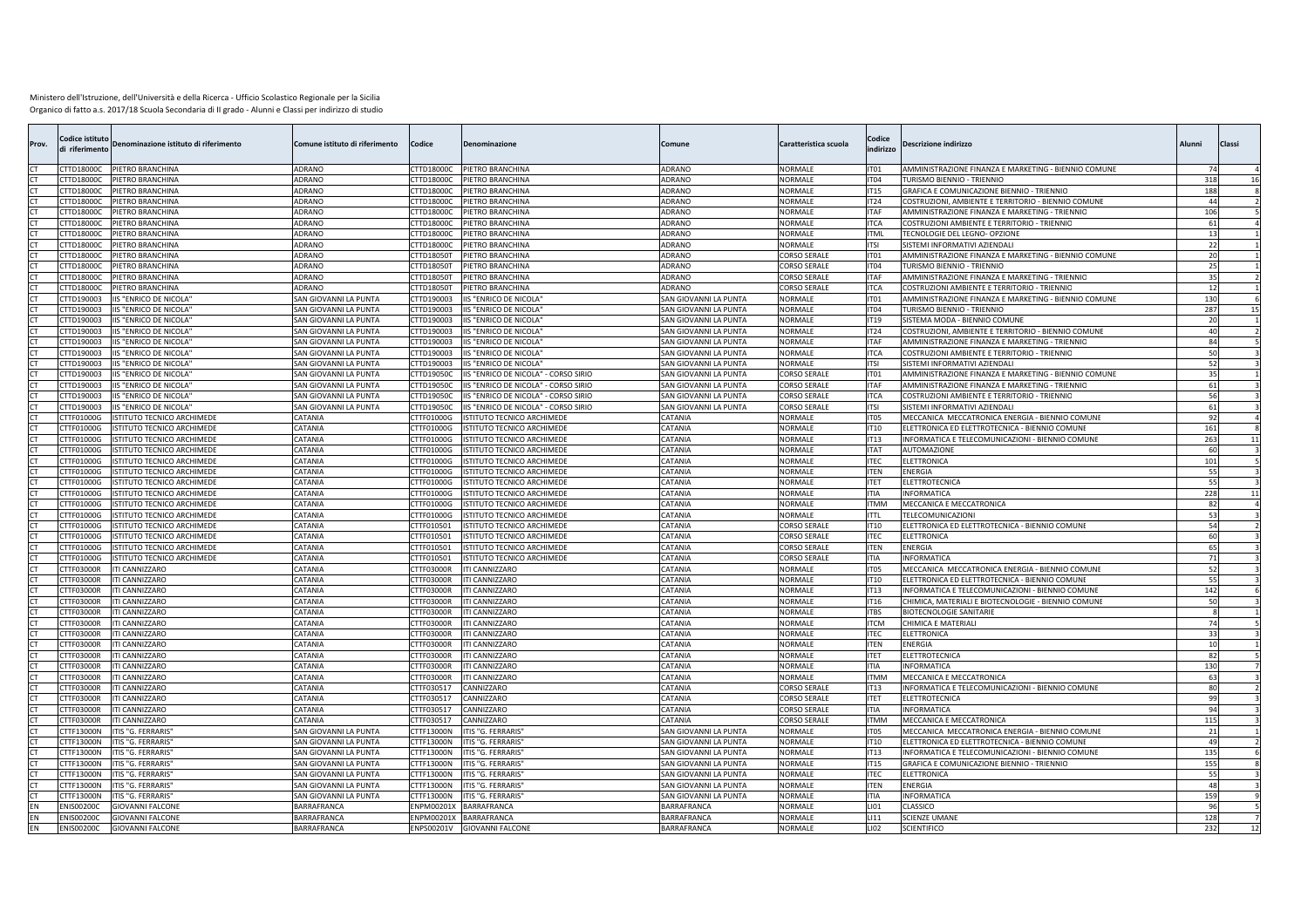Ministero dell'Istruzione, dell'Università e della Ricerca - Ufficio Scolastico Regionale per la Sicilia
Organico di fatto a.s. 2017/18 Scuola Secondaria di II grado - Alunni e Classi per indirizzo di studio

| Prov. | Codice istituto di riferimento | Denominazione istituto di riferimento | Comune istituto di riferimento | Codice | Denominazione | Comune | Caratteristica scuola | Codice indirizzo | Descrizione indirizzo | Alunni | Classi |
|---|---|---|---|---|---|---|---|---|---|---|---|
| CT | CTTD18000C | PIETRO BRANCHINA | ADRANO | CTTD18000C | PIETRO BRANCHINA | ADRANO | NORMALE | IT01 | AMMINISTRAZIONE FINANZA E MARKETING - BIENNIO COMUNE | 74 | 4 |
| CT | CTTD18000C | PIETRO BRANCHINA | ADRANO | CTTD18000C | PIETRO BRANCHINA | ADRANO | NORMALE | IT04 | TURISMO BIENNIO - TRIENNIO | 318 | 16 |
| CT | CTTD18000C | PIETRO BRANCHINA | ADRANO | CTTD18000C | PIETRO BRANCHINA | ADRANO | NORMALE | IT15 | GRAFICA E COMUNICAZIONE BIENNIO - TRIENNIO | 188 | 8 |
| CT | CTTD18000C | PIETRO BRANCHINA | ADRANO | CTTD18000C | PIETRO BRANCHINA | ADRANO | NORMALE | IT24 | COSTRUZIONI, AMBIENTE E TERRITORIO - BIENNIO COMUNE | 44 | 2 |
| CT | CTTD18000C | PIETRO BRANCHINA | ADRANO | CTTD18000C | PIETRO BRANCHINA | ADRANO | NORMALE | ITAF | AMMINISTRAZIONE FINANZA E MARKETING - TRIENNIO | 106 | 5 |
| CT | CTTD18000C | PIETRO BRANCHINA | ADRANO | CTTD18000C | PIETRO BRANCHINA | ADRANO | NORMALE | ITCA | COSTRUZIONI AMBIENTE E TERRITORIO - TRIENNIO | 61 | 4 |
| CT | CTTD18000C | PIETRO BRANCHINA | ADRANO | CTTD18000C | PIETRO BRANCHINA | ADRANO | NORMALE | ITML | TECNOLOGIE DEL LEGNO- OPZIONE | 13 | 1 |
| CT | CTTD18000C | PIETRO BRANCHINA | ADRANO | CTTD18000C | PIETRO BRANCHINA | ADRANO | NORMALE | ITSI | SISTEMI INFORMATIVI AZIENDALI | 22 | 1 |
| CT | CTTD18000C | PIETRO BRANCHINA | ADRANO | CTTD18050T | PIETRO BRANCHINA | ADRANO | CORSO SERALE | IT01 | AMMINISTRAZIONE FINANZA E MARKETING - BIENNIO COMUNE | 20 | 1 |
| CT | CTTD18000C | PIETRO BRANCHINA | ADRANO | CTTD18050T | PIETRO BRANCHINA | ADRANO | CORSO SERALE | IT04 | TURISMO BIENNIO - TRIENNIO | 25 | 1 |
| CT | CTTD18000C | PIETRO BRANCHINA | ADRANO | CTTD18050T | PIETRO BRANCHINA | ADRANO | CORSO SERALE | ITAF | AMMINISTRAZIONE FINANZA E MARKETING - TRIENNIO | 35 | 2 |
| CT | CTTD18000C | PIETRO BRANCHINA | ADRANO | CTTD18050T | PIETRO BRANCHINA | ADRANO | CORSO SERALE | ITCA | COSTRUZIONI AMBIENTE E TERRITORIO - TRIENNIO | 12 | 1 |
| CT | CTTD190003 | IIS "ENRICO DE NICOLA" | SAN GIOVANNI LA PUNTA | CTTD190003 | IIS "ENRICO DE NICOLA" | SAN GIOVANNI LA PUNTA | NORMALE | IT01 | AMMINISTRAZIONE FINANZA E MARKETING - BIENNIO COMUNE | 130 | 6 |
| CT | CTTD190003 | IIS "ENRICO DE NICOLA" | SAN GIOVANNI LA PUNTA | CTTD190003 | IIS "ENRICO DE NICOLA" | SAN GIOVANNI LA PUNTA | NORMALE | IT04 | TURISMO BIENNIO - TRIENNIO | 287 | 15 |
| CT | CTTD190003 | IIS "ENRICO DE NICOLA" | SAN GIOVANNI LA PUNTA | CTTD190003 | IIS "ENRICO DE NICOLA" | SAN GIOVANNI LA PUNTA | NORMALE | IT19 | SISTEMA MODA - BIENNIO COMUNE | 20 | 1 |
| CT | CTTD190003 | IIS "ENRICO DE NICOLA" | SAN GIOVANNI LA PUNTA | CTTD190003 | IIS "ENRICO DE NICOLA" | SAN GIOVANNI LA PUNTA | NORMALE | IT24 | COSTRUZIONI, AMBIENTE E TERRITORIO - BIENNIO COMUNE | 40 | 2 |
| CT | CTTD190003 | IIS "ENRICO DE NICOLA" | SAN GIOVANNI LA PUNTA | CTTD190003 | IIS "ENRICO DE NICOLA" | SAN GIOVANNI LA PUNTA | NORMALE | ITAF | AMMINISTRAZIONE FINANZA E MARKETING - TRIENNIO | 84 | 5 |
| CT | CTTD190003 | IIS "ENRICO DE NICOLA" | SAN GIOVANNI LA PUNTA | CTTD190003 | IIS "ENRICO DE NICOLA" | SAN GIOVANNI LA PUNTA | NORMALE | ITCA | COSTRUZIONI AMBIENTE E TERRITORIO - TRIENNIO | 50 | 3 |
| CT | CTTD190003 | IIS "ENRICO DE NICOLA" | SAN GIOVANNI LA PUNTA | CTTD190003 | IIS "ENRICO DE NICOLA" | SAN GIOVANNI LA PUNTA | NORMALE | ITSI | SISTEMI INFORMATIVI AZIENDALI | 52 | 3 |
| CT | CTTD190003 | IIS "ENRICO DE NICOLA" | SAN GIOVANNI LA PUNTA | CTTD19050C | IIS "ENRICO DE NICOLA" - CORSO SIRIO | SAN GIOVANNI LA PUNTA | CORSO SERALE | IT01 | AMMINISTRAZIONE FINANZA E MARKETING - BIENNIO COMUNE | 35 | 1 |
| CT | CTTD190003 | IIS "ENRICO DE NICOLA" | SAN GIOVANNI LA PUNTA | CTTD19050C | IIS "ENRICO DE NICOLA" - CORSO SIRIO | SAN GIOVANNI LA PUNTA | CORSO SERALE | ITAF | AMMINISTRAZIONE FINANZA E MARKETING - TRIENNIO | 61 | 3 |
| CT | CTTD190003 | IIS "ENRICO DE NICOLA" | SAN GIOVANNI LA PUNTA | CTTD19050C | IIS "ENRICO DE NICOLA" - CORSO SIRIO | SAN GIOVANNI LA PUNTA | CORSO SERALE | ITCA | COSTRUZIONI AMBIENTE E TERRITORIO - TRIENNIO | 56 | 3 |
| CT | CTTD190003 | IIS "ENRICO DE NICOLA" | SAN GIOVANNI LA PUNTA | CTTD19050C | IIS "ENRICO DE NICOLA" - CORSO SIRIO | SAN GIOVANNI LA PUNTA | CORSO SERALE | ITSI | SISTEMI INFORMATIVI AZIENDALI | 61 | 3 |
| CT | CTTF01000G | ISTITUTO TECNICO ARCHIMEDE | CATANIA | CTTF01000G | ISTITUTO TECNICO ARCHIMEDE | CATANIA | NORMALE | IT05 | MECCANICA MECCATRONICA ENERGIA - BIENNIO COMUNE | 92 | 4 |
| CT | CTTF01000G | ISTITUTO TECNICO ARCHIMEDE | CATANIA | CTTF01000G | ISTITUTO TECNICO ARCHIMEDE | CATANIA | NORMALE | IT10 | ELETTRONICA ED ELETTROTECNICA - BIENNIO COMUNE | 161 | 8 |
| CT | CTTF01000G | ISTITUTO TECNICO ARCHIMEDE | CATANIA | CTTF01000G | ISTITUTO TECNICO ARCHIMEDE | CATANIA | NORMALE | IT13 | INFORMATICA E TELECOMUNICAZIONI - BIENNIO COMUNE | 263 | 11 |
| CT | CTTF01000G | ISTITUTO TECNICO ARCHIMEDE | CATANIA | CTTF01000G | ISTITUTO TECNICO ARCHIMEDE | CATANIA | NORMALE | ITAT | AUTOMAZIONE | 60 | 3 |
| CT | CTTF01000G | ISTITUTO TECNICO ARCHIMEDE | CATANIA | CTTF01000G | ISTITUTO TECNICO ARCHIMEDE | CATANIA | NORMALE | ITEC | ELETTRONICA | 101 | 5 |
| CT | CTTF01000G | ISTITUTO TECNICO ARCHIMEDE | CATANIA | CTTF01000G | ISTITUTO TECNICO ARCHIMEDE | CATANIA | NORMALE | ITEN | ENERGIA | 55 | 3 |
| CT | CTTF01000G | ISTITUTO TECNICO ARCHIMEDE | CATANIA | CTTF01000G | ISTITUTO TECNICO ARCHIMEDE | CATANIA | NORMALE | ITET | ELETTROTECNICA | 55 | 3 |
| CT | CTTF01000G | ISTITUTO TECNICO ARCHIMEDE | CATANIA | CTTF01000G | ISTITUTO TECNICO ARCHIMEDE | CATANIA | NORMALE | ITIA | INFORMATICA | 228 | 11 |
| CT | CTTF01000G | ISTITUTO TECNICO ARCHIMEDE | CATANIA | CTTF01000G | ISTITUTO TECNICO ARCHIMEDE | CATANIA | NORMALE | ITMM | MECCANICA E MECCATRONICA | 82 | 4 |
| CT | CTTF01000G | ISTITUTO TECNICO ARCHIMEDE | CATANIA | CTTF01000G | ISTITUTO TECNICO ARCHIMEDE | CATANIA | NORMALE | ITTL | TELECOMUNICAZIONI | 53 | 3 |
| CT | CTTF01000G | ISTITUTO TECNICO ARCHIMEDE | CATANIA | CTTF010501 | ISTITUTO TECNICO ARCHIMEDE | CATANIA | CORSO SERALE | IT10 | ELETTRONICA ED ELETTROTECNICA - BIENNIO COMUNE | 54 | 2 |
| CT | CTTF01000G | ISTITUTO TECNICO ARCHIMEDE | CATANIA | CTTF010501 | ISTITUTO TECNICO ARCHIMEDE | CATANIA | CORSO SERALE | ITEC | ELETTRONICA | 60 | 3 |
| CT | CTTF01000G | ISTITUTO TECNICO ARCHIMEDE | CATANIA | CTTF010501 | ISTITUTO TECNICO ARCHIMEDE | CATANIA | CORSO SERALE | ITEN | ENERGIA | 65 | 3 |
| CT | CTTF01000G | ISTITUTO TECNICO ARCHIMEDE | CATANIA | CTTF010501 | ISTITUTO TECNICO ARCHIMEDE | CATANIA | CORSO SERALE | ITIA | INFORMATICA | 71 | 3 |
| CT | CTTF03000R | ITI CANNIZZARO | CATANIA | CTTF03000R | ITI CANNIZZARO | CATANIA | NORMALE | IT05 | MECCANICA MECCATRONICA ENERGIA - BIENNIO COMUNE | 52 | 3 |
| CT | CTTF03000R | ITI CANNIZZARO | CATANIA | CTTF03000R | ITI CANNIZZARO | CATANIA | NORMALE | IT10 | ELETTRONICA ED ELETTROTECNICA - BIENNIO COMUNE | 55 | 3 |
| CT | CTTF03000R | ITI CANNIZZARO | CATANIA | CTTF03000R | ITI CANNIZZARO | CATANIA | NORMALE | IT13 | INFORMATICA E TELECOMUNICAZIONI - BIENNIO COMUNE | 142 | 6 |
| CT | CTTF03000R | ITI CANNIZZARO | CATANIA | CTTF03000R | ITI CANNIZZARO | CATANIA | NORMALE | IT16 | CHIMICA, MATERIALI E BIOTECNOLOGIE - BIENNIO COMUNE | 50 | 3 |
| CT | CTTF03000R | ITI CANNIZZARO | CATANIA | CTTF03000R | ITI CANNIZZARO | CATANIA | NORMALE | ITBS | BIOTECNOLOGIE SANITARIE | 8 | 1 |
| CT | CTTF03000R | ITI CANNIZZARO | CATANIA | CTTF03000R | ITI CANNIZZARO | CATANIA | NORMALE | ITCM | CHIMICA E MATERIALI | 74 | 5 |
| CT | CTTF03000R | ITI CANNIZZARO | CATANIA | CTTF03000R | ITI CANNIZZARO | CATANIA | NORMALE | ITEC | ELETTRONICA | 33 | 3 |
| CT | CTTF03000R | ITI CANNIZZARO | CATANIA | CTTF03000R | ITI CANNIZZARO | CATANIA | NORMALE | ITEN | ENERGIA | 10 | 1 |
| CT | CTTF03000R | ITI CANNIZZARO | CATANIA | CTTF03000R | ITI CANNIZZARO | CATANIA | NORMALE | ITET | ELETTROTECNICA | 82 | 5 |
| CT | CTTF03000R | ITI CANNIZZARO | CATANIA | CTTF03000R | ITI CANNIZZARO | CATANIA | NORMALE | ITIA | INFORMATICA | 130 | 7 |
| CT | CTTF03000R | ITI CANNIZZARO | CATANIA | CTTF03000R | ITI CANNIZZARO | CATANIA | NORMALE | ITMM | MECCANICA E MECCATRONICA | 63 | 3 |
| CT | CTTF03000R | ITI CANNIZZARO | CATANIA | CTTF030517 | CANNIZZARO | CATANIA | CORSO SERALE | IT13 | INFORMATICA E TELECOMUNICAZIONI - BIENNIO COMUNE | 80 | 2 |
| CT | CTTF03000R | ITI CANNIZZARO | CATANIA | CTTF030517 | CANNIZZARO | CATANIA | CORSO SERALE | ITET | ELETTROTECNICA | 99 | 3 |
| CT | CTTF03000R | ITI CANNIZZARO | CATANIA | CTTF030517 | CANNIZZARO | CATANIA | CORSO SERALE | ITIA | INFORMATICA | 94 | 3 |
| CT | CTTF03000R | ITI CANNIZZARO | CATANIA | CTTF030517 | CANNIZZARO | CATANIA | CORSO SERALE | ITMM | MECCANICA E MECCATRONICA | 115 | 3 |
| CT | CTTF13000N | ITIS "G. FERRARIS" | SAN GIOVANNI LA PUNTA | CTTF13000N | ITIS "G. FERRARIS" | SAN GIOVANNI LA PUNTA | NORMALE | IT05 | MECCANICA MECCATRONICA ENERGIA - BIENNIO COMUNE | 21 | 1 |
| CT | CTTF13000N | ITIS "G. FERRARIS" | SAN GIOVANNI LA PUNTA | CTTF13000N | ITIS "G. FERRARIS" | SAN GIOVANNI LA PUNTA | NORMALE | IT10 | ELETTRONICA ED ELETTROTECNICA - BIENNIO COMUNE | 49 | 2 |
| CT | CTTF13000N | ITIS "G. FERRARIS" | SAN GIOVANNI LA PUNTA | CTTF13000N | ITIS "G. FERRARIS" | SAN GIOVANNI LA PUNTA | NORMALE | IT13 | INFORMATICA E TELECOMUNICAZIONI - BIENNIO COMUNE | 135 | 6 |
| CT | CTTF13000N | ITIS "G. FERRARIS" | SAN GIOVANNI LA PUNTA | CTTF13000N | ITIS "G. FERRARIS" | SAN GIOVANNI LA PUNTA | NORMALE | IT15 | GRAFICA E COMUNICAZIONE BIENNIO - TRIENNIO | 155 | 8 |
| CT | CTTF13000N | ITIS "G. FERRARIS" | SAN GIOVANNI LA PUNTA | CTTF13000N | ITIS "G. FERRARIS" | SAN GIOVANNI LA PUNTA | NORMALE | ITEC | ELETTRONICA | 55 | 3 |
| CT | CTTF13000N | ITIS "G. FERRARIS" | SAN GIOVANNI LA PUNTA | CTTF13000N | ITIS "G. FERRARIS" | SAN GIOVANNI LA PUNTA | NORMALE | ITEN | ENERGIA | 48 | 3 |
| CT | CTTF13000N | ITIS "G. FERRARIS" | SAN GIOVANNI LA PUNTA | CTTF13000N | ITIS "G. FERRARIS" | SAN GIOVANNI LA PUNTA | NORMALE | ITIA | INFORMATICA | 159 | 9 |
| EN | ENIS00200C | GIOVANNI FALCONE | BARRAFRANCA | ENPM00201X | BARRAFRANCA | BARRAFRANCA | NORMALE | LI01 | CLASSICO | 96 | 5 |
| EN | ENIS00200C | GIOVANNI FALCONE | BARRAFRANCA | ENPM00201X | BARRAFRANCA | BARRAFRANCA | NORMALE | LI11 | SCIENZE UMANE | 128 | 7 |
| EN | ENIS00200C | GIOVANNI FALCONE | BARRAFRANCA | ENPS00201V | GIOVANNI FALCONE | BARRAFRANCA | NORMALE | LI02 | SCIENTIFICO | 232 | 12 |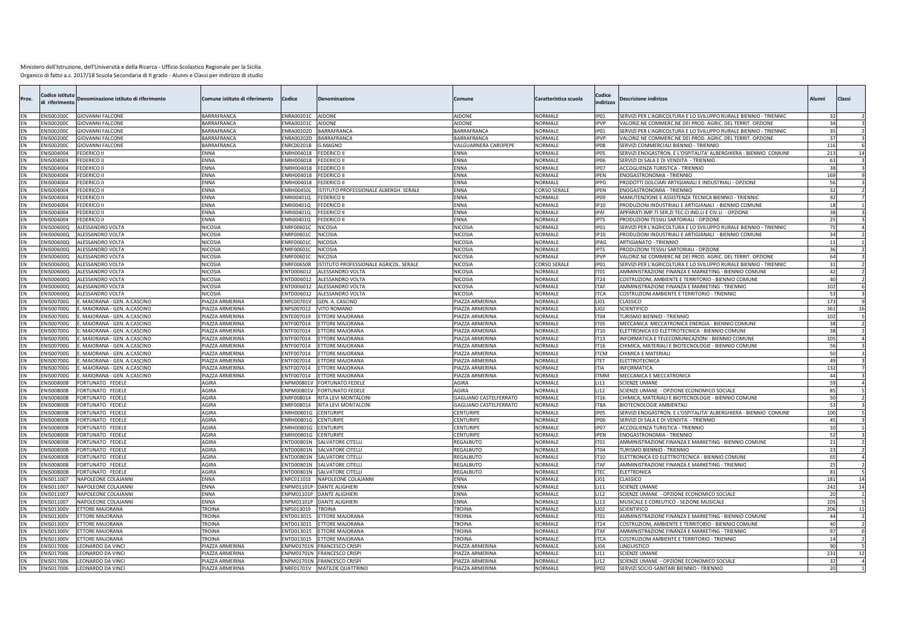Ministero dell'Istruzione, dell'Università e della Ricerca - Ufficio Scolastico Regionale per la Sicilia
Organico di fatto a.s. 2017/18 Scuola Secondaria di II grado - Alunni e Classi per indirizzo di studio

| Prov. | Codice istituto di riferimento | Denominazione istituto di riferimento | Comune istituto di riferimento | Codice | Denominazione | Comune | Caratteristica scuola | Codice indirizzo | Descrizione indirizzo | Alunni | Classi |
|---|---|---|---|---|---|---|---|---|---|---|---|
| EN | ENIS00200C | GIOVANNI FALCONE | BARRAFRANCA | ENRA00201C | AIDONE | AIDONE | NORMALE | IP01 | SERVIZI PER L'AGRICOLTURA E LO SVILUPPO RURALE BIENNIO - TRIENNIO | 32 | 2 |
| EN | ENIS00200C | GIOVANNI FALCONE | BARRAFRANCA | ENRA00201C | AIDONE | AIDONE | NORMALE | IPVP | VALORIZ.NE COMMERC.NE DEI PROD. AGRIC. DEL TERRIT. OPZIONE | 34 | 3 |
| EN | ENIS00200C | GIOVANNI FALCONE | BARRAFRANCA | ENRA00202D | BARRAFRANCA | BARRAFRANCA | NORMALE | IP01 | SERVIZI PER L'AGRICOLTURA E LO SVILUPPO RURALE BIENNIO - TRIENNIO | 35 | 2 |
| EN | ENIS00200C | GIOVANNI FALCONE | BARRAFRANCA | ENRA00202D | BARRAFRANCA | BARRAFRANCA | NORMALE | IPVP | VALORIZ.NE COMMERC.NE DEI PROD. AGRIC. DEL TERRIT. OPZIONE | 37 | 3 |
| EN | ENIS00200C | GIOVANNI FALCONE | BARRAFRANCA | ENRC00201B | G.MAGNO | VALGUARNERA CAROPEPE | NORMALE | IP08 | SERVIZI COMMERCIALI BIENNIO - TRIENNIO | 116 | 6 |
| EN | ENIS004004 | FEDERICO II | ENNA | ENRH004018 | FEDERICO II | ENNA | NORMALE | IP05 | SERVIZI ENOGASTRON. E L'OSPITALITA' ALBERGHIERA - BIENNIO COMUNE | 213 | 14 |
| EN | ENIS004004 | FEDERICO II | ENNA | ENRH004018 | FEDERICO II | ENNA | NORMALE | IP06 | SERVIZI DI SALA E DI VENDITA - TRIENNIO | 61 | 3 |
| EN | ENIS004004 | FEDERICO II | ENNA | ENRH004018 | FEDERICO II | ENNA | NORMALE | IP07 | ACCOGLIENZA TURISTICA - TRIENNIO | 38 | 3 |
| EN | ENIS004004 | FEDERICO II | ENNA | ENRH004018 | FEDERICO II | ENNA | NORMALE | IPEN | ENOGASTRONOMIA - TRIENNIO | 169 | 9 |
| EN | ENIS004004 | FEDERICO II | ENNA | ENRH004018 | FEDERICO II | ENNA | NORMALE | IPPD | PRODOTTI DOLCIARI ARTIGIANALI E INDUSTRIALI - OPZIONE | 56 | 3 |
| EN | ENIS004004 | FEDERICO II | ENNA | ENRH00450L | ISTITUTO PROFESSIONALE ALBERGH. SERALE | ENNA | CORSO SERALE | IPEN | ENOGASTRONOMIA - TRIENNIO | 32 | 2 |
| EN | ENIS004004 | FEDERICO II | ENNA | ENRI00401Q | FEDERICO II | ENNA | NORMALE | IP09 | MANUTENZIONE E ASSISTENZA TECNICA BIENNIO - TRIENNIO | 92 | 7 |
| EN | ENIS004004 | FEDERICO II | ENNA | ENRI00401Q | FEDERICO II | ENNA | NORMALE | IP10 | PRODUZIONI INDUSTRIALI E ARTIGIANALI - BIENNIO COMUNE | 18 | 1 |
| EN | ENIS004004 | FEDERICO II | ENNA | ENRI00401Q | FEDERICO II | ENNA | NORMALE | IPAI | APPARATI IMP.TI SER.ZI TEC.CI IND.LI E CIV.LI - OPZIONE | 38 | 3 |
| EN | ENIS004004 | FEDERICO II | ENNA | ENRI00401Q | FEDERICO II | ENNA | NORMALE | IPTS | PRODUZIONI TESSILI SARTORIALI - OPZIONE | 25 | 3 |
| EN | ENIS00600Q | ALESSANDRO VOLTA | NICOSIA | ENRF00601C | NICOSIA | NICOSIA | NORMALE | IP01 | SERVIZI PER L'AGRICOLTURA E LO SVILUPPO RURALE BIENNIO - TRIENNIO | 75 | 4 |
| EN | ENIS00600Q | ALESSANDRO VOLTA | NICOSIA | ENRF00601C | NICOSIA | NICOSIA | NORMALE | IP10 | PRODUZIONI INDUSTRIALI E ARTIGIANALI - BIENNIO COMUNE | 34 | 2 |
| EN | ENIS00600Q | ALESSANDRO VOLTA | NICOSIA | ENRF00601C | NICOSIA | NICOSIA | NORMALE | IPAG | ARTIGIANATO - TRIENNIO | 11 | 1 |
| EN | ENIS00600Q | ALESSANDRO VOLTA | NICOSIA | ENRF00601C | NICOSIA | NICOSIA | NORMALE | IPTS | PRODUZIONI TESSILI SARTORIALI - OPZIONE | 36 | 2 |
| EN | ENIS00600Q | ALESSANDRO VOLTA | NICOSIA | ENRF00601C | NICOSIA | NICOSIA | NORMALE | IPVP | VALORIZ.NE COMMERC.NE DEI PROD. AGRIC. DEL TERRIT. OPZIONE | 64 | 3 |
| EN | ENIS00600Q | ALESSANDRO VOLTA | NICOSIA | ENRF00650R | ISTITUTO PROFESSIONALE AGRICOL. SERALE | NICOSIA | CORSO SERALE | IP01 | SERVIZI PER L'AGRICOLTURA E LO SVILUPPO RURALE BIENNIO - TRIENNIO | 31 | 2 |
| EN | ENIS00600Q | ALESSANDRO VOLTA | NICOSIA | ENTD006012 | ALESSANDRO VOLTA | NICOSIA | NORMALE | IT01 | AMMINISTRAZIONE FINANZA E MARKETING - BIENNIO COMUNE | 42 | 2 |
| EN | ENIS00600Q | ALESSANDRO VOLTA | NICOSIA | ENTD006012 | ALESSANDRO VOLTA | NICOSIA | NORMALE | IT24 | COSTRUZIONI, AMBIENTE E TERRITORIO - BIENNIO COMUNE | 40 | 2 |
| EN | ENIS00600Q | ALESSANDRO VOLTA | NICOSIA | ENTD006012 | ALESSANDRO VOLTA | NICOSIA | NORMALE | ITAF | AMMINISTRAZIONE FINANZA E MARKETING - TRIENNIO | 102 | 6 |
| EN | ENIS00600Q | ALESSANDRO VOLTA | NICOSIA | ENTD006012 | ALESSANDRO VOLTA | NICOSIA | NORMALE | ITCA | COSTRUZIONI AMBIENTE E TERRITORIO - TRIENNIO | 53 | 3 |
| EN | ENIS00700G | E. MAIORANA - GEN. A.CASCINO | PIAZZA ARMERINA | ENPC00701V | GEN. A. CASCINO | PIAZZA ARMERINA | NORMALE | LI01 | CLASSICO | 173 | 9 |
| EN | ENIS00700G | E. MAIORANA - GEN. A.CASCINO | PIAZZA ARMERINA | ENPS007012 | VITO ROMANO | PIAZZA ARMERINA | NORMALE | LI02 | SCIENTIFICO | 361 | 16 |
| EN | ENIS00700G | E. MAIORANA - GEN. A.CASCINO | PIAZZA ARMERINA | ENTE007019 | ETTORE MAJORANA | PIAZZA ARMERINA | NORMALE | IT04 | TURISMO BIENNIO - TRIENNIO | 102 | 5 |
| EN | ENIS00700G | E. MAIORANA - GEN. A.CASCINO | PIAZZA ARMERINA | ENTF007014 | ETTORE MAJORANA | PIAZZA ARMERINA | NORMALE | IT05 | MECCANICA MECCATRONICA ENERGIA - BIENNIO COMUNE | 38 | 2 |
| EN | ENIS00700G | E. MAIORANA - GEN. A.CASCINO | PIAZZA ARMERINA | ENTF007014 | ETTORE MAJORANA | PIAZZA ARMERINA | NORMALE | IT10 | ELETTRONICA ED ELETTROTECNICA - BIENNIO COMUNE | 38 | 2 |
| EN | ENIS00700G | E. MAIORANA - GEN. A.CASCINO | PIAZZA ARMERINA | ENTF007014 | ETTORE MAJORANA | PIAZZA ARMERINA | NORMALE | IT13 | INFORMATICA E TELECOMUNICAZIONI - BIENNIO COMUNE | 105 | 4 |
| EN | ENIS00700G | E. MAIORANA - GEN. A.CASCINO | PIAZZA ARMERINA | ENTF007014 | ETTORE MAJORANA | PIAZZA ARMERINA | NORMALE | IT16 | CHIMICA, MATERIALI E BIOTECNOLOGIE - BIENNIO COMUNE | 56 | 3 |
| EN | ENIS00700G | E. MAIORANA - GEN. A.CASCINO | PIAZZA ARMERINA | ENTF007014 | ETTORE MAJORANA | PIAZZA ARMERINA | NORMALE | ITCM | CHIMICA E MATERIALI | 50 | 3 |
| EN | ENIS00700G | E. MAIORANA - GEN. A.CASCINO | PIAZZA ARMERINA | ENTF007014 | ETTORE MAJORANA | PIAZZA ARMERINA | NORMALE | ITET | ELETTROTECNICA | 49 | 3 |
| EN | ENIS00700G | E. MAIORANA - GEN. A.CASCINO | PIAZZA ARMERINA | ENTF007014 | ETTORE MAJORANA | PIAZZA ARMERINA | NORMALE | ITIA | INFORMATICA | 132 | 7 |
| EN | ENIS00700G | E. MAIORANA - GEN. A.CASCINO | PIAZZA ARMERINA | ENTF007014 | ETTORE MAJORANA | PIAZZA ARMERINA | NORMALE | ITMM | MECCANICA E MECCATRONICA | 44 | 3 |
| EN | ENIS00800B | FORTUNATO FEDELE | AGIRA | ENPM00801V | FORTUNATO FEDELE | AGIRA | NORMALE | LI11 | SCIENZE UMANE | 59 | 4 |
| EN | ENIS00800B | FORTUNATO FEDELE | AGIRA | ENPM00801V | FORTUNATO FEDELE | AGIRA | NORMALE | LI12 | SCIENZE UMANE - OPZIONE ECONOMICO SOCIALE | 85 | 5 |
| EN | ENIS00800B | FORTUNATO FEDELE | AGIRA | ENRF008014 | RITA LEVI MONTALCINI | GAGLIANO CASTELFERRATO | NORMALE | IT16 | CHIMICA, MATERIALI E BIOTECNOLOGIE - BIENNIO COMUNE | 50 | 2 |
| EN | ENIS00800B | FORTUNATO FEDELE | AGIRA | ENRF008014 | RITA LEVI MONTALCINI | GAGLIANO CASTELFERRATO | NORMALE | ITBA | BIOTECNOLOGIE AMBIENTALI | 53 | 3 |
| EN | ENIS00800B | FORTUNATO FEDELE | AGIRA | ENRH00801G | CENTURIPE | CENTURIPE | NORMALE | IP05 | SERVIZI ENOGASTRON. E L'OSPITALITA' ALBERGHIERA - BIENNIO COMUNE | 100 | 5 |
| EN | ENIS00800B | FORTUNATO FEDELE | AGIRA | ENRH00801G | CENTURIPE | CENTURIPE | NORMALE | IP06 | SERVIZI DI SALA E DI VENDITA - TRIENNIO | 45 | 3 |
| EN | ENIS00800B | FORTUNATO FEDELE | AGIRA | ENRH00801G | CENTURIPE | CENTURIPE | NORMALE | IP07 | ACCOGLIENZA TURISTICA - TRIENNIO | 10 | 1 |
| EN | ENIS00800B | FORTUNATO FEDELE | AGIRA | ENRH00801G | CENTURIPE | CENTURIPE | NORMALE | IPEN | ENOGASTRONOMIA - TRIENNIO | 52 | 3 |
| EN | ENIS00800B | FORTUNATO FEDELE | AGIRA | ENTD00801N | SALVATORE CITELLI | REGALBUTO | NORMALE | IT01 | AMMINISTRAZIONE FINANZA E MARKETING - BIENNIO COMUNE | 21 | 2 |
| EN | ENIS00800B | FORTUNATO FEDELE | AGIRA | ENTD00801N | SALVATORE CITELLI | REGALBUTO | NORMALE | IT04 | TURISMO BIENNIO - TRIENNIO | 23 | 2 |
| EN | ENIS00800B | FORTUNATO FEDELE | AGIRA | ENTD00801N | SALVATORE CITELLI | REGALBUTO | NORMALE | IT10 | ELETTRONICA ED ELETTROTECNICA - BIENNIO COMUNE | 65 | 4 |
| EN | ENIS00800B | FORTUNATO FEDELE | AGIRA | ENTD00801N | SALVATORE CITELLI | REGALBUTO | NORMALE | ITAF | AMMINISTRAZIONE FINANZA E MARKETING - TRIENNIO | 25 | 2 |
| EN | ENIS00800B | FORTUNATO FEDELE | AGIRA | ENTD00801N | SALVATORE CITELLI | REGALBUTO | NORMALE | ITEC | ELETTRONICA | 81 | 5 |
| EN | ENIS011007 | NAPOLEONE COLAJANNI | ENNA | ENPC01101E | NAPOLEONE COLAJANNI | ENNA | NORMALE | LI01 | CLASSICO | 181 | 14 |
| EN | ENIS011007 | NAPOLEONE COLAJANNI | ENNA | ENPM01101P | DANTE ALIGHIERI | ENNA | NORMALE | LI11 | SCIENZE UMANE | 242 | 14 |
| EN | ENIS011007 | NAPOLEONE COLAJANNI | ENNA | ENPM01101P | DANTE ALIGHIERI | ENNA | NORMALE | LI12 | SCIENZE UMANE - OPZIONE ECONOMICO SOCIALE | 20 | 1 |
| EN | ENIS011007 | NAPOLEONE COLAJANNI | ENNA | ENPM01101P | DANTE ALIGHIERI | ENNA | NORMALE | LI13 | MUSICALE E COREUTICO - SEZIONE MUSICALE | 105 | 5 |
| EN | ENIS01300V | ETTORE MAJORANA | TROINA | ENPS013019 | TROINA | TROINA | NORMALE | LI02 | SCIENTIFICO | 206 | 11 |
| EN | ENIS01300V | ETTORE MAJORANA | TROINA | ENTD013015 | ETTORE MAJORANA | TROINA | NORMALE | IT01 | AMMINISTRAZIONE FINANZA E MARKETING - BIENNIO COMUNE | 44 | 2 |
| EN | ENIS01300V | ETTORE MAJORANA | TROINA | ENTD013015 | ETTORE MAJORANA | TROINA | NORMALE | IT24 | COSTRUZIONI, AMBIENTE E TERRITORIO - BIENNIO COMUNE | 40 | 2 |
| EN | ENIS01300V | ETTORE MAJORANA | TROINA | ENTD013015 | ETTORE MAJORANA | TROINA | NORMALE | ITAF | AMMINISTRAZIONE FINANZA E MARKETING - TRIENNIO | 97 | 6 |
| EN | ENIS01300V | ETTORE MAJORANA | TROINA | ENTD013015 | ETTORE MAJORANA | TROINA | NORMALE | ITCA | COSTRUZIONI AMBIENTE E TERRITORIO - TRIENNIO | 14 | 2 |
| EN | ENIS017006 | LEONARDO DA VINCI | PIAZZA ARMERINA | ENPM01701N | FRANCESCO CRISPI | PIAZZA ARMERINA | NORMALE | LI04 | LINGUISTICO | 90 | 5 |
| EN | ENIS017006 | LEONARDO DA VINCI | PIAZZA ARMERINA | ENPM01701N | FRANCESCO CRISPI | PIAZZA ARMERINA | NORMALE | LI11 | SCIENZE UMANE | 231 | 12 |
| EN | ENIS017006 | LEONARDO DA VINCI | PIAZZA ARMERINA | ENPM01701N | FRANCESCO CRISPI | PIAZZA ARMERINA | NORMALE | LI12 | SCIENZE UMANE - OPZIONE ECONOMICO SOCIALE | 32 | 4 |
| EN | ENIS017006 | LEONARDO DA VINCI | PIAZZA ARMERINA | ENRF01701V | MATILDE QUATTRINO | PIAZZA ARMERINA | NORMALE | IP02 | SERVIZI SOCIO-SANITARI BIENNIO - TRIENNIO | 20 | 1 |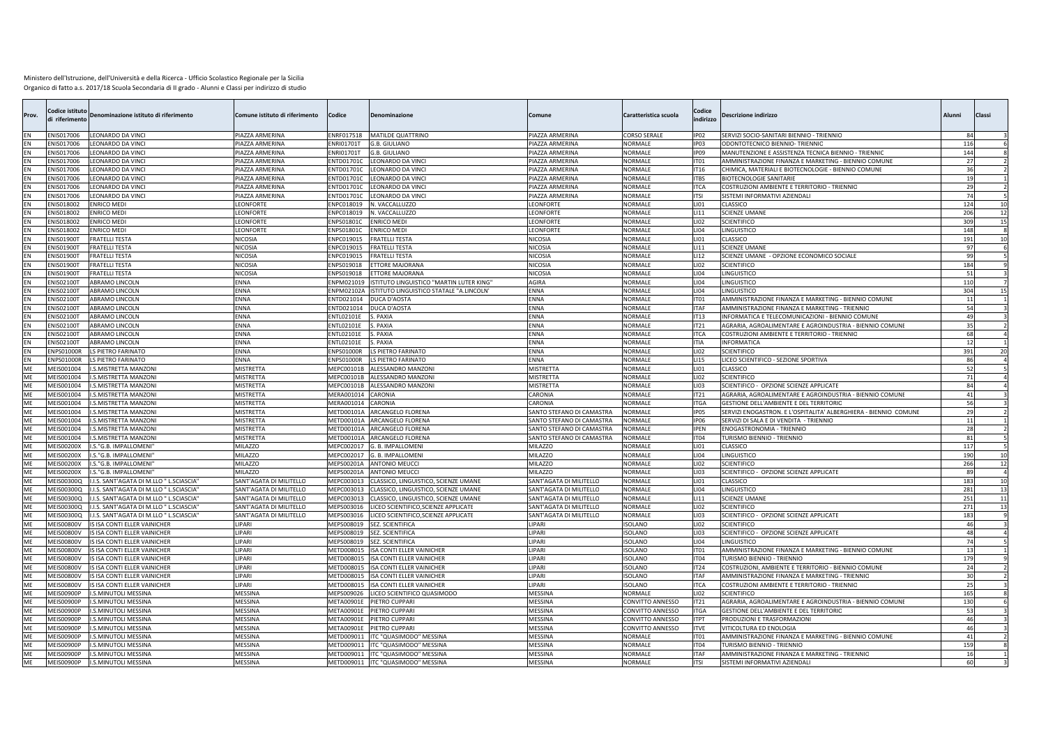Ministero dell'Istruzione, dell'Università e della Ricerca - Ufficio Scolastico Regionale per la Sicilia
Organico di fatto a.s. 2017/18 Scuola Secondaria di II grado - Alunni e Classi per indirizzo di studio

| Prov. | Codice istituto di riferimento | Denominazione istituto di riferimento | Comune istituto di riferimento | Codice | Denominazione | Comune | Caratteristica scuola | Codice indirizzo | Descrizione indirizzo | Alunni | Classi |
|---|---|---|---|---|---|---|---|---|---|---|---|
| EN | ENIS017006 | LEONARDO DA VINCI | PIAZZA ARMERINA | ENRF017518 | MATILDE QUATTRINO | PIAZZA ARMERINA | CORSO SERALE | IP02 | SERVIZI SOCIO-SANITARI BIENNIO - TRIENNIO | 84 | 3 |
| EN | ENIS017006 | LEONARDO DA VINCI | PIAZZA ARMERINA | ENRI01701T | G.B. GIULIANO | PIAZZA ARMERINA | NORMALE | IP03 | ODONTOTECNICO BIENNIO- TRIENNIC | 116 | 6 |
| EN | ENIS017006 | LEONARDO DA VINCI | PIAZZA ARMERINA | ENRI01701T | G.B. GIULIANO | PIAZZA ARMERINA | NORMALE | IP09 | MANUTENZIONE E ASSISTENZA TECNICA BIENNIO - TRIENNIC | 144 | 8 |
| EN | ENIS017006 | LEONARDO DA VINCI | PIAZZA ARMERINA | ENTD01701C | LEONARDO DA VINCI | PIAZZA ARMERINA | NORMALE | IT01 | AMMINISTRAZIONE FINANZA E MARKETING - BIENNIO COMUNE | 27 | 2 |
| EN | ENIS017006 | LEONARDO DA VINCI | PIAZZA ARMERINA | ENTD01701C | LEONARDO DA VINCI | PIAZZA ARMERINA | NORMALE | IT16 | CHIMICA, MATERIALI E BIOTECNOLOGIE - BIENNIO COMUNE | 36 | 2 |
| EN | ENIS017006 | LEONARDO DA VINCI | PIAZZA ARMERINA | ENTD01701C | LEONARDO DA VINCI | PIAZZA ARMERINA | NORMALE | ITBS | BIOTECNOLOGIE SANITARIE | 19 | 1 |
| EN | ENIS017006 | LEONARDO DA VINCI | PIAZZA ARMERINA | ENTD01701C | LEONARDO DA VINCI | PIAZZA ARMERINA | NORMALE | ITCA | COSTRUZIONI AMBIENTE E TERRITORIO - TRIENNIC | 29 | 2 |
| EN | ENIS017006 | LEONARDO DA VINCI | PIAZZA ARMERINA | ENTD01701C | LEONARDO DA VINCI | PIAZZA ARMERINA | NORMALE | ITSI | SISTEMI INFORMATIVI AZIENDALI | 74 | 5 |
| EN | ENIS018002 | ENRICO MEDI | LEONFORTE | ENPC018019 | N. VACCALLUZZO | LEONFORTE | NORMALE | LI01 | CLASSICO | 124 | 10 |
| EN | ENIS018002 | ENRICO MEDI | LEONFORTE | ENPC018019 | N. VACCALLUZZO | LEONFORTE | NORMALE | LI11 | SCIENZE UMANE | 206 | 12 |
| EN | ENIS018002 | ENRICO MEDI | LEONFORTE | ENPS01801C | ENRICO MEDI | LEONFORTE | NORMALE | LI02 | SCIENTIFICO | 309 | 15 |
| EN | ENIS018002 | ENRICO MEDI | LEONFORTE | ENPS01801C | ENRICO MEDI | LEONFORTE | NORMALE | LI04 | LINGUISTICO | 148 | 8 |
| EN | ENIS01900T | FRATELLI TESTA | NICOSIA | ENPC019015 | FRATELLI TESTA | NICOSIA | NORMALE | LI01 | CLASSICO | 191 | 10 |
| EN | ENIS01900T | FRATELLI TESTA | NICOSIA | ENPC019015 | FRATELLI TESTA | NICOSIA | NORMALE | LI11 | SCIENZE UMANE | 97 | 6 |
| EN | ENIS01900T | FRATELLI TESTA | NICOSIA | ENPC019015 | FRATELLI TESTA | NICOSIA | NORMALE | LI12 | SCIENZE UMANE - OPZIONE ECONOMICO SOCIALE | 99 | 5 |
| EN | ENIS01900T | FRATELLI TESTA | NICOSIA | ENPS019018 | ETTORE MAJORANA | NICOSIA | NORMALE | LI02 | SCIENTIFICO | 184 | 9 |
| EN | ENIS01900T | FRATELLI TESTA | NICOSIA | ENPS019018 | ETTORE MAJORANA | NICOSIA | NORMALE | LI04 | LINGUISTICO | 51 | 3 |
| EN | ENIS02100T | ABRAMO LINCOLN | ENNA | ENPM021019 | ISTITUTO LINGUISTICO "MARTIN LUTER KING" | AGIRA | NORMALE | LI04 | LINGUISTICO | 110 | 7 |
| EN | ENIS02100T | ABRAMO LINCOLN | ENNA | ENPM02102A | ISTITUTO LINGUISTICO STATALE "A.LINCOLN' | ENNA | NORMALE | LI04 | LINGUISTICO | 304 | 15 |
| EN | ENIS02100T | ABRAMO LINCOLN | ENNA | ENTD021014 | DUCA D'AOSTA | ENNA | NORMALE | IT01 | AMMINISTRAZIONE FINANZA E MARKETING - BIENNIO COMUNE | 11 | 1 |
| EN | ENIS02100T | ABRAMO LINCOLN | ENNA | ENTD021014 | DUCA D'AOSTA | ENNA | NORMALE | ITAF | AMMINISTRAZIONE FINANZA E MARKETING - TRIENNIC | 54 | 3 |
| EN | ENIS02100T | ABRAMO LINCOLN | ENNA | ENTL02101E | S. PAXIA | ENNA | NORMALE | IT13 | INFORMATICA E TELECOMUNICAZIONI - BIENNIO COMUNE | 49 | 3 |
| EN | ENIS02100T | ABRAMO LINCOLN | ENNA | ENTL02101E | S. PAXIA | ENNA | NORMALE | IT21 | AGRARIA, AGROALIMENTARE E AGROINDUSTRIA - BIENNIO COMUNE | 35 | 2 |
| EN | ENIS02100T | ABRAMO LINCOLN | ENNA | ENTL02101E | S. PAXIA | ENNA | NORMALE | ITCA | COSTRUZIONI AMBIENTE E TERRITORIO - TRIENNIC | 68 | 4 |
| EN | ENIS02100T | ABRAMO LINCOLN | ENNA | ENTL02101E | S. PAXIA | ENNA | NORMALE | ITIA | INFORMATICA | 12 | 1 |
| EN | ENPS01000R | LS PIETRO FARINATO | ENNA | ENPS01000R | LS PIETRO FARINATO | ENNA | NORMALE | LI02 | SCIENTIFICO | 391 | 20 |
| EN | ENPS01000R | LS PIETRO FARINATO | ENNA | ENPS01000R | LS PIETRO FARINATO | ENNA | NORMALE | LI15 | LICEO SCIENTIFICO - SEZIONE SPORTIVA | 86 | 4 |
| ME | MEIS001004 | I.S.MISTRETTA MANZONI | MISTRETTA | MEPC00101B | ALESSANDRO MANZONI | MISTRETTA | NORMALE | LI01 | CLASSICO | 52 | 5 |
| ME | MEIS001004 | I.S.MISTRETTA MANZONI | MISTRETTA | MEPC00101B | ALESSANDRO MANZONI | MISTRETTA | NORMALE | LI02 | SCIENTIFICO | 71 | 4 |
| ME | MEIS001004 | I.S.MISTRETTA MANZONI | MISTRETTA | MEPC00101B | ALESSANDRO MANZONI | MISTRETTA | NORMALE | LI03 | SCIENTIFICO - OPZIONE SCIENZE APPLICATE | 84 | 4 |
| ME | MEIS001004 | I.S.MISTRETTA MANZONI | MISTRETTA | MERA001014 | CARONIA | CARONIA | NORMALE | IT21 | AGRARIA, AGROALIMENTARE E AGROINDUSTRIA - BIENNIO COMUNE | 41 | 3 |
| ME | MEIS001004 | I.S.MISTRETTA MANZONI | MISTRETTA | MERA001014 | CARONIA | CARONIA | NORMALE | ITGA | GESTIONE DELL'AMBIENTE E DEL TERRITORIC | 56 | 3 |
| ME | MEIS001004 | I.S.MISTRETTA MANZONI | MISTRETTA | METD00101A | ARCANGELO FLORENA | SANTO STEFANO DI CAMASTRA | NORMALE | IP05 | SERVIZI ENOGASTRON. E L'OSPITALITA' ALBERGHIERA - BIENNIO COMUNE | 29 | 2 |
| ME | MEIS001004 | I.S.MISTRETTA MANZONI | MISTRETTA | METD00101A | ARCANGELO FLORENA | SANTO STEFANO DI CAMASTRA | NORMALE | IP06 | SERVIZI DI SALA E DI VENDITA - TRIENNIO | 11 | 1 |
| ME | MEIS001004 | I.S.MISTRETTA MANZONI | MISTRETTA | METD00101A | ARCANGELO FLORENA | SANTO STEFANO DI CAMASTRA | NORMALE | IPEN | ENOGASTRONOMIA - TRIENNIO | 28 | 2 |
| ME | MEIS001004 | I.S.MISTRETTA MANZONI | MISTRETTA | METD00101A | ARCANGELO FLORENA | SANTO STEFANO DI CAMASTRA | NORMALE | IT04 | TURISMO BIENNIO - TRIENNIO | 81 | 5 |
| ME | MEIS00200X | I.S."G.B. IMPALLOMENI" | MILAZZO | MEPC002017 | G. B. IMPALLOMENI | MILAZZO | NORMALE | LI01 | CLASSICO | 117 | 5 |
| ME | MEIS00200X | I.S."G.B. IMPALLOMENI" | MILAZZO | MEPC002017 | G. B. IMPALLOMENI | MILAZZO | NORMALE | LI04 | LINGUISTICO | 190 | 10 |
| ME | MEIS00200X | I.S."G.B. IMPALLOMENI" | MILAZZO | MEPS00201A | ANTONIO MEUCCI | MILAZZO | NORMALE | LI02 | SCIENTIFICO | 266 | 12 |
| ME | MEIS00200X | I.S."G.B. IMPALLOMENI" | MILAZZO | MEPS00201A | ANTONIO MEUCCI | MILAZZO | NORMALE | LI03 | SCIENTIFICO - OPZIONE SCIENZE APPLICATE | 89 | 4 |
| ME | MEIS00300Q | I.I.S. SANT'AGATA DI M.LLO " L.SCIASCIA" | SANT'AGATA DI MILITELLO | MEPC003013 | CLASSICO, LINGUISTICO, SCIENZE UMANE | SANT'AGATA DI MILITELLO | NORMALE | LI01 | CLASSICO | 183 | 10 |
| ME | MEIS00300Q | I.I.S. SANT'AGATA DI M.LLO " L.SCIASCIA" | SANT'AGATA DI MILITELLO | MEPC003013 | CLASSICO, LINGUISTICO, SCIENZE UMANE | SANT'AGATA DI MILITELLO | NORMALE | LI04 | LINGUISTICO | 281 | 13 |
| ME | MEIS00300Q | I.I.S. SANT'AGATA DI M.LLO " L.SCIASCIA" | SANT'AGATA DI MILITELLO | MEPC003013 | CLASSICO, LINGUISTICO, SCIENZE UMANE | SANT'AGATA DI MILITELLO | NORMALE | LI11 | SCIENZE UMANE | 251 | 11 |
| ME | MEIS00300Q | I.I.S. SANT'AGATA DI M.LLO " L.SCIASCIA" | SANT'AGATA DI MILITELLO | MEPS003016 | LICEO SCIENTIFICO,SCIENZE APPLICATE | SANT'AGATA DI MILITELLO | NORMALE | LI02 | SCIENTIFICO | 271 | 13 |
| ME | MEIS00300Q | I.I.S. SANT'AGATA DI M.LLO " L.SCIASCIA" | SANT'AGATA DI MILITELLO | MEPS003016 | LICEO SCIENTIFICO,SCIENZE APPLICATE | SANT'AGATA DI MILITELLO | NORMALE | LI03 | SCIENTIFICO - OPZIONE SCIENZE APPLICATE | 183 | 9 |
| ME | MEIS00800V | IS ISA CONTI ELLER VAINICHER | LIPARI | MEPS008019 | SEZ. SCIENTIFICA | LIPARI | ISOLANO | LI02 | SCIENTIFICO | 46 | 3 |
| ME | MEIS00800V | IS ISA CONTI ELLER VAINICHER | LIPARI | MEPS008019 | SEZ. SCIENTIFICA | LIPARI | ISOLANO | LI03 | SCIENTIFICO - OPZIONE SCIENZE APPLICATE | 48 | 4 |
| ME | MEIS00800V | IS ISA CONTI ELLER VAINICHER | LIPARI | MEPS008019 | SEZ. SCIENTIFICA | LIPARI | ISOLANO | LI04 | LINGUISTICO | 74 | 5 |
| ME | MEIS00800V | IS ISA CONTI ELLER VAINICHER | LIPARI | METD008015 | ISA CONTI ELLER VAINICHER | LIPARI | ISOLANO | IT01 | AMMINISTRAZIONE FINANZA E MARKETING - BIENNIO COMUNE | 13 | 1 |
| ME | MEIS00800V | IS ISA CONTI ELLER VAINICHER | LIPARI | METD008015 | ISA CONTI ELLER VAINICHER | LIPARI | ISOLANO | IT04 | TURISMO BIENNIO - TRIENNIO | 179 | 9 |
| ME | MEIS00800V | IS ISA CONTI ELLER VAINICHER | LIPARI | METD008015 | ISA CONTI ELLER VAINICHER | LIPARI | ISOLANO | IT24 | COSTRUZIONI, AMBIENTE E TERRITORIO - BIENNIO COMUNE | 24 | 2 |
| ME | MEIS00800V | IS ISA CONTI ELLER VAINICHER | LIPARI | METD008015 | ISA CONTI ELLER VAINICHER | LIPARI | ISOLANO | ITAF | AMMINISTRAZIONE FINANZA E MARKETING - TRIENNIC | 30 | 2 |
| ME | MEIS00800V | IS ISA CONTI ELLER VAINICHER | LIPARI | METD008015 | ISA CONTI ELLER VAINICHER | LIPARI | ISOLANO | ITCA | COSTRUZIONI AMBIENTE E TERRITORIO - TRIENNIC | 25 | 3 |
| ME | MEIS00900P | I.S.MINUTOLI MESSINA | MESSINA | MEPS009026 | LICEO SCIENTIFICO QUASIMODO | MESSINA | NORMALE | LI02 | SCIENTIFICO | 165 | 8 |
| ME | MEIS00900P | I.S.MINUTOLI MESSINA | MESSINA | META00901E | PIETRO CUPPARI | MESSINA | CONVITTO ANNESSO | IT21 | AGRARIA, AGROALIMENTARE E AGROINDUSTRIA - BIENNIO COMUNE | 130 | 6 |
| ME | MEIS00900P | I.S.MINUTOLI MESSINA | MESSINA | META00901E | PIETRO CUPPARI | MESSINA | CONVITTO ANNESSO | ITGA | GESTIONE DELL'AMBIENTE E DEL TERRITORIC | 53 | 3 |
| ME | MEIS00900P | I.S.MINUTOLI MESSINA | MESSINA | META00901E | PIETRO CUPPARI | MESSINA | CONVITTO ANNESSO | ITPT | PRODUZIONI E TRASFORMAZIONI | 46 | 3 |
| ME | MEIS00900P | I.S.MINUTOLI MESSINA | MESSINA | META00901E | PIETRO CUPPARI | MESSINA | CONVITTO ANNESSO | ITVE | VITICOLTURA ED ENOLOGIA | 46 | 3 |
| ME | MEIS00900P | I.S.MINUTOLI MESSINA | MESSINA | METD009011 | ITC "QUASIMODO" MESSINA | MESSINA | NORMALE | IT01 | AMMINISTRAZIONE FINANZA E MARKETING - BIENNIO COMUNE | 41 | 2 |
| ME | MEIS00900P | I.S.MINUTOLI MESSINA | MESSINA | METD009011 | ITC "QUASIMODO" MESSINA | MESSINA | NORMALE | IT04 | TURISMO BIENNIO - TRIENNIO | 159 | 8 |
| ME | MEIS00900P | I.S.MINUTOLI MESSINA | MESSINA | METD009011 | ITC "QUASIMODO" MESSINA | MESSINA | NORMALE | ITAF | AMMINISTRAZIONE FINANZA E MARKETING - TRIENNIC | 16 | 1 |
| ME | MEIS00900P | I.S.MINUTOLI MESSINA | MESSINA | METD009011 | ITC "QUASIMODO" MESSINA | MESSINA | NORMALE | ITSI | SISTEMI INFORMATIVI AZIENDALI | 60 | 3 |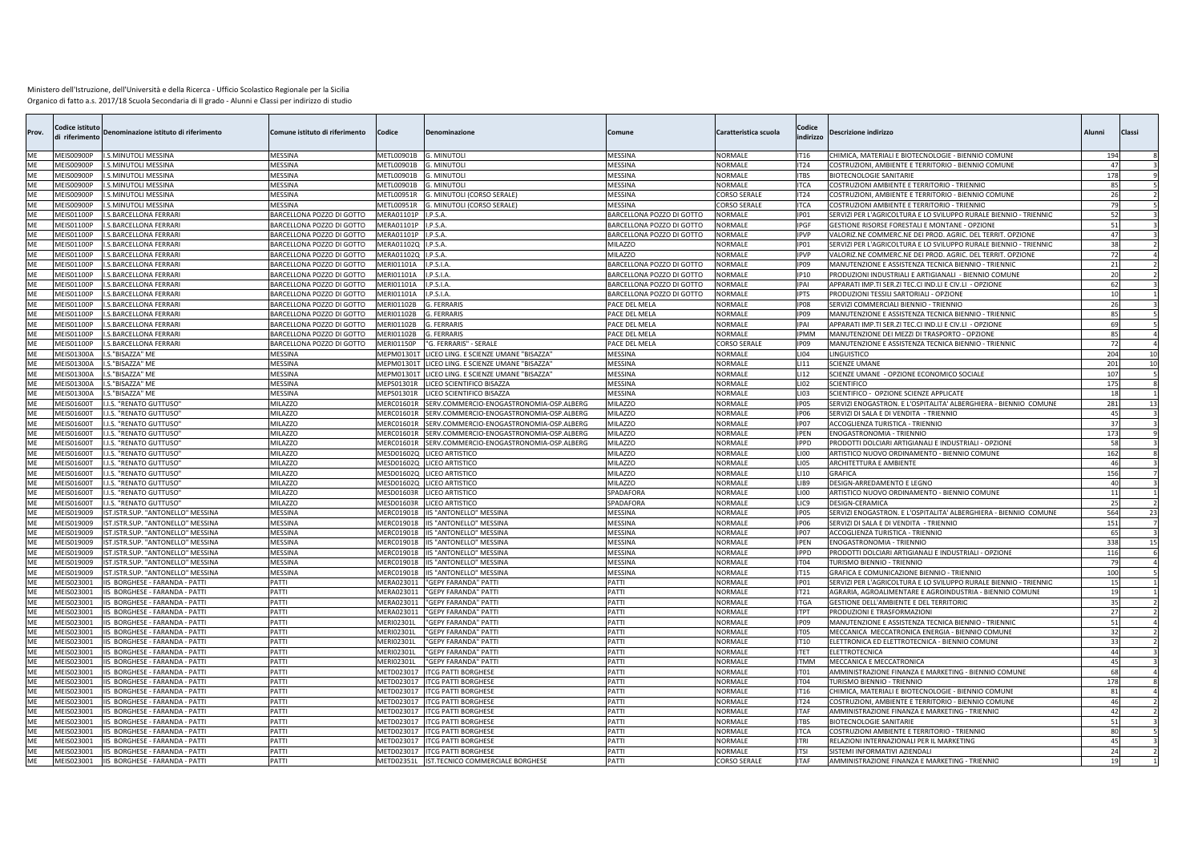Ministero dell'Istruzione, dell'Università e della Ricerca - Ufficio Scolastico Regionale per la Sicilia
Organico di fatto a.s. 2017/18 Scuola Secondaria di II grado - Alunni e Classi per indirizzo di studio

| Prov. | Codice istituto di riferimento | Denominazione istituto di riferimento | Comune istituto di riferimento | Codice | Denominazione | Comune | Caratteristica scuola | Codice indirizzo | Descrizione indirizzo | Alunni | Classi |
|---|---|---|---|---|---|---|---|---|---|---|---|
| ME | MEIS00900P | I.S.MINUTOLI MESSINA | MESSINA | METL00901B | G. MINUTOLI | MESSINA | NORMALE | IT16 | CHIMICA, MATERIALI E BIOTECNOLOGIE - BIENNIO COMUNE | 194 | 8 |
| ME | MEIS00900P | I.S.MINUTOLI MESSINA | MESSINA | METL00901B | G. MINUTOLI | MESSINA | NORMALE | IT24 | COSTRUZIONI, AMBIENTE E TERRITORIO - BIENNIO COMUNE | 47 | 3 |
| ME | MEIS00900P | I.S.MINUTOLI MESSINA | MESSINA | METL00901B | G. MINUTOLI | MESSINA | NORMALE | ITBS | BIOTECNOLOGIE SANITARIE | 178 | 9 |
| ME | MEIS00900P | I.S.MINUTOLI MESSINA | MESSINA | METL00901B | G. MINUTOLI | MESSINA | NORMALE | ITCA | COSTRUZIONI AMBIENTE E TERRITORIO - TRIENNIO | 85 | 5 |
| ME | MEIS00900P | I.S.MINUTOLI MESSINA | MESSINA | METL00951R | G. MINUTOLI (CORSO SERALE) | MESSINA | CORSO SERALE | IT24 | COSTRUZIONI, AMBIENTE E TERRITORIO - BIENNIO COMUNE | 26 | 2 |
| ME | MEIS00900P | I.S.MINUTOLI MESSINA | MESSINA | METL00951R | G. MINUTOLI (CORSO SERALE) | MESSINA | CORSO SERALE | ITCA | COSTRUZIONI AMBIENTE E TERRITORIO - TRIENNIO | 79 | 5 |
| ME | MEIS01100P | I.S.BARCELLONA FERRARI | BARCELLONA POZZO DI GOTTO | MERA01101P | I.P.S.A. | BARCELLONA POZZO DI GOTTO | NORMALE | IP01 | SERVIZI PER L'AGRICOLTURA E LO SVILUPPO RURALE BIENNIO - TRIENNIC | 52 | 3 |
| ME | MEIS01100P | I.S.BARCELLONA FERRARI | BARCELLONA POZZO DI GOTTO | MERA01101P | I.P.S.A. | BARCELLONA POZZO DI GOTTO | NORMALE | IPGF | GESTIONE RISORSE FORESTALI E MONTANE - OPZIONE | 51 | 3 |
| ME | MEIS01100P | I.S.BARCELLONA FERRARI | BARCELLONA POZZO DI GOTTO | MERA01101P | I.P.S.A. | BARCELLONA POZZO DI GOTTO | NORMALE | IPVP | VALORIZ.NE COMMERC.NE DEI PROD. AGRIC. DEL TERRIT. OPZIONE | 47 | 3 |
| ME | MEIS01100P | I.S.BARCELLONA FERRARI | BARCELLONA POZZO DI GOTTO | MERA01102Q | I.P.S.A. | MILAZZO | NORMALE | IP01 | SERVIZI PER L'AGRICOLTURA E LO SVILUPPO RURALE BIENNIO - TRIENNIC | 38 | 2 |
| ME | MEIS01100P | I.S.BARCELLONA FERRARI | BARCELLONA POZZO DI GOTTO | MERA01102Q | I.P.S.A. | MILAZZO | NORMALE | IPVP | VALORIZ.NE COMMERC.NE DEI PROD. AGRIC. DEL TERRIT. OPZIONE | 72 | 4 |
| ME | MEIS01100P | I.S.BARCELLONA FERRARI | BARCELLONA POZZO DI GOTTO | MERI01101A | I.P.S.I.A. | BARCELLONA POZZO DI GOTTO | NORMALE | IP09 | MANUTENZIONE E ASSISTENZA TECNICA BIENNIO - TRIENNIC | 21 | 2 |
| ME | MEIS01100P | I.S.BARCELLONA FERRARI | BARCELLONA POZZO DI GOTTO | MERI01101A | I.P.S.I.A. | BARCELLONA POZZO DI GOTTO | NORMALE | IP10 | PRODUZIONI INDUSTRIALI E ARTIGIANALI - BIENNIO COMUNE | 20 | 2 |
| ME | MEIS01100P | I.S.BARCELLONA FERRARI | BARCELLONA POZZO DI GOTTO | MERI01101A | I.P.S.I.A. | BARCELLONA POZZO DI GOTTO | NORMALE | IPAI | APPARATI IMP.TI SER.ZI TEC.CI IND.LI E CIV.LI - OPZIONE | 62 | 3 |
| ME | MEIS01100P | I.S.BARCELLONA FERRARI | BARCELLONA POZZO DI GOTTO | MERI01101A | I.P.S.I.A. | BARCELLONA POZZO DI GOTTO | NORMALE | IPTS | PRODUZIONI TESSILI SARTORIALI - OPZIONE | 10 | 1 |
| ME | MEIS01100P | I.S.BARCELLONA FERRARI | BARCELLONA POZZO DI GOTTO | MERI01102B | G. FERRARIS | PACE DEL MELA | NORMALE | IP08 | SERVIZI COMMERCIALI BIENNIO - TRIENNIO | 26 | 3 |
| ME | MEIS01100P | I.S.BARCELLONA FERRARI | BARCELLONA POZZO DI GOTTO | MERI01102B | G. FERRARIS | PACE DEL MELA | NORMALE | IP09 | MANUTENZIONE E ASSISTENZA TECNICA BIENNIO - TRIENNIC | 85 | 5 |
| ME | MEIS01100P | I.S.BARCELLONA FERRARI | BARCELLONA POZZO DI GOTTO | MERI01102B | G. FERRARIS | PACE DEL MELA | NORMALE | IPAI | APPARATI IMP.TI SER.ZI TEC.CI IND.LI E CIV.LI - OPZIONE | 69 | 5 |
| ME | MEIS01100P | I.S.BARCELLONA FERRARI | BARCELLONA POZZO DI GOTTO | MERI01102B | G. FERRARIS | PACE DEL MELA | NORMALE | IPMM | MANUTENZIONE DEI MEZZI DI TRASPORTO - OPZIONE | 85 | 4 |
| ME | MEIS01100P | I.S.BARCELLONA FERRARI | BARCELLONA POZZO DI GOTTO | MERI01150P | "G. FERRARIS" - SERALE | PACE DEL MELA | CORSO SERALE | IP09 | MANUTENZIONE E ASSISTENZA TECNICA BIENNIO - TRIENNIC | 72 | 4 |
| ME | MEIS01300A | I.S."BISAZZA" ME | MESSINA | MEPM01301T | LICEO LING. E SCIENZE UMANE "BISAZZA" | MESSINA | NORMALE | LI04 | LINGUISTICO | 204 | 10 |
| ME | MEIS01300A | I.S."BISAZZA" ME | MESSINA | MEPM01301T | LICEO LING. E SCIENZE UMANE "BISAZZA" | MESSINA | NORMALE | LI11 | SCIENZE UMANE | 201 | 10 |
| ME | MEIS01300A | I.S."BISAZZA" ME | MESSINA | MEPM01301T | LICEO LING. E SCIENZE UMANE "BISAZZA" | MESSINA | NORMALE | LI12 | SCIENZE UMANE - OPZIONE ECONOMICO SOCIALE | 107 | 5 |
| ME | MEIS01300A | I.S."BISAZZA" ME | MESSINA | MEPS01301R | LICEO SCIENTIFICO BISAZZA | MESSINA | NORMALE | LI02 | SCIENTIFICO | 175 | 8 |
| ME | MEIS01300A | I.S."BISAZZA" ME | MESSINA | MEPS01301R | LICEO SCIENTIFICO BISAZZA | MESSINA | NORMALE | LI03 | SCIENTIFICO - OPZIONE SCIENZE APPLICATE | 18 | 1 |
| ME | MEIS01600T | I.I.S. "RENATO GUTTUSO" | MILAZZO | MERC01601R | SERV.COMMERCIO-ENOGASTRONOMIA-OSP.ALBERG | MILAZZO | NORMALE | IP05 | SERVIZI ENOGASTRON. E L'OSPITALITA' ALBERGHIERA - BIENNIO COMUNE | 281 | 13 |
| ME | MEIS01600T | I.I.S. "RENATO GUTTUSO" | MILAZZO | MERC01601R | SERV.COMMERCIO-ENOGASTRONOMIA-OSP.ALBERG | MILAZZO | NORMALE | IP06 | SERVIZI DI SALA E DI VENDITA - TRIENNIO | 45 | 3 |
| ME | MEIS01600T | I.I.S. "RENATO GUTTUSO" | MILAZZO | MERC01601R | SERV.COMMERCIO-ENOGASTRONOMIA-OSP.ALBERG | MILAZZO | NORMALE | IP07 | ACCOGLIENZA TURISTICA - TRIENNIO | 37 | 3 |
| ME | MEIS01600T | I.I.S. "RENATO GUTTUSO" | MILAZZO | MERC01601R | SERV.COMMERCIO-ENOGASTRONOMIA-OSP.ALBERG | MILAZZO | NORMALE | IPEN | ENOGASTRONOMIA - TRIENNIO | 173 | 9 |
| ME | MEIS01600T | I.I.S. "RENATO GUTTUSO" | MILAZZO | MERC01601R | SERV.COMMERCIO-ENOGASTRONOMIA-OSP.ALBERG | MILAZZO | NORMALE | IPPD | PRODOTTI DOLCIARI ARTIGIANALI E INDUSTRIALI - OPZIONE | 58 | 3 |
| ME | MEIS01600T | I.I.S. "RENATO GUTTUSO" | MILAZZO | MESD01602Q | LICEO ARTISTICO | MILAZZO | NORMALE | LI00 | ARTISTICO NUOVO ORDINAMENTO - BIENNIO COMUNE | 162 | 8 |
| ME | MEIS01600T | I.I.S. "RENATO GUTTUSO" | MILAZZO | MESD01602Q | LICEO ARTISTICO | MILAZZO | NORMALE | LI05 | ARCHITETTURA E AMBIENTE | 46 | 3 |
| ME | MEIS01600T | I.I.S. "RENATO GUTTUSO" | MILAZZO | MESD01602Q | LICEO ARTISTICO | MILAZZO | NORMALE | LI10 | GRAFICA | 156 | 7 |
| ME | MEIS01600T | I.I.S. "RENATO GUTTUSO" | MILAZZO | MESD01602Q | LICEO ARTISTICO | MILAZZO | NORMALE | LIB9 | DESIGN-ARREDAMENTO E LEGNO | 40 | 3 |
| ME | MEIS01600T | I.I.S. "RENATO GUTTUSO" | MILAZZO | MESD01603R | LICEO ARTISTICO | SPADAFORA | NORMALE | LI00 | ARTISTICO NUOVO ORDINAMENTO - BIENNIO COMUNE | 11 | 1 |
| ME | MEIS01600T | I.I.S. "RENATO GUTTUSO" | MILAZZO | MESD01603R | LICEO ARTISTICO | SPADAFORA | NORMALE | LIC9 | DESIGN-CERAMICA | 25 | 2 |
| ME | MEIS019009 | IST.ISTR.SUP. "ANTONELLO" MESSINA | MESSINA | MERC019018 | IIS "ANTONELLO" MESSINA | MESSINA | NORMALE | IP05 | SERVIZI ENOGASTRON. E L'OSPITALITA' ALBERGHIERA - BIENNIO COMUNE | 564 | 23 |
| ME | MEIS019009 | IST.ISTR.SUP. "ANTONELLO" MESSINA | MESSINA | MERC019018 | IIS "ANTONELLO" MESSINA | MESSINA | NORMALE | IP06 | SERVIZI DI SALA E DI VENDITA - TRIENNIO | 151 | 7 |
| ME | MEIS019009 | IST.ISTR.SUP. "ANTONELLO" MESSINA | MESSINA | MERC019018 | IIS "ANTONELLO" MESSINA | MESSINA | NORMALE | IP07 | ACCOGLIENZA TURISTICA - TRIENNIO | 65 | 3 |
| ME | MEIS019009 | IST.ISTR.SUP. "ANTONELLO" MESSINA | MESSINA | MERC019018 | IIS "ANTONELLO" MESSINA | MESSINA | NORMALE | IPEN | ENOGASTRONOMIA - TRIENNIO | 338 | 15 |
| ME | MEIS019009 | IST.ISTR.SUP. "ANTONELLO" MESSINA | MESSINA | MERC019018 | IIS "ANTONELLO" MESSINA | MESSINA | NORMALE | IPPD | PRODOTTI DOLCIARI ARTIGIANALI E INDUSTRIALI - OPZIONE | 116 | 6 |
| ME | MEIS019009 | IST.ISTR.SUP. "ANTONELLO" MESSINA | MESSINA | MERC019018 | IIS "ANTONELLO" MESSINA | MESSINA | NORMALE | IT04 | TURISMO BIENNIO - TRIENNIO | 79 | 4 |
| ME | MEIS019009 | IST.ISTR.SUP. "ANTONELLO" MESSINA | MESSINA | MERC019018 | IIS "ANTONELLO" MESSINA | MESSINA | NORMALE | IT15 | GRAFICA E COMUNICAZIONE BIENNIO - TRIENNIO | 100 | 5 |
| ME | MEIS023001 | IIS BORGHESE - FARANDA - PATTI | PATTI | MERA023011 | "GEPY FARANDA" PATTI | PATTI | NORMALE | IP01 | SERVIZI PER L'AGRICOLTURA E LO SVILUPPO RURALE BIENNIO - TRIENNIC | 15 | 1 |
| ME | MEIS023001 | IIS BORGHESE - FARANDA - PATTI | PATTI | MERA023011 | "GEPY FARANDA" PATTI | PATTI | NORMALE | IT21 | AGRARIA, AGROALIMENTARE E AGROINDUSTRIA - BIENNIO COMUNE | 19 | 1 |
| ME | MEIS023001 | IIS BORGHESE - FARANDA - PATTI | PATTI | MERA023011 | "GEPY FARANDA" PATTI | PATTI | NORMALE | ITGA | GESTIONE DELL'AMBIENTE E DEL TERRITORIO | 35 | 2 |
| ME | MEIS023001 | IIS BORGHESE - FARANDA - PATTI | PATTI | MERA023011 | "GEPY FARANDA" PATTI | PATTI | NORMALE | ITPT | PRODUZIONI E TRASFORMAZIONI | 27 | 2 |
| ME | MEIS023001 | IIS BORGHESE - FARANDA - PATTI | PATTI | MERI02301L | "GEPY FARANDA" PATTI | PATTI | NORMALE | IP09 | MANUTENZIONE E ASSISTENZA TECNICA BIENNIO - TRIENNIC | 51 | 4 |
| ME | MEIS023001 | IIS BORGHESE - FARANDA - PATTI | PATTI | MERI02301L | "GEPY FARANDA" PATTI | PATTI | NORMALE | IT05 | MECCANICA MECCATRONICA ENERGIA - BIENNIO COMUNE | 32 | 2 |
| ME | MEIS023001 | IIS BORGHESE - FARANDA - PATTI | PATTI | MERI02301L | "GEPY FARANDA" PATTI | PATTI | NORMALE | IT10 | ELETTRONICA ED ELETTROTECNICA - BIENNIO COMUNE | 33 | 2 |
| ME | MEIS023001 | IIS BORGHESE - FARANDA - PATTI | PATTI | MERI02301L | "GEPY FARANDA" PATTI | PATTI | NORMALE | ITET | ELETTROTECNICA | 44 | 3 |
| ME | MEIS023001 | IIS BORGHESE - FARANDA - PATTI | PATTI | MERI02301L | "GEPY FARANDA" PATTI | PATTI | NORMALE | ITMM | MECCANICA E MECCATRONICA | 45 | 3 |
| ME | MEIS023001 | IIS BORGHESE - FARANDA - PATTI | PATTI | METD023017 | ITCG PATTI BORGHESE | PATTI | NORMALE | IT01 | AMMINISTRAZIONE FINANZA E MARKETING - BIENNIO COMUNE | 68 | 4 |
| ME | MEIS023001 | IIS BORGHESE - FARANDA - PATTI | PATTI | METD023017 | ITCG PATTI BORGHESE | PATTI | NORMALE | IT04 | TURISMO BIENNIO - TRIENNIO | 178 | 8 |
| ME | MEIS023001 | IIS BORGHESE - FARANDA - PATTI | PATTI | METD023017 | ITCG PATTI BORGHESE | PATTI | NORMALE | IT16 | CHIMICA, MATERIALI E BIOTECNOLOGIE - BIENNIO COMUNE | 81 | 4 |
| ME | MEIS023001 | IIS BORGHESE - FARANDA - PATTI | PATTI | METD023017 | ITCG PATTI BORGHESE | PATTI | NORMALE | IT24 | COSTRUZIONI, AMBIENTE E TERRITORIO - BIENNIO COMUNE | 46 | 2 |
| ME | MEIS023001 | IIS BORGHESE - FARANDA - PATTI | PATTI | METD023017 | ITCG PATTI BORGHESE | PATTI | NORMALE | ITAF | AMMINISTRAZIONE FINANZA E MARKETING - TRIENNIC | 42 | 2 |
| ME | MEIS023001 | IIS BORGHESE - FARANDA - PATTI | PATTI | METD023017 | ITCG PATTI BORGHESE | PATTI | NORMALE | ITBS | BIOTECNOLOGIE SANITARIE | 51 | 3 |
| ME | MEIS023001 | IIS BORGHESE - FARANDA - PATTI | PATTI | METD023017 | ITCG PATTI BORGHESE | PATTI | NORMALE | ITCA | COSTRUZIONI AMBIENTE E TERRITORIO - TRIENNIC | 80 | 5 |
| ME | MEIS023001 | IIS BORGHESE - FARANDA - PATTI | PATTI | METD023017 | ITCG PATTI BORGHESE | PATTI | NORMALE | ITRI | RELAZIONI INTERNAZIONALI PER IL MARKETING | 45 | 3 |
| ME | MEIS023001 | IIS BORGHESE - FARANDA - PATTI | PATTI | METD023017 | ITCG PATTI BORGHESE | PATTI | NORMALE | ITSI | SISTEMI INFORMATIVI AZIENDALI | 24 | 2 |
| ME | MEIS023001 | IIS BORGHESE - FARANDA - PATTI | PATTI | METD02351L | IST.TECNICO COMMERCIALE BORGHESE | PATTI | CORSO SERALE | ITAF | AMMINISTRAZIONE FINANZA E MARKETING - TRIENNIC | 19 | 1 |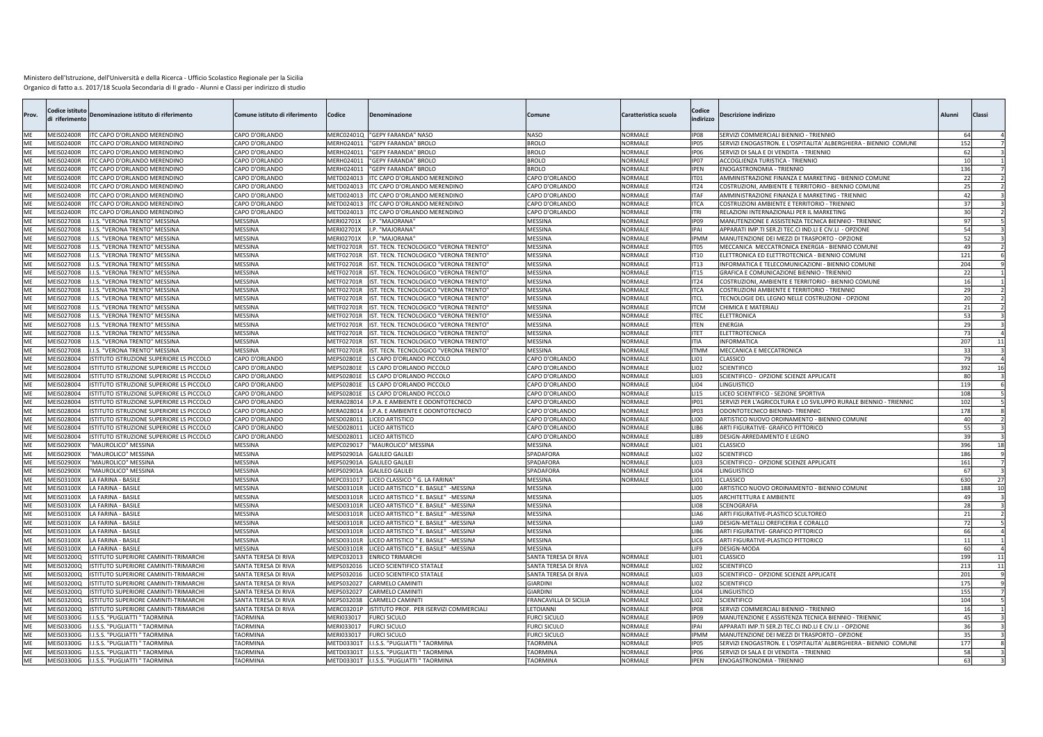Ministero dell'Istruzione, dell'Università e della Ricerca - Ufficio Scolastico Regionale per la Sicilia
Organico di fatto a.s. 2017/18 Scuola Secondaria di II grado - Alunni e Classi per indirizzo di studio

| Prov. | Codice istituto di riferimento | Denominazione istituto di riferimento | Comune istituto di riferimento | Codice | Denominazione | Comune | Caratteristica scuola | Codice indirizzo | Descrizione indirizzo | Alunni | Classi |
|---|---|---|---|---|---|---|---|---|---|---|---|
| ME | MEIS02400R | ITC CAPO D'ORLANDO MERENDINO | CAPO D'ORLANDO | MERC02401Q | "GEPY FARANDA" NASO | NASO | NORMALE | IP08 | SERVIZI COMMERCIALI BIENNIO - TRIENNIO | 64 | 4 |
| ME | MEIS02400R | ITC CAPO D'ORLANDO MERENDINO | CAPO D'ORLANDO | MERH024011 | "GEPY FARANDA" BROLO | BROLO | NORMALE | IP05 | SERVIZI ENOGASTRON. E L'OSPITALITA' ALBERGHIERA - BIENNIO COMUNE | 152 | 7 |
| ME | MEIS02400R | ITC CAPO D'ORLANDO MERENDINO | CAPO D'ORLANDO | MERH024011 | "GEPY FARANDA" BROLO | BROLO | NORMALE | IP06 | SERVIZI DI SALA E DI VENDITA - TRIENNIO | 62 | 3 |
| ME | MEIS02400R | ITC CAPO D'ORLANDO MERENDINO | CAPO D'ORLANDO | MERH024011 | "GEPY FARANDA" BROLO | BROLO | NORMALE | IP07 | ACCOGLIENZA TURISTICA - TRIENNIO | 10 | 1 |
| ME | MEIS02400R | ITC CAPO D'ORLANDO MERENDINO | CAPO D'ORLANDO | MERH024011 | "GEPY FARANDA" BROLO | BROLO | NORMALE | IPEN | ENOGASTRONOMIA - TRIENNIO | 136 | 7 |
| ME | MEIS02400R | ITC CAPO D'ORLANDO MERENDINO | CAPO D'ORLANDO | METD024013 | ITC CAPO D'ORLANDO MERENDINO | CAPO D'ORLANDO | NORMALE | IT01 | AMMINISTRAZIONE FINANZA E MARKETING - BIENNIO COMUNE | 22 | 2 |
| ME | MEIS02400R | ITC CAPO D'ORLANDO MERENDINO | CAPO D'ORLANDO | METD024013 | ITC CAPO D'ORLANDO MERENDINO | CAPO D'ORLANDO | NORMALE | IT24 | COSTRUZIONI, AMBIENTE E TERRITORIO - BIENNIO COMUNE | 25 | 2 |
| ME | MEIS02400R | ITC CAPO D'ORLANDO MERENDINO | CAPO D'ORLANDO | METD024013 | ITC CAPO D'ORLANDO MERENDINO | CAPO D'ORLANDO | NORMALE | ITAF | AMMINISTRAZIONE FINANZA E MARKETING - TRIENNIO | 42 | 3 |
| ME | MEIS02400R | ITC CAPO D'ORLANDO MERENDINO | CAPO D'ORLANDO | METD024013 | ITC CAPO D'ORLANDO MERENDINO | CAPO D'ORLANDO | NORMALE | ITCA | COSTRUZIONI AMBIENTE E TERRITORIO - TRIENNIO | 37 | 3 |
| ME | MEIS02400R | ITC CAPO D'ORLANDO MERENDINO | CAPO D'ORLANDO | METD024013 | ITC CAPO D'ORLANDO MERENDINO | CAPO D'ORLANDO | NORMALE | ITRI | RELAZIONI INTERNAZIONALI PER IL MARKETING | 30 | 2 |
| ME | MEIS027008 | I.I.S. "VERONA TRENTO" MESSINA | MESSINA | MERI02701X | I.P. "MAJORANA" | MESSINA | NORMALE | IP09 | MANUTENZIONE E ASSISTENZA TECNICA BIENNIO - TRIENNIC | 97 | 5 |
| ME | MEIS027008 | I.I.S. "VERONA TRENTO" MESSINA | MESSINA | MERI02701X | I.P. "MAJORANA" | MESSINA | NORMALE | IPAI | APPARATI IMP.TI SER.ZI TEC.CI IND.LI E CIV.LI - OPZIONE | 54 | 3 |
| ME | MEIS027008 | I.I.S. "VERONA TRENTO" MESSINA | MESSINA | MERI02701X | I.P. "MAJORANA" | MESSINA | NORMALE | IPMM | MANUTENZIONE DEI MEZZI DI TRASPORTO - OPZIONE | 52 | 3 |
| ME | MEIS027008 | I.I.S. "VERONA TRENTO" MESSINA | MESSINA | METF02701R | IST. TECN. TECNOLOGICO "VERONA TRENTO" | MESSINA | NORMALE | IT05 | MECCANICA MECCATRONICA ENERGIA - BIENNIO COMUNE | 49 | 2 |
| ME | MEIS027008 | I.I.S. "VERONA TRENTO" MESSINA | MESSINA | METF02701R | IST. TECN. TECNOLOGICO "VERONA TRENTO" | MESSINA | NORMALE | IT10 | ELETTRONICA ED ELETTROTECNICA - BIENNIO COMUNE | 121 | 6 |
| ME | MEIS027008 | I.I.S. "VERONA TRENTO" MESSINA | MESSINA | METF02701R | IST. TECN. TECNOLOGICO "VERONA TRENTO" | MESSINA | NORMALE | IT13 | INFORMATICA E TELECOMUNICAZIONI - BIENNIO COMUNE | 204 | 9 |
| ME | MEIS027008 | I.I.S. "VERONA TRENTO" MESSINA | MESSINA | METF02701R | IST. TECN. TECNOLOGICO "VERONA TRENTO" | MESSINA | NORMALE | IT15 | GRAFICA E COMUNICAZIONE BIENNIO - TRIENNIO | 22 | 1 |
| ME | MEIS027008 | I.I.S. "VERONA TRENTO" MESSINA | MESSINA | METF02701R | IST. TECN. TECNOLOGICO "VERONA TRENTO" | MESSINA | NORMALE | IT24 | COSTRUZIONI, AMBIENTE E TERRITORIO - BIENNIO COMUNE | 16 | 1 |
| ME | MEIS027008 | I.I.S. "VERONA TRENTO" MESSINA | MESSINA | METF02701R | IST. TECN. TECNOLOGICO "VERONA TRENTO" | MESSINA | NORMALE | ITCA | COSTRUZIONI AMBIENTE E TERRITORIO - TRIENNIO | 29 | 2 |
| ME | MEIS027008 | I.I.S. "VERONA TRENTO" MESSINA | MESSINA | METF02701R | IST. TECN. TECNOLOGICO "VERONA TRENTO" | MESSINA | NORMALE | ITCL | TECNOLOGIE DEL LEGNO NELLE COSTRUZIONI - OPZIONE | 20 | 2 |
| ME | MEIS027008 | I.I.S. "VERONA TRENTO" MESSINA | MESSINA | METF02701R | IST. TECN. TECNOLOGICO "VERONA TRENTO" | MESSINA | NORMALE | ITCM | CHIMICA E MATERIALI | 21 | 2 |
| ME | MEIS027008 | I.I.S. "VERONA TRENTO" MESSINA | MESSINA | METF02701R | IST. TECN. TECNOLOGICO "VERONA TRENTO" | MESSINA | NORMALE | ITEC | ELETTRONICA | 53 | 3 |
| ME | MEIS027008 | I.I.S. "VERONA TRENTO" MESSINA | MESSINA | METF02701R | IST. TECN. TECNOLOGICO "VERONA TRENTO" | MESSINA | NORMALE | ITEN | ENERGIA | 29 | 3 |
| ME | MEIS027008 | I.I.S. "VERONA TRENTO" MESSINA | MESSINA | METF02701R | IST. TECN. TECNOLOGICO "VERONA TRENTO" | MESSINA | NORMALE | ITET | ELETTROTECNICA | 73 | 4 |
| ME | MEIS027008 | I.I.S. "VERONA TRENTO" MESSINA | MESSINA | METF02701R | IST. TECN. TECNOLOGICO "VERONA TRENTO" | MESSINA | NORMALE | ITIA | INFORMATICA | 207 | 11 |
| ME | MEIS027008 | I.I.S. "VERONA TRENTO" MESSINA | MESSINA | METF02701R | IST. TECN. TECNOLOGICO "VERONA TRENTO" | MESSINA | NORMALE | ITMM | MECCANICA E MECCATRONICA | 33 | 3 |
| ME | MEIS028004 | ISTITUTO ISTRUZIONE SUPERIORE LS PICCOLO | CAPO D'ORLANDO | MEPS02801E | LS CAPO D'ORLANDO PICCOLO | CAPO D'ORLANDO | NORMALE | LI01 | CLASSICO | 79 | 4 |
| ME | MEIS028004 | ISTITUTO ISTRUZIONE SUPERIORE LS PICCOLO | CAPO D'ORLANDO | MEPS02801E | LS CAPO D'ORLANDO PICCOLO | CAPO D'ORLANDO | NORMALE | LI02 | SCIENTIFICO | 392 | 16 |
| ME | MEIS028004 | ISTITUTO ISTRUZIONE SUPERIORE LS PICCOLO | CAPO D'ORLANDO | MEPS02801E | LS CAPO D'ORLANDO PICCOLO | CAPO D'ORLANDO | NORMALE | LI03 | SCIENTIFICO - OPZIONE SCIENZE APPLICATE | 80 | 3 |
| ME | MEIS028004 | ISTITUTO ISTRUZIONE SUPERIORE LS PICCOLO | CAPO D'ORLANDO | MEPS02801E | LS CAPO D'ORLANDO PICCOLO | CAPO D'ORLANDO | NORMALE | LI04 | LINGUISTICO | 119 | 6 |
| ME | MEIS028004 | ISTITUTO ISTRUZIONE SUPERIORE LS PICCOLO | CAPO D'ORLANDO | MEPS02801E | LS CAPO D'ORLANDO PICCOLO | CAPO D'ORLANDO | NORMALE | LI15 | LICEO SCIENTIFICO - SEZIONE SPORTIVA | 108 | 5 |
| ME | MEIS028004 | ISTITUTO ISTRUZIONE SUPERIORE LS PICCOLO | CAPO D'ORLANDO | MERA028014 | I.P.A. E AMBIENTE E ODONTOTECNICO | CAPO D'ORLANDO | NORMALE | IP01 | SERVIZI PER L'AGRICOLTURA E LO SVILUPPO RURALE BIENNIO - TRIENNIC | 102 | 5 |
| ME | MEIS028004 | ISTITUTO ISTRUZIONE SUPERIORE LS PICCOLO | CAPO D'ORLANDO | MERA028014 | I.P.A. E AMBIENTE E ODONTOTECNICO | CAPO D'ORLANDO | NORMALE | IP03 | ODONTOTECNICO BIENNIO- TRIENNIC | 178 | 8 |
| ME | MEIS028004 | ISTITUTO ISTRUZIONE SUPERIORE LS PICCOLO | CAPO D'ORLANDO | MESD028011 | LICEO ARTISTICO | CAPO D'ORLANDO | NORMALE | LI00 | ARTISTICO NUOVO ORDINAMENTO - BIENNIO COMUNE | 40 | 2 |
| ME | MEIS028004 | ISTITUTO ISTRUZIONE SUPERIORE LS PICCOLO | CAPO D'ORLANDO | MESD028011 | LICEO ARTISTICO | CAPO D'ORLANDO | NORMALE | LIB6 | ARTI FIGURATIVE- GRAFICO PITTORICO | 55 | 3 |
| ME | MEIS028004 | ISTITUTO ISTRUZIONE SUPERIORE LS PICCOLO | CAPO D'ORLANDO | MESD028011 | LICEO ARTISTICO | CAPO D'ORLANDO | NORMALE | LIB9 | DESIGN-ARREDAMENTO E LEGNO | 39 | 3 |
| ME | MEIS02900X | "MAUROLICO" MESSINA | MESSINA | MEPC029017 | "MAUROLICO" MESSINA | MESSINA | NORMALE | LI01 | CLASSICO | 396 | 18 |
| ME | MEIS02900X | "MAUROLICO" MESSINA | MESSINA | MEPS02901A | GALILEO GALILEI | SPADAFORA | NORMALE | LI02 | SCIENTIFICO | 186 | 9 |
| ME | MEIS02900X | "MAUROLICO" MESSINA | MESSINA | MEPS02901A | GALILEO GALILEI | SPADAFORA | NORMALE | LI03 | SCIENTIFICO - OPZIONE SCIENZE APPLICATE | 161 | 7 |
| ME | MEIS02900X | "MAUROLICO" MESSINA | MESSINA | MEPS02901A | GALILEO GALILEI | SPADAFORA | NORMALE | LI04 | LINGUISTICO | 67 | 3 |
| ME | MEIS03100X | LA FARINA - BASILE | MESSINA | MEPC031017 | LICEO CLASSICO " G. LA FARINA" | MESSINA | NORMALE | LI01 | CLASSICO | 630 | 27 |
| ME | MEIS03100X | LA FARINA - BASILE | MESSINA | MESD03101R | LICEO ARTISTICO " E. BASILE" -MESSINA | MESSINA | | LI00 | ARTISTICO NUOVO ORDINAMENTO - BIENNIO COMUNE | 188 | 10 |
| ME | MEIS03100X | LA FARINA - BASILE | MESSINA | MESD03101R | LICEO ARTISTICO " E. BASILE" -MESSINA | MESSINA | | LI05 | ARCHITETTURA E AMBIENTE | 49 | 3 |
| ME | MEIS03100X | LA FARINA - BASILE | MESSINA | MESD03101R | LICEO ARTISTICO " E. BASILE" -MESSINA | MESSINA | | LI08 | SCENOGRAFIA | 28 | 3 |
| ME | MEIS03100X | LA FARINA - BASILE | MESSINA | MESD03101R | LICEO ARTISTICO " E. BASILE" -MESSINA | MESSINA | | LIA6 | ARTI FIGURATIVE-PLASTICO SCULTOREO | 21 | 2 |
| ME | MEIS03100X | LA FARINA - BASILE | MESSINA | MESD03101R | LICEO ARTISTICO " E. BASILE" -MESSINA | MESSINA | | LIA9 | DESIGN-METALLI OREFICERIA E CORALLO | 72 | 5 |
| ME | MEIS03100X | LA FARINA - BASILE | MESSINA | MESD03101R | LICEO ARTISTICO " E. BASILE" -MESSINA | MESSINA | | LIB6 | ARTI FIGURATIVE- GRAFICO PITTORICO | 66 | 4 |
| ME | MEIS03100X | LA FARINA - BASILE | MESSINA | MESD03101R | LICEO ARTISTICO " E. BASILE" -MESSINA | MESSINA | | LIC6 | ARTI FIGURATIVE-PLASTICO PITTORICO | 11 | 1 |
| ME | MEIS03100X | LA FARINA - BASILE | MESSINA | MESD03101R | LICEO ARTISTICO " E. BASILE" -MESSINA | MESSINA | | LIF9 | DESIGN-MODA | 60 | 4 |
| ME | MEIS03200Q | ISTITUTO SUPERIORE CAMINITI-TRIMARCHI | SANTA TERESA DI RIVA | MEPC032013 | ENRICO TRIMARCHI | SANTA TERESA DI RIVA | NORMALE | LI01 | CLASSICO | 199 | 11 |
| ME | MEIS03200Q | ISTITUTO SUPERIORE CAMINITI-TRIMARCHI | SANTA TERESA DI RIVA | MEPS032016 | LICEO SCIENTIFICO STATALE | SANTA TERESA DI RIVA | NORMALE | LI02 | SCIENTIFICO | 213 | 11 |
| ME | MEIS03200Q | ISTITUTO SUPERIORE CAMINITI-TRIMARCHI | SANTA TERESA DI RIVA | MEPS032016 | LICEO SCIENTIFICO STATALE | SANTA TERESA DI RIVA | NORMALE | LI03 | SCIENTIFICO - OPZIONE SCIENZE APPLICATE | 201 | 9 |
| ME | MEIS03200Q | ISTITUTO SUPERIORE CAMINITI-TRIMARCHI | SANTA TERESA DI RIVA | MEPS032027 | CARMELO CAMINITI | GIARDINI | NORMALE | LI02 | SCIENTIFICO | 175 | 9 |
| ME | MEIS03200Q | ISTITUTO SUPERIORE CAMINITI-TRIMARCHI | SANTA TERESA DI RIVA | MEPS032027 | CARMELO CAMINITI | GIARDINI | NORMALE | LI04 | LINGUISTICO | 155 | 7 |
| ME | MEIS03200Q | ISTITUTO SUPERIORE CAMINITI-TRIMARCHI | SANTA TERESA DI RIVA | MEPS032038 | CARMELO CAMINITI | FRANCAVILLA DI SICILIA | NORMALE | LI02 | SCIENTIFICO | 104 | 5 |
| ME | MEIS03200Q | ISTITUTO SUPERIORE CAMINITI-TRIMARCHI | SANTA TERESA DI RIVA | MERC03201P | ISTITUTO PROF. PER ISERVIZI COMMERCIALI | LETOIANNI | NORMALE | IP08 | SERVIZI COMMERCIALI BIENNIO - TRIENNIO | 16 | 1 |
| ME | MEIS03300G | I.I.S.S. "PUGLIATTI " TAORMINA | TAORMINA | MERI033017 | FURCI SICULO | FURCI SICULO | NORMALE | IP09 | MANUTENZIONE E ASSISTENZA TECNICA BIENNIO - TRIENNIC | 45 | 3 |
| ME | MEIS03300G | I.I.S.S. "PUGLIATTI " TAORMINA | TAORMINA | MERI033017 | FURCI SICULO | FURCI SICULO | NORMALE | IPAI | APPARATI IMP.TI SER.ZI TEC.CI IND.LI E CIV.LI - OPZIONE | 36 | 3 |
| ME | MEIS03300G | I.I.S.S. "PUGLIATTI " TAORMINA | TAORMINA | MERI033017 | FURCI SICULO | FURCI SICULO | NORMALE | IPMM | MANUTENZIONE DEI MEZZI DI TRASPORTO - OPZIONE | 35 | 3 |
| ME | MEIS03300G | I.I.S.S. "PUGLIATTI " TAORMINA | TAORMINA | METD03301T | I.I.S.S. "PUGLIATTI " TAORMINA | TAORMINA | NORMALE | IP05 | SERVIZI ENOGASTRON. E L'OSPITALITA' ALBERGHIERA - BIENNIO COMUNE | 177 | 8 |
| ME | MEIS03300G | I.I.S.S. "PUGLIATTI " TAORMINA | TAORMINA | METD03301T | I.I.S.S. "PUGLIATTI " TAORMINA | TAORMINA | NORMALE | IP06 | SERVIZI DI SALA E DI VENDITA - TRIENNIO | 58 | 3 |
| ME | MEIS03300G | I.I.S.S. "PUGLIATTI " TAORMINA | TAORMINA | METD03301T | I.I.S.S. "PUGLIATTI " TAORMINA | TAORMINA | NORMALE | IPEN | ENOGASTRONOMIA - TRIENNIO | 63 | 3 |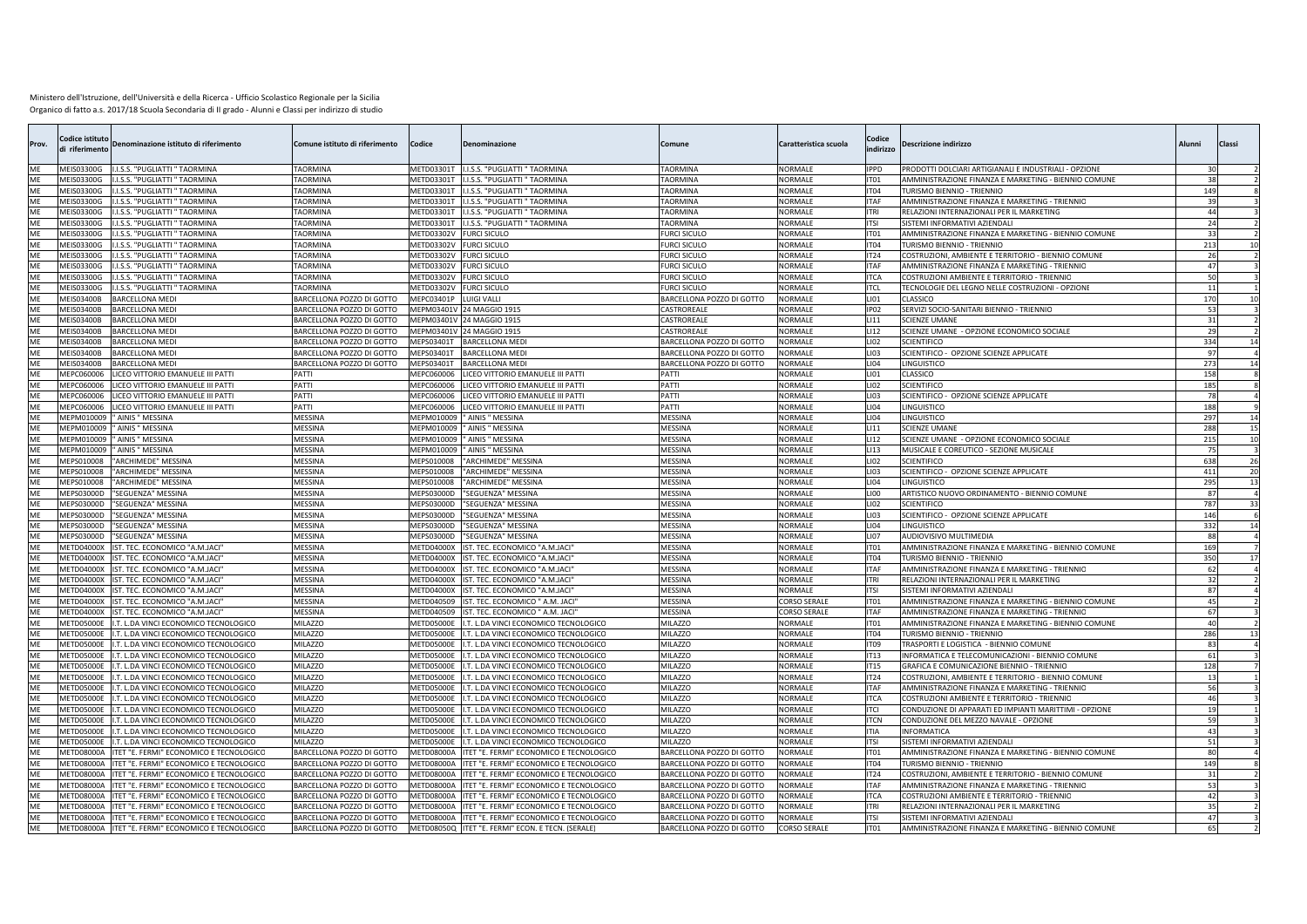Ministero dell'Istruzione, dell'Università e della Ricerca - Ufficio Scolastico Regionale per la Sicilia
Organico di fatto a.s. 2017/18 Scuola Secondaria di II grado - Alunni e Classi per indirizzo di studio

| Prov. | Codice istituto di riferimento | Denominazione istituto di riferimento | Comune istituto di riferimento | Codice | Denominazione | Comune | Caratteristica scuola | Codice indirizzo | Descrizione indirizzo | Alunni | Classi |
|---|---|---|---|---|---|---|---|---|---|---|---|
| ME | MEIS03300G | I.I.S.S. "PUGLIATTI " TAORMINA | TAORMINA | METD03301T | I.I.S.S. "PUGLIATTI " TAORMINA | TAORMINA | NORMALE | IPPD | PRODOTTI DOLCIARI ARTIGIANALI E INDUSTRIALI - OPZIONE | 30 | 2 |
| ME | MEIS03300G | I.I.S.S. "PUGLIATTI " TAORMINA | TAORMINA | METD03301T | I.I.S.S. "PUGLIATTI " TAORMINA | TAORMINA | NORMALE | IT01 | AMMINISTRAZIONE FINANZA E MARKETING - BIENNIO COMUNE | 38 | 2 |
| ME | MEIS03300G | I.I.S.S. "PUGLIATTI " TAORMINA | TAORMINA | METD03301T | I.I.S.S. "PUGLIATTI " TAORMINA | TAORMINA | NORMALE | IT04 | TURISMO BIENNIO - TRIENNIO | 149 | 8 |
| ME | MEIS03300G | I.I.S.S. "PUGLIATTI " TAORMINA | TAORMINA | METD03301T | I.I.S.S. "PUGLIATTI " TAORMINA | TAORMINA | NORMALE | ITAF | AMMINISTRAZIONE FINANZA E MARKETING - TRIENNIO | 39 | 3 |
| ME | MEIS03300G | I.I.S.S. "PUGLIATTI " TAORMINA | TAORMINA | METD03301T | I.I.S.S. "PUGLIATTI " TAORMINA | TAORMINA | NORMALE | ITRI | RELAZIONI INTERNAZIONALI PER IL MARKETING | 44 | 3 |
| ME | MEIS03300G | I.I.S.S. "PUGLIATTI " TAORMINA | TAORMINA | METD03301T | I.I.S.S. "PUGLIATTI " TAORMINA | TAORMINA | NORMALE | ITSI | SISTEMI INFORMATIVI AZIENDALI | 24 | 2 |
| ME | MEIS03300G | I.I.S.S. "PUGLIATTI " TAORMINA | TAORMINA | METD03302V | FURCI SICULO | FURCI SICULO | NORMALE | IT01 | AMMINISTRAZIONE FINANZA E MARKETING - BIENNIO COMUNE | 33 | 2 |
| ME | MEIS03300G | I.I.S.S. "PUGLIATTI " TAORMINA | TAORMINA | METD03302V | FURCI SICULO | FURCI SICULO | NORMALE | IT04 | TURISMO BIENNIO - TRIENNIO | 213 | 10 |
| ME | MEIS03300G | I.I.S.S. "PUGLIATTI " TAORMINA | TAORMINA | METD03302V | FURCI SICULO | FURCI SICULO | NORMALE | IT24 | COSTRUZIONI, AMBIENTE E TERRITORIO - BIENNIO COMUNE | 26 | 2 |
| ME | MEIS03300G | I.I.S.S. "PUGLIATTI " TAORMINA | TAORMINA | METD03302V | FURCI SICULO | FURCI SICULO | NORMALE | ITAF | AMMINISTRAZIONE FINANZA E MARKETING - TRIENNIO | 47 | 3 |
| ME | MEIS03300G | I.I.S.S. "PUGLIATTI " TAORMINA | TAORMINA | METD03302V | FURCI SICULO | FURCI SICULO | NORMALE | ITCA | COSTRUZIONI AMBIENTE E TERRITORIO - TRIENNIO | 50 | 3 |
| ME | MEIS03300G | I.I.S.S. "PUGLIATTI " TAORMINA | TAORMINA | METD03302V | FURCI SICULO | FURCI SICULO | NORMALE | ITCL | TECNOLOGIE DEL LEGNO NELLE COSTRUZIONI - OPZIONE | 11 | 1 |
| ME | MEIS03400B | BARCELLONA MEDI | BARCELLONA POZZO DI GOTTO | MEPC03401P | LUIGI VALLI | BARCELLONA POZZO DI GOTTO | NORMALE | LI01 | CLASSICO | 170 | 10 |
| ME | MEIS03400B | BARCELLONA MEDI | BARCELLONA POZZO DI GOTTO | MEPM03401V | 24 MAGGIO 1915 | CASTROREALE | NORMALE | IP02 | SERVIZI SOCIO-SANITARI BIENNIO - TRIENNIO | 53 | 3 |
| ME | MEIS03400B | BARCELLONA MEDI | BARCELLONA POZZO DI GOTTO | MEPM03401V | 24 MAGGIO 1915 | CASTROREALE | NORMALE | LI11 | SCIENZE UMANE | 31 | 2 |
| ME | MEIS03400B | BARCELLONA MEDI | BARCELLONA POZZO DI GOTTO | MEPM03401V | 24 MAGGIO 1915 | CASTROREALE | NORMALE | LI12 | SCIENZE UMANE - OPZIONE ECONOMICO SOCIALE | 29 | 2 |
| ME | MEIS03400B | BARCELLONA MEDI | BARCELLONA POZZO DI GOTTO | MEPS03401T | BARCELLONA MEDI | BARCELLONA POZZO DI GOTTO | NORMALE | LI02 | SCIENTIFICO | 334 | 14 |
| ME | MEIS03400B | BARCELLONA MEDI | BARCELLONA POZZO DI GOTTO | MEPS03401T | BARCELLONA MEDI | BARCELLONA POZZO DI GOTTO | NORMALE | LI03 | SCIENTIFICO - OPZIONE SCIENZE APPLICATE | 97 | 4 |
| ME | MEIS03400B | BARCELLONA MEDI | BARCELLONA POZZO DI GOTTO | MEPS03401T | BARCELLONA MEDI | BARCELLONA POZZO DI GOTTO | NORMALE | LI04 | LINGUISTICO | 273 | 14 |
| ME | MEPC060006 | LICEO VITTORIO EMANUELE III PATTI | PATTI | MEPC060006 | LICEO VITTORIO EMANUELE III PATTI | PATTI | NORMALE | LI01 | CLASSICO | 158 | 8 |
| ME | MEPC060006 | LICEO VITTORIO EMANUELE III PATTI | PATTI | MEPC060006 | LICEO VITTORIO EMANUELE III PATTI | PATTI | NORMALE | LI02 | SCIENTIFICO | 185 | 8 |
| ME | MEPC060006 | LICEO VITTORIO EMANUELE III PATTI | PATTI | MEPC060006 | LICEO VITTORIO EMANUELE III PATTI | PATTI | NORMALE | LI03 | SCIENTIFICO - OPZIONE SCIENZE APPLICATE | 78 | 4 |
| ME | MEPC060006 | LICEO VITTORIO EMANUELE III PATTI | PATTI | MEPC060006 | LICEO VITTORIO EMANUELE III PATTI | PATTI | NORMALE | LI04 | LINGUISTICO | 188 | 9 |
| ME | MEPM010009 | " AINIS " MESSINA | MESSINA | MEPM010009 | " AINIS " MESSINA | MESSINA | NORMALE | LI04 | LINGUISTICO | 297 | 14 |
| ME | MEPM010009 | " AINIS " MESSINA | MESSINA | MEPM010009 | " AINIS " MESSINA | MESSINA | NORMALE | LI11 | SCIENZE UMANE | 288 | 15 |
| ME | MEPM010009 | " AINIS " MESSINA | MESSINA | MEPM010009 | " AINIS " MESSINA | MESSINA | NORMALE | LI12 | SCIENZE UMANE - OPZIONE ECONOMICO SOCIALE | 215 | 10 |
| ME | MEPM010009 | " AINIS " MESSINA | MESSINA | MEPM010009 | " AINIS " MESSINA | MESSINA | NORMALE | LI13 | MUSICALE E COREUTICO - SEZIONE MUSICALE | 75 | 3 |
| ME | MEPS010008 | "ARCHIMEDE" MESSINA | MESSINA | MEPS010008 | "ARCHIMEDE" MESSINA | MESSINA | NORMALE | LI02 | SCIENTIFICO | 638 | 26 |
| ME | MEPS010008 | "ARCHIMEDE" MESSINA | MESSINA | MEPS010008 | "ARCHIMEDE" MESSINA | MESSINA | NORMALE | LI03 | SCIENTIFICO - OPZIONE SCIENZE APPLICATE | 411 | 20 |
| ME | MEPS010008 | "ARCHIMEDE" MESSINA | MESSINA | MEPS010008 | "ARCHIMEDE" MESSINA | MESSINA | NORMALE | LI04 | LINGUISTICO | 295 | 13 |
| ME | MEPS03000D | "SEGUENZA" MESSINA | MESSINA | MEPS03000D | "SEGUENZA" MESSINA | MESSINA | NORMALE | LI00 | ARTISTICO NUOVO ORDINAMENTO - BIENNIO COMUNE | 87 | 4 |
| ME | MEPS03000D | "SEGUENZA" MESSINA | MESSINA | MEPS03000D | "SEGUENZA" MESSINA | MESSINA | NORMALE | LI02 | SCIENTIFICO | 787 | 33 |
| ME | MEPS03000D | "SEGUENZA" MESSINA | MESSINA | MEPS03000D | "SEGUENZA" MESSINA | MESSINA | NORMALE | LI03 | SCIENTIFICO - OPZIONE SCIENZE APPLICATE | 146 | 6 |
| ME | MEPS03000D | "SEGUENZA" MESSINA | MESSINA | MEPS03000D | "SEGUENZA" MESSINA | MESSINA | NORMALE | LI04 | LINGUISTICO | 332 | 14 |
| ME | MEPS03000D | "SEGUENZA" MESSINA | MESSINA | MEPS03000D | "SEGUENZA" MESSINA | MESSINA | NORMALE | LI07 | AUDIOVISIVO MULTIMEDIA | 88 | 4 |
| ME | METD04000X | IST. TEC. ECONOMICO "A.M.JACI" | MESSINA | METD04000X | IST. TEC. ECONOMICO "A.M.JACI" | MESSINA | NORMALE | IT01 | AMMINISTRAZIONE FINANZA E MARKETING - BIENNIO COMUNE | 169 | 7 |
| ME | METD04000X | IST. TEC. ECONOMICO "A.M.JACI" | MESSINA | METD04000X | IST. TEC. ECONOMICO "A.M.JACI" | MESSINA | NORMALE | IT04 | TURISMO BIENNIO - TRIENNIO | 350 | 17 |
| ME | METD04000X | IST. TEC. ECONOMICO "A.M.JACI" | MESSINA | METD04000X | IST. TEC. ECONOMICO "A.M.JACI" | MESSINA | NORMALE | ITAF | AMMINISTRAZIONE FINANZA E MARKETING - TRIENNIO | 62 | 4 |
| ME | METD04000X | IST. TEC. ECONOMICO "A.M.JACI" | MESSINA | METD04000X | IST. TEC. ECONOMICO "A.M.JACI" | MESSINA | NORMALE | ITRI | RELAZIONI INTERNAZIONALI PER IL MARKETING | 32 | 2 |
| ME | METD04000X | IST. TEC. ECONOMICO "A.M.JACI" | MESSINA | METD04000X | IST. TEC. ECONOMICO "A.M.JACI" | MESSINA | NORMALE | ITSI | SISTEMI INFORMATIVI AZIENDALI | 87 | 4 |
| ME | METD04000X | IST. TEC. ECONOMICO "A.M.JACI" | MESSINA | METD040509 | IST. TEC. ECONOMICO " A.M. JACI" | MESSINA | CORSO SERALE | IT01 | AMMINISTRAZIONE FINANZA E MARKETING - BIENNIO COMUNE | 45 | 2 |
| ME | METD04000X | IST. TEC. ECONOMICO "A.M.JACI" | MESSINA | METD040509 | IST. TEC. ECONOMICO " A.M. JACI" | MESSINA | CORSO SERALE | ITAF | AMMINISTRAZIONE FINANZA E MARKETING - TRIENNIO | 67 | 3 |
| ME | METD05000E | I.T. L.DA VINCI ECONOMICO TECNOLOGICO | MILAZZO | METD05000E | I.T. L.DA VINCI ECONOMICO TECNOLOGICO | MILAZZO | NORMALE | IT01 | AMMINISTRAZIONE FINANZA E MARKETING - BIENNIO COMUNE | 40 | 2 |
| ME | METD05000E | I.T. L.DA VINCI ECONOMICO TECNOLOGICO | MILAZZO | METD05000E | I.T. L.DA VINCI ECONOMICO TECNOLOGICO | MILAZZO | NORMALE | IT04 | TURISMO BIENNIO - TRIENNIO | 286 | 13 |
| ME | METD05000E | I.T. L.DA VINCI ECONOMICO TECNOLOGICO | MILAZZO | METD05000E | I.T. L.DA VINCI ECONOMICO TECNOLOGICO | MILAZZO | NORMALE | IT09 | TRASPORTI E LOGISTICA - BIENNIO COMUNE | 83 | 4 |
| ME | METD05000E | I.T. L.DA VINCI ECONOMICO TECNOLOGICO | MILAZZO | METD05000E | I.T. L.DA VINCI ECONOMICO TECNOLOGICO | MILAZZO | NORMALE | IT13 | INFORMATICA E TELECOMUNICAZIONI - BIENNIO COMUNE | 61 | 3 |
| ME | METD05000E | I.T. L.DA VINCI ECONOMICO TECNOLOGICO | MILAZZO | METD05000E | I.T. L.DA VINCI ECONOMICO TECNOLOGICO | MILAZZO | NORMALE | IT15 | GRAFICA E COMUNICAZIONE BIENNIO - TRIENNIO | 128 | 7 |
| ME | METD05000E | I.T. L.DA VINCI ECONOMICO TECNOLOGICO | MILAZZO | METD05000E | I.T. L.DA VINCI ECONOMICO TECNOLOGICO | MILAZZO | NORMALE | IT24 | COSTRUZIONI, AMBIENTE E TERRITORIO - BIENNIO COMUNE | 13 | 1 |
| ME | METD05000E | I.T. L.DA VINCI ECONOMICO TECNOLOGICO | MILAZZO | METD05000E | I.T. L.DA VINCI ECONOMICO TECNOLOGICO | MILAZZO | NORMALE | ITAF | AMMINISTRAZIONE FINANZA E MARKETING - TRIENNIO | 56 | 3 |
| ME | METD05000E | I.T. L.DA VINCI ECONOMICO TECNOLOGICO | MILAZZO | METD05000E | I.T. L.DA VINCI ECONOMICO TECNOLOGICO | MILAZZO | NORMALE | ITCA | COSTRUZIONI AMBIENTE E TERRITORIO - TRIENNIO | 46 | 3 |
| ME | METD05000E | I.T. L.DA VINCI ECONOMICO TECNOLOGICO | MILAZZO | METD05000E | I.T. L.DA VINCI ECONOMICO TECNOLOGICO | MILAZZO | NORMALE | ITCI | CONDUZIONE DI APPARATI ED IMPIANTI MARITTIMI - OPZIONE | 19 | 1 |
| ME | METD05000E | I.T. L.DA VINCI ECONOMICO TECNOLOGICO | MILAZZO | METD05000E | I.T. L.DA VINCI ECONOMICO TECNOLOGICO | MILAZZO | NORMALE | ITCN | CONDUZIONE DEL MEZZO NAVALE - OPZIONE | 59 | 3 |
| ME | METD05000E | I.T. L.DA VINCI ECONOMICO TECNOLOGICO | MILAZZO | METD05000E | I.T. L.DA VINCI ECONOMICO TECNOLOGICO | MILAZZO | NORMALE | ITIA | INFORMATICA | 43 | 3 |
| ME | METD05000E | I.T. L.DA VINCI ECONOMICO TECNOLOGICO | MILAZZO | METD05000E | I.T. L.DA VINCI ECONOMICO TECNOLOGICO | MILAZZO | NORMALE | ITSI | SISTEMI INFORMATIVI AZIENDALI | 51 | 3 |
| ME | METD08000A | ITET "E. FERMI" ECONOMICO E TECNOLOGICO | BARCELLONA POZZO DI GOTTO | METD08000A | ITET "E. FERMI" ECONOMICO E TECNOLOGICO | BARCELLONA POZZO DI GOTTO | NORMALE | IT01 | AMMINISTRAZIONE FINANZA E MARKETING - BIENNIO COMUNE | 80 | 4 |
| ME | METD08000A | ITET "E. FERMI" ECONOMICO E TECNOLOGICO | BARCELLONA POZZO DI GOTTO | METD08000A | ITET "E. FERMI" ECONOMICO E TECNOLOGICO | BARCELLONA POZZO DI GOTTO | NORMALE | IT04 | TURISMO BIENNIO - TRIENNIO | 149 | 8 |
| ME | METD08000A | ITET "E. FERMI" ECONOMICO E TECNOLOGICO | BARCELLONA POZZO DI GOTTO | METD08000A | ITET "E. FERMI" ECONOMICO E TECNOLOGICO | BARCELLONA POZZO DI GOTTO | NORMALE | IT24 | COSTRUZIONI, AMBIENTE E TERRITORIO - BIENNIO COMUNE | 31 | 2 |
| ME | METD08000A | ITET "E. FERMI" ECONOMICO E TECNOLOGICO | BARCELLONA POZZO DI GOTTO | METD08000A | ITET "E. FERMI" ECONOMICO E TECNOLOGICO | BARCELLONA POZZO DI GOTTO | NORMALE | ITAF | AMMINISTRAZIONE FINANZA E MARKETING - TRIENNIO | 53 | 3 |
| ME | METD08000A | ITET "E. FERMI" ECONOMICO E TECNOLOGICO | BARCELLONA POZZO DI GOTTO | METD08000A | ITET "E. FERMI" ECONOMICO E TECNOLOGICO | BARCELLONA POZZO DI GOTTO | NORMALE | ITCA | COSTRUZIONI AMBIENTE E TERRITORIO - TRIENNIO | 42 | 3 |
| ME | METD08000A | ITET "E. FERMI" ECONOMICO E TECNOLOGICO | BARCELLONA POZZO DI GOTTO | METD08000A | ITET "E. FERMI" ECONOMICO E TECNOLOGICO | BARCELLONA POZZO DI GOTTO | NORMALE | ITRI | RELAZIONI INTERNAZIONALI PER IL MARKETING | 35 | 2 |
| ME | METD08000A | ITET "E. FERMI" ECONOMICO E TECNOLOGICO | BARCELLONA POZZO DI GOTTO | METD08000A | ITET "E. FERMI" ECONOMICO E TECNOLOGICO | BARCELLONA POZZO DI GOTTO | NORMALE | ITSI | SISTEMI INFORMATIVI AZIENDALI | 47 | 3 |
| ME | METD08000A | ITET "E. FERMI" ECONOMICO E TECNOLOGICO | BARCELLONA POZZO DI GOTTO | METD08050Q | ITET "E. FERMI" ECON. E TECN. (SERALE) | BARCELLONA POZZO DI GOTTO | CORSO SERALE | IT01 | AMMINISTRAZIONE FINANZA E MARKETING - BIENNIO COMUNE | 65 | 2 |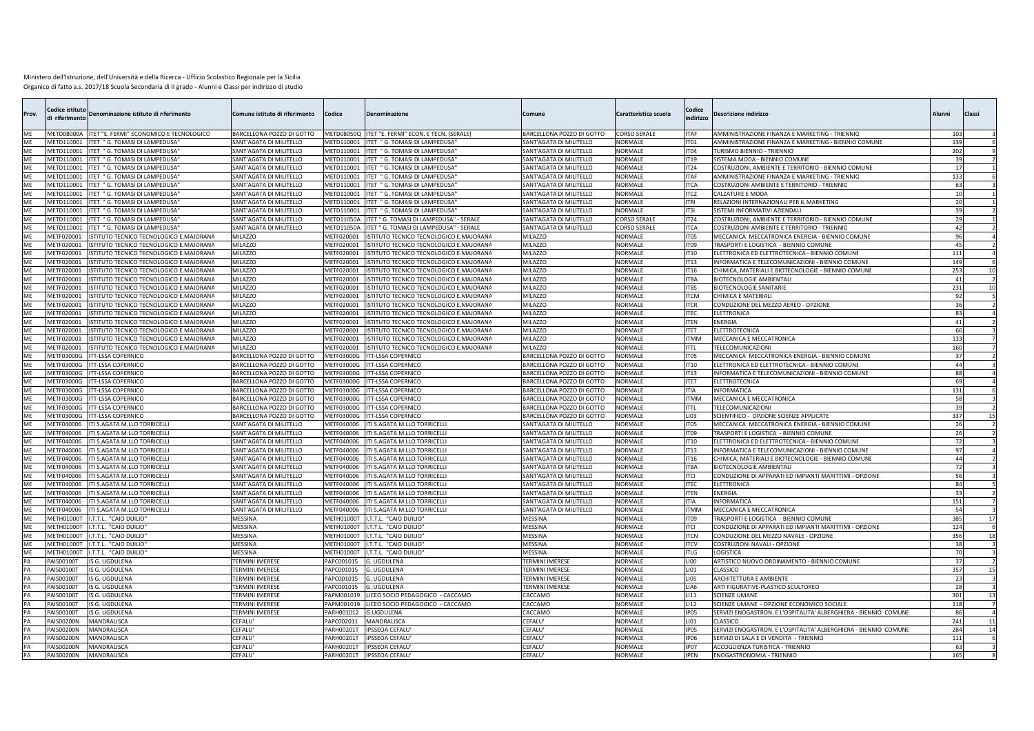Ministero dell'Istruzione, dell'Università e della Ricerca - Ufficio Scolastico Regionale per la Sicilia
Organico di fatto a.s. 2017/18 Scuola Secondaria di II grado - Alunni e Classi per indirizzo di studio

| Prov. | Codice istituto di riferimento | Denominazione istituto di riferimento | Comune istituto di riferimento | Codice | Denominazione | Comune | Caratteristica scuola | Codice indirizzo | Descrizione indirizzo | Alunni | Classi |
|---|---|---|---|---|---|---|---|---|---|---|---|
| ME | METD08000A | ITET "E. FERMI" ECONOMICO E TECNOLOGICO | BARCELLONA POZZO DI GOTTO | METD08050Q | ITET "E. FERMI" ECON. E TECN. (SERALE) | BARCELLONA POZZO DI GOTTO | CORSO SERALE | ITAF | AMMINISTRAZIONE FINANZA E MARKETING - TRIENNIO | 103 | 3 |
| ME | METD110001 | ITET " G. TOMASI DI LAMPEDUSA" | SANT'AGATA DI MILITELLO | METD110001 | ITET " G. TOMASI DI LAMPEDUSA" | SANT'AGATA DI MILITELLO | NORMALE | IT01 | AMMINISTRAZIONE FINANZA E MARKETING - BIENNIO COMUNE | 139 | 6 |
| ME | METD110001 | ITET " G. TOMASI DI LAMPEDUSA" | SANT'AGATA DI MILITELLO | METD110001 | ITET " G. TOMASI DI LAMPEDUSA" | SANT'AGATA DI MILITELLO | NORMALE | IT04 | TURISMO BIENNIO - TRIENNIO | 202 | 9 |
| ME | METD110001 | ITET " G. TOMASI DI LAMPEDUSA" | SANT'AGATA DI MILITELLO | METD110001 | ITET " G. TOMASI DI LAMPEDUSA" | SANT'AGATA DI MILITELLO | NORMALE | IT19 | SISTEMA MODA - BIENNIO COMUNE | 39 | 2 |
| ME | METD110001 | ITET " G. TOMASI DI LAMPEDUSA" | SANT'AGATA DI MILITELLO | METD110001 | ITET " G. TOMASI DI LAMPEDUSA" | SANT'AGATA DI MILITELLO | NORMALE | IT24 | COSTRUZIONI, AMBIENTE E TERRITORIO - BIENNIO COMUNE | 17 | 1 |
| ME | METD110001 | ITET " G. TOMASI DI LAMPEDUSA" | SANT'AGATA DI MILITELLO | METD110001 | ITET " G. TOMASI DI LAMPEDUSA" | SANT'AGATA DI MILITELLO | NORMALE | ITAF | AMMINISTRAZIONE FINANZA E MARKETING - TRIENNIO | 133 | 6 |
| ME | METD110001 | ITET " G. TOMASI DI LAMPEDUSA" | SANT'AGATA DI MILITELLO | METD110001 | ITET " G. TOMASI DI LAMPEDUSA" | SANT'AGATA DI MILITELLO | NORMALE | ITCA | COSTRUZIONI AMBIENTE E TERRITORIO - TRIENNIO | 63 | 3 |
| ME | METD110001 | ITET " G. TOMASI DI LAMPEDUSA" | SANT'AGATA DI MILITELLO | METD110001 | ITET " G. TOMASI DI LAMPEDUSA" | SANT'AGATA DI MILITELLO | NORMALE | ITCZ | CALZATURE E MODA | 10 | 1 |
| ME | METD110001 | ITET " G. TOMASI DI LAMPEDUSA" | SANT'AGATA DI MILITELLO | METD110001 | ITET " G. TOMASI DI LAMPEDUSA" | SANT'AGATA DI MILITELLO | NORMALE | ITRI | RELAZIONI INTERNAZIONALI PER IL MARKETING | 20 | 1 |
| ME | METD110001 | ITET " G. TOMASI DI LAMPEDUSA" | SANT'AGATA DI MILITELLO | METD110001 | ITET " G. TOMASI DI LAMPEDUSA" | SANT'AGATA DI MILITELLO | NORMALE | ITSI | SISTEMI INFORMATIVI AZIENDALI | 39 | 2 |
| ME | METD110001 | ITET " G. TOMASI DI LAMPEDUSA" | SANT'AGATA DI MILITELLO | METD11050A | ITET " G. TOMASI DI LAMPEDUSA" - SERALE | SANT'AGATA DI MILITELLO | CORSO SERALE | IT24 | COSTRUZIONI, AMBIENTE E TERRITORIO - BIENNIO COMUNE | 29 | 1 |
| ME | METD110001 | ITET " G. TOMASI DI LAMPEDUSA" | SANT'AGATA DI MILITELLO | METD11050A | ITET " G. TOMASI DI LAMPEDUSA" - SERALE | SANT'AGATA DI MILITELLO | CORSO SERALE | ITCA | COSTRUZIONI AMBIENTE E TERRITORIO - TRIENNIO | 42 | 2 |
| ME | METF020001 | ISTITUTO TECNICO TECNOLOGICO E.MAJORANA | MILAZZO | METF020001 | ISTITUTO TECNICO TECNOLOGICO E.MAJORANA | MILAZZO | NORMALE | IT05 | MECCANICA MECCATRONICA ENERGIA - BIENNIO COMUNE | 96 | 4 |
| ME | METF020001 | ISTITUTO TECNICO TECNOLOGICO E.MAJORANA | MILAZZO | METF020001 | ISTITUTO TECNICO TECNOLOGICO E.MAJORANA | MILAZZO | NORMALE | IT09 | TRASPORTI E LOGISTICA - BIENNIO COMUNE | 45 | 2 |
| ME | METF020001 | ISTITUTO TECNICO TECNOLOGICO E.MAJORANA | MILAZZO | METF020001 | ISTITUTO TECNICO TECNOLOGICO E.MAJORANA | MILAZZO | NORMALE | IT10 | ELETTRONICA ED ELETTROTECNICA - BIENNIO COMUNE | 111 | 4 |
| ME | METF020001 | ISTITUTO TECNICO TECNOLOGICO E.MAJORANA | MILAZZO | METF020001 | ISTITUTO TECNICO TECNOLOGICO E.MAJORANA | MILAZZO | NORMALE | IT13 | INFORMATICA E TELECOMUNICAZIONI - BIENNIO COMUNE | 149 | 6 |
| ME | METF020001 | ISTITUTO TECNICO TECNOLOGICO E.MAJORANA | MILAZZO | METF020001 | ISTITUTO TECNICO TECNOLOGICO E.MAJORANA | MILAZZO | NORMALE | IT16 | CHIMICA, MATERIALI E BIOTECNOLOGIE - BIENNIO COMUNE | 253 | 10 |
| ME | METF020001 | ISTITUTO TECNICO TECNOLOGICO E.MAJORANA | MILAZZO | METF020001 | ISTITUTO TECNICO TECNOLOGICO E.MAJORANA | MILAZZO | NORMALE | ITBA | BIOTECNOLOGIE AMBIENTALI | 41 | 2 |
| ME | METF020001 | ISTITUTO TECNICO TECNOLOGICO E.MAJORANA | MILAZZO | METF020001 | ISTITUTO TECNICO TECNOLOGICO E.MAJORANA | MILAZZO | NORMALE | ITBS | BIOTECNOLOGIE SANITARIE | 231 | 10 |
| ME | METF020001 | ISTITUTO TECNICO TECNOLOGICO E.MAJORANA | MILAZZO | METF020001 | ISTITUTO TECNICO TECNOLOGICO E.MAJORANA | MILAZZO | NORMALE | ITCM | CHIMICA E MATERIALI | 92 | 5 |
| ME | METF020001 | ISTITUTO TECNICO TECNOLOGICO E.MAJORANA | MILAZZO | METF020001 | ISTITUTO TECNICO TECNOLOGICO E.MAJORANA | MILAZZO | NORMALE | ITCR | CONDUZIONE DEL MEZZO AEREO - OPZIONE | 36 | 2 |
| ME | METF020001 | ISTITUTO TECNICO TECNOLOGICO E.MAJORANA | MILAZZO | METF020001 | ISTITUTO TECNICO TECNOLOGICO E.MAJORANA | MILAZZO | NORMALE | ITEC | ELETTRONICA | 83 | 4 |
| ME | METF020001 | ISTITUTO TECNICO TECNOLOGICO E.MAJORANA | MILAZZO | METF020001 | ISTITUTO TECNICO TECNOLOGICO E.MAJORANA | MILAZZO | NORMALE | ITEN | ENERGIA | 41 | 2 |
| ME | METF020001 | ISTITUTO TECNICO TECNOLOGICO E.MAJORANA | MILAZZO | METF020001 | ISTITUTO TECNICO TECNOLOGICO E.MAJORANA | MILAZZO | NORMALE | ITET | ELETTROTECNICA | 66 | 3 |
| ME | METF020001 | ISTITUTO TECNICO TECNOLOGICO E.MAJORANA | MILAZZO | METF020001 | ISTITUTO TECNICO TECNOLOGICO E.MAJORANA | MILAZZO | NORMALE | ITMM | MECCANICA E MECCATRONICA | 133 | 7 |
| ME | METF020001 | ISTITUTO TECNICO TECNOLOGICO E.MAJORANA | MILAZZO | METF020001 | ISTITUTO TECNICO TECNOLOGICO E.MAJORANA | MILAZZO | NORMALE | ITTL | TELECOMUNICAZIONI | 160 | 7 |
| ME | METF03000G | ITT-LSSA COPERNICO | BARCELLONA POZZO DI GOTTO | METF03000G | ITT-LSSA COPERNICO | BARCELLONA POZZO DI GOTTO | NORMALE | IT05 | MECCANICA MECCATRONICA ENERGIA - BIENNIO COMUNE | 37 | 2 |
| ME | METF03000G | ITT-LSSA COPERNICO | BARCELLONA POZZO DI GOTTO | METF03000G | ITT-LSSA COPERNICO | BARCELLONA POZZO DI GOTTO | NORMALE | IT10 | ELETTRONICA ED ELETTROTECNICA - BIENNIO COMUNE | 44 | 3 |
| ME | METF03000G | ITT-LSSA COPERNICO | BARCELLONA POZZO DI GOTTO | METF03000G | ITT-LSSA COPERNICO | BARCELLONA POZZO DI GOTTO | NORMALE | IT13 | INFORMATICA E TELECOMUNICAZIONI - BIENNIO COMUNE | 88 | 4 |
| ME | METF03000G | ITT-LSSA COPERNICO | BARCELLONA POZZO DI GOTTO | METF03000G | ITT-LSSA COPERNICO | BARCELLONA POZZO DI GOTTO | NORMALE | ITET | ELETTROTECNICA | 69 | 4 |
| ME | METF03000G | ITT-LSSA COPERNICO | BARCELLONA POZZO DI GOTTO | METF03000G | ITT-LSSA COPERNICO | BARCELLONA POZZO DI GOTTO | NORMALE | ITIA | INFORMATICA | 131 | 6 |
| ME | METF03000G | ITT-LSSA COPERNICO | BARCELLONA POZZO DI GOTTO | METF03000G | ITT-LSSA COPERNICO | BARCELLONA POZZO DI GOTTO | NORMALE | ITMM | MECCANICA E MECCATRONICA | 58 | 3 |
| ME | METF03000G | ITT-LSSA COPERNICO | BARCELLONA POZZO DI GOTTO | METF03000G | ITT-LSSA COPERNICO | BARCELLONA POZZO DI GOTTO | NORMALE | ITTL | TELECOMUNICAZIONI | 39 | 2 |
| ME | METF03000G | ITT-LSSA COPERNICO | BARCELLONA POZZO DI GOTTO | METF03000G | ITT-LSSA COPERNICO | BARCELLONA POZZO DI GOTTO | NORMALE | LI03 | SCIENTIFICO - OPZIONE SCIENZE APPLICATE | 337 | 15 |
| ME | METF040006 | ITI S.AGATA M.LLO TORRICELLI | SANT'AGATA DI MILITELLO | METF040006 | ITI S.AGATA M.LLO TORRICELLI | SANT'AGATA DI MILITELLO | NORMALE | IT05 | MECCANICA MECCATRONICA ENERGIA - BIENNIO COMUNE | 26 | 2 |
| ME | METF040006 | ITI S.AGATA M.LLO TORRICELLI | SANT'AGATA DI MILITELLO | METF040006 | ITI S.AGATA M.LLO TORRICELLI | SANT'AGATA DI MILITELLO | NORMALE | IT09 | TRASPORTI E LOGISTICA - BIENNIO COMUNE | 26 | 2 |
| ME | METF040006 | ITI S.AGATA M.LLO TORRICELLI | SANT'AGATA DI MILITELLO | METF040006 | ITI S.AGATA M.LLO TORRICELLI | SANT'AGATA DI MILITELLO | NORMALE | IT10 | ELETTRONICA ED ELETTROTECNICA - BIENNIO COMUNE | 72 | 3 |
| ME | METF040006 | ITI S.AGATA M.LLO TORRICELLI | SANT'AGATA DI MILITELLO | METF040006 | ITI S.AGATA M.LLO TORRICELLI | SANT'AGATA DI MILITELLO | NORMALE | IT13 | INFORMATICA E TELECOMUNICAZIONI - BIENNIO COMUNE | 97 | 4 |
| ME | METF040006 | ITI S.AGATA M.LLO TORRICELLI | SANT'AGATA DI MILITELLO | METF040006 | ITI S.AGATA M.LLO TORRICELLI | SANT'AGATA DI MILITELLO | NORMALE | IT16 | CHIMICA, MATERIALI E BIOTECNOLOGIE - BIENNIO COMUNE | 44 | 2 |
| ME | METF040006 | ITI S.AGATA M.LLO TORRICELLI | SANT'AGATA DI MILITELLO | METF040006 | ITI S.AGATA M.LLO TORRICELLI | SANT'AGATA DI MILITELLO | NORMALE | ITBA | BIOTECNOLOGIE AMBIENTALI | 72 | 3 |
| ME | METF040006 | ITI S.AGATA M.LLO TORRICELLI | SANT'AGATA DI MILITELLO | METF040006 | ITI S.AGATA M.LLO TORRICELLI | SANT'AGATA DI MILITELLO | NORMALE | ITCI | CONDUZIONE DI APPARATI ED IMPIANTI MARITTIMI - OPZIONE | 56 | 3 |
| ME | METF040006 | ITI S.AGATA M.LLO TORRICELLI | SANT'AGATA DI MILITELLO | METF040006 | ITI S.AGATA M.LLO TORRICELLI | SANT'AGATA DI MILITELLO | NORMALE | ITEC | ELETTRONICA | 84 | 5 |
| ME | METF040006 | ITI S.AGATA M.LLO TORRICELLI | SANT'AGATA DI MILITELLO | METF040006 | ITI S.AGATA M.LLO TORRICELLI | SANT'AGATA DI MILITELLO | NORMALE | ITEN | ENERGIA | 33 | 2 |
| ME | METF040006 | ITI S.AGATA M.LLO TORRICELLI | SANT'AGATA DI MILITELLO | METF040006 | ITI S.AGATA M.LLO TORRICELLI | SANT'AGATA DI MILITELLO | NORMALE | ITIA | INFORMATICA | 151 | 7 |
| ME | METF040006 | ITI S.AGATA M.LLO TORRICELLI | SANT'AGATA DI MILITELLO | METF040006 | ITI S.AGATA M.LLO TORRICELLI | SANT'AGATA DI MILITELLO | NORMALE | ITMM | MECCANICA E MECCATRONICA | 54 | 3 |
| ME | METH01000T | I.T.T.L. "CAIO DUILIO" | MESSINA | METH01000T | I.T.T.L. "CAIO DUILIO" | MESSINA | NORMALE | IT09 | TRASPORTI E LOGISTICA - BIENNIO COMUNE | 385 | 17 |
| ME | METH01000T | I.T.T.L. "CAIO DUILIO" | MESSINA | METH01000T | I.T.T.L. "CAIO DUILIO" | MESSINA | NORMALE | ITCI | CONDUZIONE DI APPARATI ED IMPIANTI MARITTIMI - OPZIONE | 124 | 6 |
| ME | METH01000T | I.T.T.L. "CAIO DUILIO" | MESSINA | METH01000T | I.T.T.L. "CAIO DUILIO" | MESSINA | NORMALE | ITCN | CONDUZIONE DEL MEZZO NAVALE - OPZIONE | 356 | 18 |
| ME | METH01000T | I.T.T.L. "CAIO DUILIO" | MESSINA | METH01000T | I.T.T.L. "CAIO DUILIO" | MESSINA | NORMALE | ITCV | COSTRUZIONI NAVALI - OPZIONE | 38 | 3 |
| ME | METH01000T | I.T.T.L. "CAIO DUILIO" | MESSINA | METH01000T | I.T.T.L. "CAIO DUILIO" | MESSINA | NORMALE | ITLG | LOGISTICA | 70 | 3 |
| PA | PAIS00100T | IS G. UGDULENA | TERMINI IMERESE | PAPC001015 | G. UGDULENA | TERMINI IMERESE | NORMALE | LI00 | ARTISTICO NUOVO ORDINAMENTO - BIENNIO COMUNE | 37 | 2 |
| PA | PAIS00100T | IS G. UGDULENA | TERMINI IMERESE | PAPC001015 | G. UGDULENA | TERMINI IMERESE | NORMALE | LI01 | CLASSICO | 357 | 15 |
| PA | PAIS00100T | IS G. UGDULENA | TERMINI IMERESE | PAPC001015 | G. UGDULENA | TERMINI IMERESE | NORMALE | LI05 | ARCHITETTURA E AMBIENTE | 23 | 3 |
| PA | PAIS00100T | IS G. UGDULENA | TERMINI IMERESE | PAPC001015 | G. UGDULENA | TERMINI IMERESE | NORMALE | LIA6 | ARTI FIGURATIVE-PLASTICO SCULTOREO | 28 | 3 |
| PA | PAIS00100T | IS G. UGDULENA | TERMINI IMERESE | PAPM001019 | LICEO SOCIO PEDAGOGICO - CACCAMO | CACCAMO | NORMALE | LI11 | SCIENZE UMANE | 301 | 13 |
| PA | PAIS00100T | IS G. UGDULENA | TERMINI IMERESE | PAPM001019 | LICEO SOCIO PEDAGOGICO - CACCAMO | CACCAMO | NORMALE | LI12 | SCIENZE UMANE - OPZIONE ECONOMICO SOCIALE | 118 | 7 |
| PA | PAIS00100T | IS G. UGDULENA | TERMINI IMERESE | PARH001012 | G.UGDULENA | CACCAMO | NORMALE | IP05 | SERVIZI ENOGASTRON. E L'OSPITALITA' ALBERGHIERA - BIENNIO COMUNE | 86 | 4 |
| PA | PAIS00200N | MANDRALISCA | CEFALU' | PAPC002011 | MANDRALISCA | CEFALU' | NORMALE | LI01 | CLASSICO | 241 | 11 |
| PA | PAIS00200N | MANDRALISCA | CEFALU' | PARH00201T | IPSSEOA CEFALU' | CEFALU' | NORMALE | IP05 | SERVIZI ENOGASTRON. E L'OSPITALITA' ALBERGHIERA - BIENNIO COMUNE | 284 | 14 |
| PA | PAIS00200N | MANDRALISCA | CEFALU' | PARH00201T | IPSSEOA CEFALU' | CEFALU' | NORMALE | IP06 | SERVIZI DI SALA E DI VENDITA - TRIENNIO | 111 | 6 |
| PA | PAIS00200N | MANDRALISCA | CEFALU' | PARH00201T | IPSSEOA CEFALU' | CEFALU' | NORMALE | IP07 | ACCOGLIENZA TURISTICA - TRIENNIO | 63 | 3 |
| PA | PAIS00200N | MANDRALISCA | CEFALU' | PARH00201T | IPSSEOA CEFALU' | CEFALU' | NORMALE | IPEN | ENOGASTRONOMIA - TRIENNIO | 165 | 8 |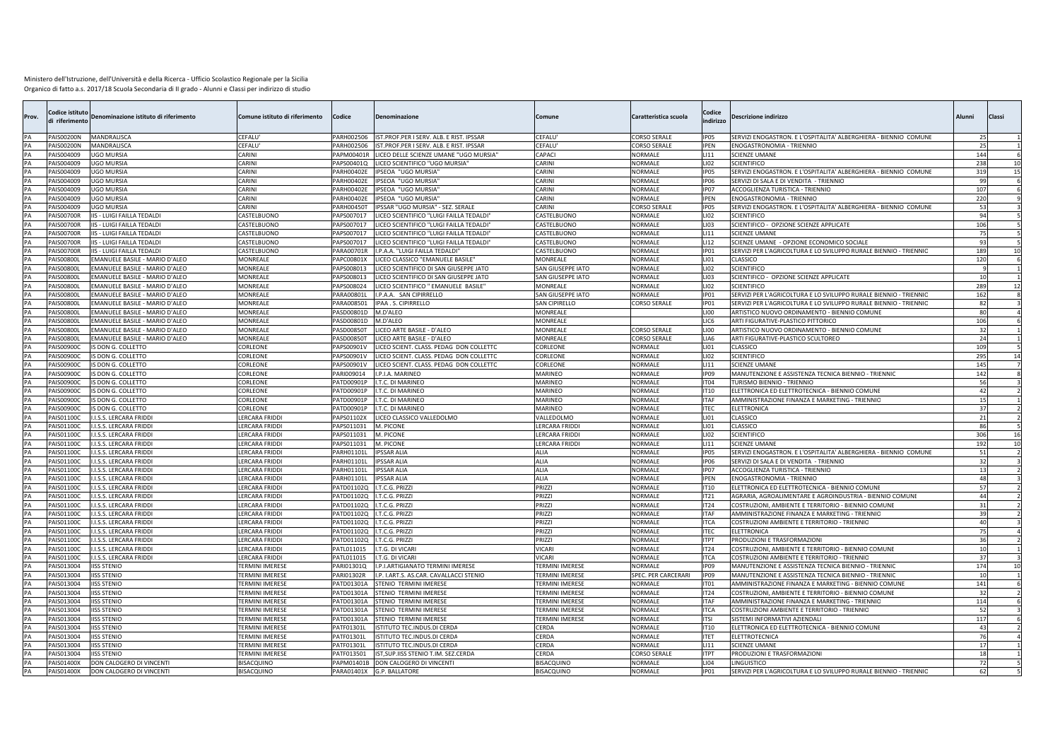Ministero dell'Istruzione, dell'Università e della Ricerca - Ufficio Scolastico Regionale per la Sicilia
Organico di fatto a.s. 2017/18 Scuola Secondaria di II grado - Alunni e Classi per indirizzo di studio

| Prov. | Codice istituto di riferimento | Denominazione istituto di riferimento | Comune istituto di riferimento | Codice | Denominazione | Comune | Caratteristica scuola | Codice indirizzo | Descrizione indirizzo | Alunni | Classi |
|---|---|---|---|---|---|---|---|---|---|---|---|
| PA | PAIS00200N | MANDRALISCA | CEFALU' | PARH002506 | IST.PROF.PER I SERV. ALB. E RIST. IPSSAR | CEFALU' | CORSO SERALE | IP05 | SERVIZI ENOGASTRON. E L'OSPITALITA' ALBERGHIERA - BIENNIO COMUNE | 25 | 1 |
| PA | PAIS00200N | MANDRALISCA | CEFALU' | PARH002506 | IST.PROF.PER I SERV. ALB. E RIST. IPSSAR | CEFALU' | CORSO SERALE | IPEN | ENOGASTRONOMIA - TRIENNIO | 25 | 1 |
| PA | PAIS004009 | UGO MURSIA | CARINI | PAPM00401R | LICEO DELLE SCIENZE UMANE "UGO MURSIA" | CAPACI | NORMALE | LI11 | SCIENZE UMANE | 144 | 6 |
| PA | PAIS004009 | UGO MURSIA | CARINI | PAPS00401Q | LICEO SCIENTIFICO "UGO MURSIA" | CARINI | NORMALE | LI02 | SCIENTIFICO | 238 | 10 |
| PA | PAIS004009 | UGO MURSIA | CARINI | PARH00402E | IPSEOA "UGO MURSIA" | CARINI | NORMALE | IP05 | SERVIZI ENOGASTRON. E L'OSPITALITA' ALBERGHIERA - BIENNIO COMUNE | 319 | 15 |
| PA | PAIS004009 | UGO MURSIA | CARINI | PARH00402E | IPSEOA "UGO MURSIA" | CARINI | NORMALE | IP06 | SERVIZI DI SALA E DI VENDITA - TRIENNIO | 99 | 6 |
| PA | PAIS004009 | UGO MURSIA | CARINI | PARH00402E | IPSEOA "UGO MURSIA" | CARINI | NORMALE | IP07 | ACCOGLIENZA TURISTICA - TRIENNIO | 107 | 6 |
| PA | PAIS004009 | UGO MURSIA | CARINI | PARH00402E | IPSEOA "UGO MURSIA" | CARINI | NORMALE | IPEN | ENOGASTRONOMIA - TRIENNIO | 220 | 9 |
| PA | PAIS004009 | UGO MURSIA | CARINI | PARH00450T | IPSSAR "UGO MURSIA" - SEZ. SERALE | CARINI | CORSO SERALE | IP05 | SERVIZI ENOGASTRON. E L'OSPITALITA' ALBERGHIERA - BIENNIO COMUNE | 53 | 3 |
| PA | PAIS00700R | IIS - LUIGI FAILLA TEDALDI | CASTELBUONO | PAPS007017 | LICEO SCIENTIFICO "LUIGI FAILLA TEDALDI" | CASTELBUONO | NORMALE | LI02 | SCIENTIFICO | 94 | 5 |
| PA | PAIS00700R | IIS - LUIGI FAILLA TEDALDI | CASTELBUONO | PAPS007017 | LICEO SCIENTIFICO "LUIGI FAILLA TEDALDI" | CASTELBUONO | NORMALE | LI03 | SCIENTIFICO - OPZIONE SCIENZE APPLICATE | 106 | 5 |
| PA | PAIS00700R | IIS - LUIGI FAILLA TEDALDI | CASTELBUONO | PAPS007017 | LICEO SCIENTIFICO "LUIGI FAILLA TEDALDI" | CASTELBUONO | NORMALE | LI11 | SCIENZE UMANE | 75 | 5 |
| PA | PAIS00700R | IIS - LUIGI FAILLA TEDALDI | CASTELBUONO | PAPS007017 | LICEO SCIENTIFICO "LUIGI FAILLA TEDALDI" | CASTELBUONO | NORMALE | LI12 | SCIENZE UMANE - OPZIONE ECONOMICO SOCIALE | 93 | 5 |
| PA | PAIS00700R | IIS - LUIGI FAILLA TEDALDI | CASTELBUONO | PARA00701R | I.P.A.A. "LUIGI FAILLA TEDALDI" | CASTELBUONO | NORMALE | IP01 | SERVIZI PER L'AGRICOLTURA E LO SVILUPPO RURALE BIENNIO - TRIENNIC | 189 | 10 |
| PA | PAIS00800L | EMANUELE BASILE - MARIO D'ALEO | MONREALE | PAPC00801X | LICEO CLASSICO "EMANUELE BASILE" | MONREALE | NORMALE | LI01 | CLASSICO | 120 | 6 |
| PA | PAIS00800L | EMANUELE BASILE - MARIO D'ALEO | MONREALE | PAPS008013 | LICEO SCIENTIFICO DI SAN GIUSEPPE JATO | SAN GIUSEPPE IATO | NORMALE | LI02 | SCIENTIFICO | 9 | 1 |
| PA | PAIS00800L | EMANUELE BASILE - MARIO D'ALEO | MONREALE | PAPS008013 | LICEO SCIENTIFICO DI SAN GIUSEPPE JATO | SAN GIUSEPPE IATO | NORMALE | LI03 | SCIENTIFICO - OPZIONE SCIENZE APPLICATE | 10 | 1 |
| PA | PAIS00800L | EMANUELE BASILE - MARIO D'ALEO | MONREALE | PAPS008024 | LICEO SCIENTIFICO " EMANUELE BASILE" | MONREALE | NORMALE | LI02 | SCIENTIFICO | 289 | 12 |
| PA | PAIS00800L | EMANUELE BASILE - MARIO D'ALEO | MONREALE | PARA00801L | I.P.A.A. SAN CIPIRRELLO | SAN GIUSEPPE IATO | NORMALE | IP01 | SERVIZI PER L'AGRICOLTURA E LO SVILUPPO RURALE BIENNIO - TRIENNIC | 162 | 8 |
| PA | PAIS00800L | EMANUELE BASILE - MARIO D'ALEO | MONREALE | PARA008501 | IPAA . S. CIPIRRELLO | SAN CIPIRELLO | CORSO SERALE | IP01 | SERVIZI PER L'AGRICOLTURA E LO SVILUPPO RURALE BIENNIO - TRIENNIC | 82 | 3 |
| PA | PAIS00800L | EMANUELE BASILE - MARIO D'ALEO | MONREALE | PASD00801D | M.D'ALEO | MONREALE | NORMALE | LI00 | ARTISTICO NUOVO ORDINAMENTO - BIENNIO COMUNE | 80 | 4 |
| PA | PAIS00800L | EMANUELE BASILE - MARIO D'ALEO | MONREALE | PASD00801D | M.D'ALEO | MONREALE | | LIC6 | ARTI FIGURATIVE-PLASTICO PITTORICO | 106 | 6 |
| PA | PAIS00800L | EMANUELE BASILE - MARIO D'ALEO | MONREALE | PASD00850T | LICEO ARTE BASILE - D'ALEO | MONREALE | CORSO SERALE | LI00 | ARTISTICO NUOVO ORDINAMENTO - BIENNIO COMUNE | 32 | 1 |
| PA | PAIS00800L | EMANUELE BASILE - MARIO D'ALEO | MONREALE | PASD00850T | LICEO ARTE BASILE - D'ALEO | MONREALE | CORSO SERALE | LIA6 | ARTI FIGURATIVE-PLASTICO SCULTOREO | 24 | 1 |
| PA | PAIS00900C | IS DON G. COLLETTO | CORLEONE | PAPS00901V | LICEO SCIENT. CLASS. PEDAG DON COLLETTC | CORLEONE | NORMALE | LI01 | CLASSICO | 109 | 5 |
| PA | PAIS00900C | IS DON G. COLLETTO | CORLEONE | PAPS00901V | LICEO SCIENT. CLASS. PEDAG DON COLLETTC | CORLEONE | NORMALE | LI02 | SCIENTIFICO | 295 | 14 |
| PA | PAIS00900C | IS DON G. COLLETTO | CORLEONE | PAPS00901V | LICEO SCIENT. CLASS. PEDAG DON COLLETTC | CORLEONE | NORMALE | LI11 | SCIENZE UMANE | 145 | 7 |
| PA | PAIS00900C | IS DON G. COLLETTO | CORLEONE | PARI009014 | I.P.I.A. MARINEO | MARINEO | NORMALE | IP09 | MANUTENZIONE E ASSISTENZA TECNICA BIENNIO - TRIENNIC | 142 | 8 |
| PA | PAIS00900C | IS DON G. COLLETTO | CORLEONE | PATD00901P | I.T.C. DI MARINEO | MARINEO | NORMALE | IT04 | TURISMO BIENNIO - TRIENNIO | 56 | 3 |
| PA | PAIS00900C | IS DON G. COLLETTO | CORLEONE | PATD00901P | I.T.C. DI MARINEO | MARINEO | NORMALE | IT10 | ELETTRONICA ED ELETTROTECNICA - BIENNIO COMUNE | 42 | 2 |
| PA | PAIS00900C | IS DON G. COLLETTO | CORLEONE | PATD00901P | I.T.C. DI MARINEO | MARINEO | NORMALE | ITAF | AMMINISTRAZIONE FINANZA E MARKETING - TRIENNIC | 15 | 1 |
| PA | PAIS00900C | IS DON G. COLLETTO | CORLEONE | PATD00901P | I.T.C. DI MARINEO | MARINEO | NORMALE | ITEC | ELETTRONICA | 37 | 2 |
| PA | PAIS01100C | I.I.S.S. LERCARA FRIDDI | LERCARA FRIDDI | PAPS01102X | LICEO CLASSICO VALLEDOLMO | VALLEDOLMO | NORMALE | LI01 | CLASSICO | 21 | 2 |
| PA | PAIS01100C | I.I.S.S. LERCARA FRIDDI | LERCARA FRIDDI | PAPS011031 | M. PICONE | LERCARA FRIDDI | NORMALE | LI01 | CLASSICO | 86 | 5 |
| PA | PAIS01100C | I.I.S.S. LERCARA FRIDDI | LERCARA FRIDDI | PAPS011031 | M. PICONE | LERCARA FRIDDI | NORMALE | LI02 | SCIENTIFICO | 306 | 16 |
| PA | PAIS01100C | I.I.S.S. LERCARA FRIDDI | LERCARA FRIDDI | PAPS011031 | M. PICONE | LERCARA FRIDDI | NORMALE | LI11 | SCIENZE UMANE | 192 | 10 |
| PA | PAIS01100C | I.I.S.S. LERCARA FRIDDI | LERCARA FRIDDI | PARH01101L | IPSSAR ALIA | ALIA | NORMALE | IP05 | SERVIZI ENOGASTRON. E L'OSPITALITA' ALBERGHIERA - BIENNIO COMUNE | 51 | 2 |
| PA | PAIS01100C | I.I.S.S. LERCARA FRIDDI | LERCARA FRIDDI | PARH01101L | IPSSAR ALIA | ALIA | NORMALE | IP06 | SERVIZI DI SALA E DI VENDITA - TRIENNIO | 32 | 3 |
| PA | PAIS01100C | I.I.S.S. LERCARA FRIDDI | LERCARA FRIDDI | PARH01101L | IPSSAR ALIA | ALIA | NORMALE | IP07 | ACCOGLIENZA TURISTICA - TRIENNIO | 13 | 2 |
| PA | PAIS01100C | I.I.S.S. LERCARA FRIDDI | LERCARA FRIDDI | PARH01101L | IPSSAR ALIA | ALIA | NORMALE | IPEN | ENOGASTRONOMIA - TRIENNIO | 48 | 3 |
| PA | PAIS01100C | I.I.S.S. LERCARA FRIDDI | LERCARA FRIDDI | PATD01102Q | I.T.C.G. PRIZZI | PRIZZI | NORMALE | IT10 | ELETTRONICA ED ELETTROTECNICA - BIENNIO COMUNE | 57 | 2 |
| PA | PAIS01100C | I.I.S.S. LERCARA FRIDDI | LERCARA FRIDDI | PATD01102Q | I.T.C.G. PRIZZI | PRIZZI | NORMALE | IT21 | AGRARIA, AGROALIMENTARE E AGROINDUSTRIA - BIENNIO COMUNE | 44 | 2 |
| PA | PAIS01100C | I.I.S.S. LERCARA FRIDDI | LERCARA FRIDDI | PATD01102Q | I.T.C.G. PRIZZI | PRIZZI | NORMALE | IT24 | COSTRUZIONI, AMBIENTE E TERRITORIO - BIENNIO COMUNE | 31 | 2 |
| PA | PAIS01100C | I.I.S.S. LERCARA FRIDDI | LERCARA FRIDDI | PATD01102Q | I.T.C.G. PRIZZI | PRIZZI | NORMALE | ITAF | AMMINISTRAZIONE FINANZA E MARKETING - TRIENNIO | 39 | 2 |
| PA | PAIS01100C | I.I.S.S. LERCARA FRIDDI | LERCARA FRIDDI | PATD01102Q | I.T.C.G. PRIZZI | PRIZZI | NORMALE | ITCA | COSTRUZIONI AMBIENTE E TERRITORIO - TRIENNIC | 40 | 3 |
| PA | PAIS01100C | I.I.S.S. LERCARA FRIDDI | LERCARA FRIDDI | PATD01102Q | I.T.C.G. PRIZZI | PRIZZI | NORMALE | ITEC | ELETTRONICA | 75 | 4 |
| PA | PAIS01100C | I.I.S.S. LERCARA FRIDDI | LERCARA FRIDDI | PATD01102Q | I.T.C.G. PRIZZI | PRIZZI | NORMALE | ITPT | PRODUZIONI E TRASFORMAZIONI | 36 | 2 |
| PA | PAIS01100C | I.I.S.S. LERCARA FRIDDI | LERCARA FRIDDI | PATL011015 | I.T.G. DI VICARI | VICARI | NORMALE | IT24 | COSTRUZIONI, AMBIENTE E TERRITORIO - BIENNIO COMUNE | 10 | 1 |
| PA | PAIS01100C | I.I.S.S. LERCARA FRIDDI | LERCARA FRIDDI | PATL011015 | I.T.G. DI VICARI | VICARI | NORMALE | ITCA | COSTRUZIONI AMBIENTE E TERRITORIO - TRIENNIC | 37 | 3 |
| PA | PAIS013004 | IISS STENIO | TERMINI IMERESE | PARI01301Q | I.P.I.ARTIGIANATO TERMINI IMERESE | TERMINI IMERESE | NORMALE | IP09 | MANUTENZIONE E ASSISTENZA TECNICA BIENNIO - TRIENNIC | 174 | 10 |
| PA | PAIS013004 | IISS STENIO | TERMINI IMERESE | PARI01302R | I.P. I.ART.S. AS.CAR. CAVALLACCI STENIO | TERMINI IMERESE | SPEC. PER CARCERARI | IP09 | MANUTENZIONE E ASSISTENZA TECNICA BIENNIO - TRIENNIC | 10 | 1 |
| PA | PAIS013004 | IISS STENIO | TERMINI IMERESE | PATD01301A | STENIO TERMINI IMERESE | TERMINI IMERESE | NORMALE | IT01 | AMMINISTRAZIONE FINANZA E MARKETING - BIENNIO COMUNE | 141 | 6 |
| PA | PAIS013004 | IISS STENIO | TERMINI IMERESE | PATD01301A | STENIO TERMINI IMERESE | TERMINI IMERESE | NORMALE | IT24 | COSTRUZIONI, AMBIENTE E TERRITORIO - BIENNIO COMUNE | 32 | 2 |
| PA | PAIS013004 | IISS STENIO | TERMINI IMERESE | PATD01301A | STENIO TERMINI IMERESE | TERMINI IMERESE | NORMALE | ITAF | AMMINISTRAZIONE FINANZA E MARKETING - TRIENNIO | 114 | 6 |
| PA | PAIS013004 | IISS STENIO | TERMINI IMERESE | PATD01301A | STENIO TERMINI IMERESE | TERMINI IMERESE | NORMALE | ITCA | COSTRUZIONI AMBIENTE E TERRITORIO - TRIENNIC | 52 | 3 |
| PA | PAIS013004 | IISS STENIO | TERMINI IMERESE | PATD01301A | STENIO TERMINI IMERESE | TERMINI IMERESE | NORMALE | ITSI | SISTEMI INFORMATIVI AZIENDALI | 117 | 6 |
| PA | PAIS013004 | IISS STENIO | TERMINI IMERESE | PATF01301L | ISTITUTO TEC.INDUS.DI CERDA | CERDA | NORMALE | IT10 | ELETTRONICA ED ELETTROTECNICA - BIENNIO COMUNE | 43 | 2 |
| PA | PAIS013004 | IISS STENIO | TERMINI IMERESE | PATF01301L | ISTITUTO TEC.INDUS.DI CERDA | CERDA | NORMALE | ITET | ELETTROTECNICA | 76 | 4 |
| PA | PAIS013004 | IISS STENIO | TERMINI IMERESE | PATF01301L | ISTITUTO TEC.INDUS.DI CERDA | CERDA | NORMALE | LI11 | SCIENZE UMANE | 17 | 1 |
| PA | PAIS013004 | IISS STENIO | TERMINI IMERESE | PATF013501 | IST,SUP.IISS STENIO T.IM. SEZ.CERDA | CERDA | CORSO SERALE | ITPT | PRODUZIONI E TRASFORMAZIONI | 18 | 1 |
| PA | PAIS01400X | DON CALOGERO DI VINCENTI | BISACQUINO | PAPM01401B | DON CALOGERO DI VINCENTI | BISACQUINO | NORMALE | LI04 | LINGUISTICO | 72 | 5 |
| PA | PAIS01400X | DON CALOGERO DI VINCENTI | BISACQUINO | PARA01401X | G.P. BALLATORE | BISACQUINO | NORMALE | IP01 | SERVIZI PER L'AGRICOLTURA E LO SVILUPPO RURALE BIENNIO - TRIENNIC | 62 | 5 |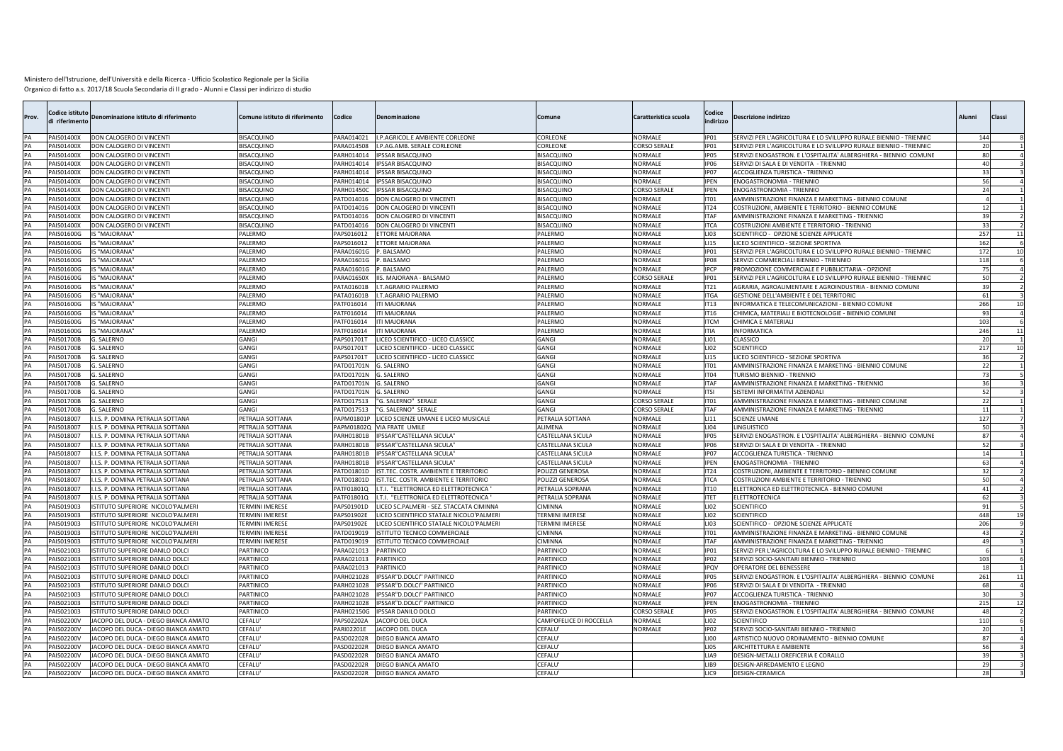Ministero dell'Istruzione, dell'Università e della Ricerca - Ufficio Scolastico Regionale per la Sicilia
Organico di fatto a.s. 2017/18 Scuola Secondaria di II grado - Alunni e Classi per indirizzo di studio

| Prov. | Codice istituto di riferimento | Denominazione istituto di riferimento | Comune istituto di riferimento | Codice | Denominazione | Comune | Caratteristica scuola | Codice indirizzo | Descrizione indirizzo | Alunni | Classi |
|---|---|---|---|---|---|---|---|---|---|---|---|
| PA | PAIS01400X | DON CALOGERO DI VINCENTI | BISACQUINO | PARA014021 | I.P.AGRICOL.E AMBIENTE CORLEONE | CORLEONE | NORMALE | IP01 | SERVIZI PER L'AGRICOLTURA E LO SVILUPPO RURALE BIENNIO - TRIENNIO | 144 | 8 |
| PA | PAIS01400X | DON CALOGERO DI VINCENTI | BISACQUINO | PARA014508 | I.P.AG.AMB. SERALE CORLEONE | CORLEONE | CORSO SERALE | IP01 | SERVIZI PER L'AGRICOLTURA E LO SVILUPPO RURALE BIENNIO - TRIENNIO | 20 | 1 |
| PA | PAIS01400X | DON CALOGERO DI VINCENTI | BISACQUINO | PARH014014 | IPSSAR BISACQUINO | BISACQUINO | NORMALE | IP05 | SERVIZI ENOGASTRON. E L'OSPITALITA' ALBERGHIERA - BIENNIO COMUNE | 80 | 4 |
| PA | PAIS01400X | DON CALOGERO DI VINCENTI | BISACQUINO | PARH014014 | IPSSAR BISACQUINO | BISACQUINO | NORMALE | IP06 | SERVIZI DI SALA E DI VENDITA - TRIENNIO | 40 | 3 |
| PA | PAIS01400X | DON CALOGERO DI VINCENTI | BISACQUINO | PARH014014 | IPSSAR BISACQUINO | BISACQUINO | NORMALE | IP07 | ACCOGLIENZA TURISTICA - TRIENNIO | 33 | 3 |
| PA | PAIS01400X | DON CALOGERO DI VINCENTI | BISACQUINO | PARH014014 | IPSSAR BISACQUINO | BISACQUINO | NORMALE | IPEN | ENOGASTRONOMIA - TRIENNIO | 56 | 4 |
| PA | PAIS01400X | DON CALOGERO DI VINCENTI | BISACQUINO | PARH01450C | IPSSAR BISACQUINO | BISACQUINO | CORSO SERALE | IPEN | ENOGASTRONOMIA - TRIENNIO | 24 | 1 |
| PA | PAIS01400X | DON CALOGERO DI VINCENTI | BISACQUINO | PATD014016 | DON CALOGERO DI VINCENTI | BISACQUINO | NORMALE | IT01 | AMMINISTRAZIONE FINANZA E MARKETING - BIENNIO COMUNE | 4 | 1 |
| PA | PAIS01400X | DON CALOGERO DI VINCENTI | BISACQUINO | PATD014016 | DON CALOGERO DI VINCENTI | BISACQUINO | NORMALE | IT24 | COSTRUZIONI, AMBIENTE E TERRITORIO - BIENNIO COMUNE | 12 | 1 |
| PA | PAIS01400X | DON CALOGERO DI VINCENTI | BISACQUINO | PATD014016 | DON CALOGERO DI VINCENTI | BISACQUINO | NORMALE | ITAF | AMMINISTRAZIONE FINANZA E MARKETING - TRIENNIO | 39 | 2 |
| PA | PAIS01400X | DON CALOGERO DI VINCENTI | BISACQUINO | PATD014016 | DON CALOGERO DI VINCENTI | BISACQUINO | NORMALE | ITCA | COSTRUZIONI AMBIENTE E TERRITORIO - TRIENNIO | 33 | 2 |
| PA | PAIS01600G | IS "MAJORANA" | PALERMO | PAPS016012 | ETTORE MAJORANA | PALERMO | NORMALE | LI03 | SCIENTIFICO - OPZIONE SCIENZE APPLICATE | 257 | 11 |
| PA | PAIS01600G | IS "MAJORANA" | PALERMO | PAPS016012 | ETTORE MAJORANA | PALERMO | NORMALE | LI15 | LICEO SCIENTIFICO - SEZIONE SPORTIVA | 162 | 6 |
| PA | PAIS01600G | IS "MAJORANA" | PALERMO | PARA01601G | P. BALSAMO | PALERMO | NORMALE | IP01 | SERVIZI PER L'AGRICOLTURA E LO SVILUPPO RURALE BIENNIO - TRIENNIO | 172 | 10 |
| PA | PAIS01600G | IS "MAJORANA" | PALERMO | PARA01601G | P. BALSAMO | PALERMO | NORMALE | IP08 | SERVIZI COMMERCIALI BIENNIO - TRIENNIO | 118 | 6 |
| PA | PAIS01600G | IS "MAJORANA" | PALERMO | PARA01601G | P. BALSAMO | PALERMO | NORMALE | IPCP | PROMOZIONE COMMERCIALE E PUBBLICITARIA - OPZIONE | 75 | 4 |
| PA | PAIS01600G | IS "MAJORANA" | PALERMO | PARA01650X | IIS. MAJORANA - BALSAMO | PALERMO | CORSO SERALE | IP01 | SERVIZI PER L'AGRICOLTURA E LO SVILUPPO RURALE BIENNIO - TRIENNIO | 50 | 2 |
| PA | PAIS01600G | IS "MAJORANA" | PALERMO | PATA01601B | I.T.AGRARIO PALERMO | PALERMO | NORMALE | IT21 | AGRARIA, AGROALIMENTARE E AGROINDUSTRIA - BIENNIO COMUNE | 39 | 2 |
| PA | PAIS01600G | IS "MAJORANA" | PALERMO | PATA01601B | I.T.AGRARIO PALERMO | PALERMO | NORMALE | ITGA | GESTIONE DELL'AMBIENTE E DEL TERRITORIO | 61 | 3 |
| PA | PAIS01600G | IS "MAJORANA" | PALERMO | PATF016014 | ITI MAJORANA | PALERMO | NORMALE | IT13 | INFORMATICA E TELECOMUNICAZIONI - BIENNIO COMUNE | 266 | 10 |
| PA | PAIS01600G | IS "MAJORANA" | PALERMO | PATF016014 | ITI MAJORANA | PALERMO | NORMALE | IT16 | CHIMICA, MATERIALI E BIOTECNOLOGIE - BIENNIO COMUNE | 93 | 4 |
| PA | PAIS01600G | IS "MAJORANA" | PALERMO | PATF016014 | ITI MAJORANA | PALERMO | NORMALE | ITCM | CHIMICA E MATERIALI | 103 | 6 |
| PA | PAIS01600G | IS "MAJORANA" | PALERMO | PATF016014 | ITI MAJORANA | PALERMO | NORMALE | ITIA | INFORMATICA | 246 | 11 |
| PA | PAIS01700B | G. SALERNO | GANGI | PAPS01701T | LICEO SCIENTIFICO - LICEO CLASSICO | GANGI | NORMALE | LI01 | CLASSICO | 20 | 1 |
| PA | PAIS01700B | G. SALERNO | GANGI | PAPS01701T | LICEO SCIENTIFICO - LICEO CLASSICO | GANGI | NORMALE | LI02 | SCIENTIFICO | 217 | 10 |
| PA | PAIS01700B | G. SALERNO | GANGI | PAPS01701T | LICEO SCIENTIFICO - LICEO CLASSICO | GANGI | NORMALE | LI15 | LICEO SCIENTIFICO - SEZIONE SPORTIVA | 36 | 2 |
| PA | PAIS01700B | G. SALERNO | GANGI | PATD01701N | G. SALERNO | GANGI | NORMALE | IT01 | AMMINISTRAZIONE FINANZA E MARKETING - BIENNIO COMUNE | 22 | 1 |
| PA | PAIS01700B | G. SALERNO | GANGI | PATD01701N | G. SALERNO | GANGI | NORMALE | IT04 | TURISMO BIENNIO - TRIENNIO | 73 | 5 |
| PA | PAIS01700B | G. SALERNO | GANGI | PATD01701N | G. SALERNO | GANGI | NORMALE | ITAF | AMMINISTRAZIONE FINANZA E MARKETING - TRIENNIO | 36 | 3 |
| PA | PAIS01700B | G. SALERNO | GANGI | PATD01701N | G. SALERNO | GANGI | NORMALE | ITSI | SISTEMI INFORMATIVI AZIENDALI | 52 | 3 |
| PA | PAIS01700B | G. SALERNO | GANGI | PATD017513 | "G. SALERNO" SERALE | GANGI | CORSO SERALE | IT01 | AMMINISTRAZIONE FINANZA E MARKETING - BIENNIO COMUNE | 22 | 1 |
| PA | PAIS01700B | G. SALERNO | GANGI | PATD017513 | "G. SALERNO" SERALE | GANGI | CORSO SERALE | ITAF | AMMINISTRAZIONE FINANZA E MARKETING - TRIENNIO | 11 | 1 |
| PA | PAIS018007 | I.I.S. P. DOMINA PETRALIA SOTTANA | PETRALIA SOTTANA | PAPM01801P | LICEO SCIENZE UMANE E LICEO MUSICALE | PETRALIA SOTTANA | NORMALE | LI11 | SCIENZE UMANE | 127 | 7 |
| PA | PAIS018007 | I.I.S. P. DOMINA PETRALIA SOTTANA | PETRALIA SOTTANA | PAPM01802Q | VIA FRATE UMILE | ALIMENA | NORMALE | LI04 | LINGUISTICO | 50 | 3 |
| PA | PAIS018007 | I.I.S. P. DOMINA PETRALIA SOTTANA | PETRALIA SOTTANA | PARH01801B | IPSSAR"CASTELLANA SICULA" | CASTELLANA SICULA | NORMALE | IP05 | SERVIZI ENOGASTRON. E L'OSPITALITA' ALBERGHIERA - BIENNIO COMUNE | 87 | 4 |
| PA | PAIS018007 | I.I.S. P. DOMINA PETRALIA SOTTANA | PETRALIA SOTTANA | PARH01801B | IPSSAR"CASTELLANA SICULA" | CASTELLANA SICULA | NORMALE | IP06 | SERVIZI DI SALA E DI VENDITA - TRIENNIO | 52 | 3 |
| PA | PAIS018007 | I.I.S. P. DOMINA PETRALIA SOTTANA | PETRALIA SOTTANA | PARH01801B | IPSSAR"CASTELLANA SICULA" | CASTELLANA SICULA | NORMALE | IP07 | ACCOGLIENZA TURISTICA - TRIENNIO | 14 | 1 |
| PA | PAIS018007 | I.I.S. P. DOMINA PETRALIA SOTTANA | PETRALIA SOTTANA | PARH01801B | IPSSAR"CASTELLANA SICULA" | CASTELLANA SICULA | NORMALE | IPEN | ENOGASTRONOMIA - TRIENNIO | 63 | 4 |
| PA | PAIS018007 | I.I.S. P. DOMINA PETRALIA SOTTANA | PETRALIA SOTTANA | PATD01801D | IST.TEC. COSTR. AMBIENTE E TERRITORIO | POLIZZI GENEROSA | NORMALE | IT24 | COSTRUZIONI, AMBIENTE E TERRITORIO - BIENNIO COMUNE | 32 | 2 |
| PA | PAIS018007 | I.I.S. P. DOMINA PETRALIA SOTTANA | PETRALIA SOTTANA | PATD01801D | IST.TEC. COSTR. AMBIENTE E TERRITORIO | POLIZZI GENEROSA | NORMALE | ITCA | COSTRUZIONI AMBIENTE E TERRITORIO - TRIENNIO | 50 | 4 |
| PA | PAIS018007 | I.I.S. P. DOMINA PETRALIA SOTTANA | PETRALIA SOTTANA | PATF01801Q | I.T.I. "ELETTRONICA ED ELETTROTECNICA " | PETRALIA SOPRANA | NORMALE | IT10 | ELETTRONICA ED ELETTROTECNICA - BIENNIO COMUNE | 41 | 2 |
| PA | PAIS018007 | I.I.S. P. DOMINA PETRALIA SOTTANA | PETRALIA SOTTANA | PATF01801Q | I.T.I. "ELETTRONICA ED ELETTROTECNICA " | PETRALIA SOPRANA | NORMALE | ITET | ELETTROTECNICA | 62 | 3 |
| PA | PAIS019003 | ISTITUTO SUPERIORE NICOLO'PALMERI | TERMINI IMERESE | PAPS01901D | LICEO SC.PALMERI - SEZ. STACCATA CIMINNA | CIMINNA | NORMALE | LI02 | SCIENTIFICO | 91 | 5 |
| PA | PAIS019003 | ISTITUTO SUPERIORE NICOLO'PALMERI | TERMINI IMERESE | PAPS01902E | LICEO SCIENTIFICO STATALE NICOLO'PALMERI | TERMINI IMERESE | NORMALE | LI02 | SCIENTIFICO | 448 | 19 |
| PA | PAIS019003 | ISTITUTO SUPERIORE NICOLO'PALMERI | TERMINI IMERESE | PAPS01902E | LICEO SCIENTIFICO STATALE NICOLO'PALMERI | TERMINI IMERESE | NORMALE | LI03 | SCIENTIFICO - OPZIONE SCIENZE APPLICATE | 206 | 9 |
| PA | PAIS019003 | ISTITUTO SUPERIORE NICOLO'PALMERI | TERMINI IMERESE | PATD019019 | ISTITUTO TECNICO COMMERCIALE | CIMINNA | NORMALE | IT01 | AMMINISTRAZIONE FINANZA E MARKETING - BIENNIO COMUNE | 43 | 2 |
| PA | PAIS019003 | ISTITUTO SUPERIORE NICOLO'PALMERI | TERMINI IMERESE | PATD019019 | ISTITUTO TECNICO COMMERCIALE | CIMINNA | NORMALE | ITAF | AMMINISTRAZIONE FINANZA E MARKETING - TRIENNIO | 49 | 3 |
| PA | PAIS021003 | ISTITUTO SUPERIORE DANILO DOLCI | PARTINICO | PARA021013 | PARTINICO | PARTINICO | NORMALE | IP01 | SERVIZI PER L'AGRICOLTURA E LO SVILUPPO RURALE BIENNIO - TRIENNIO | 6 | 1 |
| PA | PAIS021003 | ISTITUTO SUPERIORE DANILO DOLCI | PARTINICO | PARA021013 | PARTINICO | PARTINICO | NORMALE | IP02 | SERVIZI SOCIO-SANITARI BIENNIO - TRIENNIO | 103 | 6 |
| PA | PAIS021003 | ISTITUTO SUPERIORE DANILO DOLCI | PARTINICO | PARA021013 | PARTINICO | PARTINICO | NORMALE | IPQV | OPERATORE DEL BENESSERE | 18 | 1 |
| PA | PAIS021003 | ISTITUTO SUPERIORE DANILO DOLCI | PARTINICO | PARH021028 | IPSSAR"D.DOLCI" PARTINICO | PARTINICO | NORMALE | IP05 | SERVIZI ENOGASTRON. E L'OSPITALITA' ALBERGHIERA - BIENNIO COMUNE | 261 | 11 |
| PA | PAIS021003 | ISTITUTO SUPERIORE DANILO DOLCI | PARTINICO | PARH021028 | IPSSAR"D.DOLCI" PARTINICO | PARTINICO | NORMALE | IP06 | SERVIZI DI SALA E DI VENDITA - TRIENNIO | 68 | 4 |
| PA | PAIS021003 | ISTITUTO SUPERIORE DANILO DOLCI | PARTINICO | PARH021028 | IPSSAR"D.DOLCI" PARTINICO | PARTINICO | NORMALE | IP07 | ACCOGLIENZA TURISTICA - TRIENNIO | 30 | 3 |
| PA | PAIS021003 | ISTITUTO SUPERIORE DANILO DOLCI | PARTINICO | PARH021028 | IPSSAR"D.DOLCI" PARTINICO | PARTINICO | NORMALE | IPEN | ENOGASTRONOMIA - TRIENNIO | 215 | 12 |
| PA | PAIS021003 | ISTITUTO SUPERIORE DANILO DOLCI | PARTINICO | PARH02150G | IPSSAR DANILO DOLCI | PARTINICO | CORSO SERALE | IP05 | SERVIZI ENOGASTRON. E L'OSPITALITA' ALBERGHIERA - BIENNIO COMUNE | 48 | 2 |
| PA | PAIS02200V | JACOPO DEL DUCA - DIEGO BIANCA AMATO | CEFALU' | PAPS02202A | JACOPO DEL DUCA | CAMPOFELICE DI ROCCELLA | NORMALE | LI02 | SCIENTIFICO | 110 | 6 |
| PA | PAIS02200V | JACOPO DEL DUCA - DIEGO BIANCA AMATO | CEFALU' | PARI02201E | JACOPO DEL DUCA | CEFALU' | NORMALE | IP02 | SERVIZI SOCIO-SANITARI BIENNIO - TRIENNIO | 20 | 1 |
| PA | PAIS02200V | JACOPO DEL DUCA - DIEGO BIANCA AMATO | CEFALU' | PASD02202R | DIEGO BIANCA AMATO | CEFALU' | | LI00 | ARTISTICO NUOVO ORDINAMENTO - BIENNIO COMUNE | 87 | 4 |
| PA | PAIS02200V | JACOPO DEL DUCA - DIEGO BIANCA AMATO | CEFALU' | PASD02202R | DIEGO BIANCA AMATO | CEFALU' | | LI05 | ARCHITETTURA E AMBIENTE | 56 | 3 |
| PA | PAIS02200V | JACOPO DEL DUCA - DIEGO BIANCA AMATO | CEFALU' | PASD02202R | DIEGO BIANCA AMATO | CEFALU' | | LIA9 | DESIGN-METALLI OREFICERIA E CORALLO | 39 | 3 |
| PA | PAIS02200V | JACOPO DEL DUCA - DIEGO BIANCA AMATO | CEFALU' | PASD02202R | DIEGO BIANCA AMATO | CEFALU' | | LIB9 | DESIGN-ARREDAMENTO E LEGNO | 29 | 3 |
| PA | PAIS02200V | JACOPO DEL DUCA - DIEGO BIANCA AMATO | CEFALU' | PASD02202R | DIEGO BIANCA AMATO | CEFALU' | | LIC9 | DESIGN-CERAMICA | 28 | 3 |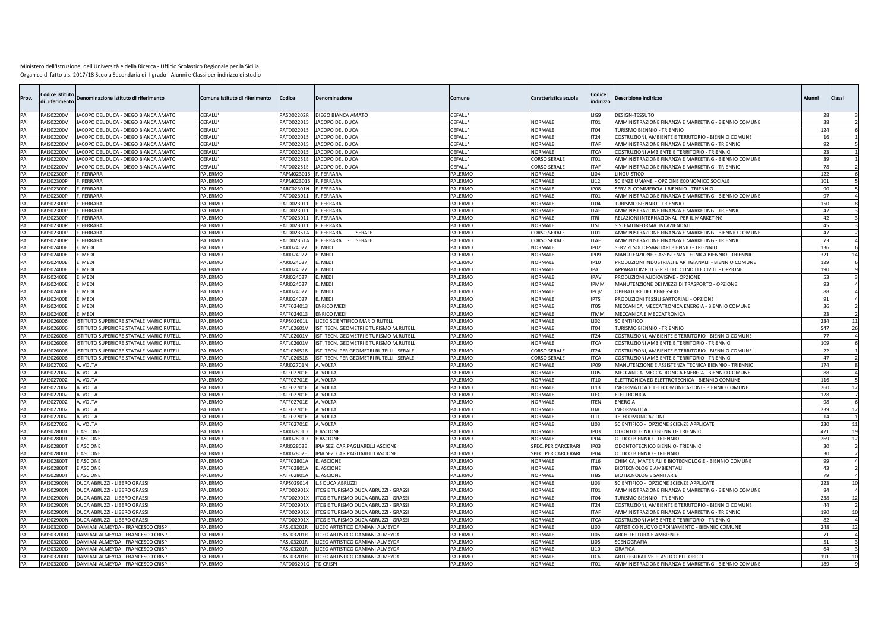Ministero dell'Istruzione, dell'Università e della Ricerca - Ufficio Scolastico Regionale per la Sicilia
Organico di fatto a.s. 2017/18 Scuola Secondaria di II grado - Alunni e Classi per indirizzo di studio

| Prov. | Codice istituto di riferimento | Denominazione istituto di riferimento | Comune istituto di riferimento | Codice | Denominazione | Comune | Caratteristica scuola | Codice indirizzo | Descrizione indirizzo | Alunni | Classi |
|---|---|---|---|---|---|---|---|---|---|---|---|
| PA | PAIS02200V | JACOPO DEL DUCA - DIEGO BIANCA AMATO | CEFALU' | PASD02202R | DIEGO BIANCA AMATO | CEFALU' | | LIG9 | DESIGN-TESSUTO | 28 | 3 |
| PA | PAIS02200V | JACOPO DEL DUCA - DIEGO BIANCA AMATO | CEFALU' | PATD022015 | JACOPO DEL DUCA | CEFALU' | NORMALE | IT01 | AMMINISTRAZIONE FINANZA E MARKETING - BIENNIO COMUNE | 38 | 2 |
| PA | PAIS02200V | JACOPO DEL DUCA - DIEGO BIANCA AMATO | CEFALU' | PATD022015 | JACOPO DEL DUCA | CEFALU' | NORMALE | IT04 | TURISMO BIENNIO - TRIENNIO | 124 | 6 |
| PA | PAIS02200V | JACOPO DEL DUCA - DIEGO BIANCA AMATO | CEFALU' | PATD022015 | JACOPO DEL DUCA | CEFALU' | NORMALE | IT24 | COSTRUZIONI, AMBIENTE E TERRITORIO - BIENNIO COMUNE | 16 | 1 |
| PA | PAIS02200V | JACOPO DEL DUCA - DIEGO BIANCA AMATO | CEFALU' | PATD022015 | JACOPO DEL DUCA | CEFALU' | NORMALE | ITAF | AMMINISTRAZIONE FINANZA E MARKETING - TRIENNIO | 92 | 5 |
| PA | PAIS02200V | JACOPO DEL DUCA - DIEGO BIANCA AMATO | CEFALU' | PATD022015 | JACOPO DEL DUCA | CEFALU' | NORMALE | ITCA | COSTRUZIONI AMBIENTE E TERRITORIO - TRIENNIO | 23 | 1 |
| PA | PAIS02200V | JACOPO DEL DUCA - DIEGO BIANCA AMATO | CEFALU' | PATD02251E | JACOPO DEL DUCA | CEFALU' | CORSO SERALE | IT01 | AMMINISTRAZIONE FINANZA E MARKETING - BIENNIO COMUNE | 39 | 1 |
| PA | PAIS02200V | JACOPO DEL DUCA - DIEGO BIANCA AMATO | CEFALU' | PATD02251E | JACOPO DEL DUCA | CEFALU' | CORSO SERALE | ITAF | AMMINISTRAZIONE FINANZA E MARKETING - TRIENNIO | 78 | 2 |
| PA | PAIS02300P | F. FERRARA | PALERMO | PAPM023016 | F. FERRARA | PALERMO | NORMALE | LI04 | LINGUISTICO | 122 | 6 |
| PA | PAIS02300P | F. FERRARA | PALERMO | PAPM023016 | F. FERRARA | PALERMO | NORMALE | LI12 | SCIENZE UMANE - OPZIONE ECONOMICO SOCIALE | 101 | 5 |
| PA | PAIS02300P | F. FERRARA | PALERMO | PARC02301N | F. FERRARA | PALERMO | NORMALE | IP08 | SERVIZI COMMERCIALI BIENNIO - TRIENNIO | 90 | 5 |
| PA | PAIS02300P | F. FERRARA | PALERMO | PATD023011 | F. FERRARA | PALERMO | NORMALE | IT01 | AMMINISTRAZIONE FINANZA E MARKETING - BIENNIO COMUNE | 97 | 4 |
| PA | PAIS02300P | F. FERRARA | PALERMO | PATD023011 | F. FERRARA | PALERMO | NORMALE | IT04 | TURISMO BIENNIO - TRIENNIO | 150 | 8 |
| PA | PAIS02300P | F. FERRARA | PALERMO | PATD023011 | F. FERRARA | PALERMO | NORMALE | ITAF | AMMINISTRAZIONE FINANZA E MARKETING - TRIENNIO | 47 | 3 |
| PA | PAIS02300P | F. FERRARA | PALERMO | PATD023011 | F. FERRARA | PALERMO | NORMALE | ITRI | RELAZIONI INTERNAZIONALI PER IL MARKETING | 42 | 3 |
| PA | PAIS02300P | F. FERRARA | PALERMO | PATD023011 | F. FERRARA | PALERMO | NORMALE | ITSI | SISTEMI INFORMATIVI AZIENDALI | 45 | 3 |
| PA | PAIS02300P | F. FERRARA | PALERMO | PATD02351A | F. FERRARA - SERALE | PALERMO | CORSO SERALE | IT01 | AMMINISTRAZIONE FINANZA E MARKETING - BIENNIO COMUNE | 47 | 2 |
| PA | PAIS02300P | F. FERRARA | PALERMO | PATD02351A | F. FERRARA - SERALE | PALERMO | CORSO SERALE | ITAF | AMMINISTRAZIONE FINANZA E MARKETING - TRIENNIO | 73 | 4 |
| PA | PAIS02400E | E. MEDI | PALERMO | PARI024027 | E. MEDI | PALERMO | NORMALE | IP02 | SERVIZI SOCIO-SANITARI BIENNIO - TRIENNIO | 136 | 6 |
| PA | PAIS02400E | E. MEDI | PALERMO | PARI024027 | E. MEDI | PALERMO | NORMALE | IP09 | MANUTENZIONE E ASSISTENZA TECNICA BIENNIO - TRIENNIC | 321 | 14 |
| PA | PAIS02400E | E. MEDI | PALERMO | PARI024027 | E. MEDI | PALERMO | NORMALE | IP10 | PRODUZIONI INDUSTRIALI E ARTIGIANALI - BIENNIO COMUNE | 129 | 6 |
| PA | PAIS02400E | E. MEDI | PALERMO | PARI024027 | E. MEDI | PALERMO | NORMALE | IPAI | APPARATI IMP.TI SER.ZI TEC.CI IND.LI E CIV.LI - OPZIONE | 190 | 9 |
| PA | PAIS02400E | E. MEDI | PALERMO | PARI024027 | E. MEDI | PALERMO | NORMALE | IPAV | PRODUZIONI AUDIOVISIVE - OPZIONE | 53 | 3 |
| PA | PAIS02400E | E. MEDI | PALERMO | PARI024027 | E. MEDI | PALERMO | NORMALE | IPMM | MANUTENZIONE DEI MEZZI DI TRASPORTO - OPZIONE | 93 | 4 |
| PA | PAIS02400E | E. MEDI | PALERMO | PARI024027 | E. MEDI | PALERMO | NORMALE | IPQV | OPERATORE DEL BENESSERE | 88 | 4 |
| PA | PAIS02400E | E. MEDI | PALERMO | PARI024027 | E. MEDI | PALERMO | NORMALE | IPTS | PRODUZIONI TESSILI SARTORIALI - OPZIONE | 91 | 4 |
| PA | PAIS02400E | E. MEDI | PALERMO | PATF024013 | ENRICO MEDI | PALERMO | NORMALE | IT05 | MECCANICA MECCATRONICA ENERGIA - BIENNIO COMUNE | 36 | 2 |
| PA | PAIS02400E | E. MEDI | PALERMO | PATF024013 | ENRICO MEDI | PALERMO | NORMALE | ITMM | MECCANICA E MECCATRONICA | 23 | 2 |
| PA | PAIS026006 | ISTITUTO SUPERIORE STATALE MARIO RUTELLI | PALERMO | PAPS02601L | LICEO SCIENTIFICO MARIO RUTELLI | PALERMO | NORMALE | LI02 | SCIENTIFICO | 234 | 11 |
| PA | PAIS026006 | ISTITUTO SUPERIORE STATALE MARIO RUTELLI | PALERMO | PATL02601V | IST. TECN. GEOMETRI E TURISMO M.RUTELLI | PALERMO | NORMALE | IT04 | TURISMO BIENNIO - TRIENNIO | 547 | 26 |
| PA | PAIS026006 | ISTITUTO SUPERIORE STATALE MARIO RUTELLI | PALERMO | PATL02601V | IST. TECN. GEOMETRI E TURISMO M.RUTELLI | PALERMO | NORMALE | IT24 | COSTRUZIONI, AMBIENTE E TERRITORIO - BIENNIO COMUNE | 77 | 4 |
| PA | PAIS026006 | ISTITUTO SUPERIORE STATALE MARIO RUTELLI | PALERMO | PATL02601V | IST. TECN. GEOMETRI E TURISMO M.RUTELLI | PALERMO | NORMALE | ITCA | COSTRUZIONI AMBIENTE E TERRITORIO - TRIENNIO | 109 | 6 |
| PA | PAIS026006 | ISTITUTO SUPERIORE STATALE MARIO RUTELLI | PALERMO | PATL026518 | IST. TECN. PER GEOMETRI RUTELLI - SERALE | PALERMO | CORSO SERALE | IT24 | COSTRUZIONI, AMBIENTE E TERRITORIO - BIENNIO COMUNE | 22 | 1 |
| PA | PAIS026006 | ISTITUTO SUPERIORE STATALE MARIO RUTELLI | PALERMO | PATL026518 | IST. TECN. PER GEOMETRI RUTELLI - SERALE | PALERMO | CORSO SERALE | ITCA | COSTRUZIONI AMBIENTE E TERRITORIO - TRIENNIO | 47 | 2 |
| PA | PAIS027002 | A. VOLTA | PALERMO | PARI02701N | A. VOLTA | PALERMO | NORMALE | IP09 | MANUTENZIONE E ASSISTENZA TECNICA BIENNIO - TRIENNIC | 174 | 8 |
| PA | PAIS027002 | A. VOLTA | PALERMO | PATF02701E | A. VOLTA | PALERMO | NORMALE | IT05 | MECCANICA MECCATRONICA ENERGIA - BIENNIO COMUNE | 88 | 4 |
| PA | PAIS027002 | A. VOLTA | PALERMO | PATF02701E | A. VOLTA | PALERMO | NORMALE | IT10 | ELETTRONICA ED ELETTROTECNICA - BIENNIO COMUNE | 116 | 5 |
| PA | PAIS027002 | A. VOLTA | PALERMO | PATF02701E | A. VOLTA | PALERMO | NORMALE | IT13 | INFORMATICA E TELECOMUNICAZIONI - BIENNIO COMUNE | 260 | 12 |
| PA | PAIS027002 | A. VOLTA | PALERMO | PATF02701E | A. VOLTA | PALERMO | NORMALE | ITEC | ELETTRONICA | 128 | 7 |
| PA | PAIS027002 | A. VOLTA | PALERMO | PATF02701E | A. VOLTA | PALERMO | NORMALE | ITEN | ENERGIA | 98 | 6 |
| PA | PAIS027002 | A. VOLTA | PALERMO | PATF02701E | A. VOLTA | PALERMO | NORMALE | ITIA | INFORMATICA | 239 | 12 |
| PA | PAIS027002 | A. VOLTA | PALERMO | PATF02701E | A. VOLTA | PALERMO | NORMALE | ITTL | TELECOMUNICAZIONI | 14 | 1 |
| PA | PAIS027002 | A. VOLTA | PALERMO | PATF02701E | A. VOLTA | PALERMO | NORMALE | LI03 | SCIENTIFICO - OPZIONE SCIENZE APPLICATE | 230 | 11 |
| PA | PAIS02800T | E ASCIONE | PALERMO | PARI02801D | E ASCIONE | PALERMO | NORMALE | IP03 | ODONTOTECNICO BIENNIO- TRIENNIC | 421 | 19 |
| PA | PAIS02800T | E ASCIONE | PALERMO | PARI02801D | E ASCIONE | PALERMO | NORMALE | IP04 | OTTICO BIENNIO - TRIENNIO | 269 | 12 |
| PA | PAIS02800T | E ASCIONE | PALERMO | PARI02802E | IPIA SEZ. CAR.PAGLIARELLI ASCIONE | PALERMO | SPEC. PER CARCERARI | IP03 | ODONTOTECNICO BIENNIO- TRIENNIC | 30 | 2 |
| PA | PAIS02800T | E ASCIONE | PALERMO | PARI02802E | IPIA SEZ. CAR.PAGLIARELLI ASCIONE | PALERMO | SPEC. PER CARCERARI | IP04 | OTTICO BIENNIO - TRIENNIO | 30 | 2 |
| PA | PAIS02800T | E ASCIONE | PALERMO | PATF02801A | E. ASCIONE | PALERMO | NORMALE | IT16 | CHIMICA, MATERIALI E BIOTECNOLOGIE - BIENNIO COMUNE | 99 | 4 |
| PA | PAIS02800T | E ASCIONE | PALERMO | PATF02801A | E. ASCIONE | PALERMO | NORMALE | ITBA | BIOTECNOLOGIE AMBIENTALI | 43 | 2 |
| PA | PAIS02800T | E ASCIONE | PALERMO | PATF02801A | E. ASCIONE | PALERMO | NORMALE | ITBS | BIOTECNOLOGIE SANITARIE | 79 | 4 |
| PA | PAIS02900N | DUCA ABRUZZI - LIBERO GRASSI | PALERMO | PAPS029014 | L.S DUCA ABRUZZI | PALERMO | NORMALE | LI03 | SCIENTIFICO - OPZIONE SCIENZE APPLICATE | 223 | 10 |
| PA | PAIS02900N | DUCA ABRUZZI - LIBERO GRASSI | PALERMO | PATD02901X | ITCG E TURISMO DUCA ABRUZZI - GRASSI | PALERMO | NORMALE | IT01 | AMMINISTRAZIONE FINANZA E MARKETING - BIENNIO COMUNE | 84 | 4 |
| PA | PAIS02900N | DUCA ABRUZZI - LIBERO GRASSI | PALERMO | PATD02901X | ITCG E TURISMO DUCA ABRUZZI - GRASSI | PALERMO | NORMALE | IT04 | TURISMO BIENNIO - TRIENNIO | 238 | 12 |
| PA | PAIS02900N | DUCA ABRUZZI - LIBERO GRASSI | PALERMO | PATD02901X | ITCG E TURISMO DUCA ABRUZZI - GRASSI | PALERMO | NORMALE | IT24 | COSTRUZIONI, AMBIENTE E TERRITORIO - BIENNIO COMUNE | 44 | 2 |
| PA | PAIS02900N | DUCA ABRUZZI - LIBERO GRASSI | PALERMO | PATD02901X | ITCG E TURISMO DUCA ABRUZZI - GRASSI | PALERMO | NORMALE | ITAF | AMMINISTRAZIONE FINANZA E MARKETING - TRIENNIO | 190 | 10 |
| PA | PAIS02900N | DUCA ABRUZZI - LIBERO GRASSI | PALERMO | PATD02901X | ITCG E TURISMO DUCA ABRUZZI - GRASSI | PALERMO | NORMALE | ITCA | COSTRUZIONI AMBIENTE E TERRITORIO - TRIENNIO | 82 | 4 |
| PA | PAIS03200D | DAMIANI ALMEYDA - FRANCESCO CRISPI | PALERMO | PASL03201R | LICEO ARTISTICO DAMIANI ALMEYDA | PALERMO | NORMALE | LI00 | ARTISTICO NUOVO ORDINAMENTO - BIENNIO COMUNE | 248 | 12 |
| PA | PAIS03200D | DAMIANI ALMEYDA - FRANCESCO CRISPI | PALERMO | PASL03201R | LICEO ARTISTICO DAMIANI ALMEYDA | PALERMO | NORMALE | LI05 | ARCHITETTURA E AMBIENTE | 71 | 4 |
| PA | PAIS03200D | DAMIANI ALMEYDA - FRANCESCO CRISPI | PALERMO | PASL03201R | LICEO ARTISTICO DAMIANI ALMEYDA | PALERMO | NORMALE | LI08 | SCENOGRAFIA | 51 | 3 |
| PA | PAIS03200D | DAMIANI ALMEYDA - FRANCESCO CRISPI | PALERMO | PASL03201R | LICEO ARTISTICO DAMIANI ALMEYDA | PALERMO | NORMALE | LI10 | GRAFICA | 64 | 3 |
| PA | PAIS03200D | DAMIANI ALMEYDA - FRANCESCO CRISPI | PALERMO | PASL03201R | LICEO ARTISTICO DAMIANI ALMEYDA | PALERMO | NORMALE | LIC6 | ARTI FIGURATIVE-PLASTICO PITTORICO | 191 | 10 |
| PA | PAIS03200D | DAMIANI ALMEYDA - FRANCESCO CRISPI | PALERMO | PATD03201Q | TD CRISPI | PALERMO | NORMALE | IT01 | AMMINISTRAZIONE FINANZA E MARKETING - BIENNIO COMUNE | 189 | 9 |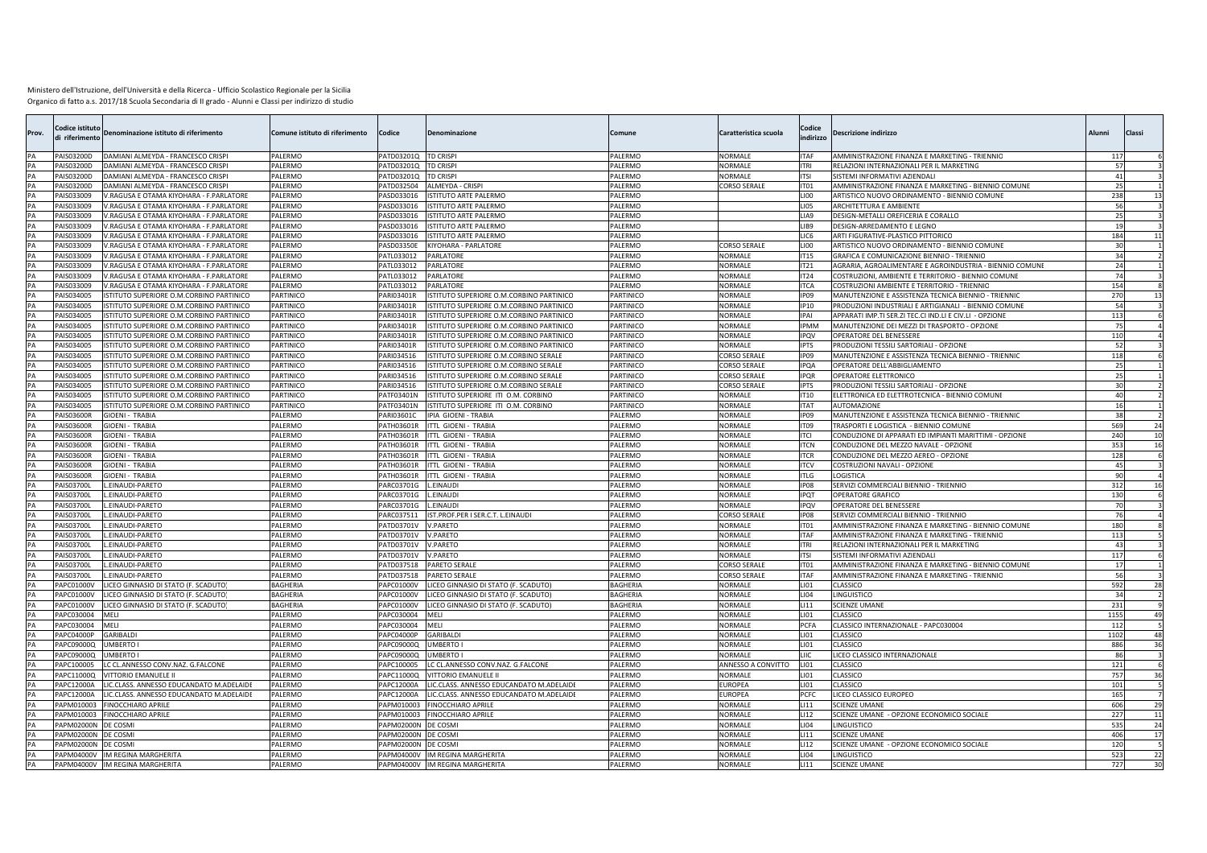Ministero dell'Istruzione, dell'Università e della Ricerca - Ufficio Scolastico Regionale per la Sicilia
Organico di fatto a.s. 2017/18 Scuola Secondaria di II grado - Alunni e Classi per indirizzo di studio

| Prov. | Codice istituto di riferimento | Denominazione istituto di riferimento | Comune istituto di riferimento | Codice | Denominazione | Comune | Caratteristica scuola | Codice indirizzo | Descrizione indirizzo | Alunni | Classi |
|---|---|---|---|---|---|---|---|---|---|---|---|
| PA | PAIS03200D | DAMIANI ALMEYDA - FRANCESCO CRISPI | PALERMO | PATD03201Q | TD CRISPI | PALERMO | NORMALE | ITAF | AMMINISTRAZIONE FINANZA E MARKETING - TRIENNIO | 117 | 6 |
| PA | PAIS03200D | DAMIANI ALMEYDA - FRANCESCO CRISPI | PALERMO | PATD03201Q | TD CRISPI | PALERMO | NORMALE | ITRI | RELAZIONI INTERNAZIONALI PER IL MARKETING | 57 | 3 |
| PA | PAIS03200D | DAMIANI ALMEYDA - FRANCESCO CRISPI | PALERMO | PATD03201Q | TD CRISPI | PALERMO | NORMALE | ITSI | SISTEMI INFORMATIVI AZIENDALI | 41 | 3 |
| PA | PAIS03200D | DAMIANI ALMEYDA - FRANCESCO CRISPI | PALERMO | PATD032504 | ALMEYDA - CRISPI | PALERMO | CORSO SERALE | IT01 | AMMINISTRAZIONE FINANZA E MARKETING - BIENNIO COMUNE | 25 | 1 |
| PA | PAIS033009 | V.RAGUSA E OTAMA KIYOHARA - F.PARLATORE | PALERMO | PASD033016 | ISTITUTO ARTE PALERMO | PALERMO | | LI00 | ARTISTICO NUOVO ORDINAMENTO - BIENNIO COMUNE | 238 | 13 |
| PA | PAIS033009 | V.RAGUSA E OTAMA KIYOHARA - F.PARLATORE | PALERMO | PASD033016 | ISTITUTO ARTE PALERMO | PALERMO | | LI05 | ARCHITETTURA E AMBIENTE | 56 | 3 |
| PA | PAIS033009 | V.RAGUSA E OTAMA KIYOHARA - F.PARLATORE | PALERMO | PASD033016 | ISTITUTO ARTE PALERMO | PALERMO | | LIA9 | DESIGN-METALLI OREFICERIA E CORALLO | 25 | 3 |
| PA | PAIS033009 | V.RAGUSA E OTAMA KIYOHARA - F.PARLATORE | PALERMO | PASD033016 | ISTITUTO ARTE PALERMO | PALERMO | | LIB9 | DESIGN-ARREDAMENTO E LEGNO | 19 | 3 |
| PA | PAIS033009 | V.RAGUSA E OTAMA KIYOHARA - F.PARLATORE | PALERMO | PASD033016 | ISTITUTO ARTE PALERMO | PALERMO | | LIC6 | ARTI FIGURATIVE-PLASTICO PITTORICO | 184 | 11 |
| PA | PAIS033009 | V.RAGUSA E OTAMA KIYOHARA - F.PARLATORE | PALERMO | PASD03350E | KIYOHARA - PARLATORE | PALERMO | CORSO SERALE | LI00 | ARTISTICO NUOVO ORDINAMENTO - BIENNIO COMUNE | 30 | 1 |
| PA | PAIS033009 | V.RAGUSA E OTAMA KIYOHARA - F.PARLATORE | PALERMO | PATL033012 | PARLATORE | PALERMO | NORMALE | IT15 | GRAFICA E COMUNICAZIONE BIENNIO - TRIENNIO | 34 | 2 |
| PA | PAIS033009 | V.RAGUSA E OTAMA KIYOHARA - F.PARLATORE | PALERMO | PATL033012 | PARLATORE | PALERMO | NORMALE | IT21 | AGRARIA, AGROALIMENTARE E AGROINDUSTRIA - BIENNIO COMUNE | 24 | 1 |
| PA | PAIS033009 | V.RAGUSA E OTAMA KIYOHARA - F.PARLATORE | PALERMO | PATL033012 | PARLATORE | PALERMO | NORMALE | IT24 | COSTRUZIONI, AMBIENTE E TERRITORIO - BIENNIO COMUNE | 74 | 3 |
| PA | PAIS033009 | V.RAGUSA E OTAMA KIYOHARA - F.PARLATORE | PALERMO | PATL033012 | PARLATORE | PALERMO | NORMALE | ITCA | COSTRUZIONI AMBIENTE E TERRITORIO - TRIENNIO | 154 | 8 |
| PA | PAIS034005 | ISTITUTO SUPERIORE O.M.CORBINO PARTINICO | PARTINICO | PARI03401R | ISTITUTO SUPERIORE O.M.CORBINO PARTINICO | PARTINICO | NORMALE | IP09 | MANUTENZIONE E ASSISTENZA TECNICA BIENNIO - TRIENNIO | 270 | 13 |
| PA | PAIS034005 | ISTITUTO SUPERIORE O.M.CORBINO PARTINICO | PARTINICO | PARI03401R | ISTITUTO SUPERIORE O.M.CORBINO PARTINICO | PARTINICO | NORMALE | IP10 | PRODUZIONI INDUSTRIALI E ARTIGIANALI - BIENNIO COMUNE | 54 | 3 |
| PA | PAIS034005 | ISTITUTO SUPERIORE O.M.CORBINO PARTINICO | PARTINICO | PARI03401R | ISTITUTO SUPERIORE O.M.CORBINO PARTINICO | PARTINICO | NORMALE | IPAI | APPARATI IMP.TI SER.ZI TEC.CI IND.LI E CIV.LI - OPZIONE | 113 | 6 |
| PA | PAIS034005 | ISTITUTO SUPERIORE O.M.CORBINO PARTINICO | PARTINICO | PARI03401R | ISTITUTO SUPERIORE O.M.CORBINO PARTINICO | PARTINICO | NORMALE | IPMM | MANUTENZIONE DEI MEZZI DI TRASPORTO - OPZIONE | 75 | 4 |
| PA | PAIS034005 | ISTITUTO SUPERIORE O.M.CORBINO PARTINICO | PARTINICO | PARI03401R | ISTITUTO SUPERIORE O.M.CORBINO PARTINICO | PARTINICO | NORMALE | IPQV | OPERATORE DEL BENESSERE | 110 | 4 |
| PA | PAIS034005 | ISTITUTO SUPERIORE O.M.CORBINO PARTINICO | PARTINICO | PARI03401R | ISTITUTO SUPERIORE O.M.CORBINO PARTINICO | PARTINICO | NORMALE | IPTS | PRODUZIONI TESSILI SARTORIALI - OPZIONE | 52 | 3 |
| PA | PAIS034005 | ISTITUTO SUPERIORE O.M.CORBINO PARTINICO | PARTINICO | PARI034516 | ISTITUTO SUPERIORE O.M.CORBINO SERALE | PARTINICO | CORSO SERALE | IP09 | MANUTENZIONE E ASSISTENZA TECNICA BIENNIO - TRIENNIO | 118 | 6 |
| PA | PAIS034005 | ISTITUTO SUPERIORE O.M.CORBINO PARTINICO | PARTINICO | PARI034516 | ISTITUTO SUPERIORE O.M.CORBINO SERALE | PARTINICO | CORSO SERALE | IPQA | OPERATORE DELL'ABBIGLIAMENTO | 25 | 1 |
| PA | PAIS034005 | ISTITUTO SUPERIORE O.M.CORBINO PARTINICO | PARTINICO | PARI034516 | ISTITUTO SUPERIORE O.M.CORBINO SERALE | PARTINICO | CORSO SERALE | IPQR | OPERATORE ELETTRONICO | 25 | 1 |
| PA | PAIS034005 | ISTITUTO SUPERIORE O.M.CORBINO PARTINICO | PARTINICO | PARI034516 | ISTITUTO SUPERIORE O.M.CORBINO SERALE | PARTINICO | CORSO SERALE | IPTS | PRODUZIONI TESSILI SARTORIALI - OPZIONE | 30 | 2 |
| PA | PAIS034005 | ISTITUTO SUPERIORE O.M.CORBINO PARTINICO | PARTINICO | PATF03401N | ISTITUTO SUPERIORE ITI O.M. CORBINO | PARTINICO | NORMALE | IT10 | ELETTRONICA ED ELETTROTECNICA - BIENNIO COMUNE | 40 | 2 |
| PA | PAIS034005 | ISTITUTO SUPERIORE O.M.CORBINO PARTINICO | PARTINICO | PATF03401N | ISTITUTO SUPERIORE ITI O.M. CORBINO | PARTINICO | NORMALE | ITAT | AUTOMAZIONE | 16 | 1 |
| PA | PAIS03600R | GIOENI - TRABIA | PALERMO | PARI03601C | IPIA GIOENI - TRABIA | PALERMO | NORMALE | IP09 | MANUTENZIONE E ASSISTENZA TECNICA BIENNIO - TRIENNIO | 38 | 2 |
| PA | PAIS03600R | GIOENI - TRABIA | PALERMO | PATH03601R | ITTL GIOENI - TRABIA | PALERMO | NORMALE | IT09 | TRASPORTI E LOGISTICA - BIENNIO COMUNE | 569 | 24 |
| PA | PAIS03600R | GIOENI - TRABIA | PALERMO | PATH03601R | ITTL GIOENI - TRABIA | PALERMO | NORMALE | ITCI | CONDUZIONE DI APPARATI ED IMPIANTI MARITTIMI - OPZIONE | 240 | 10 |
| PA | PAIS03600R | GIOENI - TRABIA | PALERMO | PATH03601R | ITTL GIOENI - TRABIA | PALERMO | NORMALE | ITCN | CONDUZIONE DEL MEZZO NAVALE - OPZIONE | 353 | 16 |
| PA | PAIS03600R | GIOENI - TRABIA | PALERMO | PATH03601R | ITTL GIOENI - TRABIA | PALERMO | NORMALE | ITCR | CONDUZIONE DEL MEZZO AEREO - OPZIONE | 128 | 6 |
| PA | PAIS03600R | GIOENI - TRABIA | PALERMO | PATH03601R | ITTL GIOENI - TRABIA | PALERMO | NORMALE | ITCV | COSTRUZIONI NAVALI - OPZIONE | 45 | 3 |
| PA | PAIS03600R | GIOENI - TRABIA | PALERMO | PATH03601R | ITTL GIOENI - TRABIA | PALERMO | NORMALE | ITLG | LOGISTICA | 90 | 4 |
| PA | PAIS03700L | L.EINAUDI-PARETO | PALERMO | PARC03701G | L.EINAUDI | PALERMO | NORMALE | IP08 | SERVIZI COMMERCIALI BIENNIO - TRIENNIO | 312 | 16 |
| PA | PAIS03700L | L.EINAUDI-PARETO | PALERMO | PARC03701G | L.EINAUDI | PALERMO | NORMALE | IPQT | OPERATORE GRAFICO | 130 | 6 |
| PA | PAIS03700L | L.EINAUDI-PARETO | PALERMO | PARC03701G | L.EINAUDI | PALERMO | NORMALE | IPQV | OPERATORE DEL BENESSERE | 70 | 3 |
| PA | PAIS03700L | L.EINAUDI-PARETO | PALERMO | PARC037511 | IST.PROF.PER I SER.C.T. L.EINAUDI | PALERMO | CORSO SERALE | IP08 | SERVIZI COMMERCIALI BIENNIO - TRIENNIO | 76 | 4 |
| PA | PAIS03700L | L.EINAUDI-PARETO | PALERMO | PATD03701V | V.PARETO | PALERMO | NORMALE | IT01 | AMMINISTRAZIONE FINANZA E MARKETING - BIENNIO COMUNE | 180 | 8 |
| PA | PAIS03700L | L.EINAUDI-PARETO | PALERMO | PATD03701V | V.PARETO | PALERMO | NORMALE | ITAF | AMMINISTRAZIONE FINANZA E MARKETING - TRIENNIO | 113 | 5 |
| PA | PAIS03700L | L.EINAUDI-PARETO | PALERMO | PATD03701V | V.PARETO | PALERMO | NORMALE | ITRI | RELAZIONI INTERNAZIONALI PER IL MARKETING | 43 | 3 |
| PA | PAIS03700L | L.EINAUDI-PARETO | PALERMO | PATD03701V | V.PARETO | PALERMO | NORMALE | ITSI | SISTEMI INFORMATIVI AZIENDALI | 117 | 6 |
| PA | PAIS03700L | L.EINAUDI-PARETO | PALERMO | PATD037518 | PARETO SERALE | PALERMO | CORSO SERALE | IT01 | AMMINISTRAZIONE FINANZA E MARKETING - BIENNIO COMUNE | 17 | 1 |
| PA | PAIS03700L | L.EINAUDI-PARETO | PALERMO | PATD037518 | PARETO SERALE | PALERMO | CORSO SERALE | ITAF | AMMINISTRAZIONE FINANZA E MARKETING - TRIENNIO | 56 | 3 |
| PA | PAPC01000V | LICEO GINNASIO DI STATO (F. SCADUTO) | BAGHERIA | PAPC01000V | LICEO GINNASIO DI STATO (F. SCADUTO) | BAGHERIA | NORMALE | LI01 | CLASSICO | 592 | 28 |
| PA | PAPC01000V | LICEO GINNASIO DI STATO (F. SCADUTO) | BAGHERIA | PAPC01000V | LICEO GINNASIO DI STATO (F. SCADUTO) | BAGHERIA | NORMALE | LI04 | LINGUISTICO | 34 | 2 |
| PA | PAPC01000V | LICEO GINNASIO DI STATO (F. SCADUTO) | BAGHERIA | PAPC01000V | LICEO GINNASIO DI STATO (F. SCADUTO) | BAGHERIA | NORMALE | LI11 | SCIENZE UMANE | 231 | 9 |
| PA | PAPC030004 | MELI | PALERMO | PAPC030004 | MELI | PALERMO | NORMALE | LI01 | CLASSICO | 1155 | 49 |
| PA | PAPC030004 | MELI | PALERMO | PAPC030004 | MELI | PALERMO | NORMALE | PCFA | CLASSICO INTERNAZIONALE - PAPC030004 | 112 | 5 |
| PA | PAPC04000P | GARIBALDI | PALERMO | PAPC04000P | GARIBALDI | PALERMO | NORMALE | LI01 | CLASSICO | 1102 | 48 |
| PA | PAPC09000Q | UMBERTO I | PALERMO | PAPC09000Q | UMBERTO I | PALERMO | NORMALE | LI01 | CLASSICO | 886 | 36 |
| PA | PAPC09000Q | UMBERTO I | PALERMO | PAPC09000Q | UMBERTO I | PALERMO | NORMALE | LIIC | LICEO CLASSICO INTERNAZIONALE | 86 | 3 |
| PA | PAPC100005 | LC CL.ANNESSO CONV.NAZ. G.FALCONE | PALERMO | PAPC100005 | LC CL.ANNESSO CONV.NAZ. G.FALCONE | PALERMO | ANNESSO A CONVITTO | LI01 | CLASSICO | 121 | 6 |
| PA | PAPC11000Q | VITTORIO EMANUELE II | PALERMO | PAPC11000Q | VITTORIO EMANUELE II | PALERMO | NORMALE | LI01 | CLASSICO | 757 | 36 |
| PA | PAPC12000A | LIC.CLASS. ANNESSO EDUCANDATO M.ADELAIDE | PALERMO | PAPC12000A | LIC.CLASS. ANNESSO EDUCANDATO M.ADELAIDE | PALERMO | EUROPEA | LI01 | CLASSICO | 101 | 5 |
| PA | PAPC12000A | LIC.CLASS. ANNESSO EDUCANDATO M.ADELAIDE | PALERMO | PAPC12000A | LIC.CLASS. ANNESSO EDUCANDATO M.ADELAIDE | PALERMO | EUROPEA | PCFC | LICEO CLASSICO EUROPEO | 165 | 7 |
| PA | PAPM010003 | FINOCCHIARO APRILE | PALERMO | PAPM010003 | FINOCCHIARO APRILE | PALERMO | NORMALE | LI11 | SCIENZE UMANE | 606 | 29 |
| PA | PAPM010003 | FINOCCHIARO APRILE | PALERMO | PAPM010003 | FINOCCHIARO APRILE | PALERMO | NORMALE | LI12 | SCIENZE UMANE - OPZIONE ECONOMICO SOCIALE | 227 | 11 |
| PA | PAPM02000N | DE COSMI | PALERMO | PAPM02000N | DE COSMI | PALERMO | NORMALE | LI04 | LINGUISTICO | 535 | 24 |
| PA | PAPM02000N | DE COSMI | PALERMO | PAPM02000N | DE COSMI | PALERMO | NORMALE | LI11 | SCIENZE UMANE | 406 | 17 |
| PA | PAPM02000N | DE COSMI | PALERMO | PAPM02000N | DE COSMI | PALERMO | NORMALE | LI12 | SCIENZE UMANE - OPZIONE ECONOMICO SOCIALE | 120 | 5 |
| PA | PAPM04000V | IM REGINA MARGHERITA | PALERMO | PAPM04000V | IM REGINA MARGHERITA | PALERMO | NORMALE | LI04 | LINGUISTICO | 523 | 22 |
| PA | PAPM04000V | IM REGINA MARGHERITA | PALERMO | PAPM04000V | IM REGINA MARGHERITA | PALERMO | NORMALE | LI11 | SCIENZE UMANE | 727 | 30 |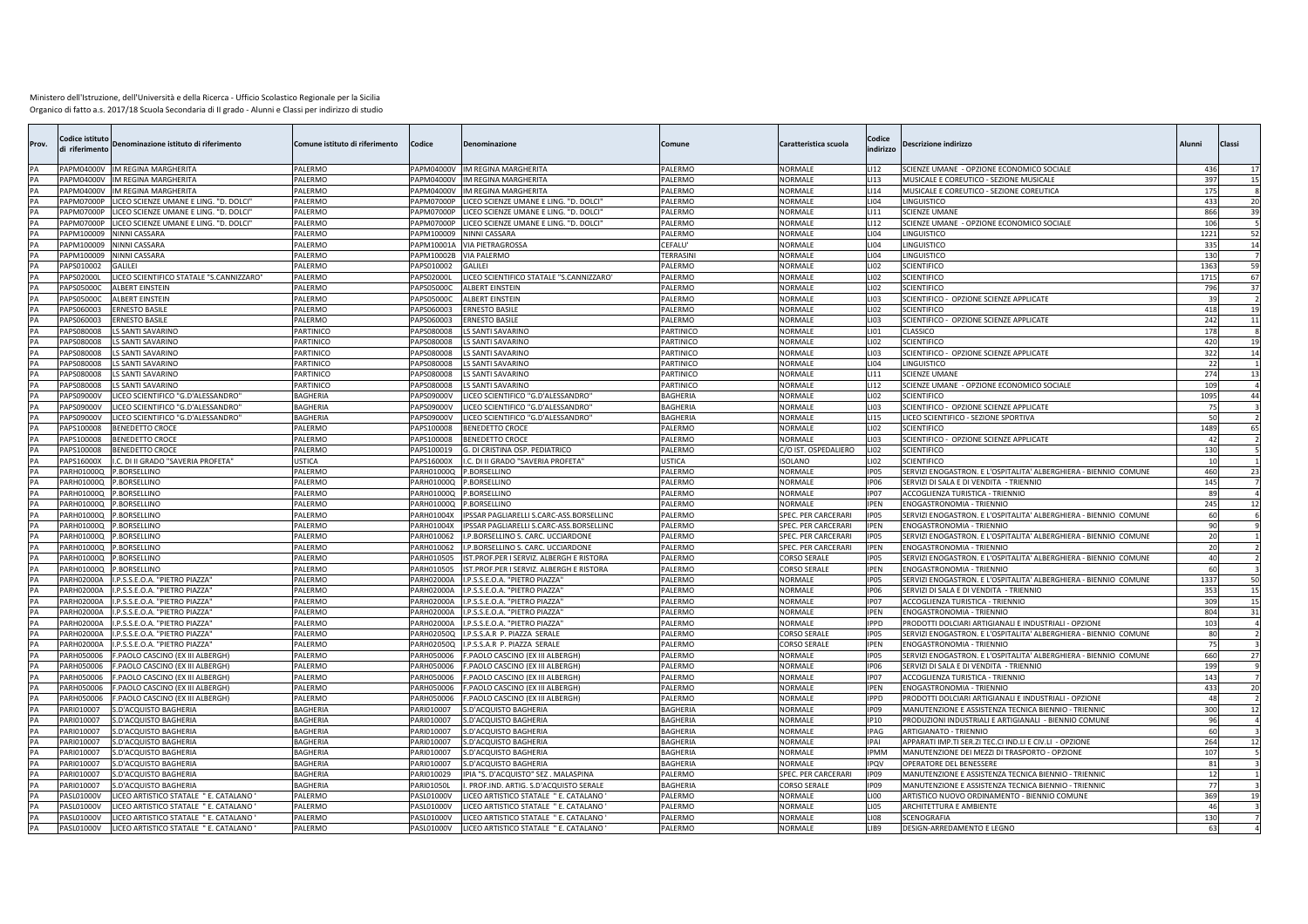Ministero dell'Istruzione, dell'Università e della Ricerca - Ufficio Scolastico Regionale per la Sicilia
Organico di fatto a.s. 2017/18 Scuola Secondaria di II grado - Alunni e Classi per indirizzo di studio

| Prov. | Codice istituto di riferimento | Denominazione istituto di riferimento | Comune istituto di riferimento | Codice | Denominazione | Comune | Caratteristica scuola | Codice indirizzo | Descrizione indirizzo | Alunni | Classi |
|---|---|---|---|---|---|---|---|---|---|---|---|
| PA | PAPM04000V | IM REGINA MARGHERITA | PALERMO | PAPM04000V | IM REGINA MARGHERITA | PALERMO | NORMALE | LI12 | SCIENZE UMANE - OPZIONE ECONOMICO SOCIALE | 436 | 17 |
| PA | PAPM04000V | IM REGINA MARGHERITA | PALERMO | PAPM04000V | IM REGINA MARGHERITA | PALERMO | NORMALE | LI13 | MUSICALE E COREUTICO - SEZIONE MUSICALE | 397 | 15 |
| PA | PAPM04000V | IM REGINA MARGHERITA | PALERMO | PAPM04000V | IM REGINA MARGHERITA | PALERMO | NORMALE | LI14 | MUSICALE E COREUTICO - SEZIONE COREUTICA | 175 | 8 |
| PA | PAPM07000P | LICEO SCIENZE UMANE E LING. "D. DOLCI" | PALERMO | PAPM07000P | LICEO SCIENZE UMANE E LING. "D. DOLCI" | PALERMO | NORMALE | LI04 | LINGUISTICO | 433 | 20 |
| PA | PAPM07000P | LICEO SCIENZE UMANE E LING. "D. DOLCI" | PALERMO | PAPM07000P | LICEO SCIENZE UMANE E LING. "D. DOLCI" | PALERMO | NORMALE | LI11 | SCIENZE UMANE | 866 | 39 |
| PA | PAPM07000P | LICEO SCIENZE UMANE E LING. "D. DOLCI" | PALERMO | PAPM07000P | LICEO SCIENZE UMANE E LING. "D. DOLCI" | PALERMO | NORMALE | LI12 | SCIENZE UMANE - OPZIONE ECONOMICO SOCIALE | 106 | 5 |
| PA | PAPM100009 | NINNI CASSARA | PALERMO | PAPM100009 | NINNI CASSARA | PALERMO | NORMALE | LI04 | LINGUISTICO | 1221 | 52 |
| PA | PAPM100009 | NINNI CASSARA | PALERMO | PAPM10001A | VIA PIETRAGROSSA | CEFALU' | NORMALE | LI04 | LINGUISTICO | 335 | 14 |
| PA | PAPM100009 | NINNI CASSARA | PALERMO | PAPM10002B | VIA PALERMO | TERRASINI | NORMALE | LI04 | LINGUISTICO | 130 | 7 |
| PA | PAPS010002 | GALILEI | PALERMO | PAPS010002 | GALILEI | PALERMO | NORMALE | LI02 | SCIENTIFICO | 1363 | 59 |
| PA | PAPS02000L | LICEO SCIENTIFICO STATALE "S.CANNIZZARO" | PALERMO | PAPS02000L | LICEO SCIENTIFICO STATALE "S.CANNIZZARO' | PALERMO | NORMALE | LI02 | SCIENTIFICO | 1715 | 67 |
| PA | PAPS05000C | ALBERT EINSTEIN | PALERMO | PAPS05000C | ALBERT EINSTEIN | PALERMO | NORMALE | LI02 | SCIENTIFICO | 796 | 37 |
| PA | PAPS05000C | ALBERT EINSTEIN | PALERMO | PAPS05000C | ALBERT EINSTEIN | PALERMO | NORMALE | LI03 | SCIENTIFICO - OPZIONE SCIENZE APPLICATE | 39 | 2 |
| PA | PAPS060003 | ERNESTO BASILE | PALERMO | PAPS060003 | ERNESTO BASILE | PALERMO | NORMALE | LI02 | SCIENTIFICO | 418 | 19 |
| PA | PAPS060003 | ERNESTO BASILE | PALERMO | PAPS060003 | ERNESTO BASILE | PALERMO | NORMALE | LI03 | SCIENTIFICO - OPZIONE SCIENZE APPLICATE | 242 | 11 |
| PA | PAPS080008 | LS SANTI SAVARINO | PARTINICO | PAPS080008 | LS SANTI SAVARINO | PARTINICO | NORMALE | LI01 | CLASSICO | 178 | 8 |
| PA | PAPS080008 | LS SANTI SAVARINO | PARTINICO | PAPS080008 | LS SANTI SAVARINO | PARTINICO | NORMALE | LI02 | SCIENTIFICO | 420 | 19 |
| PA | PAPS080008 | LS SANTI SAVARINO | PARTINICO | PAPS080008 | LS SANTI SAVARINO | PARTINICO | NORMALE | LI03 | SCIENTIFICO - OPZIONE SCIENZE APPLICATE | 322 | 14 |
| PA | PAPS080008 | LS SANTI SAVARINO | PARTINICO | PAPS080008 | LS SANTI SAVARINO | PARTINICO | NORMALE | LI04 | LINGUISTICO | 22 | 1 |
| PA | PAPS080008 | LS SANTI SAVARINO | PARTINICO | PAPS080008 | LS SANTI SAVARINO | PARTINICO | NORMALE | LI11 | SCIENZE UMANE | 274 | 13 |
| PA | PAPS080008 | LS SANTI SAVARINO | PARTINICO | PAPS080008 | LS SANTI SAVARINO | PARTINICO | NORMALE | LI12 | SCIENZE UMANE - OPZIONE ECONOMICO SOCIALE | 109 | 4 |
| PA | PAPS09000V | LICEO SCIENTIFICO "G.D'ALESSANDRO" | BAGHERIA | PAPS09000V | LICEO SCIENTIFICO "G.D'ALESSANDRO" | BAGHERIA | NORMALE | LI02 | SCIENTIFICO | 1095 | 44 |
| PA | PAPS09000V | LICEO SCIENTIFICO "G.D'ALESSANDRO" | BAGHERIA | PAPS09000V | LICEO SCIENTIFICO "G.D'ALESSANDRO" | BAGHERIA | NORMALE | LI03 | SCIENTIFICO - OPZIONE SCIENZE APPLICATE | 75 | 3 |
| PA | PAPS09000V | LICEO SCIENTIFICO "G.D'ALESSANDRO" | BAGHERIA | PAPS09000V | LICEO SCIENTIFICO "G.D'ALESSANDRO" | BAGHERIA | NORMALE | LI15 | LICEO SCIENTIFICO - SEZIONE SPORTIVA | 50 | 2 |
| PA | PAPS100008 | BENEDETTO CROCE | PALERMO | PAPS100008 | BENEDETTO CROCE | PALERMO | NORMALE | LI02 | SCIENTIFICO | 1489 | 65 |
| PA | PAPS100008 | BENEDETTO CROCE | PALERMO | PAPS100008 | BENEDETTO CROCE | PALERMO | NORMALE | LI03 | SCIENTIFICO - OPZIONE SCIENZE APPLICATE | 42 | 2 |
| PA | PAPS100008 | BENEDETTO CROCE | PALERMO | PAPS100019 | G. DI CRISTINA OSP. PEDIATRICO | PALERMO | C/O IST. OSPEDALIERO | LI02 | SCIENTIFICO | 130 | 5 |
| PA | PAPS16000X | I.C. DI II GRADO "SAVERIA PROFETA" | USTICA | PAPS16000X | I.C. DI II GRADO "SAVERIA PROFETA" | USTICA | ISOLANO | LI02 | SCIENTIFICO | 10 | 1 |
| PA | PARH01000Q | P.BORSELLINO | PALERMO | PARH01000Q | P.BORSELLINO | PALERMO | NORMALE | IP05 | SERVIZI ENOGASTRON. E L'OSPITALITA' ALBERGHIERA - BIENNIO COMUNE | 460 | 23 |
| PA | PARH01000Q | P.BORSELLINO | PALERMO | PARH01000Q | P.BORSELLINO | PALERMO | NORMALE | IP06 | SERVIZI DI SALA E DI VENDITA - TRIENNIO | 145 | 7 |
| PA | PARH01000Q | P.BORSELLINO | PALERMO | PARH01000Q | P.BORSELLINO | PALERMO | NORMALE | IP07 | ACCOGLIENZA TURISTICA - TRIENNIO | 89 | 4 |
| PA | PARH01000Q | P.BORSELLINO | PALERMO | PARH01000Q | P.BORSELLINO | PALERMO | NORMALE | IPEN | ENOGASTRONOMIA - TRIENNIO | 245 | 12 |
| PA | PARH01000Q | P.BORSELLINO | PALERMO | PARH01004X | IPSSAR PAGLIARELLI S.CARC-ASS.BORSELLINO | PALERMO | SPEC. PER CARCERARI | IP05 | SERVIZI ENOGASTRON. E L'OSPITALITA' ALBERGHIERA - BIENNIO COMUNE | 60 | 6 |
| PA | PARH01000Q | P.BORSELLINO | PALERMO | PARH01004X | IPSSAR PAGLIARELLI S.CARC-ASS.BORSELLINO | PALERMO | SPEC. PER CARCERARI | IPEN | ENOGASTRONOMIA - TRIENNIO | 90 | 9 |
| PA | PARH01000Q | P.BORSELLINO | PALERMO | PARH010062 | I.P.BORSELLINO S. CARC. UCCIARDONE | PALERMO | SPEC. PER CARCERARI | IP05 | SERVIZI ENOGASTRON. E L'OSPITALITA' ALBERGHIERA - BIENNIO COMUNE | 20 | 1 |
| PA | PARH01000Q | P.BORSELLINO | PALERMO | PARH010062 | I.P.BORSELLINO S. CARC. UCCIARDONE | PALERMO | SPEC. PER CARCERARI | IPEN | ENOGASTRONOMIA - TRIENNIO | 20 | 2 |
| PA | PARH01000Q | P.BORSELLINO | PALERMO | PARH010505 | IST.PROF.PER I SERVIZ. ALBERGH E RISTORA | PALERMO | CORSO SERALE | IP05 | SERVIZI ENOGASTRON. E L'OSPITALITA' ALBERGHIERA - BIENNIO COMUNE | 40 | 2 |
| PA | PARH01000Q | P.BORSELLINO | PALERMO | PARH010505 | IST.PROF.PER I SERVIZ. ALBERGH E RISTORA | PALERMO | CORSO SERALE | IPEN | ENOGASTRONOMIA - TRIENNIO | 60 | 3 |
| PA | PARH02000A | I.P.S.S.E.O.A. "PIETRO PIAZZA" | PALERMO | PARH02000A | I.P.S.S.E.O.A. "PIETRO PIAZZA" | PALERMO | NORMALE | IP05 | SERVIZI ENOGASTRON. E L'OSPITALITA' ALBERGHIERA - BIENNIO COMUNE | 1337 | 50 |
| PA | PARH02000A | I.P.S.S.E.O.A. "PIETRO PIAZZA" | PALERMO | PARH02000A | I.P.S.S.E.O.A. "PIETRO PIAZZA" | PALERMO | NORMALE | IP06 | SERVIZI DI SALA E DI VENDITA - TRIENNIO | 353 | 15 |
| PA | PARH02000A | I.P.S.S.E.O.A. "PIETRO PIAZZA" | PALERMO | PARH02000A | I.P.S.S.E.O.A. "PIETRO PIAZZA" | PALERMO | NORMALE | IP07 | ACCOGLIENZA TURISTICA - TRIENNIO | 309 | 15 |
| PA | PARH02000A | I.P.S.S.E.O.A. "PIETRO PIAZZA" | PALERMO | PARH02000A | I.P.S.S.E.O.A. "PIETRO PIAZZA" | PALERMO | NORMALE | IPEN | ENOGASTRONOMIA - TRIENNIO | 804 | 31 |
| PA | PARH02000A | I.P.S.S.E.O.A. "PIETRO PIAZZA" | PALERMO | PARH02000A | I.P.S.S.E.O.A. "PIETRO PIAZZA" | PALERMO | NORMALE | IPPD | PRODOTTI DOLCIARI ARTIGIANALI E INDUSTRIALI - OPZIONE | 103 | 4 |
| PA | PARH02000A | I.P.S.S.E.O.A. "PIETRO PIAZZA" | PALERMO | PARH02050Q | I.P.S.S.A.R P. PIAZZA SERALE | PALERMO | CORSO SERALE | IP05 | SERVIZI ENOGASTRON. E L'OSPITALITA' ALBERGHIERA - BIENNIO COMUNE | 80 | 2 |
| PA | PARH02000A | I.P.S.S.E.O.A. "PIETRO PIAZZA" | PALERMO | PARH02050Q | I.P.S.S.A.R P. PIAZZA SERALE | PALERMO | CORSO SERALE | IPEN | ENOGASTRONOMIA - TRIENNIO | 75 | 3 |
| PA | PARH050006 | F.PAOLO CASCINO (EX III ALBERGH) | PALERMO | PARH050006 | F.PAOLO CASCINO (EX III ALBERGH) | PALERMO | NORMALE | IP05 | SERVIZI ENOGASTRON. E L'OSPITALITA' ALBERGHIERA - BIENNIO COMUNE | 660 | 27 |
| PA | PARH050006 | F.PAOLO CASCINO (EX III ALBERGH) | PALERMO | PARH050006 | F.PAOLO CASCINO (EX III ALBERGH) | PALERMO | NORMALE | IP06 | SERVIZI DI SALA E DI VENDITA - TRIENNIO | 199 | 9 |
| PA | PARH050006 | F.PAOLO CASCINO (EX III ALBERGH) | PALERMO | PARH050006 | F.PAOLO CASCINO (EX III ALBERGH) | PALERMO | NORMALE | IP07 | ACCOGLIENZA TURISTICA - TRIENNIO | 143 | 7 |
| PA | PARH050006 | F.PAOLO CASCINO (EX III ALBERGH) | PALERMO | PARH050006 | F.PAOLO CASCINO (EX III ALBERGH) | PALERMO | NORMALE | IPEN | ENOGASTRONOMIA - TRIENNIO | 433 | 20 |
| PA | PARH050006 | F.PAOLO CASCINO (EX III ALBERGH) | PALERMO | PARH050006 | F.PAOLO CASCINO (EX III ALBERGH) | PALERMO | NORMALE | IPPD | PRODOTTI DOLCIARI ARTIGIANALI E INDUSTRIALI - OPZIONE | 48 | 2 |
| PA | PARI010007 | S.D'ACQUISTO BAGHERIA | BAGHERIA | PARI010007 | S.D'ACQUISTO BAGHERIA | BAGHERIA | NORMALE | IP09 | MANUTENZIONE E ASSISTENZA TECNICA BIENNIO - TRIENNIC | 300 | 12 |
| PA | PARI010007 | S.D'ACQUISTO BAGHERIA | BAGHERIA | PARI010007 | S.D'ACQUISTO BAGHERIA | BAGHERIA | NORMALE | IP10 | PRODUZIONI INDUSTRIALI E ARTIGIANALI - BIENNIO COMUNE | 96 | 4 |
| PA | PARI010007 | S.D'ACQUISTO BAGHERIA | BAGHERIA | PARI010007 | S.D'ACQUISTO BAGHERIA | BAGHERIA | NORMALE | IPAG | ARTIGIANATO - TRIENNIO | 60 | 3 |
| PA | PARI010007 | S.D'ACQUISTO BAGHERIA | BAGHERIA | PARI010007 | S.D'ACQUISTO BAGHERIA | BAGHERIA | NORMALE | IPAI | APPARATI IMP.TI SER.ZI TEC.CI IND.LI E CIV.LI - OPZIONE | 264 | 12 |
| PA | PARI010007 | S.D'ACQUISTO BAGHERIA | BAGHERIA | PARI010007 | S.D'ACQUISTO BAGHERIA | BAGHERIA | NORMALE | IPMM | MANUTENZIONE DEI MEZZI DI TRASPORTO - OPZIONE | 107 | 5 |
| PA | PARI010007 | S.D'ACQUISTO BAGHERIA | BAGHERIA | PARI010007 | S.D'ACQUISTO BAGHERIA | BAGHERIA | NORMALE | IPQV | OPERATORE DEL BENESSERE | 81 | 3 |
| PA | PARI010007 | S.D'ACQUISTO BAGHERIA | BAGHERIA | PARI010029 | IPIA "S. D'ACQUISTO" SEZ . MALASPINA | PALERMO | SPEC. PER CARCERARI | IP09 | MANUTENZIONE E ASSISTENZA TECNICA BIENNIO - TRIENNIC | 12 | 1 |
| PA | PARI010007 | S.D'ACQUISTO BAGHERIA | BAGHERIA | PARI01050L | I. PROF.IND. ARTIG. S.D'ACQUISTO SERALE | BAGHERIA | CORSO SERALE | IP09 | MANUTENZIONE E ASSISTENZA TECNICA BIENNIO - TRIENNIC | 77 | 3 |
| PA | PASL01000V | LICEO ARTISTICO STATALE " E. CATALANO ' | PALERMO | PASL01000V | LICEO ARTISTICO STATALE " E. CATALANO ' | PALERMO | NORMALE | LI00 | ARTISTICO NUOVO ORDINAMENTO - BIENNIO COMUNE | 369 | 19 |
| PA | PASL01000V | LICEO ARTISTICO STATALE " E. CATALANO ' | PALERMO | PASL01000V | LICEO ARTISTICO STATALE " E. CATALANO ' | PALERMO | NORMALE | LI05 | ARCHITETTURA E AMBIENTE | 46 | 3 |
| PA | PASL01000V | LICEO ARTISTICO STATALE " E. CATALANO ' | PALERMO | PASL01000V | LICEO ARTISTICO STATALE " E. CATALANO ' | PALERMO | NORMALE | LI08 | SCENOGRAFIA | 130 | 7 |
| PA | PASL01000V | LICEO ARTISTICO STATALE " E. CATALANO ' | PALERMO | PASL01000V | LICEO ARTISTICO STATALE " E. CATALANO ' | PALERMO | NORMALE | LIB9 | DESIGN-ARREDAMENTO E LEGNO | 63 | 4 |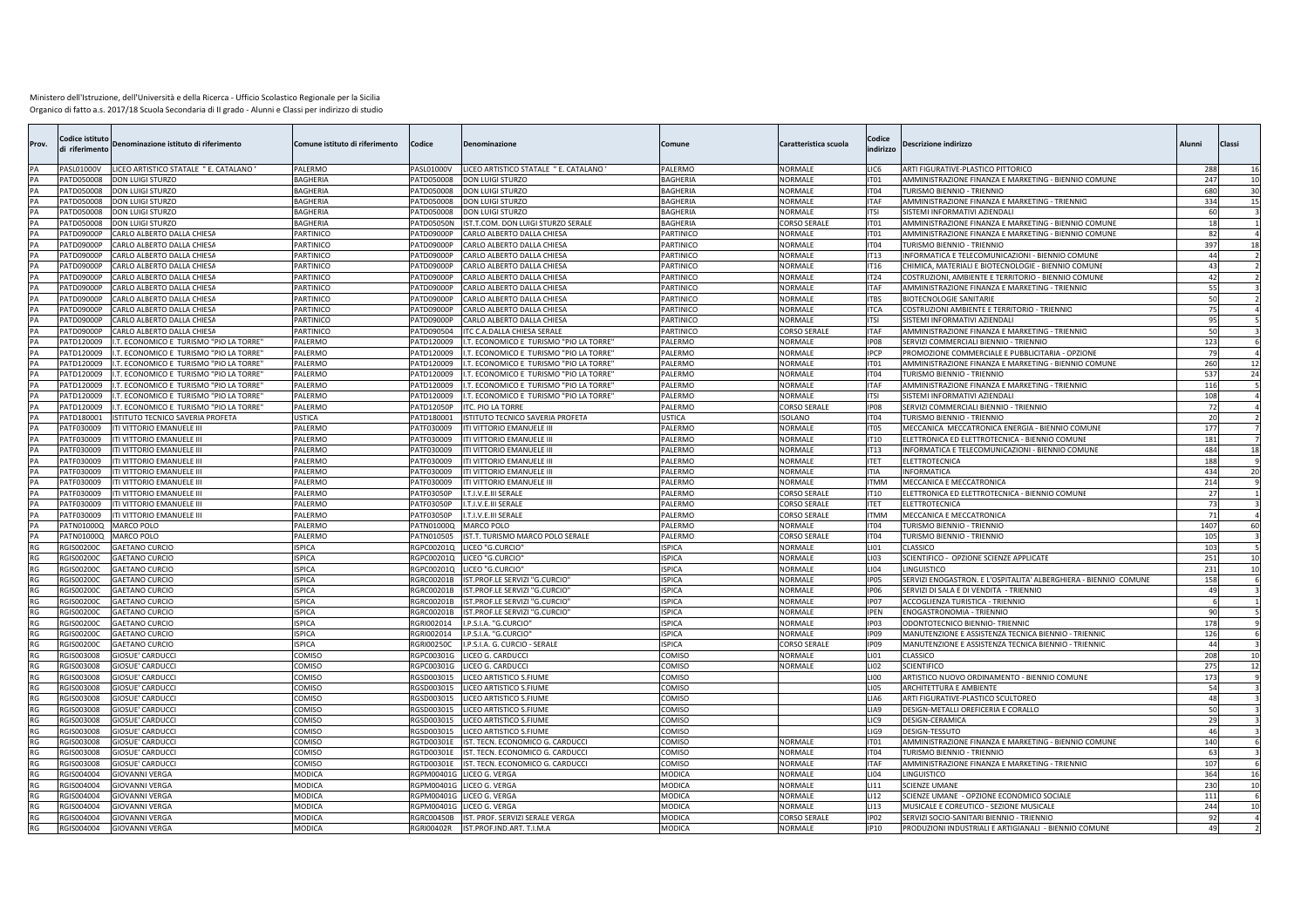Ministero dell'Istruzione, dell'Università e della Ricerca - Ufficio Scolastico Regionale per la Sicilia
Organico di fatto a.s. 2017/18 Scuola Secondaria di II grado - Alunni e Classi per indirizzo di studio

| Prov. | Codice istituto di riferimento | Denominazione istituto di riferimento | Comune istituto di riferimento | Codice | Denominazione | Comune | Caratteristica scuola | Codice indirizzo | Descrizione indirizzo | Alunni | Classi |
|---|---|---|---|---|---|---|---|---|---|---|---|
| PA | PASL01000V | LICEO ARTISTICO STATALE " E. CATALANO ' | PALERMO | PASL01000V | LICEO ARTISTICO STATALE " E. CATALANO ' | PALERMO | NORMALE | LIC6 | ARTI FIGURATIVE-PLASTICO PITTORICO | 288 | 16 |
| PA | PATD050008 | DON LUIGI STURZO | BAGHERIA | PATD050008 | DON LUIGI STURZO | BAGHERIA | NORMALE | IT01 | AMMINISTRAZIONE FINANZA E MARKETING - BIENNIO COMUNE | 247 | 10 |
| PA | PATD050008 | DON LUIGI STURZO | BAGHERIA | PATD050008 | DON LUIGI STURZO | BAGHERIA | NORMALE | IT04 | TURISMO BIENNIO - TRIENNIO | 680 | 30 |
| PA | PATD050008 | DON LUIGI STURZO | BAGHERIA | PATD050008 | DON LUIGI STURZO | BAGHERIA | NORMALE | ITAF | AMMINISTRAZIONE FINANZA E MARKETING - TRIENNIO | 334 | 15 |
| PA | PATD050008 | DON LUIGI STURZO | BAGHERIA | PATD050008 | DON LUIGI STURZO | BAGHERIA | NORMALE | ITSI | SISTEMI INFORMATIVI AZIENDALI | 60 | 3 |
| PA | PATD050008 | DON LUIGI STURZO | BAGHERIA | PATD05050N | IST.T.COM. DON LUIGI STURZO SERALE | BAGHERIA | CORSO SERALE | IT01 | AMMINISTRAZIONE FINANZA E MARKETING - BIENNIO COMUNE | 18 | 1 |
| PA | PATD09000P | CARLO ALBERTO DALLA CHIESA | PARTINICO | PATD09000P | CARLO ALBERTO DALLA CHIESA | PARTINICO | NORMALE | IT01 | AMMINISTRAZIONE FINANZA E MARKETING - BIENNIO COMUNE | 82 | 4 |
| PA | PATD09000P | CARLO ALBERTO DALLA CHIESA | PARTINICO | PATD09000P | CARLO ALBERTO DALLA CHIESA | PARTINICO | NORMALE | IT04 | TURISMO BIENNIO - TRIENNIO | 397 | 18 |
| PA | PATD09000P | CARLO ALBERTO DALLA CHIESA | PARTINICO | PATD09000P | CARLO ALBERTO DALLA CHIESA | PARTINICO | NORMALE | IT13 | INFORMATICA E TELECOMUNICAZIONI - BIENNIO COMUNE | 44 | 2 |
| PA | PATD09000P | CARLO ALBERTO DALLA CHIESA | PARTINICO | PATD09000P | CARLO ALBERTO DALLA CHIESA | PARTINICO | NORMALE | IT16 | CHIMICA, MATERIALI E BIOTECNOLOGIE - BIENNIO COMUNE | 43 | 2 |
| PA | PATD09000P | CARLO ALBERTO DALLA CHIESA | PARTINICO | PATD09000P | CARLO ALBERTO DALLA CHIESA | PARTINICO | NORMALE | IT24 | COSTRUZIONI, AMBIENTE E TERRITORIO - BIENNIO COMUNE | 42 | 2 |
| PA | PATD09000P | CARLO ALBERTO DALLA CHIESA | PARTINICO | PATD09000P | CARLO ALBERTO DALLA CHIESA | PARTINICO | NORMALE | ITAF | AMMINISTRAZIONE FINANZA E MARKETING - TRIENNIO | 55 | 3 |
| PA | PATD09000P | CARLO ALBERTO DALLA CHIESA | PARTINICO | PATD09000P | CARLO ALBERTO DALLA CHIESA | PARTINICO | NORMALE | ITBS | BIOTECNOLOGIE SANITARIE | 50 | 2 |
| PA | PATD09000P | CARLO ALBERTO DALLA CHIESA | PARTINICO | PATD09000P | CARLO ALBERTO DALLA CHIESA | PARTINICO | NORMALE | ITCA | COSTRUZIONI AMBIENTE E TERRITORIO - TRIENNIO | 75 | 4 |
| PA | PATD09000P | CARLO ALBERTO DALLA CHIESA | PARTINICO | PATD09000P | CARLO ALBERTO DALLA CHIESA | PARTINICO | NORMALE | ITSI | SISTEMI INFORMATIVI AZIENDALI | 95 | 5 |
| PA | PATD09000P | CARLO ALBERTO DALLA CHIESA | PARTINICO | PATD090504 | ITC C.A.DALLA CHIESA SERALE | PARTINICO | CORSO SERALE | ITAF | AMMINISTRAZIONE FINANZA E MARKETING - TRIENNIO | 50 | 3 |
| PA | PATD120009 | I.T. ECONOMICO E TURISMO "PIO LA TORRE" | PALERMO | PATD120009 | I.T. ECONOMICO E TURISMO "PIO LA TORRE" | PALERMO | NORMALE | IP08 | SERVIZI COMMERCIALI BIENNIO - TRIENNIO | 123 | 6 |
| PA | PATD120009 | I.T. ECONOMICO E TURISMO "PIO LA TORRE" | PALERMO | PATD120009 | I.T. ECONOMICO E TURISMO "PIO LA TORRE" | PALERMO | NORMALE | IPCP | PROMOZIONE COMMERCIALE E PUBBLICITARIA - OPZIONE | 79 | 4 |
| PA | PATD120009 | I.T. ECONOMICO E TURISMO "PIO LA TORRE" | PALERMO | PATD120009 | I.T. ECONOMICO E TURISMO "PIO LA TORRE" | PALERMO | NORMALE | IT01 | AMMINISTRAZIONE FINANZA E MARKETING - BIENNIO COMUNE | 260 | 12 |
| PA | PATD120009 | I.T. ECONOMICO E TURISMO "PIO LA TORRE" | PALERMO | PATD120009 | I.T. ECONOMICO E TURISMO "PIO LA TORRE" | PALERMO | NORMALE | IT04 | TURISMO BIENNIO - TRIENNIO | 537 | 24 |
| PA | PATD120009 | I.T. ECONOMICO E TURISMO "PIO LA TORRE" | PALERMO | PATD120009 | I.T. ECONOMICO E TURISMO "PIO LA TORRE" | PALERMO | NORMALE | ITAF | AMMINISTRAZIONE FINANZA E MARKETING - TRIENNIO | 116 | 5 |
| PA | PATD120009 | I.T. ECONOMICO E TURISMO "PIO LA TORRE" | PALERMO | PATD120009 | I.T. ECONOMICO E TURISMO "PIO LA TORRE" | PALERMO | NORMALE | ITSI | SISTEMI INFORMATIVI AZIENDALI | 108 | 4 |
| PA | PATD120009 | I.T. ECONOMICO E TURISMO "PIO LA TORRE" | PALERMO | PATD12050P | ITC. PIO LA TORRE | PALERMO | CORSO SERALE | IP08 | SERVIZI COMMERCIALI BIENNIO - TRIENNIO | 72 | 4 |
| PA | PATD180001 | ISTITUTO TECNICO SAVERIA PROFETA | USTICA | PATD180001 | ISTITUTO TECNICO SAVERIA PROFETA | USTICA | ISOLANO | IT04 | TURISMO BIENNIO - TRIENNIO | 20 | 2 |
| PA | PATF030009 | ITI VITTORIO EMANUELE III | PALERMO | PATF030009 | ITI VITTORIO EMANUELE III | PALERMO | NORMALE | IT05 | MECCANICA MECCATRONICA ENERGIA - BIENNIO COMUNE | 177 | 7 |
| PA | PATF030009 | ITI VITTORIO EMANUELE III | PALERMO | PATF030009 | ITI VITTORIO EMANUELE III | PALERMO | NORMALE | IT10 | ELETTRONICA ED ELETTROTECNICA - BIENNIO COMUNE | 181 | 7 |
| PA | PATF030009 | ITI VITTORIO EMANUELE III | PALERMO | PATF030009 | ITI VITTORIO EMANUELE III | PALERMO | NORMALE | IT13 | INFORMATICA E TELECOMUNICAZIONI - BIENNIO COMUNE | 484 | 18 |
| PA | PATF030009 | ITI VITTORIO EMANUELE III | PALERMO | PATF030009 | ITI VITTORIO EMANUELE III | PALERMO | NORMALE | ITET | ELETTROTECNICA | 188 | 9 |
| PA | PATF030009 | ITI VITTORIO EMANUELE III | PALERMO | PATF030009 | ITI VITTORIO EMANUELE III | PALERMO | NORMALE | ITIA | INFORMATICA | 434 | 20 |
| PA | PATF030009 | ITI VITTORIO EMANUELE III | PALERMO | PATF030009 | ITI VITTORIO EMANUELE III | PALERMO | NORMALE | ITMM | MECCANICA E MECCATRONICA | 214 | 9 |
| PA | PATF030009 | ITI VITTORIO EMANUELE III | PALERMO | PATF03050P | I.T.I.V.E.III SERALE | PALERMO | CORSO SERALE | IT10 | ELETTRONICA ED ELETTROTECNICA - BIENNIO COMUNE | 27 | 1 |
| PA | PATF030009 | ITI VITTORIO EMANUELE III | PALERMO | PATF03050P | I.T.I.V.E.III SERALE | PALERMO | CORSO SERALE | ITET | ELETTROTECNICA | 73 | 3 |
| PA | PATF030009 | ITI VITTORIO EMANUELE III | PALERMO | PATF03050P | I.T.I.V.E.III SERALE | PALERMO | CORSO SERALE | ITMM | MECCANICA E MECCATRONICA | 71 | 4 |
| PA | PATN01000Q | MARCO POLO | PALERMO | PATN01000Q | MARCO POLO | PALERMO | NORMALE | IT04 | TURISMO BIENNIO - TRIENNIO | 1407 | 60 |
| PA | PATN01000Q | MARCO POLO | PALERMO | PATN01050S | IST.T. TURISMO MARCO POLO SERALE | PALERMO | CORSO SERALE | IT04 | TURISMO BIENNIO - TRIENNIO | 105 | 3 |
| RG | RGIS00200C | GAETANO CURCIO | ISPICA | RGPC00201Q | LICEO "G.CURCIO" | ISPICA | NORMALE | LI01 | CLASSICO | 103 | 5 |
| RG | RGIS00200C | GAETANO CURCIO | ISPICA | RGPC00201Q | LICEO "G.CURCIO" | ISPICA | NORMALE | LI03 | SCIENTIFICO - OPZIONE SCIENZE APPLICATE | 251 | 10 |
| RG | RGIS00200C | GAETANO CURCIO | ISPICA | RGPC00201Q | LICEO "G.CURCIO" | ISPICA | NORMALE | LI04 | LINGUISTICO | 231 | 10 |
| RG | RGIS00200C | GAETANO CURCIO | ISPICA | RGRC00201B | IST.PROF.LE SERVIZI "G.CURCIO" | ISPICA | NORMALE | IP05 | SERVIZI ENOGASTRON. E L'OSPITALITA' ALBERGHIERA - BIENNIO COMUNE | 158 | 6 |
| RG | RGIS00200C | GAETANO CURCIO | ISPICA | RGRC00201B | IST.PROF.LE SERVIZI "G.CURCIO" | ISPICA | NORMALE | IP06 | SERVIZI DI SALA E DI VENDITA - TRIENNIO | 49 | 3 |
| RG | RGIS00200C | GAETANO CURCIO | ISPICA | RGRC00201B | IST.PROF.LE SERVIZI "G.CURCIO" | ISPICA | NORMALE | IP07 | ACCOGLIENZA TURISTICA - TRIENNIO | 6 | 1 |
| RG | RGIS00200C | GAETANO CURCIO | ISPICA | RGRC00201B | IST.PROF.LE SERVIZI "G.CURCIO" | ISPICA | NORMALE | IPEN | ENOGASTRONOMIA - TRIENNIO | 90 | 5 |
| RG | RGIS00200C | GAETANO CURCIO | ISPICA | RGRI002014 | I.P.S.I.A. "G.CURCIO" | ISPICA | NORMALE | IP03 | ODONTOTECNICO BIENNIO- TRIENNIO | 178 | 9 |
| RG | RGIS00200C | GAETANO CURCIO | ISPICA | RGRI002014 | I.P.S.I.A. "G.CURCIO" | ISPICA | NORMALE | IP09 | MANUTENZIONE E ASSISTENZA TECNICA BIENNIO - TRIENNIC | 126 | 6 |
| RG | RGIS00200C | GAETANO CURCIO | ISPICA | RGRI00250C | I.P.S.I.A. G. CURCIO - SERALE | ISPICA | CORSO SERALE | IP09 | MANUTENZIONE E ASSISTENZA TECNICA BIENNIO - TRIENNIC | 44 | 3 |
| RG | RGIS003008 | GIOSUE' CARDUCCI | COMISO | RGPC00301G | LICEO G. CARDUCCI | COMISO | NORMALE | LI01 | CLASSICO | 208 | 10 |
| RG | RGIS003008 | GIOSUE' CARDUCCI | COMISO | RGPC00301G | LICEO G. CARDUCCI | COMISO | NORMALE | LI02 | SCIENTIFICO | 275 | 12 |
| RG | RGIS003008 | GIOSUE' CARDUCCI | COMISO | RGSD003015 | LICEO ARTISTICO S.FIUME | COMISO | | LI00 | ARTISTICO NUOVO ORDINAMENTO - BIENNIO COMUNE | 173 | 9 |
| RG | RGIS003008 | GIOSUE' CARDUCCI | COMISO | RGSD003015 | LICEO ARTISTICO S.FIUME | COMISO | | LI05 | ARCHITETTURA E AMBIENTE | 54 | 3 |
| RG | RGIS003008 | GIOSUE' CARDUCCI | COMISO | RGSD003015 | LICEO ARTISTICO S.FIUME | COMISO | | LIA6 | ARTI FIGURATIVE-PLASTICO SCULTOREO | 48 | 3 |
| RG | RGIS003008 | GIOSUE' CARDUCCI | COMISO | RGSD003015 | LICEO ARTISTICO S.FIUME | COMISO | | LIA9 | DESIGN-METALLI OREFICERIA E CORALLO | 50 | 3 |
| RG | RGIS003008 | GIOSUE' CARDUCCI | COMISO | RGSD003015 | LICEO ARTISTICO S.FIUME | COMISO | | LIC9 | DESIGN-CERAMICA | 29 | 3 |
| RG | RGIS003008 | GIOSUE' CARDUCCI | COMISO | RGSD003015 | LICEO ARTISTICO S.FIUME | COMISO | | LIG9 | DESIGN-TESSUTO | 46 | 3 |
| RG | RGIS003008 | GIOSUE' CARDUCCI | COMISO | RGTD00301E | IST. TECN. ECONOMICO G. CARDUCCI | COMISO | NORMALE | IT01 | AMMINISTRAZIONE FINANZA E MARKETING - BIENNIO COMUNE | 140 | 6 |
| RG | RGIS003008 | GIOSUE' CARDUCCI | COMISO | RGTD00301E | IST. TECN. ECONOMICO G. CARDUCCI | COMISO | NORMALE | IT04 | TURISMO BIENNIO - TRIENNIO | 63 | 3 |
| RG | RGIS003008 | GIOSUE' CARDUCCI | COMISO | RGTD00301E | IST. TECN. ECONOMICO G. CARDUCCI | COMISO | NORMALE | ITAF | AMMINISTRAZIONE FINANZA E MARKETING - TRIENNIO | 107 | 6 |
| RG | RGIS004004 | GIOVANNI VERGA | MODICA | RGPM00401G | LICEO G. VERGA | MODICA | NORMALE | LI04 | LINGUISTICO | 364 | 16 |
| RG | RGIS004004 | GIOVANNI VERGA | MODICA | RGPM00401G | LICEO G. VERGA | MODICA | NORMALE | LI11 | SCIENZE UMANE | 230 | 10 |
| RG | RGIS004004 | GIOVANNI VERGA | MODICA | RGPM00401G | LICEO G. VERGA | MODICA | NORMALE | LI12 | SCIENZE UMANE - OPZIONE ECONOMICO SOCIALE | 111 | 6 |
| RG | RGIS004004 | GIOVANNI VERGA | MODICA | RGPM00401G | LICEO G. VERGA | MODICA | NORMALE | LI13 | MUSICALE E COREUTICO - SEZIONE MUSICALE | 244 | 10 |
| RG | RGIS004004 | GIOVANNI VERGA | MODICA | RGRC00450B | IST. PROF. SERVIZI SERALE VERGA | MODICA | CORSO SERALE | IP02 | SERVIZI SOCIO-SANITARI BIENNIO - TRIENNIO | 92 | 4 |
| RG | RGIS004004 | GIOVANNI VERGA | MODICA | RGRI00402R | IST.PROF.IND.ART. T.I.M.A | MODICA | NORMALE | IP10 | PRODUZIONI INDUSTRIALI E ARTIGIANALI - BIENNIO COMUNE | 49 | 2 |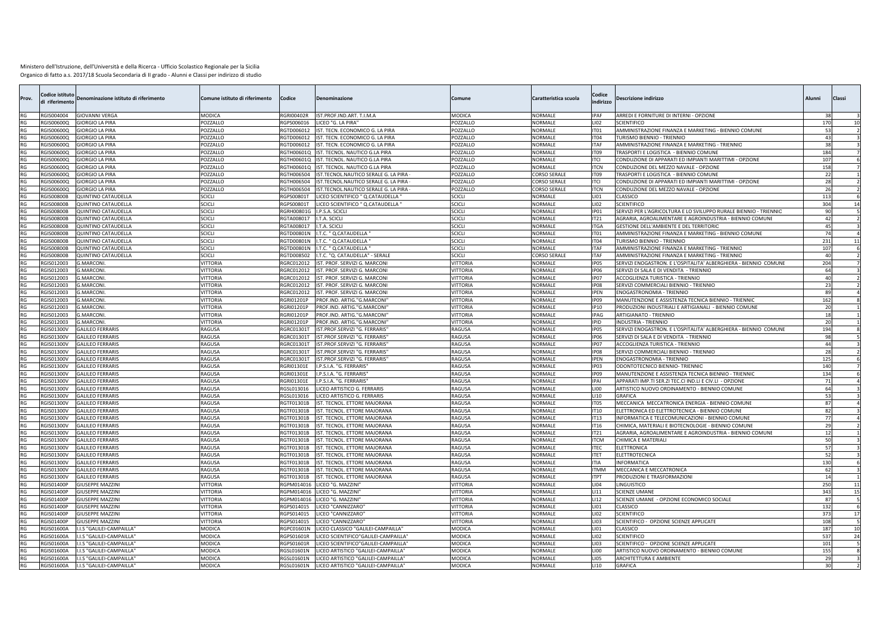Ministero dell'Istruzione, dell'Università e della Ricerca - Ufficio Scolastico Regionale per la Sicilia
Organico di fatto a.s. 2017/18 Scuola Secondaria di II grado - Alunni e Classi per indirizzo di studio

| Prov. | Codice istituto di riferimento | Denominazione istituto di riferimento | Comune istituto di riferimento | Codice | Denominazione | Comune | Caratteristica scuola | Codice indirizzo | Descrizione indirizzo | Alunni | Classi |
|---|---|---|---|---|---|---|---|---|---|---|---|
| RG | RGIS004004 | GIOVANNI VERGA | MODICA | RGRI00402R | IST.PROF.IND.ART. T.I.M.A | MODICA | NORMALE | IPAF | ARREDI E FORNITURE DI INTERNI - OPZIONE | 38 | 3 |
| RG | RGIS00600Q | GIORGIO LA PIRA | POZZALLO | RGPS006016 | LICEO "G. LA PIRA" | POZZALLO | NORMALE | LI02 | SCIENTIFICO | 170 | 10 |
| RG | RGIS00600Q | GIORGIO LA PIRA | POZZALLO | RGTD006012 | IST. TECN. ECONOMICO G. LA PIRA | POZZALLO | NORMALE | IT01 | AMMINISTRAZIONE FINANZA E MARKETING - BIENNIO COMUNE | 53 | 2 |
| RG | RGIS00600Q | GIORGIO LA PIRA | POZZALLO | RGTD006012 | IST. TECN. ECONOMICO G. LA PIRA | POZZALLO | NORMALE | IT04 | TURISMO BIENNIO - TRIENNIO | 43 | 3 |
| RG | RGIS00600Q | GIORGIO LA PIRA | POZZALLO | RGTD006012 | IST. TECN. ECONOMICO G. LA PIRA | POZZALLO | NORMALE | ITAF | AMMINISTRAZIONE FINANZA E MARKETING - TRIENNIO | 38 | 3 |
| RG | RGIS00600Q | GIORGIO LA PIRA | POZZALLO | RGTH00601Q | IST. TECNOL. NAUTICO G.LA PIRA | POZZALLO | NORMALE | IT09 | TRASPORTI E LOGISTICA - BIENNIO COMUNE | 184 | 7 |
| RG | RGIS00600Q | GIORGIO LA PIRA | POZZALLO | RGTH00601Q | IST. TECNOL. NAUTICO G.LA PIRA | POZZALLO | NORMALE | ITCI | CONDUZIONE DI APPARATI ED IMPIANTI MARITTIMI - OPZIONE | 107 | 6 |
| RG | RGIS00600Q | GIORGIO LA PIRA | POZZALLO | RGTH00601Q | IST. TECNOL. NAUTICO G.LA PIRA | POZZALLO | NORMALE | ITCN | CONDUZIONE DEL MEZZO NAVALE - OPZIONE | 158 | 7 |
| RG | RGIS00600Q | GIORGIO LA PIRA | POZZALLO | RGTH006504 | IST.TECNOL.NAUTICO SERALE G. LA PIRA - | POZZALLO | CORSO SERALE | IT09 | TRASPORTI E LOGISTICA - BIENNIO COMUNE | 22 | 1 |
| RG | RGIS00600Q | GIORGIO LA PIRA | POZZALLO | RGTH006504 | IST.TECNOL.NAUTICO SERALE G. LA PIRA - | POZZALLO | CORSO SERALE | ITCI | CONDUZIONE DI APPARATI ED IMPIANTI MARITTIMI - OPZIONE | 28 | 2 |
| RG | RGIS00600Q | GIORGIO LA PIRA | POZZALLO | RGTH006504 | IST.TECNOL.NAUTICO SERALE G. LA PIRA - | POZZALLO | CORSO SERALE | ITCN | CONDUZIONE DEL MEZZO NAVALE - OPZIONE | 26 | 2 |
| RG | RGIS00800B | QUINTINO CATAUDELLA | SCICLI | RGPS00801T | LICEO SCIENTIFICO " Q.CATAUDELLA " | SCICLI | NORMALE | LI01 | CLASSICO | 113 | 6 |
| RG | RGIS00800B | QUINTINO CATAUDELLA | SCICLI | RGPS00801T | LICEO SCIENTIFICO " Q.CATAUDELLA " | SCICLI | NORMALE | LI02 | SCIENTIFICO | 304 | 14 |
| RG | RGIS00800B | QUINTINO CATAUDELLA | SCICLI | RGRH00801G | I.P.S.A. SCICLI | SCICLI | NORMALE | IP01 | SERVIZI PER L'AGRICOLTURA E LO SVILUPPO RURALE BIENNIO - TRIENNIC | 90 | 5 |
| RG | RGIS00800B | QUINTINO CATAUDELLA | SCICLI | RGTA008017 | I.T.A. SCICLI | SCICLI | NORMALE | IT21 | AGRARIA, AGROALIMENTARE E AGROINDUSTRIA - BIENNIO COMUNE | 42 | 2 |
| RG | RGIS00800B | QUINTINO CATAUDELLA | SCICLI | RGTA008017 | I.T.A. SCICLI | SCICLI | NORMALE | ITGA | GESTIONE DELL'AMBIENTE E DEL TERRITORIO | 45 | 3 |
| RG | RGIS00800B | QUINTINO CATAUDELLA | SCICLI | RGTD00801N | I.T.C. " Q.CATAUDELLA " | SCICLI | NORMALE | IT01 | AMMINISTRAZIONE FINANZA E MARKETING - BIENNIO COMUNE | 74 | 4 |
| RG | RGIS00800B | QUINTINO CATAUDELLA | SCICLI | RGTD00801N | I.T.C. " Q.CATAUDELLA " | SCICLI | NORMALE | IT04 | TURISMO BIENNIO - TRIENNIO | 231 | 11 |
| RG | RGIS00800B | QUINTINO CATAUDELLA | SCICLI | RGTD00801N | I.T.C. " Q.CATAUDELLA " | SCICLI | NORMALE | ITAF | AMMINISTRAZIONE FINANZA E MARKETING - TRIENNIO | 107 | 6 |
| RG | RGIS00800B | QUINTINO CATAUDELLA | SCICLI | RGTD008502 | I.T.C. "Q. CATAUDELLA" - SERALE | SCICLI | CORSO SERALE | ITAF | AMMINISTRAZIONE FINANZA E MARKETING - TRIENNIO | 40 | 2 |
| RG | RGIS012003 | G.MARCONI. | VITTORIA | RGRC012012 | IST. PROF. SERVIZI G. MARCONI | VITTORIA | NORMALE | IP05 | SERVIZI ENOGASTRON. E L'OSPITALITA' ALBERGHIERA - BIENNIO COMUNE | 204 | 7 |
| RG | RGIS012003 | G.MARCONI. | VITTORIA | RGRC012012 | IST. PROF. SERVIZI G. MARCONI | VITTORIA | NORMALE | IP06 | SERVIZI DI SALA E DI VENDITA - TRIENNIO | 64 | 3 |
| RG | RGIS012003 | G.MARCONI. | VITTORIA | RGRC012012 | IST. PROF. SERVIZI G. MARCONI | VITTORIA | NORMALE | IP07 | ACCOGLIENZA TURISTICA - TRIENNIO | 40 | 2 |
| RG | RGIS012003 | G.MARCONI. | VITTORIA | RGRC012012 | IST. PROF. SERVIZI G. MARCONI | VITTORIA | NORMALE | IP08 | SERVIZI COMMERCIALI BIENNIO - TRIENNIO | 23 | 2 |
| RG | RGIS012003 | G.MARCONI. | VITTORIA | RGRC012012 | IST. PROF. SERVIZI G. MARCONI | VITTORIA | NORMALE | IPEN | ENOGASTRONOMIA - TRIENNIO | 89 | 4 |
| RG | RGIS012003 | G.MARCONI. | VITTORIA | RGRI01201P | PROF.IND. ARTIG."G.MARCONI" | VITTORIA | NORMALE | IP09 | MANUTENZIONE E ASSISTENZA TECNICA BIENNIO - TRIENNIC | 162 | 8 |
| RG | RGIS012003 | G.MARCONI. | VITTORIA | RGRI01201P | PROF.IND. ARTIG."G.MARCONI" | VITTORIA | NORMALE | IP10 | PRODUZIONI INDUSTRIALI E ARTIGIANALI - BIENNIO COMUNE | 20 | 1 |
| RG | RGIS012003 | G.MARCONI. | VITTORIA | RGRI01201P | PROF.IND. ARTIG."G.MARCONI" | VITTORIA | NORMALE | IPAG | ARTIGIANATO - TRIENNIO | 18 | 1 |
| RG | RGIS012003 | G.MARCONI. | VITTORIA | RGRI01201P | PROF.IND. ARTIG."G.MARCONI" | VITTORIA | NORMALE | IPID | INDUSTRIA - TRIENNIO | 20 | 1 |
| RG | RGIS01300V | GALILEO FERRARIS | RAGUSA | RGRC01301T | IST.PROF.SERVIZI "G. FERRARIS" | RAGUSA | NORMALE | IP05 | SERVIZI ENOGASTRON. E L'OSPITALITA' ALBERGHIERA - BIENNIO COMUNE | 194 | 8 |
| RG | RGIS01300V | GALILEO FERRARIS | RAGUSA | RGRC01301T | IST.PROF.SERVIZI "G. FERRARIS" | RAGUSA | NORMALE | IP06 | SERVIZI DI SALA E DI VENDITA - TRIENNIO | 98 | 5 |
| RG | RGIS01300V | GALILEO FERRARIS | RAGUSA | RGRC01301T | IST.PROF.SERVIZI "G. FERRARIS" | RAGUSA | NORMALE | IP07 | ACCOGLIENZA TURISTICA - TRIENNIO | 44 | 3 |
| RG | RGIS01300V | GALILEO FERRARIS | RAGUSA | RGRC01301T | IST.PROF.SERVIZI "G. FERRARIS" | RAGUSA | NORMALE | IP08 | SERVIZI COMMERCIALI BIENNIO - TRIENNIO | 28 | 2 |
| RG | RGIS01300V | GALILEO FERRARIS | RAGUSA | RGRC01301T | IST.PROF.SERVIZI "G. FERRARIS" | RAGUSA | NORMALE | IPEN | ENOGASTRONOMIA - TRIENNIO | 125 | 6 |
| RG | RGIS01300V | GALILEO FERRARIS | RAGUSA | RGRI01301E | I.P.S.I.A. "G. FERRARIS" | RAGUSA | NORMALE | IP03 | ODONTOTECNICO BIENNIO- TRIENNIC | 140 | 7 |
| RG | RGIS01300V | GALILEO FERRARIS | RAGUSA | RGRI01301E | I.P.S.I.A. "G. FERRARIS" | RAGUSA | NORMALE | IP09 | MANUTENZIONE E ASSISTENZA TECNICA BIENNIO - TRIENNIC | 134 | 6 |
| RG | RGIS01300V | GALILEO FERRARIS | RAGUSA | RGRI01301E | I.P.S.I.A. "G. FERRARIS" | RAGUSA | NORMALE | IPAI | APPARATI IMP.TI SER.ZI TEC.CI IND.LI E CIV.LI - OPZIONE | 71 | 4 |
| RG | RGIS01300V | GALILEO FERRARIS | RAGUSA | RGSL013016 | LICEO ARTISTICO G. FERRARIS | RAGUSA | NORMALE | LI00 | ARTISTICO NUOVO ORDINAMENTO - BIENNIO COMUNE | 64 | 3 |
| RG | RGIS01300V | GALILEO FERRARIS | RAGUSA | RGSL013016 | LICEO ARTISTICO G. FERRARIS | RAGUSA | NORMALE | LI10 | GRAFICA | 53 | 3 |
| RG | RGIS01300V | GALILEO FERRARIS | RAGUSA | RGTF01301B | IST. TECNOL. ETTORE MAJORANA | RAGUSA | NORMALE | IT05 | MECCANICA MECCATRONICA ENERGIA - BIENNIO COMUNE | 87 | 4 |
| RG | RGIS01300V | GALILEO FERRARIS | RAGUSA | RGTF01301B | IST. TECNOL. ETTORE MAJORANA | RAGUSA | NORMALE | IT10 | ELETTRONICA ED ELETTROTECNICA - BIENNIO COMUNE | 82 | 3 |
| RG | RGIS01300V | GALILEO FERRARIS | RAGUSA | RGTF01301B | IST. TECNOL. ETTORE MAJORANA | RAGUSA | NORMALE | IT13 | INFORMATICA E TELECOMUNICAZIONI - BIENNIO COMUNE | 77 | 4 |
| RG | RGIS01300V | GALILEO FERRARIS | RAGUSA | RGTF01301B | IST. TECNOL. ETTORE MAJORANA | RAGUSA | NORMALE | IT16 | CHIMICA, MATERIALI E BIOTECNOLOGIE - BIENNIO COMUNE | 29 | 2 |
| RG | RGIS01300V | GALILEO FERRARIS | RAGUSA | RGTF01301B | IST. TECNOL. ETTORE MAJORANA | RAGUSA | NORMALE | IT21 | AGRARIA, AGROALIMENTARE E AGROINDUSTRIA - BIENNIO COMUNE | 12 | 1 |
| RG | RGIS01300V | GALILEO FERRARIS | RAGUSA | RGTF01301B | IST. TECNOL. ETTORE MAJORANA | RAGUSA | NORMALE | ITCM | CHIMICA E MATERIALI | 50 | 3 |
| RG | RGIS01300V | GALILEO FERRARIS | RAGUSA | RGTF01301B | IST. TECNOL. ETTORE MAJORANA | RAGUSA | NORMALE | ITEC | ELETTRONICA | 57 | 3 |
| RG | RGIS01300V | GALILEO FERRARIS | RAGUSA | RGTF01301B | IST. TECNOL. ETTORE MAJORANA | RAGUSA | NORMALE | ITET | ELETTROTECNICA | 52 | 3 |
| RG | RGIS01300V | GALILEO FERRARIS | RAGUSA | RGTF01301B | IST. TECNOL. ETTORE MAJORANA | RAGUSA | NORMALE | ITIA | INFORMATICA | 130 | 6 |
| RG | RGIS01300V | GALILEO FERRARIS | RAGUSA | RGTF01301B | IST. TECNOL. ETTORE MAJORANA | RAGUSA | NORMALE | ITMM | MECCANICA E MECCATRONICA | 62 | 3 |
| RG | RGIS01300V | GALILEO FERRARIS | RAGUSA | RGTF01301B | IST. TECNOL. ETTORE MAJORANA | RAGUSA | NORMALE | ITPT | PRODUZIONI E TRASFORMAZIONI | 14 | 1 |
| RG | RGIS01400P | GIUSEPPE MAZZINI | VITTORIA | RGPM014016 | LICEO "G. MAZZINI" | VITTORIA | NORMALE | LI04 | LINGUISTICO | 250 | 11 |
| RG | RGIS01400P | GIUSEPPE MAZZINI | VITTORIA | RGPM014016 | LICEO "G. MAZZINI" | VITTORIA | NORMALE | LI11 | SCIENZE UMANE | 343 | 15 |
| RG | RGIS01400P | GIUSEPPE MAZZINI | VITTORIA | RGPM014016 | LICEO "G. MAZZINI" | VITTORIA | NORMALE | LI12 | SCIENZE UMANE - OPZIONE ECONOMICO SOCIALE | 87 | 5 |
| RG | RGIS01400P | GIUSEPPE MAZZINI | VITTORIA | RGPS014015 | LICEO "CANNIZZARO" | VITTORIA | NORMALE | LI01 | CLASSICO | 132 | 6 |
| RG | RGIS01400P | GIUSEPPE MAZZINI | VITTORIA | RGPS014015 | LICEO "CANNIZZARO" | VITTORIA | NORMALE | LI02 | SCIENTIFICO | 373 | 17 |
| RG | RGIS01400P | GIUSEPPE MAZZINI | VITTORIA | RGPS014015 | LICEO "CANNIZZARO" | VITTORIA | NORMALE | LI03 | SCIENTIFICO - OPZIONE SCIENZE APPLICATE | 108 | 5 |
| RG | RGIS01600A | I.I.S "GALILEI-CAMPAILLA" | MODICA | RGPC01601N | LICEO CLASSICO "GALILEI-CAMPAILLA" | MODICA | NORMALE | LI01 | CLASSICO | 187 | 10 |
| RG | RGIS01600A | I.I.S "GALILEI-CAMPAILLA" | MODICA | RGPS01601R | LICEO SCIENTIFICO"GALILEI-CAMPAILLA" | MODICA | NORMALE | LI02 | SCIENTIFICO | 537 | 24 |
| RG | RGIS01600A | I.I.S "GALILEI-CAMPAILLA" | MODICA | RGPS01601R | LICEO SCIENTIFICO"GALILEI-CAMPAILLA" | MODICA | NORMALE | LI03 | SCIENTIFICO - OPZIONE SCIENZE APPLICATE | 101 | 5 |
| RG | RGIS01600A | I.I.S "GALILEI-CAMPAILLA" | MODICA | RGSL01601N | LICEO ARTISTICO "GALILEI-CAMPAILLA" | MODICA | NORMALE | LI00 | ARTISTICO NUOVO ORDINAMENTO - BIENNIO COMUNE | 155 | 8 |
| RG | RGIS01600A | I.I.S "GALILEI-CAMPAILLA" | MODICA | RGSL01601N | LICEO ARTISTICO "GALILEI-CAMPAILLA" | MODICA | NORMALE | LI05 | ARCHITETTURA E AMBIENTE | 29 | 3 |
| RG | RGIS01600A | I.I.S "GALILEI-CAMPAILLA" | MODICA | RGSL01601N | LICEO ARTISTICO "GALILEI-CAMPAILLA" | MODICA | NORMALE | LI10 | GRAFICA | 30 | 2 |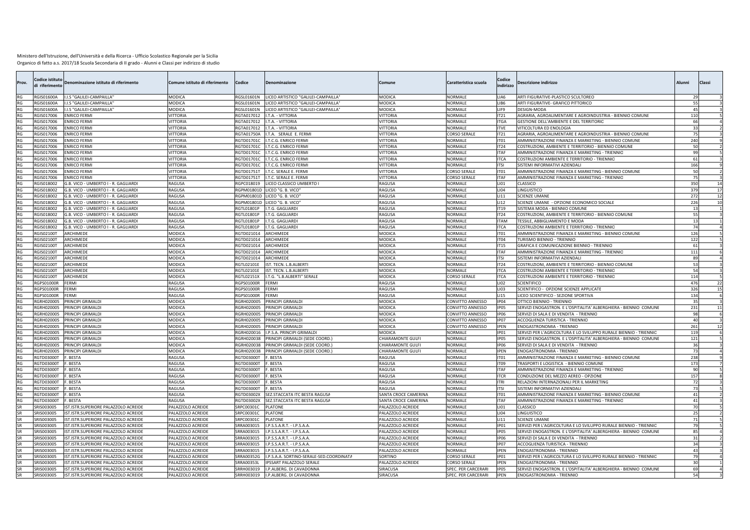Ministero dell'Istruzione, dell'Università e della Ricerca - Ufficio Scolastico Regionale per la Sicilia
Organico di fatto a.s. 2017/18 Scuola Secondaria di II grado - Alunni e Classi per indirizzo di studio

| Prov. | Codice istituto di riferimento | Denominazione istituto di riferimento | Comune istituto di riferimento | Codice | Denominazione | Comune | Caratteristica scuola | Codice indirizzo | Descrizione indirizzo | Alunni | Classi |
|---|---|---|---|---|---|---|---|---|---|---|---|
| RG | RGIS01600A | I.I.S "GALILEI-CAMPAILLA" | MODICA | RGSL01601N | LICEO ARTISTICO "GALILEI-CAMPAILLA" | MODICA | NORMALE | LIA6 | ARTI FIGURATIVE-PLASTICO SCULTOREO | 29 | 3 |
| RG | RGIS01600A | I.I.S "GALILEI-CAMPAILLA" | MODICA | RGSL01601N | LICEO ARTISTICO "GALILEI-CAMPAILLA" | MODICA | NORMALE | LIB6 | ARTI FIGURATIVE- GRAFICO PITTORICO | 55 | 3 |
| RG | RGIS01600A | I.I.S "GALILEI-CAMPAILLA" | MODICA | RGSL01601N | LICEO ARTISTICO "GALILEI-CAMPAILLA" | MODICA | NORMALE | LIF9 | DESIGN-MODA | 45 | 3 |
| RG | RGIS017006 | ENRICO FERMI | VITTORIA | RGTA017012 | I.T.A. - VITTORIA | VITTORIA | NORMALE | IT21 | AGRARIA, AGROALIMENTARE E AGROINDUSTRIA - BIENNIO COMUNE | 110 | 5 |
| RG | RGIS017006 | ENRICO FERMI | VITTORIA | RGTA017012 | I.T.A. - VITTORIA | VITTORIA | NORMALE | ITGA | GESTIONE DELL'AMBIENTE E DEL TERRITORIO | 66 | 4 |
| RG | RGIS017006 | ENRICO FERMI | VITTORIA | RGTA017012 | I.T.A. - VITTORIA | VITTORIA | NORMALE | ITVE | VITICOLTURA ED ENOLOGIA | 33 | 2 |
| RG | RGIS017006 | ENRICO FERMI | VITTORIA | RGTA01750A | I.T.A. SERALE E. FERMI | VITTORIA | CORSO SERALE | IT21 | AGRARIA, AGROALIMENTARE E AGROINDUSTRIA - BIENNIO COMUNE | 75 | 3 |
| RG | RGIS017006 | ENRICO FERMI | VITTORIA | RGTD01701C | I.T.C.G. ENRICO FERMI | VITTORIA | NORMALE | IT01 | AMMINISTRAZIONE FINANZA E MARKETING - BIENNIO COMUNE | 240 | 9 |
| RG | RGIS017006 | ENRICO FERMI | VITTORIA | RGTD01701C | I.T.C.G. ENRICO FERMI | VITTORIA | NORMALE | IT24 | COSTRUZIONI, AMBIENTE E TERRITORIO - BIENNIO COMUNE | 50 | 2 |
| RG | RGIS017006 | ENRICO FERMI | VITTORIA | RGTD01701C | I.T.C.G. ENRICO FERMI | VITTORIA | NORMALE | ITAF | AMMINISTRAZIONE FINANZA E MARKETING - TRIENNIO | 99 | 5 |
| RG | RGIS017006 | ENRICO FERMI | VITTORIA | RGTD01701C | I.T.C.G. ENRICO FERMI | VITTORIA | NORMALE | ITCA | COSTRUZIONI AMBIENTE E TERRITORIO - TRIENNIO | 61 | 3 |
| RG | RGIS017006 | ENRICO FERMI | VITTORIA | RGTD01701C | I.T.C.G. ENRICO FERMI | VITTORIA | NORMALE | ITSI | SISTEMI INFORMATIVI AZIENDALI | 166 | 9 |
| RG | RGIS017006 | ENRICO FERMI | VITTORIA | RGTD01751T | I.T.C. SERALE E. FERMI | VITTORIA | CORSO SERALE | IT01 | AMMINISTRAZIONE FINANZA E MARKETING - BIENNIO COMUNE | 50 | 2 |
| RG | RGIS017006 | ENRICO FERMI | VITTORIA | RGTD01751T | I.T.C. SERALE E. FERMI | VITTORIA | CORSO SERALE | ITAF | AMMINISTRAZIONE FINANZA E MARKETING - TRIENNIO | 75 | 3 |
| RG | RGIS018002 | G.B. VICO - UMBERTO I - R. GAGLIARDI | RAGUSA | RGPC018019 | LICEO CLASSICO UMBERTO I | RAGUSA | NORMALE | LI01 | CLASSICO | 350 | 14 |
| RG | RGIS018002 | G.B. VICO - UMBERTO I - R. GAGLIARDI | RAGUSA | RGPM01801D | LICEO "G. B. VICO" | RAGUSA | NORMALE | LI04 | LINGUISTICO | 379 | 17 |
| RG | RGIS018002 | G.B. VICO - UMBERTO I - R. GAGLIARDI | RAGUSA | RGPM01801D | LICEO "G. B. VICO" | RAGUSA | NORMALE | LI11 | SCIENZE UMANE | 272 | 12 |
| RG | RGIS018002 | G.B. VICO - UMBERTO I - R. GAGLIARDI | RAGUSA | RGPM01801D | LICEO "G. B. VICO" | RAGUSA | NORMALE | LI12 | SCIENZE UMANE - OPZIONE ECONOMICO SOCIALE | 226 | 10 |
| RG | RGIS018002 | G.B. VICO - UMBERTO I - R. GAGLIARDI | RAGUSA | RGTL01801P | I.T.G. GAGLIARDI | RAGUSA | NORMALE | IT19 | SISTEMA MODA - BIENNIO COMUNE | 13 | 1 |
| RG | RGIS018002 | G.B. VICO - UMBERTO I - R. GAGLIARDI | RAGUSA | RGTL01801P | I.T.G. GAGLIARDI | RAGUSA | NORMALE | IT24 | COSTRUZIONI, AMBIENTE E TERRITORIO - BIENNIO COMUNE | 55 | 3 |
| RG | RGIS018002 | G.B. VICO - UMBERTO I - R. GAGLIARDI | RAGUSA | RGTL01801P | I.T.G. GAGLIARDI | RAGUSA | NORMALE | ITAM | TESSILE, ABBIGLIAMENTO E MODA | 13 | 1 |
| RG | RGIS018002 | G.B. VICO - UMBERTO I - R. GAGLIARDI | RAGUSA | RGTL01801P | I.T.G. GAGLIARDI | RAGUSA | NORMALE | ITCA | COSTRUZIONI AMBIENTE E TERRITORIO - TRIENNIO | 74 | 4 |
| RG | RGIS02100T | ARCHIMEDE | MODICA | RGTD021014 | ARCHIMEDE | MODICA | NORMALE | IT01 | AMMINISTRAZIONE FINANZA E MARKETING - BIENNIO COMUNE | 126 | 5 |
| RG | RGIS02100T | ARCHIMEDE | MODICA | RGTD021014 | ARCHIMEDE | MODICA | NORMALE | IT04 | TURISMO BIENNIO - TRIENNIO | 122 | 5 |
| RG | RGIS02100T | ARCHIMEDE | MODICA | RGTD021014 | ARCHIMEDE | MODICA | NORMALE | IT15 | GRAFICA E COMUNICAZIONE BIENNIO - TRIENNIO | 61 | 3 |
| RG | RGIS02100T | ARCHIMEDE | MODICA | RGTD021014 | ARCHIMEDE | MODICA | NORMALE | ITAF | AMMINISTRAZIONE FINANZA E MARKETING - TRIENNIO | 111 | 6 |
| RG | RGIS02100T | ARCHIMEDE | MODICA | RGTD021014 | ARCHIMEDE | MODICA | NORMALE | ITSI | SISTEMI INFORMATIVI AZIENDALI | 89 | 4 |
| RG | RGIS02100T | ARCHIMEDE | MODICA | RGTL02101E | IST. TECN. L.B.ALBERTI | MODICA | NORMALE | IT24 | COSTRUZIONI, AMBIENTE E TERRITORIO - BIENNIO COMUNE | 53 | 3 |
| RG | RGIS02100T | ARCHIMEDE | MODICA | RGTL02101E | IST. TECN. L.B.ALBERTI | MODICA | NORMALE | ITCA | COSTRUZIONI AMBIENTE E TERRITORIO - TRIENNIO | 54 | 3 |
| RG | RGIS02100T | ARCHIMEDE | MODICA | RGTL02151X | I.T.G. "L.B.ALBERTI" SERALE | MODICA | CORSO SERALE | ITCA | COSTRUZIONI AMBIENTE E TERRITORIO - TRIENNIO | 114 | 5 |
| RG | RGPS01000R | FERMI | RAGUSA | RGPS01000R | FERMI | RAGUSA | NORMALE | LI02 | SCIENTIFICO | 476 | 22 |
| RG | RGPS01000R | FERMI | RAGUSA | RGPS01000R | FERMI | RAGUSA | NORMALE | LI03 | SCIENTIFICO - OPZIONE SCIENZE APPLICATE | 326 | 15 |
| RG | RGPS01000R | FERMI | RAGUSA | RGPS01000R | FERMI | RAGUSA | NORMALE | LI15 | LICEO SCIENTIFICO - SEZIONE SPORTIVA | 134 | 6 |
| RG | RGRH020005 | PRINCIPI GRIMALDI | MODICA | RGRH020005 | PRINCIPI GRIMALDI | MODICA | CONVITTO ANNESSO | IP04 | OTTICO BIENNIO - TRIENNIO | 35 | 3 |
| RG | RGRH020005 | PRINCIPI GRIMALDI | MODICA | RGRH020005 | PRINCIPI GRIMALDI | MODICA | CONVITTO ANNESSO | IP05 | SERVIZI ENOGASTRON. E L'OSPITALITA' ALBERGHIERA - BIENNIO COMUNE | 231 | 11 |
| RG | RGRH020005 | PRINCIPI GRIMALDI | MODICA | RGRH020005 | PRINCIPI GRIMALDI | MODICA | CONVITTO ANNESSO | IP06 | SERVIZI DI SALA E DI VENDITA - TRIENNIO | 98 | 6 |
| RG | RGRH020005 | PRINCIPI GRIMALDI | MODICA | RGRH020005 | PRINCIPI GRIMALDI | MODICA | CONVITTO ANNESSO | IP07 | ACCOGLIENZA TURISTICA - TRIENNIO | 40 | 3 |
| RG | RGRH020005 | PRINCIPI GRIMALDI | MODICA | RGRH020005 | PRINCIPI GRIMALDI | MODICA | CONVITTO ANNESSO | IPEN | ENOGASTRONOMIA - TRIENNIO | 261 | 12 |
| RG | RGRH020005 | PRINCIPI GRIMALDI | MODICA | RGRH020016 | I.P.S.A. PRINCIPI GRIMALDI | MODICA | NORMALE | IP01 | SERVIZI PER L'AGRICOLTURA E LO SVILUPPO RURALE BIENNIO - TRIENNIC | 119 | 6 |
| RG | RGRH020005 | PRINCIPI GRIMALDI | MODICA | RGRH020038 | PRINCIPI GRIMALDI (SEDE COORD.) | CHIARAMONTE GULFI | NORMALE | IP05 | SERVIZI ENOGASTRON. E L'OSPITALITA' ALBERGHIERA - BIENNIO COMUNE | 121 | 5 |
| RG | RGRH020005 | PRINCIPI GRIMALDI | MODICA | RGRH020038 | PRINCIPI GRIMALDI (SEDE COORD.) | CHIARAMONTE GULFI | NORMALE | IP06 | SERVIZI DI SALA E DI VENDITA - TRIENNIO | 36 | 3 |
| RG | RGRH020005 | PRINCIPI GRIMALDI | MODICA | RGRH020038 | PRINCIPI GRIMALDI (SEDE COORD.) | CHIARAMONTE GULFI | NORMALE | IPEN | ENOGASTRONOMIA - TRIENNIO | 73 | 4 |
| RG | RGTD03000T | F. BESTA | RAGUSA | RGTD03000T | F. BESTA | RAGUSA | NORMALE | IT01 | AMMINISTRAZIONE FINANZA E MARKETING - BIENNIO COMUNE | 238 | 9 |
| RG | RGTD03000T | F. BESTA | RAGUSA | RGTD03000T | F. BESTA | RAGUSA | NORMALE | IT09 | TRASPORTI E LOGISTICA - BIENNIO COMUNE | 173 | 7 |
| RG | RGTD03000T | F. BESTA | RAGUSA | RGTD03000T | F. BESTA | RAGUSA | NORMALE | ITAF | AMMINISTRAZIONE FINANZA E MARKETING - TRIENNIO | 90 | 5 |
| RG | RGTD03000T | F. BESTA | RAGUSA | RGTD03000T | F. BESTA | RAGUSA | NORMALE | ITCR | CONDUZIONE DEL MEZZO AEREO - OPZIONE | 157 | 8 |
| RG | RGTD03000T | F. BESTA | RAGUSA | RGTD03000T | F. BESTA | RAGUSA | NORMALE | ITRI | RELAZIONI INTERNAZIONALI PER IL MARKETING | 72 | 3 |
| RG | RGTD03000T | F. BESTA | RAGUSA | RGTD03000T | F. BESTA | RAGUSA | NORMALE | ITSI | SISTEMI INFORMATIVI AZIENDALI | 73 | 5 |
| RG | RGTD03000T | F. BESTA | RAGUSA | RGTD03002X | SEZ.STACCATA ITC BESTA RAGUSA | SANTA CROCE CAMERINA | NORMALE | IT01 | AMMINISTRAZIONE FINANZA E MARKETING - BIENNIO COMUNE | 41 | 2 |
| RG | RGTD03000T | F. BESTA | RAGUSA | RGTD03002X | SEZ.STACCATA ITC BESTA RAGUSA | SANTA CROCE CAMERINA | NORMALE | ITAF | AMMINISTRAZIONE FINANZA E MARKETING - TRIENNIO | 41 | 3 |
| SR | SRIS003005 | IST.ISTR.SUPERIORE PALAZZOLO ACREIDE | PALAZZOLO ACREIDE | SRPC00301C | PLATONE | PALAZZOLO ACREIDE | NORMALE | LI01 | CLASSICO | 70 | 5 |
| SR | SRIS003005 | IST.ISTR.SUPERIORE PALAZZOLO ACREIDE | PALAZZOLO ACREIDE | SRPC00301C | PLATONE | PALAZZOLO ACREIDE | NORMALE | LI04 | LINGUISTICO | 25 | 2 |
| SR | SRIS003005 | IST.ISTR.SUPERIORE PALAZZOLO ACREIDE | PALAZZOLO ACREIDE | SRPC00301C | PLATONE | PALAZZOLO ACREIDE | NORMALE | LI11 | SCIENZE UMANE | 71 | 5 |
| SR | SRIS003005 | IST.ISTR.SUPERIORE PALAZZOLO ACREIDE | PALAZZOLO ACREIDE | SRRA003015 | I.P.S.S.A.R.T. - I.P.S.A.A. | PALAZZOLO ACREIDE | NORMALE | IP01 | SERVIZI PER L'AGRICOLTURA E LO SVILUPPO RURALE BIENNIO - TRIENNIC | 79 | 5 |
| SR | SRIS003005 | IST.ISTR.SUPERIORE PALAZZOLO ACREIDE | PALAZZOLO ACREIDE | SRRA003015 | I.P.S.S.A.R.T. - I.P.S.A.A. | PALAZZOLO ACREIDE | NORMALE | IP05 | SERVIZI ENOGASTRON. E L'OSPITALITA' ALBERGHIERA - BIENNIO COMUNE | 85 | 4 |
| SR | SRIS003005 | IST.ISTR.SUPERIORE PALAZZOLO ACREIDE | PALAZZOLO ACREIDE | SRRA003015 | I.P.S.S.A.R.T. - I.P.S.A.A. | PALAZZOLO ACREIDE | NORMALE | IP06 | SERVIZI DI SALA E DI VENDITA - TRIENNIO | 31 | 2 |
| SR | SRIS003005 | IST.ISTR.SUPERIORE PALAZZOLO ACREIDE | PALAZZOLO ACREIDE | SRRA003015 | I.P.S.S.A.R.T. - I.P.S.A.A. | PALAZZOLO ACREIDE | NORMALE | IP07 | ACCOGLIENZA TURISTICA - TRIENNIO | 34 | 3 |
| SR | SRIS003005 | IST.ISTR.SUPERIORE PALAZZOLO ACREIDE | PALAZZOLO ACREIDE | SRRA003015 | I.P.S.S.A.R.T. - I.P.S.A.A. | PALAZZOLO ACREIDE | NORMALE | IPEN | ENOGASTRONOMIA - TRIENNIO | 43 | 3 |
| SR | SRIS003005 | IST.ISTR.SUPERIORE PALAZZOLO ACREIDE | PALAZZOLO ACREIDE | SRRA00352G | I.P.S.A.A. SORTINO-SERALE-SED.COORDINATA | SORTINO | CORSO SERALE | IP01 | SERVIZI PER L'AGRICOLTURA E LO SVILUPPO RURALE BIENNIO - TRIENNIC | 79 | 4 |
| SR | SRIS003005 | IST.ISTR.SUPERIORE PALAZZOLO ACREIDE | PALAZZOLO ACREIDE | SRRA00353L | IPSSART PALAZZOLO SERALE | PALAZZOLO ACREIDE | CORSO SERALE | IPEN | ENOGASTRONOMIA - TRIENNIO | 30 | 1 |
| SR | SRIS003005 | IST.ISTR.SUPERIORE PALAZZOLO ACREIDE | PALAZZOLO ACREIDE | SRRH003019 | I.P.ALBERG. DI CAVADONNA | SIRACUSA | SPEC. PER CARCERARI | IP05 | SERVIZI ENOGASTRON. E L'OSPITALITA' ALBERGHIERA - BIENNIO COMUNE | 69 | 4 |
| SR | SRIS003005 | IST.ISTR.SUPERIORE PALAZZOLO ACREIDE | PALAZZOLO ACREIDE | SRRH003019 | I.P.ALBERG. DI CAVADONNA | SIRACUSA | SPEC. PER CARCERARI | IPEN | ENOGASTRONOMIA - TRIENNIO | 54 | 3 |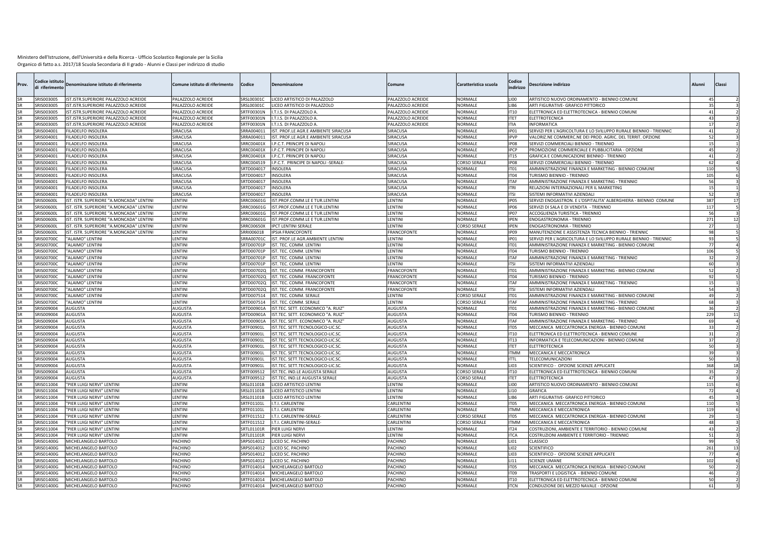Ministero dell'Istruzione, dell'Università e della Ricerca - Ufficio Scolastico Regionale per la Sicilia
Organico di fatto a.s. 2017/18 Scuola Secondaria di II grado - Alunni e Classi per indirizzo di studio

| Prov. | Codice istituto di riferimento | Denominazione istituto di riferimento | Comune istituto di riferimento | Codice | Denominazione | Comune | Caratteristica scuola | Codice indirizzo | Descrizione indirizzo | Alunni | Classi |
|---|---|---|---|---|---|---|---|---|---|---|---|
| SR | SRIS003005 | IST.ISTR.SUPERIORE PALAZZOLO ACREIDE | PALAZZOLO ACREIDE | SRSL00301C | LICEO ARTISTICO DI PALAZZOLO | PALAZZOLO ACREIDE | NORMALE | LI00 | ARTISTICO NUOVO ORDINAMENTO - BIENNIO COMUNE | 45 | 2 |
| SR | SRIS003005 | IST.ISTR.SUPERIORE PALAZZOLO ACREIDE | PALAZZOLO ACREIDE | SRSL00301C | LICEO ARTISTICO DI PALAZZOLO | PALAZZOLO ACREIDE | NORMALE | LIB6 | ARTI FIGURATIVE- GRAFICO PITTORICO | 35 | 3 |
| SR | SRIS003005 | IST.ISTR.SUPERIORE PALAZZOLO ACREIDE | PALAZZOLO ACREIDE | SRTF00301N | I.T.I.S. DI PALAZZOLO A. | PALAZZOLO ACREIDE | NORMALE | IT10 | ELETTRONICA ED ELETTROTECNICA - BIENNIO COMUNE | 41 | 2 |
| SR | SRIS003005 | IST.ISTR.SUPERIORE PALAZZOLO ACREIDE | PALAZZOLO ACREIDE | SRTF00301N | I.T.I.S. DI PALAZZOLO A. | PALAZZOLO ACREIDE | NORMALE | ITET | ELETTROTECNICA | 43 | 3 |
| SR | SRIS003005 | IST.ISTR.SUPERIORE PALAZZOLO ACREIDE | PALAZZOLO ACREIDE | SRTF00301N | I.T.I.S. DI PALAZZOLO A. | PALAZZOLO ACREIDE | NORMALE | ITIA | INFORMATICA | 17 | 2 |
| SR | SRIS004001 | FILADELFO INSOLERA | SIRACUSA | SRRA004011 | IST. PROF.LE AGR.E AMBIENTE SIRACUSA | SIRACUSA | NORMALE | IP01 | SERVIZI PER L'AGRICOLTURA E LO SVILUPPO RURALE BIENNIO - TRIENNIO | 41 | 2 |
| SR | SRIS004001 | FILADELFO INSOLERA | SIRACUSA | SRRA004011 | IST. PROF.LE AGR.E AMBIENTE SIRACUSA | SIRACUSA | NORMALE | IPVP | VALORIZ.NE COMMERC.NE DEI PROD. AGRIC. DEL TERRIT. OPZIONE | 52 | 3 |
| SR | SRIS004001 | FILADELFO INSOLERA | SIRACUSA | SRRC00401X | I.P.C.T. PRINCIPE DI NAPOLI | SIRACUSA | NORMALE | IP08 | SERVIZI COMMERCIALI BIENNIO - TRIENNIO | 15 | 1 |
| SR | SRIS004001 | FILADELFO INSOLERA | SIRACUSA | SRRC00401X | I.P.C.T. PRINCIPE DI NAPOLI | SIRACUSA | NORMALE | IPCP | PROMOZIONE COMMERCIALE E PUBBLICITARIA - OPZIONE | 45 | 2 |
| SR | SRIS004001 | FILADELFO INSOLERA | SIRACUSA | SRRC00401X | I.P.C.T. PRINCIPE DI NAPOLI | SIRACUSA | NORMALE | IT15 | GRAFICA E COMUNICAZIONE BIENNIO - TRIENNIO | 41 | 2 |
| SR | SRIS004001 | FILADELFO INSOLERA | SIRACUSA | SRRC004519 | I.P.C.T. PRINCIPE DI NAPOLI -SERALE- | SIRACUSA | CORSO SERALE | IP08 | SERVIZI COMMERCIALI BIENNIO - TRIENNIO | 62 | 4 |
| SR | SRIS004001 | FILADELFO INSOLERA | SIRACUSA | SRTD004017 | INSOLERA | SIRACUSA | NORMALE | IT01 | AMMINISTRAZIONE FINANZA E MARKETING - BIENNIO COMUNE | 110 | 5 |
| SR | SRIS004001 | FILADELFO INSOLERA | SIRACUSA | SRTD004017 | INSOLERA | SIRACUSA | NORMALE | IT04 | TURISMO BIENNIO - TRIENNIO | 105 | 6 |
| SR | SRIS004001 | FILADELFO INSOLERA | SIRACUSA | SRTD004017 | INSOLERA | SIRACUSA | NORMALE | ITAF | AMMINISTRAZIONE FINANZA E MARKETING - TRIENNIO | 56 | 3 |
| SR | SRIS004001 | FILADELFO INSOLERA | SIRACUSA | SRTD004017 | INSOLERA | SIRACUSA | NORMALE | ITRI | RELAZIONI INTERNAZIONALI PER IL MARKETING | 15 | 1 |
| SR | SRIS004001 | FILADELFO INSOLERA | SIRACUSA | SRTD004017 | INSOLERA | SIRACUSA | NORMALE | ITSI | SISTEMI INFORMATIVI AZIENDALI | 52 | 3 |
| SR | SRIS00600L | IST. ISTR. SUPERIORE "A.MONCADA" LENTINI | LENTINI | SRRC00601G | IST.PROF.COMM.LE E TUR.LENTINI | LENTINI | NORMALE | IP05 | SERVIZI ENOGASTRON. E L'OSPITALITA' ALBERGHIERA - BIENNIO COMUNE | 387 | 17 |
| SR | SRIS00600L | IST. ISTR. SUPERIORE "A.MONCADA" LENTINI | LENTINI | SRRC00601G | IST.PROF.COMM.LE E TUR.LENTINI | LENTINI | NORMALE | IP06 | SERVIZI DI SALA E DI VENDITA - TRIENNIO | 117 | 5 |
| SR | SRIS00600L | IST. ISTR. SUPERIORE "A.MONCADA" LENTINI | LENTINI | SRRC00601G | IST.PROF.COMM.LE E TUR.LENTINI | LENTINI | NORMALE | IP07 | ACCOGLIENZA TURISTICA - TRIENNIO | 56 | 3 |
| SR | SRIS00600L | IST. ISTR. SUPERIORE "A.MONCADA" LENTINI | LENTINI | SRRC00601G | IST.PROF.COMM.LE E TUR.LENTINI | LENTINI | NORMALE | IPEN | ENOGASTRONOMIA - TRIENNIO | 271 | 12 |
| SR | SRIS00600L | IST. ISTR. SUPERIORE "A.MONCADA" LENTINI | LENTINI | SRRC00650X | IPCT LENTINI SERALE | LENTINI | CORSO SERALE | IPEN | ENOGASTRONOMIA - TRIENNIO | 27 | 1 |
| SR | SRIS00600L | IST. ISTR. SUPERIORE "A.MONCADA" LENTINI | LENTINI | SRRI006018 | IPSIA FRANCOFONTE | FRANCOFONTE | NORMALE | IP09 | MANUTENZIONE E ASSISTENZA TECNICA BIENNIO - TRIENNIO | 98 | 5 |
| SR | SRIS00700C | "ALAIMO" LENTINI | LENTINI | SRRA00701C | IST. PROF.LE AGR.AMBIENTE LENTINI | LENTINI | NORMALE | IP01 | SERVIZI PER L'AGRICOLTURA E LO SVILUPPO RURALE BIENNIO - TRIENNIO | 93 | 5 |
| SR | SRIS00700C | "ALAIMO" LENTINI | LENTINI | SRTD00701P | IST. TEC. COMM. LENTINI | LENTINI | NORMALE | IT01 | AMMINISTRAZIONE FINANZA E MARKETING - BIENNIO COMUNE | 77 | 4 |
| SR | SRIS00700C | "ALAIMO" LENTINI | LENTINI | SRTD00701P | IST. TEC. COMM. LENTINI | LENTINI | NORMALE | IT04 | TURISMO BIENNIO - TRIENNIO | 106 | 5 |
| SR | SRIS00700C | "ALAIMO" LENTINI | LENTINI | SRTD00701P | IST. TEC. COMM. LENTINI | LENTINI | NORMALE | ITAF | AMMINISTRAZIONE FINANZA E MARKETING - TRIENNIO | 32 | 2 |
| SR | SRIS00700C | "ALAIMO" LENTINI | LENTINI | SRTD00701P | IST. TEC. COMM. LENTINI | LENTINI | NORMALE | ITSI | SISTEMI INFORMATIVI AZIENDALI | 60 | 3 |
| SR | SRIS00700C | "ALAIMO" LENTINI | LENTINI | SRTD00702Q | IST. TEC. COMM. FRANCOFONTE | FRANCOFONTE | NORMALE | IT01 | AMMINISTRAZIONE FINANZA E MARKETING - BIENNIO COMUNE | 52 | 2 |
| SR | SRIS00700C | "ALAIMO" LENTINI | LENTINI | SRTD00702Q | IST. TEC. COMM. FRANCOFONTE | FRANCOFONTE | NORMALE | IT04 | TURISMO BIENNIO - TRIENNIO | 92 | 5 |
| SR | SRIS00700C | "ALAIMO" LENTINI | LENTINI | SRTD00702Q | IST. TEC. COMM. FRANCOFONTE | FRANCOFONTE | NORMALE | ITAF | AMMINISTRAZIONE FINANZA E MARKETING - TRIENNIO | 15 | 1 |
| SR | SRIS00700C | "ALAIMO" LENTINI | LENTINI | SRTD00702Q | IST. TEC. COMM. FRANCOFONTE | FRANCOFONTE | NORMALE | ITSI | SISTEMI INFORMATIVI AZIENDALI | 54 | 3 |
| SR | SRIS00700C | "ALAIMO" LENTINI | LENTINI | SRTD007514 | IST. TEC. COMM. SERALE | LENTINI | CORSO SERALE | IT01 | AMMINISTRAZIONE FINANZA E MARKETING - BIENNIO COMUNE | 49 | 2 |
| SR | SRIS00700C | "ALAIMO" LENTINI | LENTINI | SRTD007514 | IST. TEC. COMM. SERALE | LENTINI | CORSO SERALE | ITAF | AMMINISTRAZIONE FINANZA E MARKETING - TRIENNIO | 68 | 3 |
| SR | SRIS009004 | AUGUSTA | AUGUSTA | SRTD00901A | IST.TEC. SETT. ECONOMICO "A. RUIZ" | AUGUSTA | NORMALE | IT01 | AMMINISTRAZIONE FINANZA E MARKETING - BIENNIO COMUNE | 36 | 2 |
| SR | SRIS009004 | AUGUSTA | AUGUSTA | SRTD00901A | IST.TEC. SETT. ECONOMICO "A. RUIZ" | AUGUSTA | NORMALE | IT04 | TURISMO BIENNIO - TRIENNIO | 229 | 11 |
| SR | SRIS009004 | AUGUSTA | AUGUSTA | SRTD00901A | IST.TEC. SETT. ECONOMICO "A. RUIZ" | AUGUSTA | NORMALE | ITAF | AMMINISTRAZIONE FINANZA E MARKETING - TRIENNIO | 69 | 4 |
| SR | SRIS009004 | AUGUSTA | AUGUSTA | SRTF00901L | IST.TEC. SETT.TECNOLOGICO-LIC.SC. | AUGUSTA | NORMALE | IT05 | MECCANICA MECCATRONICA ENERGIA - BIENNIO COMUNE | 33 | 2 |
| SR | SRIS009004 | AUGUSTA | AUGUSTA | SRTF00901L | IST.TEC. SETT.TECNOLOGICO-LIC.SC. | AUGUSTA | NORMALE | IT10 | ELETTRONICA ED ELETTROTECNICA - BIENNIO COMUNE | 31 | 2 |
| SR | SRIS009004 | AUGUSTA | AUGUSTA | SRTF00901L | IST.TEC. SETT.TECNOLOGICO-LIC.SC. | AUGUSTA | NORMALE | IT13 | INFORMATICA E TELECOMUNICAZIONI - BIENNIO COMUNE | 37 | 2 |
| SR | SRIS009004 | AUGUSTA | AUGUSTA | SRTF00901L | IST.TEC. SETT.TECNOLOGICO-LIC.SC. | AUGUSTA | NORMALE | ITET | ELETTROTECNICA | 50 | 3 |
| SR | SRIS009004 | AUGUSTA | AUGUSTA | SRTF00901L | IST.TEC. SETT.TECNOLOGICO-LIC.SC. | AUGUSTA | NORMALE | ITMM | MECCANICA E MECCATRONICA | 39 | 3 |
| SR | SRIS009004 | AUGUSTA | AUGUSTA | SRTF00901L | IST.TEC. SETT.TECNOLOGICO-LIC.SC. | AUGUSTA | NORMALE | ITTL | TELECOMUNICAZIONI | 50 | 3 |
| SR | SRIS009004 | AUGUSTA | AUGUSTA | SRTF00901L | IST.TEC. SETT.TECNOLOGICO-LIC.SC. | AUGUSTA | NORMALE | LI03 | SCIENTIFICO - OPZIONE SCIENZE APPLICATE | 368 | 18 |
| SR | SRIS009004 | AUGUSTA | AUGUSTA | SRTF009512 | IST.TEC. IND.LE AUGUSTA SERALE | AUGUSTA | CORSO SERALE | IT10 | ELETTRONICA ED ELETTROTECNICA - BIENNIO COMUNE | 35 | 2 |
| SR | SRIS009004 | AUGUSTA | AUGUSTA | SRTF009512 | IST.TEC. IND.LE AUGUSTA SERALE | AUGUSTA | CORSO SERALE | ITET | ELETTROTECNICA | 47 | 3 |
| SR | SRIS011004 | "PIER LUIGI NERVI" LENTINI | LENTINI | SRSL01101B | LICEO ARTISTICO LENTINI | LENTINI | NORMALE | LI00 | ARTISTICO NUOVO ORDINAMENTO - BIENNIO COMUNE | 115 | 6 |
| SR | SRIS011004 | "PIER LUIGI NERVI" LENTINI | LENTINI | SRSL01101B | LICEO ARTISTICO LENTINI | LENTINI | NORMALE | LI10 | GRAFICA | 72 | 4 |
| SR | SRIS011004 | "PIER LUIGI NERVI" LENTINI | LENTINI | SRSL01101B | LICEO ARTISTICO LENTINI | LENTINI | NORMALE | LIB6 | ARTI FIGURATIVE- GRAFICO PITTORICO | 45 | 3 |
| SR | SRIS011004 | "PIER LUIGI NERVI" LENTINI | LENTINI | SRTF01101L | I.T.I. CARLENTINI | CARLENTINI | NORMALE | IT05 | MECCANICA MECCATRONICA ENERGIA - BIENNIO COMUNE | 110 | 5 |
| SR | SRIS011004 | "PIER LUIGI NERVI" LENTINI | LENTINI | SRTF01101L | I.T.I. CARLENTINI | CARLENTINI | NORMALE | ITMM | MECCANICA E MECCATRONICA | 119 | 6 |
| SR | SRIS011004 | "PIER LUIGI NERVI" LENTINI | LENTINI | SRTF011512 | I.T.I. CARLENTINI-SERALE- | CARLENTINI | CORSO SERALE | IT05 | MECCANICA MECCATRONICA ENERGIA - BIENNIO COMUNE | 29 | 1 |
| SR | SRIS011004 | "PIER LUIGI NERVI" LENTINI | LENTINI | SRTF011512 | I.T.I. CARLENTINI-SERALE- | CARLENTINI | CORSO SERALE | ITMM | MECCANICA E MECCATRONICA | 48 | 3 |
| SR | SRIS011004 | "PIER LUIGI NERVI" LENTINI | LENTINI | SRTL01101R | PIER LUIGI NERVI | LENTINI | NORMALE | IT24 | COSTRUZIONI, AMBIENTE E TERRITORIO - BIENNIO COMUNE | 43 | 2 |
| SR | SRIS011004 | "PIER LUIGI NERVI" LENTINI | LENTINI | SRTL01101R | PIER LUIGI NERVI | LENTINI | NORMALE | ITCA | COSTRUZIONI AMBIENTE E TERRITORIO - TRIENNIO | 51 | 3 |
| SR | SRIS01400G | MICHELANGELO BARTOLO | PACHINO | SRPS014012 | LICEO SC. PACHINO | PACHINO | NORMALE | LI01 | CLASSICO | 99 | 5 |
| SR | SRIS01400G | MICHELANGELO BARTOLO | PACHINO | SRPS014012 | LICEO SC. PACHINO | PACHINO | NORMALE | LI02 | SCIENTIFICO | 261 | 13 |
| SR | SRIS01400G | MICHELANGELO BARTOLO | PACHINO | SRPS014012 | LICEO SC. PACHINO | PACHINO | NORMALE | LI03 | SCIENTIFICO - OPZIONE SCIENZE APPLICATE | 77 | 4 |
| SR | SRIS01400G | MICHELANGELO BARTOLO | PACHINO | SRPS014012 | LICEO SC. PACHINO | PACHINO | NORMALE | LI11 | SCIENZE UMANE | 102 | 6 |
| SR | SRIS01400G | MICHELANGELO BARTOLO | PACHINO | SRTF014014 | MICHELANGELO BARTOLO | PACHINO | NORMALE | IT05 | MECCANICA MECCATRONICA ENERGIA - BIENNIO COMUNE | 50 | 2 |
| SR | SRIS01400G | MICHELANGELO BARTOLO | PACHINO | SRTF014014 | MICHELANGELO BARTOLO | PACHINO | NORMALE | IT09 | TRASPORTI E LOGISTICA - BIENNIO COMUNE | 46 | 2 |
| SR | SRIS01400G | MICHELANGELO BARTOLO | PACHINO | SRTF014014 | MICHELANGELO BARTOLO | PACHINO | NORMALE | IT10 | ELETTRONICA ED ELETTROTECNICA - BIENNIO COMUNE | 50 | 2 |
| SR | SRIS01400G | MICHELANGELO BARTOLO | PACHINO | SRTF014014 | MICHELANGELO BARTOLO | PACHINO | NORMALE | ITCN | CONDUZIONE DEL MEZZO NAVALE - OPZIONE | 61 | 3 |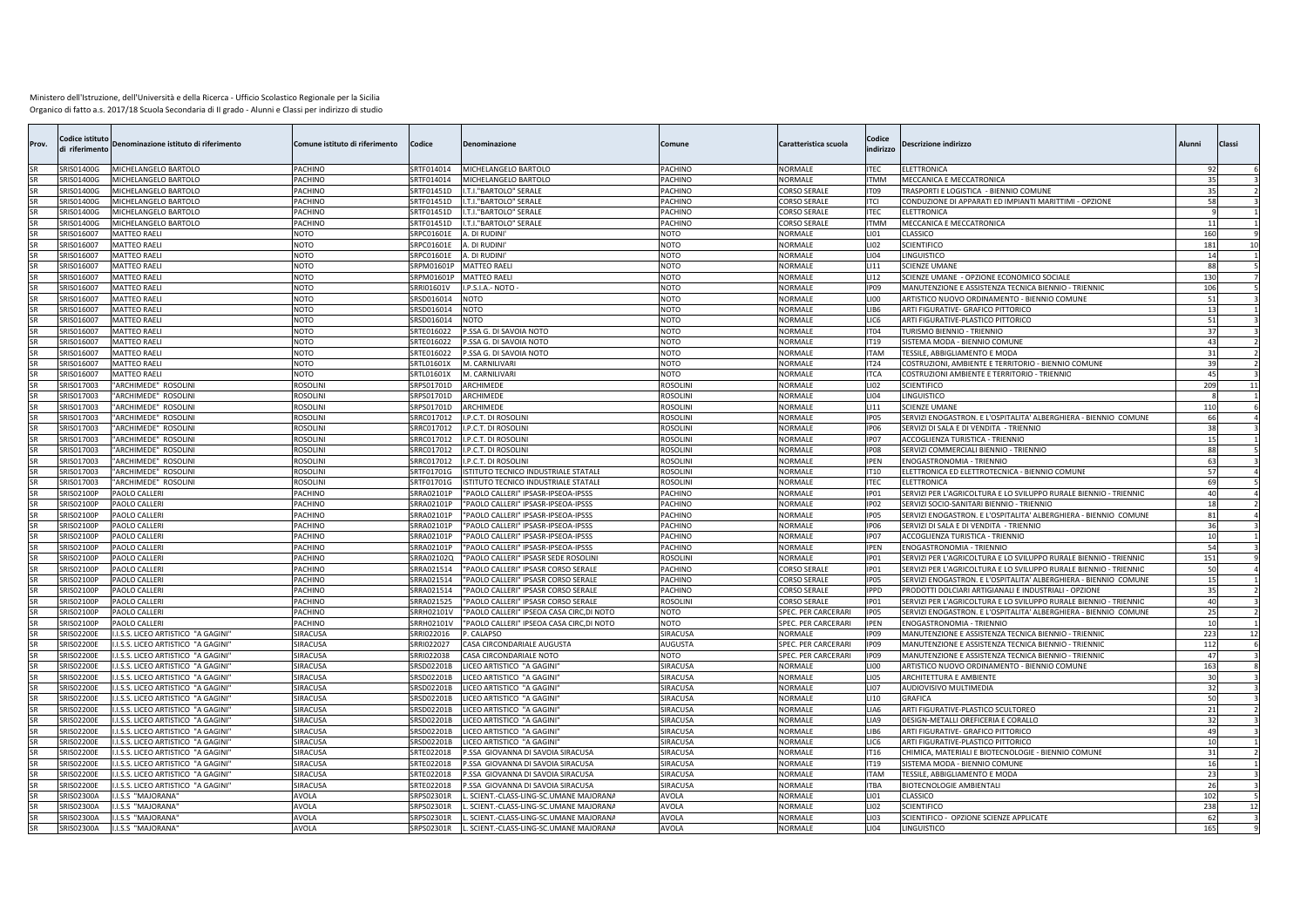Ministero dell'Istruzione, dell'Università e della Ricerca - Ufficio Scolastico Regionale per la Sicilia
Organico di fatto a.s. 2017/18 Scuola Secondaria di II grado - Alunni e Classi per indirizzo di studio

| Prov. | Codice istituto di riferimento | Denominazione istituto di riferimento | Comune istituto di riferimento | Codice | Denominazione | Comune | Caratteristica scuola | Codice indirizzo | Descrizione indirizzo | Alunni | Classi |
|---|---|---|---|---|---|---|---|---|---|---|---|
| SR | SRIS01400G | MICHELANGELO BARTOLO | PACHINO | SRTF014014 | MICHELANGELO BARTOLO | PACHINO | NORMALE | ITEC | ELETTRONICA | 92 | 6 |
| SR | SRIS01400G | MICHELANGELO BARTOLO | PACHINO | SRTF014014 | MICHELANGELO BARTOLO | PACHINO | NORMALE | ITMM | MECCANICA E MECCATRONICA | 35 | 3 |
| SR | SRIS01400G | MICHELANGELO BARTOLO | PACHINO | SRTF01451D | I.T.I."BARTOLO" SERALE | PACHINO | CORSO SERALE | IT09 | TRASPORTI E LOGISTICA - BIENNIO COMUNE | 35 | 2 |
| SR | SRIS01400G | MICHELANGELO BARTOLO | PACHINO | SRTF01451D | I.T.I."BARTOLO" SERALE | PACHINO | CORSO SERALE | ITCI | CONDUZIONE DI APPARATI ED IMPIANTI MARITTIMI - OPZIONE | 58 | 3 |
| SR | SRIS01400G | MICHELANGELO BARTOLO | PACHINO | SRTF01451D | I.T.I."BARTOLO" SERALE | PACHINO | CORSO SERALE | ITEC | ELETTRONICA | 9 | 1 |
| SR | SRIS01400G | MICHELANGELO BARTOLO | PACHINO | SRTF01451D | I.T.I."BARTOLO" SERALE | PACHINO | CORSO SERALE | ITMM | MECCANICA E MECCATRONICA | 11 | 1 |
| SR | SRIS016007 | MATTEO RAELI | NOTO | SRPC01601E | A. DI RUDINI' | NOTO | NORMALE | LI01 | CLASSICO | 160 | 9 |
| SR | SRIS016007 | MATTEO RAELI | NOTO | SRPC01601E | A. DI RUDINI' | NOTO | NORMALE | LI02 | SCIENTIFICO | 181 | 10 |
| SR | SRIS016007 | MATTEO RAELI | NOTO | SRPC01601E | A. DI RUDINI' | NOTO | NORMALE | LI04 | LINGUISTICO | 14 | 1 |
| SR | SRIS016007 | MATTEO RAELI | NOTO | SRPM01601P | MATTEO RAELI | NOTO | NORMALE | LI11 | SCIENZE UMANE | 88 | 5 |
| SR | SRIS016007 | MATTEO RAELI | NOTO | SRPM01601P | MATTEO RAELI | NOTO | NORMALE | LI12 | SCIENZE UMANE - OPZIONE ECONOMICO SOCIALE | 130 | 7 |
| SR | SRIS016007 | MATTEO RAELI | NOTO | SRRI01601V | I.P.S.I.A.- NOTO - | NOTO | NORMALE | IP09 | MANUTENZIONE E ASSISTENZA TECNICA BIENNIO - TRIENNIC | 106 | 5 |
| SR | SRIS016007 | MATTEO RAELI | NOTO | SRSD016014 | NOTO | NOTO | NORMALE | LI00 | ARTISTICO NUOVO ORDINAMENTO - BIENNIO COMUNE | 51 | 3 |
| SR | SRIS016007 | MATTEO RAELI | NOTO | SRSD016014 | NOTO | NOTO | NORMALE | LIB6 | ARTI FIGURATIVE- GRAFICO PITTORICO | 13 | 1 |
| SR | SRIS016007 | MATTEO RAELI | NOTO | SRSD016014 | NOTO | NOTO | NORMALE | LIC6 | ARTI FIGURATIVE-PLASTICO PITTORICO | 51 | 3 |
| SR | SRIS016007 | MATTEO RAELI | NOTO | SRTE016022 | P.SSA G. DI SAVOIA NOTO | NOTO | NORMALE | IT04 | TURISMO BIENNIO - TRIENNIO | 37 | 3 |
| SR | SRIS016007 | MATTEO RAELI | NOTO | SRTE016022 | P.SSA G. DI SAVOIA NOTO | NOTO | NORMALE | IT19 | SISTEMA MODA - BIENNIO COMUNE | 43 | 2 |
| SR | SRIS016007 | MATTEO RAELI | NOTO | SRTE016022 | P.SSA G. DI SAVOIA NOTO | NOTO | NORMALE | ITAM | TESSILE, ABBIGLIAMENTO E MODA | 31 | 2 |
| SR | SRIS016007 | MATTEO RAELI | NOTO | SRTL01601X | M. CARNILIVARI | NOTO | NORMALE | IT24 | COSTRUZIONI, AMBIENTE E TERRITORIO - BIENNIO COMUNE | 39 | 2 |
| SR | SRIS016007 | MATTEO RAELI | NOTO | SRTL01601X | M. CARNILIVARI | NOTO | NORMALE | ITCA | COSTRUZIONI AMBIENTE E TERRITORIO - TRIENNIO | 45 | 3 |
| SR | SRIS017003 | "ARCHIMEDE" ROSOLINI | ROSOLINI | SRPS01701D | ARCHIMEDE | ROSOLINI | NORMALE | LI02 | SCIENTIFICO | 209 | 11 |
| SR | SRIS017003 | "ARCHIMEDE" ROSOLINI | ROSOLINI | SRPS01701D | ARCHIMEDE | ROSOLINI | NORMALE | LI04 | LINGUISTICO | 8 | 1 |
| SR | SRIS017003 | "ARCHIMEDE" ROSOLINI | ROSOLINI | SRPS01701D | ARCHIMEDE | ROSOLINI | NORMALE | LI11 | SCIENZE UMANE | 110 | 6 |
| SR | SRIS017003 | "ARCHIMEDE" ROSOLINI | ROSOLINI | SRRC017012 | I.P.C.T. DI ROSOLINI | ROSOLINI | NORMALE | IP05 | SERVIZI ENOGASTRON. E L'OSPITALITA' ALBERGHIERA - BIENNIO COMUNE | 66 | 4 |
| SR | SRIS017003 | "ARCHIMEDE" ROSOLINI | ROSOLINI | SRRC017012 | I.P.C.T. DI ROSOLINI | ROSOLINI | NORMALE | IP06 | SERVIZI DI SALA E DI VENDITA - TRIENNIO | 38 | 3 |
| SR | SRIS017003 | "ARCHIMEDE" ROSOLINI | ROSOLINI | SRRC017012 | I.P.C.T. DI ROSOLINI | ROSOLINI | NORMALE | IP07 | ACCOGLIENZA TURISTICA - TRIENNIO | 15 | 1 |
| SR | SRIS017003 | "ARCHIMEDE" ROSOLINI | ROSOLINI | SRRC017012 | I.P.C.T. DI ROSOLINI | ROSOLINI | NORMALE | IP08 | SERVIZI COMMERCIALI BIENNIO - TRIENNIO | 88 | 5 |
| SR | SRIS017003 | "ARCHIMEDE" ROSOLINI | ROSOLINI | SRRC017012 | I.P.C.T. DI ROSOLINI | ROSOLINI | NORMALE | IPEN | ENOGASTRONOMIA - TRIENNIO | 63 | 3 |
| SR | SRIS017003 | "ARCHIMEDE" ROSOLINI | ROSOLINI | SRTF01701G | ISTITUTO TECNICO INDUSTRIALE STATALE | ROSOLINI | NORMALE | IT10 | ELETTRONICA ED ELETTROTECNICA - BIENNIO COMUNE | 57 | 4 |
| SR | SRIS017003 | "ARCHIMEDE" ROSOLINI | ROSOLINI | SRTF01701G | ISTITUTO TECNICO INDUSTRIALE STATALE | ROSOLINI | NORMALE | ITEC | ELETTRONICA | 69 | 5 |
| SR | SRIS02100P | PAOLO CALLERI | PACHINO | SRRA02101P | "PAOLO CALLERI" IPSASR-IPSEOA-IPSSS | PACHINO | NORMALE | IP01 | SERVIZI PER L'AGRICOLTURA E LO SVILUPPO RURALE BIENNIO - TRIENNIC | 40 | 4 |
| SR | SRIS02100P | PAOLO CALLERI | PACHINO | SRRA02101P | "PAOLO CALLERI" IPSASR-IPSEOA-IPSSS | PACHINO | NORMALE | IP02 | SERVIZI SOCIO-SANITARI BIENNIO - TRIENNIO | 18 | 2 |
| SR | SRIS02100P | PAOLO CALLERI | PACHINO | SRRA02101P | "PAOLO CALLERI" IPSASR-IPSEOA-IPSSS | PACHINO | NORMALE | IP05 | SERVIZI ENOGASTRON. E L'OSPITALITA' ALBERGHIERA - BIENNIO COMUNE | 81 | 4 |
| SR | SRIS02100P | PAOLO CALLERI | PACHINO | SRRA02101P | "PAOLO CALLERI" IPSASR-IPSEOA-IPSSS | PACHINO | NORMALE | IP06 | SERVIZI DI SALA E DI VENDITA - TRIENNIO | 36 | 3 |
| SR | SRIS02100P | PAOLO CALLERI | PACHINO | SRRA02101P | "PAOLO CALLERI" IPSASR-IPSEOA-IPSSS | PACHINO | NORMALE | IP07 | ACCOGLIENZA TURISTICA - TRIENNIO | 10 | 1 |
| SR | SRIS02100P | PAOLO CALLERI | PACHINO | SRRA02101P | "PAOLO CALLERI" IPSASR-IPSEOA-IPSSS | PACHINO | NORMALE | IPEN | ENOGASTRONOMIA - TRIENNIO | 54 | 3 |
| SR | SRIS02100P | PAOLO CALLERI | PACHINO | SRRA02102Q | "PAOLO CALLERI" IPSASR SEDE ROSOLINI | ROSOLINI | NORMALE | IP01 | SERVIZI PER L'AGRICOLTURA E LO SVILUPPO RURALE BIENNIO - TRIENNIC | 151 | 9 |
| SR | SRIS02100P | PAOLO CALLERI | PACHINO | SRRA021514 | "PAOLO CALLERI" IPSASR CORSO SERALE | PACHINO | CORSO SERALE | IP01 | SERVIZI PER L'AGRICOLTURA E LO SVILUPPO RURALE BIENNIO - TRIENNIC | 50 | 4 |
| SR | SRIS02100P | PAOLO CALLERI | PACHINO | SRRA021514 | "PAOLO CALLERI" IPSASR CORSO SERALE | PACHINO | CORSO SERALE | IP05 | SERVIZI ENOGASTRON. E L'OSPITALITA' ALBERGHIERA - BIENNIO COMUNE | 15 | 1 |
| SR | SRIS02100P | PAOLO CALLERI | PACHINO | SRRA021514 | "PAOLO CALLERI" IPSASR CORSO SERALE | PACHINO | CORSO SERALE | IPPD | PRODOTTI DOLCIARI ARTIGIANALI E INDUSTRIALI - OPZIONE | 35 | 2 |
| SR | SRIS02100P | PAOLO CALLERI | PACHINO | SRRA021525 | "PAOLO CALLERI" IPSASR CORSO SERALE | ROSOLINI | CORSO SERALE | IP01 | SERVIZI PER L'AGRICOLTURA E LO SVILUPPO RURALE BIENNIO - TRIENNIC | 40 | 3 |
| SR | SRIS02100P | PAOLO CALLERI | PACHINO | SRRH02101V | "PAOLO CALLERI" IPSEOA CASA CIRC,DI NOTO | NOTO | SPEC. PER CARCERARI | IP05 | SERVIZI ENOGASTRON. E L'OSPITALITA' ALBERGHIERA - BIENNIO COMUNE | 25 | 2 |
| SR | SRIS02100P | PAOLO CALLERI | PACHINO | SRRH02101V | "PAOLO CALLERI" IPSEOA CASA CIRC,DI NOTO | NOTO | SPEC. PER CARCERARI | IPEN | ENOGASTRONOMIA - TRIENNIO | 10 | 1 |
| SR | SRIS02200E | I.I.S.S. LICEO ARTISTICO "A GAGINI" | SIRACUSA | SRRI022016 | P. CALAPSO | SIRACUSA | NORMALE | IP09 | MANUTENZIONE E ASSISTENZA TECNICA BIENNIO - TRIENNIC | 223 | 12 |
| SR | SRIS02200E | I.I.S.S. LICEO ARTISTICO "A GAGINI" | SIRACUSA | SRRI022027 | CASA CIRCONDARIALE AUGUSTA | AUGUSTA | SPEC. PER CARCERARI | IP09 | MANUTENZIONE E ASSISTENZA TECNICA BIENNIO - TRIENNIC | 112 | 6 |
| SR | SRIS02200E | I.I.S.S. LICEO ARTISTICO "A GAGINI" | SIRACUSA | SRRI022038 | CASA CIRCONDARIALE NOTO | NOTO | SPEC. PER CARCERARI | IP09 | MANUTENZIONE E ASSISTENZA TECNICA BIENNIO - TRIENNIC | 47 | 3 |
| SR | SRIS02200E | I.I.S.S. LICEO ARTISTICO "A GAGINI" | SIRACUSA | SRSD02201B | LICEO ARTISTICO "A GAGINI" | SIRACUSA | NORMALE | LI00 | ARTISTICO NUOVO ORDINAMENTO - BIENNIO COMUNE | 163 | 8 |
| SR | SRIS02200E | I.I.S.S. LICEO ARTISTICO "A GAGINI" | SIRACUSA | SRSD02201B | LICEO ARTISTICO "A GAGINI" | SIRACUSA | NORMALE | LI05 | ARCHITETTURA E AMBIENTE | 30 | 3 |
| SR | SRIS02200E | I.I.S.S. LICEO ARTISTICO "A GAGINI" | SIRACUSA | SRSD02201B | LICEO ARTISTICO "A GAGINI" | SIRACUSA | NORMALE | LI07 | AUDIOVISIVO MULTIMEDIA | 32 | 3 |
| SR | SRIS02200E | I.I.S.S. LICEO ARTISTICO "A GAGINI" | SIRACUSA | SRSD02201B | LICEO ARTISTICO "A GAGINI" | SIRACUSA | NORMALE | LI10 | GRAFICA | 50 | 3 |
| SR | SRIS02200E | I.I.S.S. LICEO ARTISTICO "A GAGINI" | SIRACUSA | SRSD02201B | LICEO ARTISTICO "A GAGINI" | SIRACUSA | NORMALE | LIA6 | ARTI FIGURATIVE-PLASTICO SCULTOREO | 21 | 2 |
| SR | SRIS02200E | I.I.S.S. LICEO ARTISTICO "A GAGINI" | SIRACUSA | SRSD02201B | LICEO ARTISTICO "A GAGINI" | SIRACUSA | NORMALE | LIA9 | DESIGN-METALLI OREFICERIA E CORALLO | 32 | 3 |
| SR | SRIS02200E | I.I.S.S. LICEO ARTISTICO "A GAGINI" | SIRACUSA | SRSD02201B | LICEO ARTISTICO "A GAGINI" | SIRACUSA | NORMALE | LIB6 | ARTI FIGURATIVE- GRAFICO PITTORICO | 49 | 3 |
| SR | SRIS02200E | I.I.S.S. LICEO ARTISTICO "A GAGINI" | SIRACUSA | SRSD02201B | LICEO ARTISTICO "A GAGINI" | SIRACUSA | NORMALE | LIC6 | ARTI FIGURATIVE-PLASTICO PITTORICO | 10 | 1 |
| SR | SRIS02200E | I.I.S.S. LICEO ARTISTICO "A GAGINI" | SIRACUSA | SRTE022018 | P.SSA GIOVANNA DI SAVOIA SIRACUSA | SIRACUSA | NORMALE | IT16 | CHIMICA, MATERIALI E BIOTECNOLOGIE - BIENNIO COMUNE | 31 | 2 |
| SR | SRIS02200E | I.I.S.S. LICEO ARTISTICO "A GAGINI" | SIRACUSA | SRTE022018 | P.SSA GIOVANNA DI SAVOIA SIRACUSA | SIRACUSA | NORMALE | IT19 | SISTEMA MODA - BIENNIO COMUNE | 16 | 1 |
| SR | SRIS02200E | I.I.S.S. LICEO ARTISTICO "A GAGINI" | SIRACUSA | SRTE022018 | P.SSA GIOVANNA DI SAVOIA SIRACUSA | SIRACUSA | NORMALE | ITAM | TESSILE, ABBIGLIAMENTO E MODA | 23 | 3 |
| SR | SRIS02200E | I.I.S.S. LICEO ARTISTICO "A GAGINI" | SIRACUSA | SRTE022018 | P.SSA GIOVANNA DI SAVOIA SIRACUSA | SIRACUSA | NORMALE | ITBA | BIOTECNOLOGIE AMBIENTALI | 26 | 3 |
| SR | SRIS02300A | I.I.S.S "MAJORANA" | AVOLA | SRPS02301R | L. SCIENT.-CLASS-LING-SC.UMANE MAJORANA | AVOLA | NORMALE | LI01 | CLASSICO | 102 | 5 |
| SR | SRIS02300A | I.I.S.S "MAJORANA" | AVOLA | SRPS02301R | L. SCIENT.-CLASS-LING-SC.UMANE MAJORANA | AVOLA | NORMALE | LI02 | SCIENTIFICO | 238 | 12 |
| SR | SRIS02300A | I.I.S.S "MAJORANA" | AVOLA | SRPS02301R | L. SCIENT.-CLASS-LING-SC.UMANE MAJORANA | AVOLA | NORMALE | LI03 | SCIENTIFICO - OPZIONE SCIENZE APPLICATE | 62 | 3 |
| SR | SRIS02300A | I.I.S.S "MAJORANA" | AVOLA | SRPS02301R | L. SCIENT.-CLASS-LING-SC.UMANE MAJORANA | AVOLA | NORMALE | LI04 | LINGUISTICO | 165 | 9 |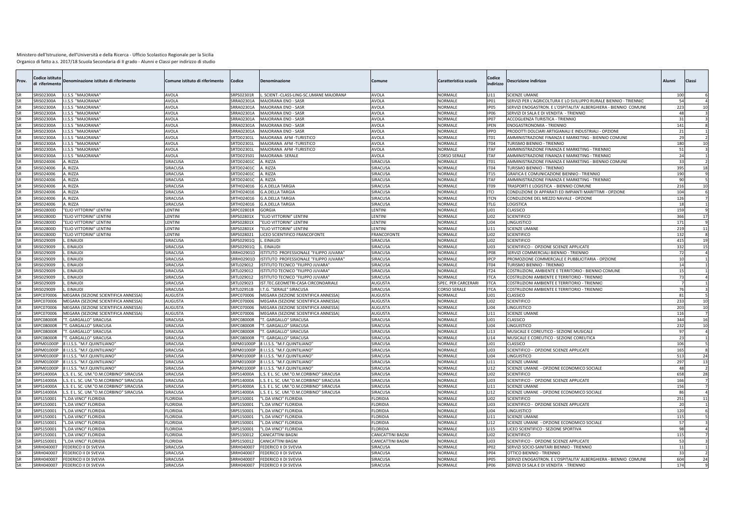Ministero dell'Istruzione, dell'Università e della Ricerca - Ufficio Scolastico Regionale per la Sicilia
Organico di fatto a.s. 2017/18 Scuola Secondaria di II grado - Alunni e Classi per indirizzo di studio

| Prov. | Codice istituto di riferimento | Denominazione istituto di riferimento | Comune istituto di riferimento | Codice | Denominazione | Comune | Caratteristica scuola | Codice indirizzo | Descrizione indirizzo | Alunni | Classi |
|---|---|---|---|---|---|---|---|---|---|---|---|
| SR | SRIS02300A | I.I.S.S "MAJORANA" | AVOLA | SRPS02301R | L. SCIENT.-CLASS-LING-SC.UMANE MAJORANA | AVOLA | NORMALE | LI11 | SCIENZE UMANE | 100 | 6 |
| SR | SRIS02300A | I.I.S.S "MAJORANA" | AVOLA | SRRA02301A | MAJORANA ENO - SASR | AVOLA | NORMALE | IP01 | SERVIZI PER L'AGRICOLTURA E LO SVILUPPO RURALE BIENNIO - TRIENNIO | 54 | 4 |
| SR | SRIS02300A | I.I.S.S "MAJORANA" | AVOLA | SRRA02301A | MAJORANA ENO - SASR | AVOLA | NORMALE | IP05 | SERVIZI ENOGASTRON. E L'OSPITALITA' ALBERGHIERA - BIENNIO COMUNE | 223 | 10 |
| SR | SRIS02300A | I.I.S.S "MAJORANA" | AVOLA | SRRA02301A | MAJORANA ENO - SASR | AVOLA | NORMALE | IP06 | SERVIZI DI SALA E DI VENDITA - TRIENNIO | 48 | 3 |
| SR | SRIS02300A | I.I.S.S "MAJORANA" | AVOLA | SRRA02301A | MAJORANA ENO - SASR | AVOLA | NORMALE | IP07 | ACCOGLIENZA TURISTICA - TRIENNIO | 31 | 3 |
| SR | SRIS02300A | I.I.S.S "MAJORANA" | AVOLA | SRRA02301A | MAJORANA ENO - SASR | AVOLA | NORMALE | IPEN | ENOGASTRONOMIA - TRIENNIO | 141 | 8 |
| SR | SRIS02300A | I.I.S.S "MAJORANA" | AVOLA | SRRA02301A | MAJORANA ENO - SASR | AVOLA | NORMALE | IPPD | PRODOTTI DOLCIARI ARTIGIANALI E INDUSTRIALI - OPZIONE | 21 | 1 |
| SR | SRIS02300A | I.I.S.S "MAJORANA" | AVOLA | SRTD02301L | MAJORANA AFM -TURISTICO | AVOLA | NORMALE | IT01 | AMMINISTRAZIONE FINANZA E MARKETING - BIENNIO COMUNE | 29 | 2 |
| SR | SRIS02300A | I.I.S.S "MAJORANA" | AVOLA | SRTD02301L | MAJORANA AFM -TURISTICO | AVOLA | NORMALE | IT04 | TURISMO BIENNIO - TRIENNIO | 180 | 10 |
| SR | SRIS02300A | I.I.S.S "MAJORANA" | AVOLA | SRTD02301L | MAJORANA AFM -TURISTICO | AVOLA | NORMALE | ITAF | AMMINISTRAZIONE FINANZA E MARKETING - TRIENNIO | 51 | 3 |
| SR | SRIS02300A | I.I.S.S "MAJORANA" | AVOLA | SRTD023501 | MAJORANA- SERALE | AVOLA | CORSO SERALE | ITAF | AMMINISTRAZIONE FINANZA E MARKETING - TRIENNIO | 24 | 1 |
| SR | SRIS024006 | A. RIZZA | SIRACUSA | SRTD02401C | A. RIZZA | SIRACUSA | NORMALE | IT01 | AMMINISTRAZIONE FINANZA E MARKETING - BIENNIO COMUNE | 33 | 2 |
| SR | SRIS024006 | A. RIZZA | SIRACUSA | SRTD02401C | A. RIZZA | SIRACUSA | NORMALE | IT04 | TURISMO BIENNIO - TRIENNIO | 395 | 18 |
| SR | SRIS024006 | A. RIZZA | SIRACUSA | SRTD02401C | A. RIZZA | SIRACUSA | NORMALE | IT15 | GRAFICA E COMUNICAZIONE BIENNIO - TRIENNIO | 190 | 9 |
| SR | SRIS024006 | A. RIZZA | SIRACUSA | SRTD02401C | A. RIZZA | SIRACUSA | NORMALE | ITAF | AMMINISTRAZIONE FINANZA E MARKETING - TRIENNIO | 90 | 5 |
| SR | SRIS024006 | A. RIZZA | SIRACUSA | SRTH024016 | G.A.DELLA TARGIA | SIRACUSA | NORMALE | IT09 | TRASPORTI E LOGISTICA - BIENNIO COMUNE | 216 | 10 |
| SR | SRIS024006 | A. RIZZA | SIRACUSA | SRTH024016 | G.A.DELLA TARGIA | SIRACUSA | NORMALE | ITCI | CONDUZIONE DI APPARATI ED IMPIANTI MARITTIMI - OPZIONE | 104 | 6 |
| SR | SRIS024006 | A. RIZZA | SIRACUSA | SRTH024016 | G.A.DELLA TARGIA | SIRACUSA | NORMALE | ITCN | CONDUZIONE DEL MEZZO NAVALE - OPZIONE | 126 | 7 |
| SR | SRIS024006 | A. RIZZA | SIRACUSA | SRTH024016 | G.A.DELLA TARGIA | SIRACUSA | NORMALE | ITLG | LOGISTICA | 18 | 1 |
| SR | SRIS02800D | "ELIO VITTORINI" LENTINI | LENTINI | SRPC02801R | GORGIA | LENTINI | NORMALE | LI01 | CLASSICO | 159 | 9 |
| SR | SRIS02800D | "ELIO VITTORINI" LENTINI | LENTINI | SRPS02801X | "ELIO VITTORINI" LENTINI | LENTINI | NORMALE | LI02 | SCIENTIFICO | 366 | 17 |
| SR | SRIS02800D | "ELIO VITTORINI" LENTINI | LENTINI | SRPS02801X | "ELIO VITTORINI" LENTINI | LENTINI | NORMALE | LI04 | LINGUISTICO | 171 | 9 |
| SR | SRIS02800D | "ELIO VITTORINI" LENTINI | LENTINI | SRPS02801X | "ELIO VITTORINI" LENTINI | LENTINI | NORMALE | LI11 | SCIENZE UMANE | 219 | 11 |
| SR | SRIS02800D | "ELIO VITTORINI" LENTINI | LENTINI | SRPS028021 | LICEO SCIENTIFICO FRANCOFONTE | FRANCOFONTE | NORMALE | LI02 | SCIENTIFICO | 132 | 8 |
| SR | SRIS029009 | L. EINAUDI | SIRACUSA | SRPS02901Q | L. EINAUDI | SIRACUSA | NORMALE | LI02 | SCIENTIFICO | 415 | 19 |
| SR | SRIS029009 | L. EINAUDI | SIRACUSA | SRPS02901Q | L. EINAUDI | SIRACUSA | NORMALE | LI03 | SCIENTIFICO - OPZIONE SCIENZE APPLICATE | 332 | 15 |
| SR | SRIS029009 | L. EINAUDI | SIRACUSA | SRRH02901D | ISTITUTO PROFESSIONALE "FILIPPO JUVARA" | SIRACUSA | NORMALE | IP08 | SERVIZI COMMERCIALI BIENNIO - TRIENNIO | 72 | 4 |
| SR | SRIS029009 | L. EINAUDI | SIRACUSA | SRRH02901D | ISTITUTO PROFESSIONALE "FILIPPO JUVARA" | SIRACUSA | NORMALE | IPCP | PROMOZIONE COMMERCIALE E PUBBLICITARIA - OPZIONE | 10 | 1 |
| SR | SRIS029009 | L. EINAUDI | SIRACUSA | SRTL029012 | ISTITUTO TECNICO "FILIPPO JUVARA" | SIRACUSA | NORMALE | IT04 | TURISMO BIENNIO - TRIENNIO | 14 | 1 |
| SR | SRIS029009 | L. EINAUDI | SIRACUSA | SRTL029012 | ISTITUTO TECNICO "FILIPPO JUVARA" | SIRACUSA | NORMALE | IT24 | COSTRUZIONI, AMBIENTE E TERRITORIO - BIENNIO COMUNE | 15 | 1 |
| SR | SRIS029009 | L. EINAUDI | SIRACUSA | SRTL029012 | ISTITUTO TECNICO "FILIPPO JUVARA" | SIRACUSA | NORMALE | ITCA | COSTRUZIONI AMBIENTE E TERRITORIO - TRIENNIO | 73 | 4 |
| SR | SRIS029009 | L. EINAUDI | SIRACUSA | SRTL029023 | IST.TEC.GEOMETRI-CASA CIRCONDARIALE | AUGUSTA | SPEC. PER CARCERARI | ITCA | COSTRUZIONI AMBIENTE E TERRITORIO - TRIENNIO | 7 | 1 |
| SR | SRIS029009 | L. EINAUDI | SIRACUSA | SRTL02951B | I.T.G. "SERALE" SIRACUSA | SIRACUSA | CORSO SERALE | ITCA | COSTRUZIONI AMBIENTE E TERRITORIO - TRIENNIO | 76 | 3 |
| SR | SRPC070006 | MEGARA (SEZIONE SCIENTIFICA ANNESSA) | AUGUSTA | SRPC070006 | MEGARA (SEZIONE SCIENTIFICA ANNESSA) | AUGUSTA | NORMALE | LI01 | CLASSICO | 81 | 5 |
| SR | SRPC070006 | MEGARA (SEZIONE SCIENTIFICA ANNESSA) | AUGUSTA | SRPC070006 | MEGARA (SEZIONE SCIENTIFICA ANNESSA) | AUGUSTA | NORMALE | LI02 | SCIENTIFICO | 233 | 10 |
| SR | SRPC070006 | MEGARA (SEZIONE SCIENTIFICA ANNESSA) | AUGUSTA | SRPC070006 | MEGARA (SEZIONE SCIENTIFICA ANNESSA) | AUGUSTA | NORMALE | LI04 | LINGUISTICO | 203 | 10 |
| SR | SRPC070006 | MEGARA (SEZIONE SCIENTIFICA ANNESSA) | AUGUSTA | SRPC070006 | MEGARA (SEZIONE SCIENTIFICA ANNESSA) | AUGUSTA | NORMALE | LI11 | SCIENZE UMANE | 116 | 7 |
| SR | SRPC08000R | "T. GARGALLO" SIRACUSA | SIRACUSA | SRPC08000R | "T. GARGALLO" SIRACUSA | SIRACUSA | NORMALE | LI01 | CLASSICO | 344 | 16 |
| SR | SRPC08000R | "T. GARGALLO" SIRACUSA | SIRACUSA | SRPC08000R | "T. GARGALLO" SIRACUSA | SIRACUSA | NORMALE | LI04 | LINGUISTICO | 232 | 10 |
| SR | SRPC08000R | "T. GARGALLO" SIRACUSA | SIRACUSA | SRPC08000R | "T. GARGALLO" SIRACUSA | SIRACUSA | NORMALE | LI13 | MUSICALE E COREUTICO - SEZIONE MUSICALE | 97 | 4 |
| SR | SRPC08000R | "T. GARGALLO" SIRACUSA | SIRACUSA | SRPC08000R | "T. GARGALLO" SIRACUSA | SIRACUSA | NORMALE | LI14 | MUSICALE E COREUTICO - SEZIONE COREUTICA | 23 | 1 |
| SR | SRPM01000P | 8 I.I.S.S. "M.F.QUINTILIANO" | SIRACUSA | SRPM01000P | 8 I.I.S.S. "M.F.QUINTILIANO" | SIRACUSA | NORMALE | LI01 | CLASSICO | 106 | 5 |
| SR | SRPM01000P | 8 I.I.S.S. "M.F.QUINTILIANO" | SIRACUSA | SRPM01000P | 8 I.I.S.S. "M.F.QUINTILIANO" | SIRACUSA | NORMALE | LI03 | SCIENTIFICO - OPZIONE SCIENZE APPLICATE | 165 | 8 |
| SR | SRPM01000P | 8 I.I.S.S. "M.F.QUINTILIANO" | SIRACUSA | SRPM01000P | 8 I.I.S.S. "M.F.QUINTILIANO" | SIRACUSA | NORMALE | LI04 | LINGUISTICO | 513 | 24 |
| SR | SRPM01000P | 8 I.I.S.S. "M.F.QUINTILIANO" | SIRACUSA | SRPM01000P | 8 I.I.S.S. "M.F.QUINTILIANO" | SIRACUSA | NORMALE | LI11 | SCIENZE UMANE | 297 | 13 |
| SR | SRPM01000P | 8 I.I.S.S. "M.F.QUINTILIANO" | SIRACUSA | SRPM01000P | 8 I.I.S.S. "M.F.QUINTILIANO" | SIRACUSA | NORMALE | LI12 | SCIENZE UMANE - OPZIONE ECONOMICO SOCIALE | 48 | 2 |
| SR | SRPS14000A | L.S. E L. SC. UM."O.M.CORBINO" SIRACUSA | SIRACUSA | SRPS14000A | L.S. E L. SC. UM."O.M.CORBINO" SIRACUSA | SIRACUSA | NORMALE | LI02 | SCIENTIFICO | 658 | 28 |
| SR | SRPS14000A | L.S. E L. SC. UM."O.M.CORBINO" SIRACUSA | SIRACUSA | SRPS14000A | L.S. E L. SC. UM."O.M.CORBINO" SIRACUSA | SIRACUSA | NORMALE | LI03 | SCIENTIFICO - OPZIONE SCIENZE APPLICATE | 166 | 7 |
| SR | SRPS14000A | L.S. E L. SC. UM."O.M.CORBINO" SIRACUSA | SIRACUSA | SRPS14000A | L.S. E L. SC. UM."O.M.CORBINO" SIRACUSA | SIRACUSA | NORMALE | LI11 | SCIENZE UMANE | 156 | 7 |
| SR | SRPS14000A | L.S. E L. SC. UM."O.M.CORBINO" SIRACUSA | SIRACUSA | SRPS14000A | L.S. E L. SC. UM."O.M.CORBINO" SIRACUSA | SIRACUSA | NORMALE | LI12 | SCIENZE UMANE - OPZIONE ECONOMICO SOCIALE | 86 | 4 |
| SR | SRPS150001 | "L.DA VINCI" FLORIDIA | FLORIDIA | SRPS150001 | "L.DA VINCI" FLORIDIA | FLORIDIA | NORMALE | LI02 | SCIENTIFICO | 251 | 11 |
| SR | SRPS150001 | "L.DA VINCI" FLORIDIA | FLORIDIA | SRPS150001 | "L.DA VINCI" FLORIDIA | FLORIDIA | NORMALE | LI03 | SCIENTIFICO - OPZIONE SCIENZE APPLICATE | 20 | 1 |
| SR | SRPS150001 | "L.DA VINCI" FLORIDIA | FLORIDIA | SRPS150001 | "L.DA VINCI" FLORIDIA | FLORIDIA | NORMALE | LI04 | LINGUISTICO | 120 | 6 |
| SR | SRPS150001 | "L.DA VINCI" FLORIDIA | FLORIDIA | SRPS150001 | "L.DA VINCI" FLORIDIA | FLORIDIA | NORMALE | LI11 | SCIENZE UMANE | 115 | 5 |
| SR | SRPS150001 | "L.DA VINCI" FLORIDIA | FLORIDIA | SRPS150001 | "L.DA VINCI" FLORIDIA | FLORIDIA | NORMALE | LI12 | SCIENZE UMANE - OPZIONE ECONOMICO SOCIALE | 57 | 3 |
| SR | SRPS150001 | "L.DA VINCI" FLORIDIA | FLORIDIA | SRPS150001 | "L.DA VINCI" FLORIDIA | FLORIDIA | NORMALE | LI15 | LICEO SCIENTIFICO - SEZIONE SPORTIVA | 98 | 4 |
| SR | SRPS150001 | "L.DA VINCI" FLORIDIA | FLORIDIA | SRPS150012 | CANICATTINI BAGNI | CANICATTINI BAGNI | NORMALE | LI02 | SCIENTIFICO | 115 | 7 |
| SR | SRPS150001 | "L.DA VINCI" FLORIDIA | FLORIDIA | SRPS150012 | CANICATTINI BAGNI | CANICATTINI BAGNI | NORMALE | LI03 | SCIENTIFICO - OPZIONE SCIENZE APPLICATE | 53 | 3 |
| SR | SRRH040007 | FEDERICO II DI SVEVIA | SIRACUSA | SRRH040007 | FEDERICO II DI SVEVIA | SIRACUSA | NORMALE | IP02 | SERVIZI SOCIO-SANITARI BIENNIO - TRIENNIO | 11 | 1 |
| SR | SRRH040007 | FEDERICO II DI SVEVIA | SIRACUSA | SRRH040007 | FEDERICO II DI SVEVIA | SIRACUSA | NORMALE | IP04 | OTTICO BIENNIO - TRIENNIO | 33 | 2 |
| SR | SRRH040007 | FEDERICO II DI SVEVIA | SIRACUSA | SRRH040007 | FEDERICO II DI SVEVIA | SIRACUSA | NORMALE | IP05 | SERVIZI ENOGASTRON. E L'OSPITALITA' ALBERGHIERA - BIENNIO COMUNE | 604 | 24 |
| SR | SRRH040007 | FEDERICO II DI SVEVIA | SIRACUSA | SRRH040007 | FEDERICO II DI SVEVIA | SIRACUSA | NORMALE | IP06 | SERVIZI DI SALA E DI VENDITA - TRIENNIO | 174 | 9 |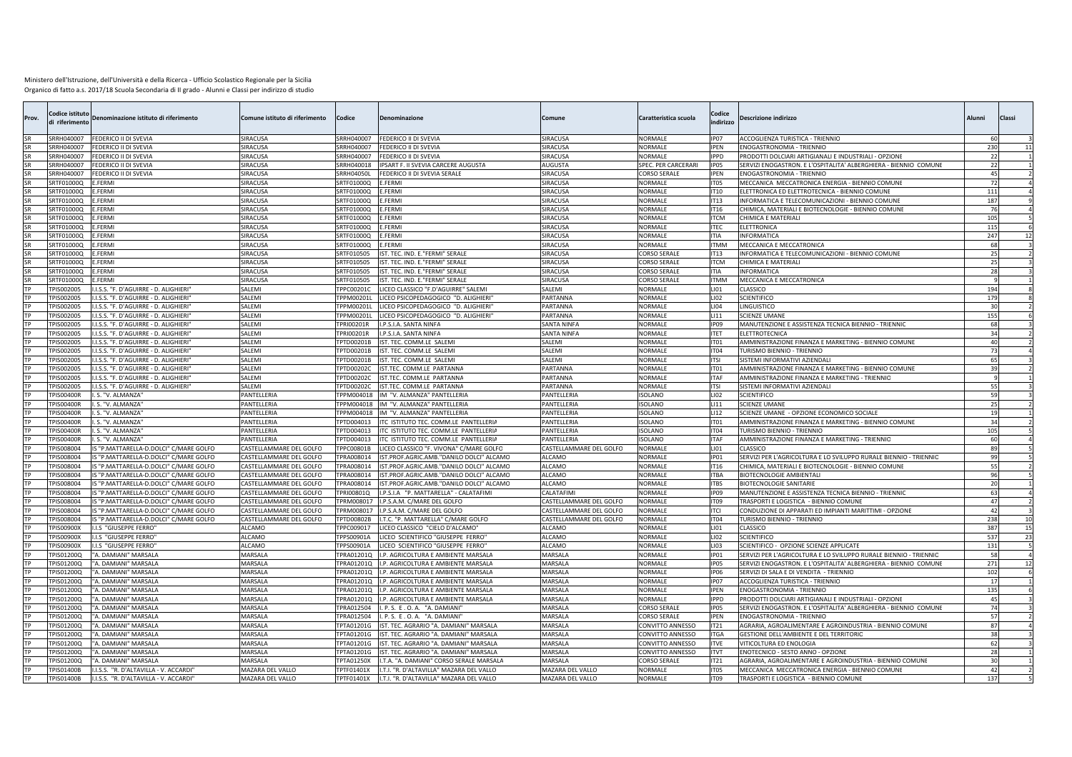Ministero dell'Istruzione, dell'Università e della Ricerca - Ufficio Scolastico Regionale per la Sicilia
Organico di fatto a.s. 2017/18 Scuola Secondaria di II grado - Alunni e Classi per indirizzo di studio

| Prov. | Codice istituto di riferimento | Denominazione istituto di riferimento | Comune istituto di riferimento | Codice | Denominazione | Comune | Caratteristica scuola | Codice indirizzo | Descrizione indirizzo | Alunni | Classi |
|---|---|---|---|---|---|---|---|---|---|---|---|
| SR | SRRH040007 | FEDERICO II DI SVEVIA | SIRACUSA | SRRH040007 | FEDERICO II DI SVEVIA | SIRACUSA | NORMALE | IP07 | ACCOGLIENZA TURISTICA - TRIENNIO | 60 | 3 |
| SR | SRRH040007 | FEDERICO II DI SVEVIA | SIRACUSA | SRRH040007 | FEDERICO II DI SVEVIA | SIRACUSA | NORMALE | IPEN | ENOGASTRONOMIA - TRIENNIO | 230 | 11 |
| SR | SRRH040007 | FEDERICO II DI SVEVIA | SIRACUSA | SRRH040007 | FEDERICO II DI SVEVIA | SIRACUSA | NORMALE | IPPD | PRODOTTI DOLCIARI ARTIGIANALI E INDUSTRIALI - OPZIONE | 22 | 1 |
| SR | SRRH040007 | FEDERICO II DI SVEVIA | SIRACUSA | SRRH040018 | IPSART F. II SVEVIA CARCERE AUGUSTA | AUGUSTA | SPEC. PER CARCERARI | IP05 | SERVIZI ENOGASTRON. E L'OSPITALITA' ALBERGHIERA - BIENNIO COMUNE | 22 | 1 |
| SR | SRRH040007 | FEDERICO II DI SVEVIA | SIRACUSA | SRRH04050L | FEDERICO II DI SVEVIA SERALE | SIRACUSA | CORSO SERALE | IPEN | ENOGASTRONOMIA - TRIENNIO | 45 | 2 |
| SR | SRTF01000Q | E.FERMI | SIRACUSA | SRTF01000Q | E.FERMI | SIRACUSA | NORMALE | IT05 | MECCANICA MECCATRONICA ENERGIA - BIENNIO COMUNE | 72 | 4 |
| SR | SRTF01000Q | E.FERMI | SIRACUSA | SRTF01000Q | E.FERMI | SIRACUSA | NORMALE | IT10 | ELETTRONICA ED ELETTROTECNICA - BIENNIO COMUNE | 111 | 4 |
| SR | SRTF01000Q | E.FERMI | SIRACUSA | SRTF01000Q | E.FERMI | SIRACUSA | NORMALE | IT13 | INFORMATICA E TELECOMUNICAZIONI - BIENNIO COMUNE | 187 | 9 |
| SR | SRTF01000Q | E.FERMI | SIRACUSA | SRTF01000Q | E.FERMI | SIRACUSA | NORMALE | IT16 | CHIMICA, MATERIALI E BIOTECNOLOGIE - BIENNIO COMUNE | 76 | 4 |
| SR | SRTF01000Q | E.FERMI | SIRACUSA | SRTF01000Q | E.FERMI | SIRACUSA | NORMALE | ITCM | CHIMICA E MATERIALI | 105 | 5 |
| SR | SRTF01000Q | E.FERMI | SIRACUSA | SRTF01000Q | E.FERMI | SIRACUSA | NORMALE | ITEC | ELETTRONICA | 115 | 6 |
| SR | SRTF01000Q | E.FERMI | SIRACUSA | SRTF01000Q | E.FERMI | SIRACUSA | NORMALE | ITIA | INFORMATICA | 247 | 12 |
| SR | SRTF01000Q | E.FERMI | SIRACUSA | SRTF01000Q | E.FERMI | SIRACUSA | NORMALE | ITMM | MECCANICA E MECCATRONICA | 68 | 3 |
| SR | SRTF01000Q | E.FERMI | SIRACUSA | SRTF010505 | IST. TEC. IND. E."FERMI" SERALE | SIRACUSA | CORSO SERALE | IT13 | INFORMATICA E TELECOMUNICAZIONI - BIENNIO COMUNE | 25 | 2 |
| SR | SRTF01000Q | E.FERMI | SIRACUSA | SRTF010505 | IST. TEC. IND. E."FERMI" SERALE | SIRACUSA | CORSO SERALE | ITCM | CHIMICA E MATERIALI | 25 | 3 |
| SR | SRTF01000Q | E.FERMI | SIRACUSA | SRTF010505 | IST. TEC. IND. E."FERMI" SERALE | SIRACUSA | CORSO SERALE | ITIA | INFORMATICA | 28 | 3 |
| SR | SRTF01000Q | E.FERMI | SIRACUSA | SRTF010505 | IST. TEC. IND. E."FERMI" SERALE | SIRACUSA | CORSO SERALE | ITMM | MECCANICA E MECCATRONICA | 9 | 1 |
| TP | TPIS002005 | I.I.S.S. "F. D'AGUIRRE - D. ALIGHIERI" | SALEMI | TPPC00201C | LICEO CLASSICO "F.D'AGUIRRE" SALEMI | SALEMI | NORMALE | LI01 | CLASSICO | 194 | 8 |
| TP | TPIS002005 | I.I.S.S. "F. D'AGUIRRE - D. ALIGHIERI" | SALEMI | TPPM00201L | LICEO PSICOPEDAGOGICO "D. ALIGHIERI" | PARTANNA | NORMALE | LI02 | SCIENTIFICO | 179 | 8 |
| TP | TPIS002005 | I.I.S.S. "F. D'AGUIRRE - D. ALIGHIERI" | SALEMI | TPPM00201L | LICEO PSICOPEDAGOGICO "D. ALIGHIERI" | PARTANNA | NORMALE | LI04 | LINGUISTICO | 30 | 2 |
| TP | TPIS002005 | I.I.S.S. "F. D'AGUIRRE - D. ALIGHIERI" | SALEMI | TPPM00201L | LICEO PSICOPEDAGOGICO "D. ALIGHIERI" | PARTANNA | NORMALE | LI11 | SCIENZE UMANE | 155 | 6 |
| TP | TPIS002005 | I.I.S.S. "F. D'AGUIRRE - D. ALIGHIERI" | SALEMI | TPRI00201R | I.P.S.I.A. SANTA NINFA | SANTA NINFA | NORMALE | IP09 | MANUTENZIONE E ASSISTENZA TECNICA BIENNIO - TRIENNIC | 68 | 3 |
| TP | TPIS002005 | I.I.S.S. "F. D'AGUIRRE - D. ALIGHIERI" | SALEMI | TPRI00201R | I.P.S.I.A. SANTA NINFA | SANTA NINFA | NORMALE | ITET | ELETTROTECNICA | 34 | 2 |
| TP | TPIS002005 | I.I.S.S. "F. D'AGUIRRE - D. ALIGHIERI" | SALEMI | TPTD00201B | IST. TEC. COMM.LE SALEMI | SALEMI | NORMALE | IT01 | AMMINISTRAZIONE FINANZA E MARKETING - BIENNIO COMUNE | 40 | 2 |
| TP | TPIS002005 | I.I.S.S. "F. D'AGUIRRE - D. ALIGHIERI" | SALEMI | TPTD00201B | IST. TEC. COMM.LE SALEMI | SALEMI | NORMALE | IT04 | TURISMO BIENNIO - TRIENNIO | 73 | 4 |
| TP | TPIS002005 | I.I.S.S. "F. D'AGUIRRE - D. ALIGHIERI" | SALEMI | TPTD00201B | IST. TEC. COMM.LE SALEMI | SALEMI | NORMALE | ITSI | SISTEMI INFORMATIVI AZIENDALI | 65 | 3 |
| TP | TPIS002005 | I.I.S.S. "F. D'AGUIRRE - D. ALIGHIERI" | SALEMI | TPTD00202C | IST.TEC. COMM.LE PARTANNA | PARTANNA | NORMALE | IT01 | AMMINISTRAZIONE FINANZA E MARKETING - BIENNIO COMUNE | 39 | 2 |
| TP | TPIS002005 | I.I.S.S. "F. D'AGUIRRE - D. ALIGHIERI" | SALEMI | TPTD00202C | IST.TEC. COMM.LE PARTANNA | PARTANNA | NORMALE | ITAF | AMMINISTRAZIONE FINANZA E MARKETING - TRIENNIO | 9 | 1 |
| TP | TPIS002005 | I.I.S.S. "F. D'AGUIRRE - D. ALIGHIERI" | SALEMI | TPTD00202C | IST.TEC. COMM.LE PARTANNA | PARTANNA | NORMALE | ITSI | SISTEMI INFORMATIVI AZIENDALI | 55 | 3 |
| TP | TPIS00400R | I. S. "V. ALMANZA" | PANTELLERIA | TPPM004018 | IM "V. ALMANZA" PANTELLERIA | PANTELLERIA | ISOLANO | LI02 | SCIENTIFICO | 59 | 3 |
| TP | TPIS00400R | I. S. "V. ALMANZA" | PANTELLERIA | TPPM004018 | IM "V. ALMANZA" PANTELLERIA | PANTELLERIA | ISOLANO | LI11 | SCIENZE UMANE | 25 | 2 |
| TP | TPIS00400R | I. S. "V. ALMANZA" | PANTELLERIA | TPPM004018 | IM "V. ALMANZA" PANTELLERIA | PANTELLERIA | ISOLANO | LI12 | SCIENZE UMANE - OPZIONE ECONOMICO SOCIALE | 19 | 1 |
| TP | TPIS00400R | I. S. "V. ALMANZA" | PANTELLERIA | TPTD004013 | ITC ISTITUTO TEC. COMM.LE PANTELLERIA | PANTELLERIA | ISOLANO | IT01 | AMMINISTRAZIONE FINANZA E MARKETING - BIENNIO COMUNE | 34 | 2 |
| TP | TPIS00400R | I. S. "V. ALMANZA" | PANTELLERIA | TPTD004013 | ITC ISTITUTO TEC. COMM.LE PANTELLERIA | PANTELLERIA | ISOLANO | IT04 | TURISMO BIENNIO - TRIENNIO | 105 | 5 |
| TP | TPIS00400R | I. S. "V. ALMANZA" | PANTELLERIA | TPTD004013 | ITC ISTITUTO TEC. COMM.LE PANTELLERIA | PANTELLERIA | ISOLANO | ITAF | AMMINISTRAZIONE FINANZA E MARKETING - TRIENNIO | 60 | 4 |
| TP | TPIS008004 | IS "P.MATTARELLA-D.DOLCI" C/MARE GOLFO | CASTELLAMMARE DEL GOLFO | TPPC00801B | LICEO CLASSICO "F. VIVONA" C/MARE GOLFO | CASTELLAMMARE DEL GOLFO | NORMALE | LI01 | CLASSICO | 89 | 5 |
| TP | TPIS008004 | IS "P.MATTARELLA-D.DOLCI" C/MARE GOLFO | CASTELLAMMARE DEL GOLFO | TPRA008014 | IST.PROF.AGRIC.AMB."DANILO DOLCI" ALCAMO | ALCAMO | NORMALE | IP01 | SERVIZI PER L'AGRICOLTURA E LO SVILUPPO RURALE BIENNIO - TRIENNIC | 99 | 5 |
| TP | TPIS008004 | IS "P.MATTARELLA-D.DOLCI" C/MARE GOLFO | CASTELLAMMARE DEL GOLFO | TPRA008014 | IST.PROF.AGRIC.AMB."DANILO DOLCI" ALCAMO | ALCAMO | NORMALE | IT16 | CHIMICA, MATERIALI E BIOTECNOLOGIE - BIENNIO COMUNE | 55 | 2 |
| TP | TPIS008004 | IS "P.MATTARELLA-D.DOLCI" C/MARE GOLFO | CASTELLAMMARE DEL GOLFO | TPRA008014 | IST.PROF.AGRIC.AMB."DANILO DOLCI" ALCAMO | ALCAMO | NORMALE | ITBA | BIOTECNOLOGIE AMBIENTALI | 96 | 5 |
| TP | TPIS008004 | IS "P.MATTARELLA-D.DOLCI" C/MARE GOLFO | CASTELLAMMARE DEL GOLFO | TPRA008014 | IST.PROF.AGRIC.AMB."DANILO DOLCI" ALCAMO | ALCAMO | NORMALE | ITBS | BIOTECNOLOGIE SANITARIE | 20 | 1 |
| TP | TPIS008004 | IS "P.MATTARELLA-D.DOLCI" C/MARE GOLFO | CASTELLAMMARE DEL GOLFO | TPRI00801Q | I.P.S.I.A "P. MATTARELLA" - CALATAFIMI | CALATAFIMI | NORMALE | IP09 | MANUTENZIONE E ASSISTENZA TECNICA BIENNIO - TRIENNIC | 63 | 4 |
| TP | TPIS008004 | IS "P.MATTARELLA-D.DOLCI" C/MARE GOLFO | CASTELLAMMARE DEL GOLFO | TPRM008017 | I.P.S.A.M. C/MARE DEL GOLFO | CASTELLAMMARE DEL GOLFO | NORMALE | IT09 | TRASPORTI E LOGISTICA - BIENNIO COMUNE | 47 | 2 |
| TP | TPIS008004 | IS "P.MATTARELLA-D.DOLCI" C/MARE GOLFO | CASTELLAMMARE DEL GOLFO | TPRM008017 | I.P.S.A.M. C/MARE DEL GOLFO | CASTELLAMMARE DEL GOLFO | NORMALE | ITCI | CONDUZIONE DI APPARATI ED IMPIANTI MARITTIMI - OPZIONE | 42 | 3 |
| TP | TPIS008004 | IS "P.MATTARELLA-D.DOLCI" C/MARE GOLFO | CASTELLAMMARE DEL GOLFO | TPTD00801B | I.T.C. "P. MATTARELLA" C/MARE GOLFO | CASTELLAMMARE DEL GOLFO | NORMALE | IT04 | TURISMO BIENNIO - TRIENNIO | 238 | 10 |
| TP | TPIS00900X | I.I.S "GIUSEPPE FERRO" | ALCAMO | TPPC009017 | LICEO CLASSICO "CIELO D'ALCAMO" | ALCAMO | NORMALE | LI01 | CLASSICO | 387 | 15 |
| TP | TPIS00900X | I.I.S "GIUSEPPE FERRO" | ALCAMO | TPPS00901A | LICEO SCIENTIFICO "GIUSEPPE FERRO" | ALCAMO | NORMALE | LI02 | SCIENTIFICO | 537 | 23 |
| TP | TPIS00900X | I.I.S "GIUSEPPE FERRO" | ALCAMO | TPPS00901A | LICEO SCIENTIFICO "GIUSEPPE FERRO" | ALCAMO | NORMALE | LI03 | SCIENTIFICO - OPZIONE SCIENZE APPLICATE | 131 | 5 |
| TP | TPIS01200Q | "A. DAMIANI" MARSALA | MARSALA | TPRA01201Q | I.P. AGRICOLTURA E AMBIENTE MARSALA | MARSALA | NORMALE | IP01 | SERVIZI PER L'AGRICOLTURA E LO SVILUPPO RURALE BIENNIO - TRIENNIC | 58 | 4 |
| TP | TPIS01200Q | "A. DAMIANI" MARSALA | MARSALA | TPRA01201Q | I.P. AGRICOLTURA E AMBIENTE MARSALA | MARSALA | NORMALE | IP05 | SERVIZI ENOGASTRON. E L'OSPITALITA' ALBERGHIERA - BIENNIO COMUNE | 271 | 12 |
| TP | TPIS01200Q | "A. DAMIANI" MARSALA | MARSALA | TPRA01201Q | I.P. AGRICOLTURA E AMBIENTE MARSALA | MARSALA | NORMALE | IP06 | SERVIZI DI SALA E DI VENDITA - TRIENNIO | 102 | 6 |
| TP | TPIS01200Q | "A. DAMIANI" MARSALA | MARSALA | TPRA01201Q | I.P. AGRICOLTURA E AMBIENTE MARSALA | MARSALA | NORMALE | IP07 | ACCOGLIENZA TURISTICA - TRIENNIO | 17 | 1 |
| TP | TPIS01200Q | "A. DAMIANI" MARSALA | MARSALA | TPRA01201Q | I.P. AGRICOLTURA E AMBIENTE MARSALA | MARSALA | NORMALE | IPEN | ENOGASTRONOMIA - TRIENNIO | 135 | 6 |
| TP | TPIS01200Q | "A. DAMIANI" MARSALA | MARSALA | TPRA01201Q | I.P. AGRICOLTURA E AMBIENTE MARSALA | MARSALA | NORMALE | IPPD | PRODOTTI DOLCIARI ARTIGIANALI E INDUSTRIALI - OPZIONE | 45 | 3 |
| TP | TPIS01200Q | "A. DAMIANI" MARSALA | MARSALA | TPRA012504 | I. P. S. E. O. A. "A. DAMIANI" | MARSALA | CORSO SERALE | IP05 | SERVIZI ENOGASTRON. E L'OSPITALITA' ALBERGHIERA - BIENNIO COMUNE | 74 | 3 |
| TP | TPIS01200Q | "A. DAMIANI" MARSALA | MARSALA | TPRA012504 | I. P. S. E. O. A. "A. DAMIANI" | MARSALA | CORSO SERALE | IPEN | ENOGASTRONOMIA - TRIENNIO | 57 | 2 |
| TP | TPIS01200Q | "A. DAMIANI" MARSALA | MARSALA | TPTA01201G | IST. TEC. AGRARIO "A. DAMIANI" MARSALA | MARSALA | CONVITTO ANNESSO | IT21 | AGRARIA, AGROALIMENTARE E AGROINDUSTRIA - BIENNIO COMUNE | 87 | 4 |
| TP | TPIS01200Q | "A. DAMIANI" MARSALA | MARSALA | TPTA01201G | IST. TEC. AGRARIO "A. DAMIANI" MARSALA | MARSALA | CONVITTO ANNESSO | ITGA | GESTIONE DELL'AMBIENTE E DEL TERRITORIO | 38 | 3 |
| TP | TPIS01200Q | "A. DAMIANI" MARSALA | MARSALA | TPTA01201G | IST. TEC. AGRARIO "A. DAMIANI" MARSALA | MARSALA | CONVITTO ANNESSO | ITVE | VITICOLTURA ED ENOLOGIA | 62 | 3 |
| TP | TPIS01200Q | "A. DAMIANI" MARSALA | MARSALA | TPTA01201G | IST. TEC. AGRARIO "A. DAMIANI" MARSALA | MARSALA | CONVITTO ANNESSO | ITVT | ENOTECNICO - SESTO ANNO - OPZIONE | 28 | 1 |
| TP | TPIS01200Q | "A. DAMIANI" MARSALA | MARSALA | TPTA01250X | I.T.A. "A. DAMIANI" CORSO SERALE MARSALA | MARSALA | CORSO SERALE | IT21 | AGRARIA, AGROALIMENTARE E AGROINDUSTRIA - BIENNIO COMUNE | 30 | 1 |
| TP | TPIS01400B | I.I.S.S. "R. D'ALTAVILLA - V. ACCARDI" | MAZARA DEL VALLO | TPTF01401X | I.T.I. "R. D'ALTAVILLA" MAZARA DEL VALLO | MAZARA DEL VALLO | NORMALE | IT05 | MECCANICA MECCATRONICA ENERGIA - BIENNIO COMUNE | 42 | 2 |
| TP | TPIS01400B | I.I.S.S. "R. D'ALTAVILLA - V. ACCARDI" | MAZARA DEL VALLO | TPTF01401X | I.T.I. "R. D'ALTAVILLA" MAZARA DEL VALLO | MAZARA DEL VALLO | NORMALE | IT09 | TRASPORTI E LOGISTICA - BIENNIO COMUNE | 137 | 5 |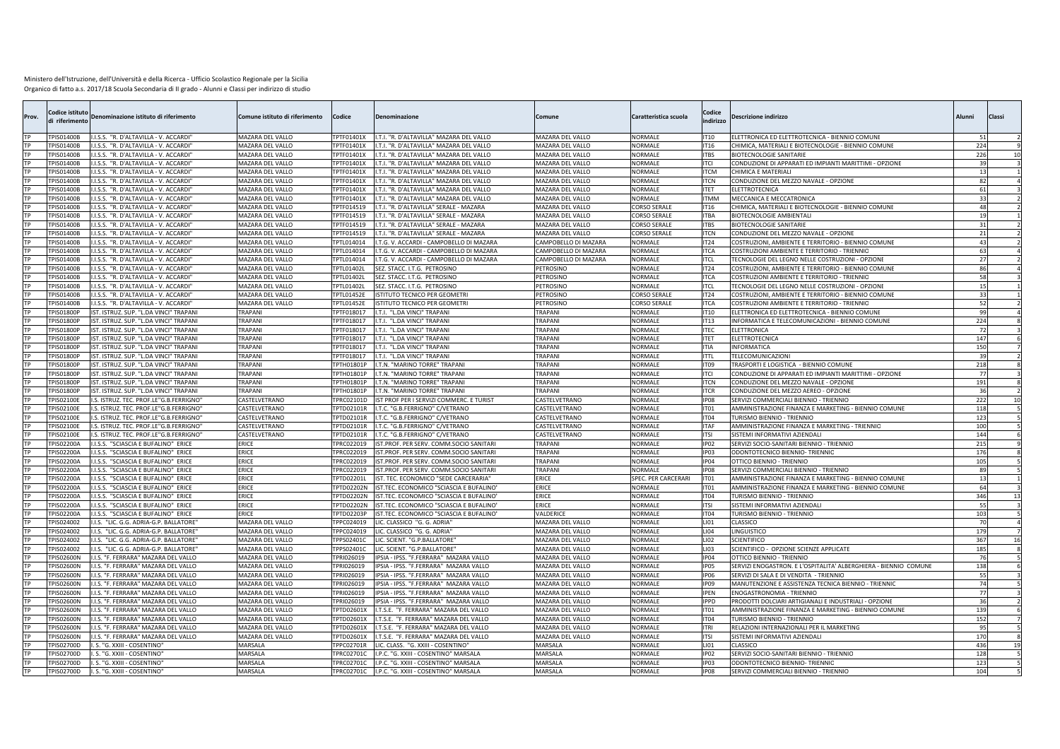Ministero dell'Istruzione, dell'Università e della Ricerca - Ufficio Scolastico Regionale per la Sicilia
Organico di fatto a.s. 2017/18 Scuola Secondaria di II grado - Alunni e Classi per indirizzo di studio

| Prov. | Codice istituto di riferimento | Denominazione istituto di riferimento | Comune istituto di riferimento | Codice | Denominazione | Comune | Caratteristica scuola | Codice indirizzo | Descrizione indirizzo | Alunni | Classi |
|---|---|---|---|---|---|---|---|---|---|---|---|
| TP | TPIS01400B | I.I.S.S. "R. D'ALTAVILLA - V. ACCARDI" | MAZARA DEL VALLO | TPTF01401X | I.T.I. "R. D'ALTAVILLA" MAZARA DEL VALLO | MAZARA DEL VALLO | NORMALE | IT10 | ELETTRONICA ED ELETTROTECNICA - BIENNIO COMUNE | 51 | 2 |
| TP | TPIS01400B | I.I.S.S. "R. D'ALTAVILLA - V. ACCARDI" | MAZARA DEL VALLO | TPTF01401X | I.T.I. "R. D'ALTAVILLA" MAZARA DEL VALLO | MAZARA DEL VALLO | NORMALE | IT16 | CHIMICA, MATERIALI E BIOTECNOLOGIE - BIENNIO COMUNE | 224 | 9 |
| TP | TPIS01400B | I.I.S.S. "R. D'ALTAVILLA - V. ACCARDI" | MAZARA DEL VALLO | TPTF01401X | I.T.I. "R. D'ALTAVILLA" MAZARA DEL VALLO | MAZARA DEL VALLO | NORMALE | ITBS | BIOTECNOLOGIE SANITARIE | 226 | 10 |
| TP | TPIS01400B | I.I.S.S. "R. D'ALTAVILLA - V. ACCARDI" | MAZARA DEL VALLO | TPTF01401X | I.T.I. "R. D'ALTAVILLA" MAZARA DEL VALLO | MAZARA DEL VALLO | NORMALE | ITCI | CONDUZIONE DI APPARATI ED IMPIANTI MARITTIMI - OPZIONE | 39 | 3 |
| TP | TPIS01400B | I.I.S.S. "R. D'ALTAVILLA - V. ACCARDI" | MAZARA DEL VALLO | TPTF01401X | I.T.I. "R. D'ALTAVILLA" MAZARA DEL VALLO | MAZARA DEL VALLO | NORMALE | ITCM | CHIMICA E MATERIALI | 13 | 1 |
| TP | TPIS01400B | I.I.S.S. "R. D'ALTAVILLA - V. ACCARDI" | MAZARA DEL VALLO | TPTF01401X | I.T.I. "R. D'ALTAVILLA" MAZARA DEL VALLO | MAZARA DEL VALLO | NORMALE | ITCN | CONDUZIONE DEL MEZZO NAVALE - OPZIONE | 82 | 4 |
| TP | TPIS01400B | I.I.S.S. "R. D'ALTAVILLA - V. ACCARDI" | MAZARA DEL VALLO | TPTF01401X | I.T.I. "R. D'ALTAVILLA" MAZARA DEL VALLO | MAZARA DEL VALLO | NORMALE | ITET | ELETTROTECNICA | 61 | 3 |
| TP | TPIS01400B | I.I.S.S. "R. D'ALTAVILLA - V. ACCARDI" | MAZARA DEL VALLO | TPTF01401X | I.T.I. "R. D'ALTAVILLA" MAZARA DEL VALLO | MAZARA DEL VALLO | NORMALE | ITMM | MECCANICA E MECCATRONICA | 33 | 2 |
| TP | TPIS01400B | I.I.S.S. "R. D'ALTAVILLA - V. ACCARDI" | MAZARA DEL VALLO | TPTF014519 | I.T.I. "R. D'ALTAVILLA" SERALE - MAZARA | MAZARA DEL VALLO | CORSO SERALE | IT16 | CHIMICA, MATERIALI E BIOTECNOLOGIE - BIENNIO COMUNE | 48 | 2 |
| TP | TPIS01400B | I.I.S.S. "R. D'ALTAVILLA - V. ACCARDI" | MAZARA DEL VALLO | TPTF014519 | I.T.I. "R. D'ALTAVILLA" SERALE - MAZARA | MAZARA DEL VALLO | CORSO SERALE | ITBA | BIOTECNOLOGIE AMBIENTALI | 19 | 1 |
| TP | TPIS01400B | I.I.S.S. "R. D'ALTAVILLA - V. ACCARDI" | MAZARA DEL VALLO | TPTF014519 | I.T.I. "R. D'ALTAVILLA" SERALE - MAZARA | MAZARA DEL VALLO | CORSO SERALE | ITBS | BIOTECNOLOGIE SANITARIE | 31 | 2 |
| TP | TPIS01400B | I.I.S.S. "R. D'ALTAVILLA - V. ACCARDI" | MAZARA DEL VALLO | TPTF014519 | I.T.I. "R. D'ALTAVILLA" SERALE - MAZARA | MAZARA DEL VALLO | CORSO SERALE | ITCN | CONDUZIONE DEL MEZZO NAVALE - OPZIONE | 21 | 2 |
| TP | TPIS01400B | I.I.S.S. "R. D'ALTAVILLA - V. ACCARDI" | MAZARA DEL VALLO | TPTL014014 | I.T.G. V. ACCARDI - CAMPOBELLO DI MAZARA | CAMPOBELLO DI MAZARA | NORMALE | IT24 | COSTRUZIONI, AMBIENTE E TERRITORIO - BIENNIO COMUNE | 43 | 2 |
| TP | TPIS01400B | I.I.S.S. "R. D'ALTAVILLA - V. ACCARDI" | MAZARA DEL VALLO | TPTL014014 | I.T.G. V. ACCARDI - CAMPOBELLO DI MAZARA | CAMPOBELLO DI MAZARA | NORMALE | ITCA | COSTRUZIONI AMBIENTE E TERRITORIO - TRIENNIO | 63 | 4 |
| TP | TPIS01400B | I.I.S.S. "R. D'ALTAVILLA - V. ACCARDI" | MAZARA DEL VALLO | TPTL014014 | I.T.G. V. ACCARDI - CAMPOBELLO DI MAZARA | CAMPOBELLO DI MAZARA | NORMALE | ITCL | TECNOLOGIE DEL LEGNO NELLE COSTRUZIONI - OPZIONE | 27 | 2 |
| TP | TPIS01400B | I.I.S.S. "R. D'ALTAVILLA - V. ACCARDI" | MAZARA DEL VALLO | TPTL01402L | SEZ. STACC. I.T.G. PETROSINO | PETROSINO | NORMALE | IT24 | COSTRUZIONI, AMBIENTE E TERRITORIO - BIENNIO COMUNE | 86 | 4 |
| TP | TPIS01400B | I.I.S.S. "R. D'ALTAVILLA - V. ACCARDI" | MAZARA DEL VALLO | TPTL01402L | SEZ. STACC. I.T.G. PETROSINO | PETROSINO | NORMALE | ITCA | COSTRUZIONI AMBIENTE E TERRITORIO - TRIENNIO | 58 | 3 |
| TP | TPIS01400B | I.I.S.S. "R. D'ALTAVILLA - V. ACCARDI" | MAZARA DEL VALLO | TPTL01402L | SEZ. STACC. I.T.G. PETROSINO | PETROSINO | NORMALE | ITCL | TECNOLOGIE DEL LEGNO NELLE COSTRUZIONI - OPZIONE | 15 | 1 |
| TP | TPIS01400B | I.I.S.S. "R. D'ALTAVILLA - V. ACCARDI" | MAZARA DEL VALLO | TPTL01452E | ISTITUTO TECNICO PER GEOMETRI | PETROSINO | CORSO SERALE | IT24 | COSTRUZIONI, AMBIENTE E TERRITORIO - BIENNIO COMUNE | 33 | 1 |
| TP | TPIS01400B | I.I.S.S. "R. D'ALTAVILLA - V. ACCARDI" | MAZARA DEL VALLO | TPTL01452E | ISTITUTO TECNICO PER GEOMETRI | PETROSINO | CORSO SERALE | ITCA | COSTRUZIONI AMBIENTE E TERRITORIO - TRIENNIO | 52 | 2 |
| TP | TPIS01800P | IST. ISTRUZ. SUP. "L.DA VINCI" TRAPANI | TRAPANI | TPTF018017 | I.T.I. "L.DA VINCI" TRAPANI | TRAPANI | NORMALE | IT10 | ELETTRONICA ED ELETTROTECNICA - BIENNIO COMUNE | 99 | 4 |
| TP | TPIS01800P | IST. ISTRUZ. SUP. "L.DA VINCI" TRAPANI | TRAPANI | TPTF018017 | I.T.I. "L.DA VINCI" TRAPANI | TRAPANI | NORMALE | IT13 | INFORMATICA E TELECOMUNICAZIONI - BIENNIO COMUNE | 224 | 8 |
| TP | TPIS01800P | IST. ISTRUZ. SUP. "L.DA VINCI" TRAPANI | TRAPANI | TPTF018017 | I.T.I. "L.DA VINCI" TRAPANI | TRAPANI | NORMALE | ITEC | ELETTRONICA | 72 | 3 |
| TP | TPIS01800P | IST. ISTRUZ. SUP. "L.DA VINCI" TRAPANI | TRAPANI | TPTF018017 | I.T.I. "L.DA VINCI" TRAPANI | TRAPANI | NORMALE | ITET | ELETTROTECNICA | 147 | 6 |
| TP | TPIS01800P | IST. ISTRUZ. SUP. "L.DA VINCI" TRAPANI | TRAPANI | TPTF018017 | I.T.I. "L.DA VINCI" TRAPANI | TRAPANI | NORMALE | ITIA | INFORMATICA | 150 | 7 |
| TP | TPIS01800P | IST. ISTRUZ. SUP. "L.DA VINCI" TRAPANI | TRAPANI | TPTF018017 | I.T.I. "L.DA VINCI" TRAPANI | TRAPANI | NORMALE | ITTL | TELECOMUNICAZIONI | 39 | 2 |
| TP | TPIS01800P | IST. ISTRUZ. SUP. "L.DA VINCI" TRAPANI | TRAPANI | TPTH01801P | I.T.N. "MARINO TORRE" TRAPANI | TRAPANI | NORMALE | IT09 | TRASPORTI E LOGISTICA - BIENNIO COMUNE | 218 | 8 |
| TP | TPIS01800P | IST. ISTRUZ. SUP. "L.DA VINCI" TRAPANI | TRAPANI | TPTH01801P | I.T.N. "MARINO TORRE" TRAPANI | TRAPANI | NORMALE | ITCI | CONDUZIONE DI APPARATI ED IMPIANTI MARITTIMI - OPZIONE | 77 | 3 |
| TP | TPIS01800P | IST. ISTRUZ. SUP. "L.DA VINCI" TRAPANI | TRAPANI | TPTH01801P | I.T.N. "MARINO TORRE" TRAPANI | TRAPANI | NORMALE | ITCN | CONDUZIONE DEL MEZZO NAVALE - OPZIONE | 191 | 8 |
| TP | TPIS01800P | IST. ISTRUZ. SUP. "L.DA VINCI" TRAPANI | TRAPANI | TPTH01801P | I.T.N. "MARINO TORRE" TRAPANI | TRAPANI | NORMALE | ITCR | CONDUZIONE DEL MEZZO AEREO - OPZIONE | 36 | 2 |
| TP | TPIS02100E | I.S. ISTRUZ. TEC. PROF.LE"G.B.FERRIGNO" | CASTELVETRANO | TPRC02101D | IST PROF PER I SERVIZI COMMERC. E TURIST | CASTELVETRANO | NORMALE | IP08 | SERVIZI COMMERCIALI BIENNIO - TRIENNIO | 222 | 10 |
| TP | TPIS02100E | I.S. ISTRUZ. TEC. PROF.LE"G.B.FERRIGNO" | CASTELVETRANO | TPTD02101R | I.T.C. "G.B.FERRIGNO" C/VETRANO | CASTELVETRANO | NORMALE | IT01 | AMMINISTRAZIONE FINANZA E MARKETING - BIENNIO COMUNE | 118 | 5 |
| TP | TPIS02100E | I.S. ISTRUZ. TEC. PROF.LE"G.B.FERRIGNO" | CASTELVETRANO | TPTD02101R | I.T.C. "G.B.FERRIGNO" C/VETRANO | CASTELVETRANO | NORMALE | IT04 | TURISMO BIENNIO - TRIENNIO | 123 | 5 |
| TP | TPIS02100E | I.S. ISTRUZ. TEC. PROF.LE"G.B.FERRIGNO" | CASTELVETRANO | TPTD02101R | I.T.C. "G.B.FERRIGNO" C/VETRANO | CASTELVETRANO | NORMALE | ITAF | AMMINISTRAZIONE FINANZA E MARKETING - TRIENNIO | 100 | 5 |
| TP | TPIS02100E | I.S. ISTRUZ. TEC. PROF.LE"G.B.FERRIGNO" | CASTELVETRANO | TPTD02101R | I.T.C. "G.B.FERRIGNO" C/VETRANO | CASTELVETRANO | NORMALE | ITSI | SISTEMI INFORMATIVI AZIENDALI | 144 | 6 |
| TP | TPIS02200A | I.I.S.S. "SCIASCIA E BUFALINO" ERICE | ERICE | TPRC022019 | IST.PROF. PER SERV. COMM.SOCIO SANITARI | TRAPANI | NORMALE | IP02 | SERVIZI SOCIO-SANITARI BIENNIO - TRIENNIO | 215 | 9 |
| TP | TPIS02200A | I.I.S.S. "SCIASCIA E BUFALINO" ERICE | ERICE | TPRC022019 | IST.PROF. PER SERV. COMM.SOCIO SANITARI | TRAPANI | NORMALE | IP03 | ODONTOTECNICO BIENNIO- TRIENNIC | 176 | 8 |
| TP | TPIS02200A | I.I.S.S. "SCIASCIA E BUFALINO" ERICE | ERICE | TPRC022019 | IST.PROF. PER SERV. COMM.SOCIO SANITARI | TRAPANI | NORMALE | IP04 | OTTICO BIENNIO - TRIENNIO | 105 | 5 |
| TP | TPIS02200A | I.I.S.S. "SCIASCIA E BUFALINO" ERICE | ERICE | TPRC022019 | IST.PROF. PER SERV. COMM.SOCIO SANITARI | TRAPANI | NORMALE | IP08 | SERVIZI COMMERCIALI BIENNIO - TRIENNIO | 89 | 5 |
| TP | TPIS02200A | I.I.S.S. "SCIASCIA E BUFALINO" ERICE | ERICE | TPTD02201L | IST. TEC. ECONOMICO "SEDE CARCERARIA" | ERICE | SPEC. PER CARCERARI | IT01 | AMMINISTRAZIONE FINANZA E MARKETING - BIENNIO COMUNE | 13 | 1 |
| TP | TPIS02200A | I.I.S.S. "SCIASCIA E BUFALINO" ERICE | ERICE | TPTD02202N | IST.TEC. ECONOMICO "SCIASCIA E BUFALINO' | ERICE | NORMALE | IT01 | AMMINISTRAZIONE FINANZA E MARKETING - BIENNIO COMUNE | 64 | 3 |
| TP | TPIS02200A | I.I.S.S. "SCIASCIA E BUFALINO" ERICE | ERICE | TPTD02202N | IST.TEC. ECONOMICO "SCIASCIA E BUFALINO' | ERICE | NORMALE | IT04 | TURISMO BIENNIO - TRIENNIO | 346 | 13 |
| TP | TPIS02200A | I.I.S.S. "SCIASCIA E BUFALINO" ERICE | ERICE | TPTD02202N | IST.TEC. ECONOMICO "SCIASCIA E BUFALINO' | ERICE | NORMALE | ITSI | SISTEMI INFORMATIVI AZIENDALI | 55 | 3 |
| TP | TPIS02200A | I.I.S.S. "SCIASCIA E BUFALINO" ERICE | ERICE | TPTD02203P | IST.TEC. ECONOMICO "SCIASCIA E BUFALINO' | VALDERICE | NORMALE | IT04 | TURISMO BIENNIO - TRIENNIO | 103 | 5 |
| TP | TPIS024002 | I.I.S. "LIC. G.G. ADRIA-G.P. BALLATORE" | MAZARA DEL VALLO | TPPC024019 | LIC. CLASSICO "G. G. ADRIA" | MAZARA DEL VALLO | NORMALE | LI01 | CLASSICO | 70 | 4 |
| TP | TPIS024002 | I.I.S. "LIC. G.G. ADRIA-G.P. BALLATORE" | MAZARA DEL VALLO | TPPC024019 | LIC. CLASSICO "G. G. ADRIA" | MAZARA DEL VALLO | NORMALE | LI04 | LINGUISTICO | 179 | 7 |
| TP | TPIS024002 | I.I.S. "LIC. G.G. ADRIA-G.P. BALLATORE" | MAZARA DEL VALLO | TPPS02401C | LIC. SCIENT. "G.P.BALLATORE" | MAZARA DEL VALLO | NORMALE | LI02 | SCIENTIFICO | 367 | 16 |
| TP | TPIS024002 | I.I.S. "LIC. G.G. ADRIA-G.P. BALLATORE" | MAZARA DEL VALLO | TPPS02401C | LIC. SCIENT. "G.P.BALLATORE" | MAZARA DEL VALLO | NORMALE | LI03 | SCIENTIFICO - OPZIONE SCIENZE APPLICATE | 185 | 8 |
| TP | TPIS02600N | I.I.S. "F. FERRARA" MAZARA DEL VALLO | MAZARA DEL VALLO | TPRI026019 | IPSIA - IPSS. "F.FERRARA" MAZARA VALLO | MAZARA DEL VALLO | NORMALE | IP04 | OTTICO BIENNIO - TRIENNIO | 76 | 5 |
| TP | TPIS02600N | I.I.S. "F. FERRARA" MAZARA DEL VALLO | MAZARA DEL VALLO | TPRI026019 | IPSIA - IPSS. "F.FERRARA" MAZARA VALLO | MAZARA DEL VALLO | NORMALE | IP05 | SERVIZI ENOGASTRON. E L'OSPITALITA' ALBERGHIERA - BIENNIO COMUNE | 138 | 6 |
| TP | TPIS02600N | I.I.S. "F. FERRARA" MAZARA DEL VALLO | MAZARA DEL VALLO | TPRI026019 | IPSIA - IPSS. "F.FERRARA" MAZARA VALLO | MAZARA DEL VALLO | NORMALE | IP06 | SERVIZI DI SALA E DI VENDITA - TRIENNIO | 55 | 3 |
| TP | TPIS02600N | I.I.S. "F. FERRARA" MAZARA DEL VALLO | MAZARA DEL VALLO | TPRI026019 | IPSIA - IPSS. "F.FERRARA" MAZARA VALLO | MAZARA DEL VALLO | NORMALE | IP09 | MANUTENZIONE E ASSISTENZA TECNICA BIENNIO - TRIENNIC | 74 | 5 |
| TP | TPIS02600N | I.I.S. "F. FERRARA" MAZARA DEL VALLO | MAZARA DEL VALLO | TPRI026019 | IPSIA - IPSS. "F.FERRARA" MAZARA VALLO | MAZARA DEL VALLO | NORMALE | IPEN | ENOGASTRONOMIA - TRIENNIO | 77 | 3 |
| TP | TPIS02600N | I.I.S. "F. FERRARA" MAZARA DEL VALLO | MAZARA DEL VALLO | TPRI026019 | IPSIA - IPSS. "F.FERRARA" MAZARA VALLO | MAZARA DEL VALLO | NORMALE | IPPD | PRODOTTI DOLCIARI ARTIGIANALI E INDUSTRIALI - OPZIONE | 36 | 2 |
| TP | TPIS02600N | I.I.S. "F. FERRARA" MAZARA DEL VALLO | MAZARA DEL VALLO | TPTD02601X | I.T.S.E. "F. FERRARA" MAZARA DEL VALLO | MAZARA DEL VALLO | NORMALE | IT01 | AMMINISTRAZIONE FINANZA E MARKETING - BIENNIO COMUNE | 139 | 6 |
| TP | TPIS02600N | I.I.S. "F. FERRARA" MAZARA DEL VALLO | MAZARA DEL VALLO | TPTD02601X | I.T.S.E. "F. FERRARA" MAZARA DEL VALLO | MAZARA DEL VALLO | NORMALE | IT04 | TURISMO BIENNIO - TRIENNIO | 152 | 7 |
| TP | TPIS02600N | I.I.S. "F. FERRARA" MAZARA DEL VALLO | MAZARA DEL VALLO | TPTD02601X | I.T.S.E. "F. FERRARA" MAZARA DEL VALLO | MAZARA DEL VALLO | NORMALE | ITRI | RELAZIONI INTERNAZIONALI PER IL MARKETING | 95 | 5 |
| TP | TPIS02600N | I.I.S. "F. FERRARA" MAZARA DEL VALLO | MAZARA DEL VALLO | TPTD02601X | I.T.S.E. "F. FERRARA" MAZARA DEL VALLO | MAZARA DEL VALLO | NORMALE | ITSI | SISTEMI INFORMATIVI AZIENDALI | 170 | 8 |
| TP | TPIS02700D | I. S. "G. XXIII - COSENTINO" | MARSALA | TPPC02701R | LIC. CLASS. "G. XXIII - COSENTINO" | MARSALA | NORMALE | LI01 | CLASSICO | 436 | 19 |
| TP | TPIS02700D | I. S. "G. XXIII - COSENTINO" | MARSALA | TPRC02701C | I.P.C. "G. XXIII - COSENTINO" MARSALA | MARSALA | NORMALE | IP02 | SERVIZI SOCIO-SANITARI BIENNIO - TRIENNIO | 128 | 5 |
| TP | TPIS02700D | I. S. "G. XXIII - COSENTINO" | MARSALA | TPRC02701C | I.P.C. "G. XXIII - COSENTINO" MARSALA | MARSALA | NORMALE | IP03 | ODONTOTECNICO BIENNIO- TRIENNIC | 123 | 5 |
| TP | TPIS02700D | I. S. "G. XXIII - COSENTINO" | MARSALA | TPRC02701C | I.P.C. "G. XXIII - COSENTINO" MARSALA | MARSALA | NORMALE | IP08 | SERVIZI COMMERCIALI BIENNIO - TRIENNIO | 104 | 5 |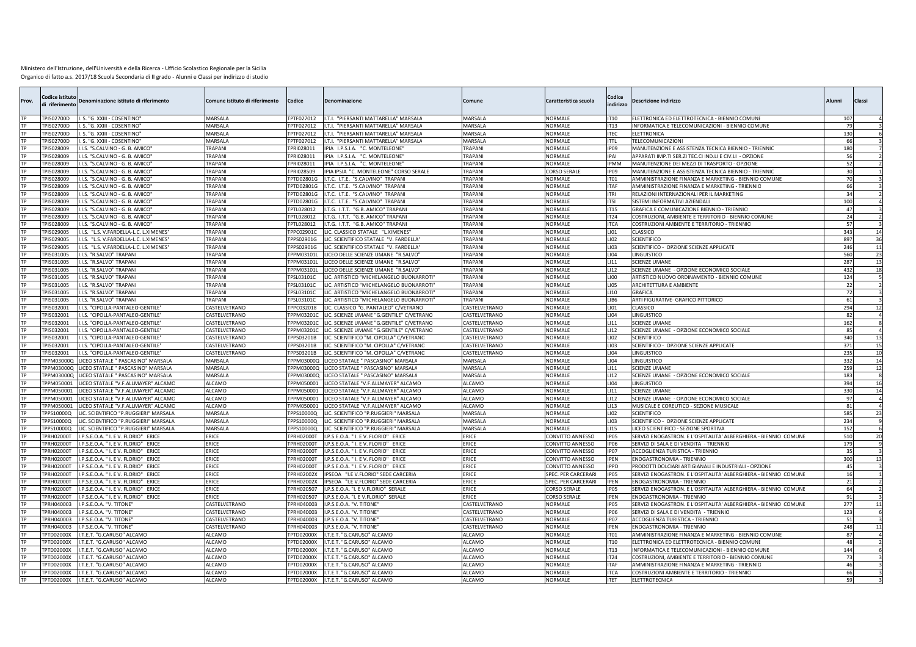Ministero dell'Istruzione, dell'Università e della Ricerca - Ufficio Scolastico Regionale per la Sicilia
Organico di fatto a.s. 2017/18 Scuola Secondaria di II grado - Alunni e Classi per indirizzo di studio

| Prov. | Codice istituto di riferimento | Denominazione istituto di riferimento | Comune istituto di riferimento | Codice | Denominazione | Comune | Caratteristica scuola | Codice indirizzo | Descrizione indirizzo | Alunni | Classi |
|---|---|---|---|---|---|---|---|---|---|---|---|
| TP | TPIS02700D | I. S. "G. XXIII - COSENTINO" | MARSALA | TPTF027012 | I.T.I. "PIERSANTI MATTARELLA" MARSALA | MARSALA | NORMALE | IT10 | ELETTRONICA ED ELETTROTECNICA - BIENNIO COMUNE | 107 | 4 |
| TP | TPIS02700D | I. S. "G. XXIII - COSENTINO" | MARSALA | TPTF027012 | I.T.I. "PIERSANTI MATTARELLA" MARSALA | MARSALA | NORMALE | IT13 | INFORMATICA E TELECOMUNICAZIONI - BIENNIO COMUNE | 79 | 3 |
| TP | TPIS02700D | I. S. "G. XXIII - COSENTINO" | MARSALA | TPTF027012 | I.T.I. "PIERSANTI MATTARELLA" MARSALA | MARSALA | NORMALE | ITEC | ELETTRONICA | 130 | 6 |
| TP | TPIS02700D | I. S. "G. XXIII - COSENTINO" | MARSALA | TPTF027012 | I.T.I. "PIERSANTI MATTARELLA" MARSALA | MARSALA | NORMALE | ITTL | TELECOMUNICAZIONI | 66 | 3 |
| TP | TPIS028009 | I.I.S. "S.CALVINO - G. B. AMICO" | TRAPANI | TPRI028011 | IPIA I.P.S.I.A. "C. MONTELEONE" | TRAPANI | NORMALE | IP09 | MANUTENZIONE E ASSISTENZA TECNICA BIENNIO - TRIENNIC | 180 | 7 |
| TP | TPIS028009 | I.I.S. "S.CALVINO - G. B. AMICO" | TRAPANI | TPRI028011 | IPIA I.P.S.I.A. "C. MONTELEONE" | TRAPANI | NORMALE | IPAI | APPARATI IMP.TI SER.ZI TEC.CI IND.LI E CIV.LI - OPZIONE | 56 | 2 |
| TP | TPIS028009 | I.I.S. "S.CALVINO - G. B. AMICO" | TRAPANI | TPRI028011 | IPIA I.P.S.I.A. "C. MONTELEONE" | TRAPANI | NORMALE | IPMM | MANUTENZIONE DEI MEZZI DI TRASPORTO - OPZIONE | 52 | 2 |
| TP | TPIS028009 | I.I.S. "S.CALVINO - G. B. AMICO" | TRAPANI | TPRI028509 | IPIA IPSIA "C. MONTELEONE" CORSO SERALE | TRAPANI | CORSO SERALE | IP09 | MANUTENZIONE E ASSISTENZA TECNICA BIENNIO - TRIENNIC | 30 | 1 |
| TP | TPIS028009 | I.I.S. "S.CALVINO - G. B. AMICO" | TRAPANI | TPTD02801G | I.T.C. I.T.E. "S.CALVINO" TRAPANI | TRAPANI | NORMALE | IT01 | AMMINISTRAZIONE FINANZA E MARKETING - BIENNIO COMUNE | 70 | 3 |
| TP | TPIS028009 | I.I.S. "S.CALVINO - G. B. AMICO" | TRAPANI | TPTD02801G | I.T.C. I.T.E. "S.CALVINO" TRAPANI | TRAPANI | NORMALE | ITAF | AMMINISTRAZIONE FINANZA E MARKETING - TRIENNIO | 66 | 3 |
| TP | TPIS028009 | I.I.S. "S.CALVINO - G. B. AMICO" | TRAPANI | TPTD02801G | I.T.C. I.T.E. "S.CALVINO" TRAPANI | TRAPANI | NORMALE | ITRI | RELAZIONI INTERNAZIONALI PER IL MARKETING | 34 | 2 |
| TP | TPIS028009 | I.I.S. "S.CALVINO - G. B. AMICO" | TRAPANI | TPTD02801G | I.T.C. I.T.E. "S.CALVINO" TRAPANI | TRAPANI | NORMALE | ITSI | SISTEMI INFORMATIVI AZIENDALI | 100 | 4 |
| TP | TPIS028009 | I.I.S. "S.CALVINO - G. B. AMICO" | TRAPANI | TPTL028012 | I.T.G. I.T.T. "G.B. AMICO" TRAPANI | TRAPANI | NORMALE | IT15 | GRAFICA E COMUNICAZIONE BIENNIO - TRIENNIO | 47 | 3 |
| TP | TPIS028009 | I.I.S. "S.CALVINO - G. B. AMICO" | TRAPANI | TPTL028012 | I.T.G. I.T.T. "G.B. AMICO" TRAPANI | TRAPANI | NORMALE | IT24 | COSTRUZIONI, AMBIENTE E TERRITORIO - BIENNIO COMUNE | 24 | 2 |
| TP | TPIS028009 | I.I.S. "S.CALVINO - G. B. AMICO" | TRAPANI | TPTL028012 | I.T.G. I.T.T. "G.B. AMICO" TRAPANI | TRAPANI | NORMALE | ITCA | COSTRUZIONI AMBIENTE E TERRITORIO - TRIENNIC | 57 | 3 |
| TP | TPIS029005 | I.I.S. "L.S. V.FARDELLA-L.C. L.XIMENES" | TRAPANI | TPPC02901C | LIC. CLASSICO STATALE "L.XIMENES" | TRAPANI | NORMALE | LI01 | CLASSICO | 343 | 14 |
| TP | TPIS029005 | I.I.S. "L.S. V.FARDELLA-L.C. L.XIMENES" | TRAPANI | TPPS02901G | LIC. SCIENTIFICO STATALE "V. FARDELLA" | TRAPANI | NORMALE | LI02 | SCIENTIFICO | 897 | 36 |
| TP | TPIS029005 | I.I.S. "L.S. V.FARDELLA-L.C. L.XIMENES" | TRAPANI | TPPS02901G | LIC. SCIENTIFICO STATALE "V. FARDELLA" | TRAPANI | NORMALE | LI03 | SCIENTIFICO - OPZIONE SCIENZE APPLICATE | 246 | 11 |
| TP | TPIS031005 | I.I.S. "R.SALVO" TRAPANI | TRAPANI | TPPM03101L | LICEO DELLE SCIENZE UMANE "R.SALVO" | TRAPANI | NORMALE | LI04 | LINGUISTICO | 560 | 23 |
| TP | TPIS031005 | I.I.S. "R.SALVO" TRAPANI | TRAPANI | TPPM03101L | LICEO DELLE SCIENZE UMANE "R.SALVO" | TRAPANI | NORMALE | LI11 | SCIENZE UMANE | 287 | 13 |
| TP | TPIS031005 | I.I.S. "R.SALVO" TRAPANI | TRAPANI | TPPM03101L | LICEO DELLE SCIENZE UMANE "R.SALVO" | TRAPANI | NORMALE | LI12 | SCIENZE UMANE - OPZIONE ECONOMICO SOCIALE | 432 | 18 |
| TP | TPIS031005 | I.I.S. "R.SALVO" TRAPANI | TRAPANI | TPSL03101C | LIC. ARTISTICO "MICHELANGELO BUONARROTI" | TRAPANI | NORMALE | LI00 | ARTISTICO NUOVO ORDINAMENTO - BIENNIO COMUNE | 124 | 5 |
| TP | TPIS031005 | I.I.S. "R.SALVO" TRAPANI | TRAPANI | TPSL03101C | LIC. ARTISTICO "MICHELANGELO BUONARROTI" | TRAPANI | NORMALE | LI05 | ARCHITETTURA E AMBIENTE | 22 | 2 |
| TP | TPIS031005 | I.I.S. "R.SALVO" TRAPANI | TRAPANI | TPSL03101C | LIC. ARTISTICO "MICHELANGELO BUONARROTI" | TRAPANI | NORMALE | LI10 | GRAFICA | 72 | 3 |
| TP | TPIS031005 | I.I.S. "R.SALVO" TRAPANI | TRAPANI | TPSL03101C | LIC. ARTISTICO "MICHELANGELO BUONARROTI" | TRAPANI | NORMALE | LIB6 | ARTI FIGURATIVE- GRAFICO PITTORICO | 61 | 3 |
| TP | TPIS032001 | I.I.S. "CIPOLLA-PANTALEO-GENTILE" | CASTELVETRANO | TPPC032018 | LIC. CLASSICO "G. PANTALEO" C/VETRANO | CASTELVETRANO | NORMALE | LI01 | CLASSICO | 294 | 12 |
| TP | TPIS032001 | I.I.S. "CIPOLLA-PANTALEO-GENTILE" | CASTELVETRANO | TPPM03201C | LIC. SCIENZE UMANE "G.GENTILE" C/VETRANO | CASTELVETRANO | NORMALE | LI04 | LINGUISTICO | 82 | 4 |
| TP | TPIS032001 | I.I.S. "CIPOLLA-PANTALEO-GENTILE" | CASTELVETRANO | TPPM03201C | LIC. SCIENZE UMANE "G.GENTILE" C/VETRANO | CASTELVETRANO | NORMALE | LI11 | SCIENZE UMANE | 162 | 8 |
| TP | TPIS032001 | I.I.S. "CIPOLLA-PANTALEO-GENTILE" | CASTELVETRANO | TPPM03201C | LIC. SCIENZE UMANE "G.GENTILE" C/VETRANO | CASTELVETRANO | NORMALE | LI12 | SCIENZE UMANE - OPZIONE ECONOMICO SOCIALE | 85 | 4 |
| TP | TPIS032001 | I.I.S. "CIPOLLA-PANTALEO-GENTILE" | CASTELVETRANO | TPPS03201B | LIC. SCIENTIFICO "M. CIPOLLA" C/VETRANC | CASTELVETRANO | NORMALE | LI02 | SCIENTIFICO | 340 | 13 |
| TP | TPIS032001 | I.I.S. "CIPOLLA-PANTALEO-GENTILE" | CASTELVETRANO | TPPS03201B | LIC. SCIENTIFICO "M. CIPOLLA" C/VETRANC | CASTELVETRANO | NORMALE | LI03 | SCIENTIFICO - OPZIONE SCIENZE APPLICATE | 371 | 15 |
| TP | TPIS032001 | I.I.S. "CIPOLLA-PANTALEO-GENTILE" | CASTELVETRANO | TPPS03201B | LIC. SCIENTIFICO "M. CIPOLLA" C/VETRANC | CASTELVETRANO | NORMALE | LI04 | LINGUISTICO | 235 | 10 |
| TP | TPPM03000Q | LICEO STATALE " PASCASINO" MARSALA | MARSALA | TPPM03000Q | LICEO STATALE " PASCASINO" MARSALA | MARSALA | NORMALE | LI04 | LINGUISTICO | 332 | 14 |
| TP | TPPM03000Q | LICEO STATALE " PASCASINO" MARSALA | MARSALA | TPPM03000Q | LICEO STATALE " PASCASINO" MARSALA | MARSALA | NORMALE | LI11 | SCIENZE UMANE | 259 | 12 |
| TP | TPPM03000Q | LICEO STATALE " PASCASINO" MARSALA | MARSALA | TPPM03000Q | LICEO STATALE " PASCASINO" MARSALA | MARSALA | NORMALE | LI12 | SCIENZE UMANE - OPZIONE ECONOMICO SOCIALE | 183 | 8 |
| TP | TPPM050001 | LICEO STATALE "V.F.ALLMAYER" ALCAMC | ALCAMO | TPPM050001 | LICEO STATALE "V.F.ALLMAYER" ALCAMO | ALCAMO | NORMALE | LI04 | LINGUISTICO | 394 | 16 |
| TP | TPPM050001 | LICEO STATALE "V.F.ALLMAYER" ALCAMC | ALCAMO | TPPM050001 | LICEO STATALE "V.F.ALLMAYER" ALCAMO | ALCAMO | NORMALE | LI11 | SCIENZE UMANE | 330 | 14 |
| TP | TPPM050001 | LICEO STATALE "V.F.ALLMAYER" ALCAMC | ALCAMO | TPPM050001 | LICEO STATALE "V.F.ALLMAYER" ALCAMO | ALCAMO | NORMALE | LI12 | SCIENZE UMANE - OPZIONE ECONOMICO SOCIALE | 97 | 4 |
| TP | TPPM050001 | LICEO STATALE "V.F.ALLMAYER" ALCAMC | ALCAMO | TPPM050001 | LICEO STATALE "V.F.ALLMAYER" ALCAMO | ALCAMO | NORMALE | LI13 | MUSICALE E COREUTICO - SEZIONE MUSICALE | 81 | 4 |
| TP | TPPS10000Q | LIC. SCIENTIFICO "P.RUGGIERI" MARSALA | MARSALA | TPPS10000Q | LIC. SCIENTIFICO "P.RUGGIERI" MARSALA | MARSALA | NORMALE | LI02 | SCIENTIFICO | 585 | 23 |
| TP | TPPS10000Q | LIC. SCIENTIFICO "P.RUGGIERI" MARSALA | MARSALA | TPPS10000Q | LIC. SCIENTIFICO "P.RUGGIERI" MARSALA | MARSALA | NORMALE | LI03 | SCIENTIFICO - OPZIONE SCIENZE APPLICATE | 234 | 9 |
| TP | TPPS10000Q | LIC. SCIENTIFICO "P.RUGGIERI" MARSALA | MARSALA | TPPS10000Q | LIC. SCIENTIFICO "P.RUGGIERI" MARSALA | MARSALA | NORMALE | LI15 | LICEO SCIENTIFICO - SEZIONE SPORTIVA | 152 | 6 |
| TP | TPRH02000T | I.P.S.E.O.A. " I. E V. FLORIO" ERICE | ERICE | TPRH02000T | I.P.S.E.O.A. " I. E V. FLORIO" ERICE | ERICE | CONVITTO ANNESSO | IP05 | SERVIZI ENOGASTRON. E L'OSPITALITA' ALBERGHIERA - BIENNIO COMUNE | 510 | 20 |
| TP | TPRH02000T | I.P.S.E.O.A. " I. E V. FLORIO" ERICE | ERICE | TPRH02000T | I.P.S.E.O.A. " I. E V. FLORIO" ERICE | ERICE | CONVITTO ANNESSO | IP06 | SERVIZI DI SALA E DI VENDITA - TRIENNIO | 179 | 9 |
| TP | TPRH02000T | I.P.S.E.O.A. " I. E V. FLORIO" ERICE | ERICE | TPRH02000T | I.P.S.E.O.A. " I. E V. FLORIO" ERICE | ERICE | CONVITTO ANNESSO | IP07 | ACCOGLIENZA TURISTICA - TRIENNIO | 35 | 3 |
| TP | TPRH02000T | I.P.S.E.O.A. " I. E V. FLORIO" ERICE | ERICE | TPRH02000T | I.P.S.E.O.A. " I. E V. FLORIO" ERICE | ERICE | CONVITTO ANNESSO | IPEN | ENOGASTRONOMIA - TRIENNIO | 300 | 13 |
| TP | TPRH02000T | I.P.S.E.O.A. " I. E V. FLORIO" ERICE | ERICE | TPRH02000T | I.P.S.E.O.A. " I. E V. FLORIO" ERICE | ERICE | CONVITTO ANNESSO | IPPD | PRODOTTI DOLCIARI ARTIGIANALI E INDUSTRIALI - OPZIONE | 45 | 3 |
| TP | TPRH02000T | I.P.S.E.O.A. " I. E V. FLORIO" ERICE | ERICE | TPRH02002X | IPSEOA "I.E V.FLORIO" SEDE CARCERIA | ERICE | SPEC. PER CARCERARI | IP05 | SERVIZI ENOGASTRON. E L'OSPITALITA' ALBERGHIERA - BIENNIO COMUNE | 16 | 1 |
| TP | TPRH02000T | I.P.S.E.O.A. " I. E V. FLORIO" ERICE | ERICE | TPRH02002X | IPSEOA "I.E V.FLORIO" SEDE CARCERIA | ERICE | SPEC. PER CARCERARI | IPEN | ENOGASTRONOMIA - TRIENNIO | 21 | 2 |
| TP | TPRH02000T | I.P.S.E.O.A. " I. E V. FLORIO" ERICE | ERICE | TPRH020507 | I.P.S.E.O.A. "I. E V.FLORIO" SERALE | ERICE | CORSO SERALE | IP05 | SERVIZI ENOGASTRON. E L'OSPITALITA' ALBERGHIERA - BIENNIO COMUNE | 64 | 2 |
| TP | TPRH02000T | I.P.S.E.O.A. " I. E V. FLORIO" ERICE | ERICE | TPRH020507 | I.P.S.E.O.A. "I. E V.FLORIO" SERALE | ERICE | CORSO SERALE | IPEN | ENOGASTRONOMIA - TRIENNIO | 91 | 3 |
| TP | TPRH040003 | I.P.S.E.O.A. "V. TITONE" | CASTELVETRANO | TPRH040003 | I.P.S.E.O.A. "V. TITONE" | CASTELVETRANO | NORMALE | IP05 | SERVIZI ENOGASTRON. E L'OSPITALITA' ALBERGHIERA - BIENNIO COMUNE | 277 | 11 |
| TP | TPRH040003 | I.P.S.E.O.A. "V. TITONE" | CASTELVETRANO | TPRH040003 | I.P.S.E.O.A. "V. TITONE" | CASTELVETRANO | NORMALE | IP06 | SERVIZI DI SALA E DI VENDITA - TRIENNIO | 123 | 6 |
| TP | TPRH040003 | I.P.S.E.O.A. "V. TITONE" | CASTELVETRANO | TPRH040003 | I.P.S.E.O.A. "V. TITONE" | CASTELVETRANO | NORMALE | IP07 | ACCOGLIENZA TURISTICA - TRIENNIO | 51 | 3 |
| TP | TPRH040003 | I.P.S.E.O.A. "V. TITONE" | CASTELVETRANO | TPRH040003 | I.P.S.E.O.A. "V. TITONE" | CASTELVETRANO | NORMALE | IPEN | ENOGASTRONOMIA - TRIENNIO | 248 | 11 |
| TP | TPTD02000X | I.T.E.T. "G.CARUSO" ALCAMO | ALCAMO | TPTD02000X | I.T.E.T. "G.CARUSO" ALCAMO | ALCAMO | NORMALE | IT01 | AMMINISTRAZIONE FINANZA E MARKETING - BIENNIO COMUNE | 87 | 4 |
| TP | TPTD02000X | I.T.E.T. "G.CARUSO" ALCAMO | ALCAMO | TPTD02000X | I.T.E.T. "G.CARUSO" ALCAMO | ALCAMO | NORMALE | IT10 | ELETTRONICA ED ELETTROTECNICA - BIENNIO COMUNE | 48 | 2 |
| TP | TPTD02000X | I.T.E.T. "G.CARUSO" ALCAMO | ALCAMO | TPTD02000X | I.T.E.T. "G.CARUSO" ALCAMO | ALCAMO | NORMALE | IT13 | INFORMATICA E TELECOMUNICAZIONI - BIENNIO COMUNE | 144 | 6 |
| TP | TPTD02000X | I.T.E.T. "G.CARUSO" ALCAMO | ALCAMO | TPTD02000X | I.T.E.T. "G.CARUSO" ALCAMO | ALCAMO | NORMALE | IT24 | COSTRUZIONI, AMBIENTE E TERRITORIO - BIENNIO COMUNE | 73 | 3 |
| TP | TPTD02000X | I.T.E.T. "G.CARUSO" ALCAMO | ALCAMO | TPTD02000X | I.T.E.T. "G.CARUSO" ALCAMO | ALCAMO | NORMALE | ITAF | AMMINISTRAZIONE FINANZA E MARKETING - TRIENNIO | 46 | 3 |
| TP | TPTD02000X | I.T.E.T. "G.CARUSO" ALCAMO | ALCAMO | TPTD02000X | I.T.E.T. "G.CARUSO" ALCAMO | ALCAMO | NORMALE | ITCA | COSTRUZIONI AMBIENTE E TERRITORIO - TRIENNIC | 66 | 3 |
| TP | TPTD02000X | I.T.E.T. "G.CARUSO" ALCAMO | ALCAMO | TPTD02000X | I.T.E.T. "G.CARUSO" ALCAMO | ALCAMO | NORMALE | ITET | ELETTROTECNICA | 59 | 3 |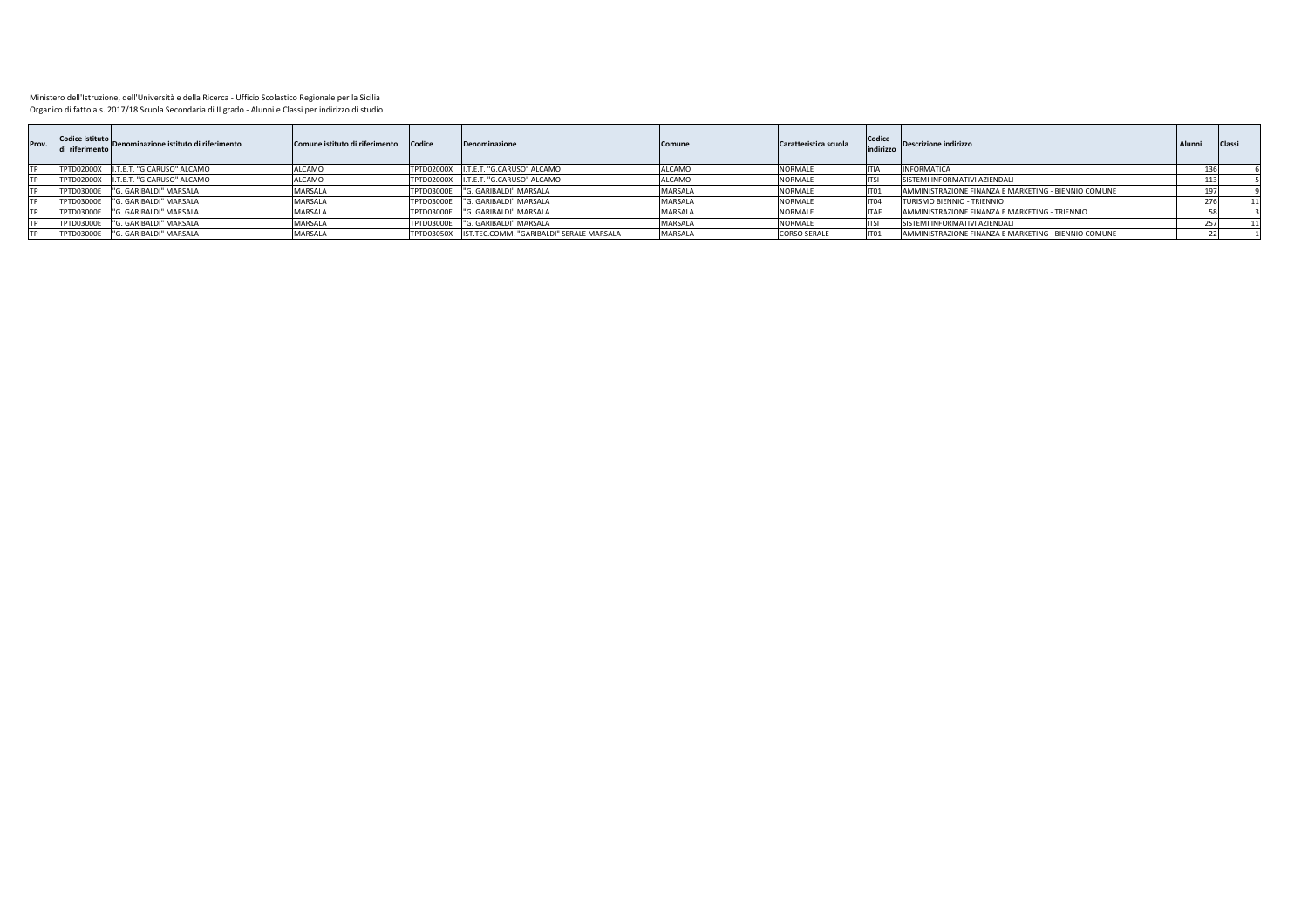Ministero dell'Istruzione, dell'Università e della Ricerca - Ufficio Scolastico Regionale per la Sicilia
Organico di fatto a.s. 2017/18 Scuola Secondaria di II grado - Alunni e Classi per indirizzo di studio

| Prov. | Codice istituto di riferimento | Denominazione istituto di riferimento | Comune istituto di riferimento | Codice | Denominazione | Comune | Caratteristica scuola | Codice indirizzo | Descrizione indirizzo | Alunni | Classi |
|---|---|---|---|---|---|---|---|---|---|---|---|
| TP | TPTD02000X | I.T.E.T. "G.CARUSO" ALCAMO | ALCAMO | TPTD02000X | I.T.E.T. "G.CARUSO" ALCAMO | ALCAMO | NORMALE | ITIA | INFORMATICA | 136 | 6 |
| TP | TPTD02000X | I.T.E.T. "G.CARUSO" ALCAMO | ALCAMO | TPTD02000X | I.T.E.T. "G.CARUSO" ALCAMO | ALCAMO | NORMALE | ITSI | SISTEMI INFORMATIVI AZIENDALI | 113 | 5 |
| TP | TPTD03000E | "G. GARIBALDI" MARSALA | MARSALA | TPTD03000E | "G. GARIBALDI" MARSALA | MARSALA | NORMALE | IT01 | AMMINISTRAZIONE FINANZA E MARKETING - BIENNIO COMUNE | 197 | 9 |
| TP | TPTD03000E | "G. GARIBALDI" MARSALA | MARSALA | TPTD03000E | "G. GARIBALDI" MARSALA | MARSALA | NORMALE | IT04 | TURISMO BIENNIO - TRIENNIO | 276 | 11 |
| TP | TPTD03000E | "G. GARIBALDI" MARSALA | MARSALA | TPTD03000E | "G. GARIBALDI" MARSALA | MARSALA | NORMALE | ITAF | AMMINISTRAZIONE FINANZA E MARKETING - TRIENNIO | 58 | 3 |
| TP | TPTD03000E | "G. GARIBALDI" MARSALA | MARSALA | TPTD03000E | "G. GARIBALDI" MARSALA | MARSALA | NORMALE | ITSI | SISTEMI INFORMATIVI AZIENDALI | 257 | 11 |
| TP | TPTD03000E | "G. GARIBALDI" MARSALA | MARSALA | TPTD03050X | IST.TEC.COMM. "GARIBALDI" SERALE MARSALA | MARSALA | CORSO SERALE | IT01 | AMMINISTRAZIONE FINANZA E MARKETING - BIENNIO COMUNE | 22 | 1 |